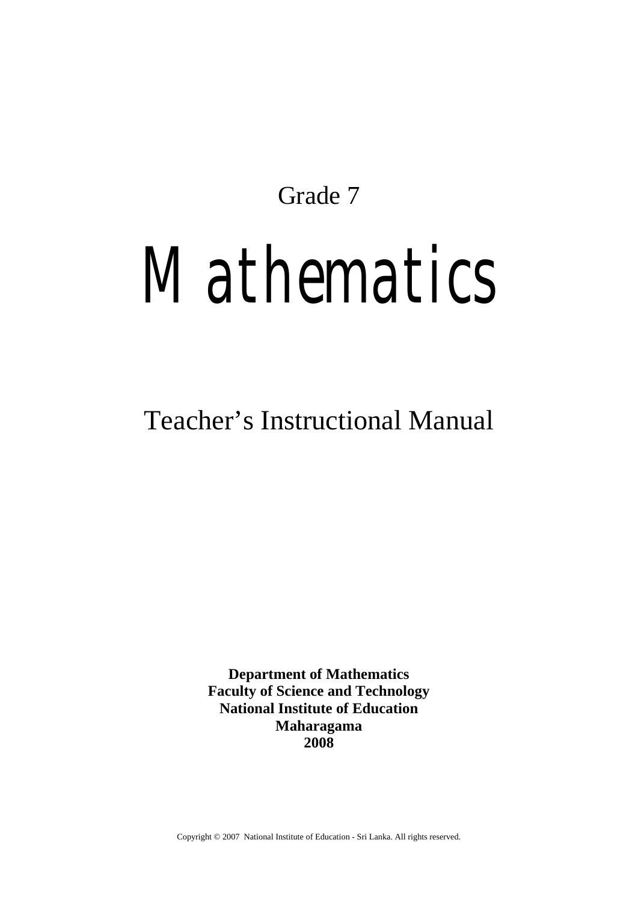Grade 7

# Mathematics

## Teacher's Instructional Manual

**Department of Mathematics**
**Faculty of Science and Technology**
**National Institute of Education**
**Maharagama**
**2008**

Copyright © 2007 National Institute of Education - Sri Lanka. All rights reserved.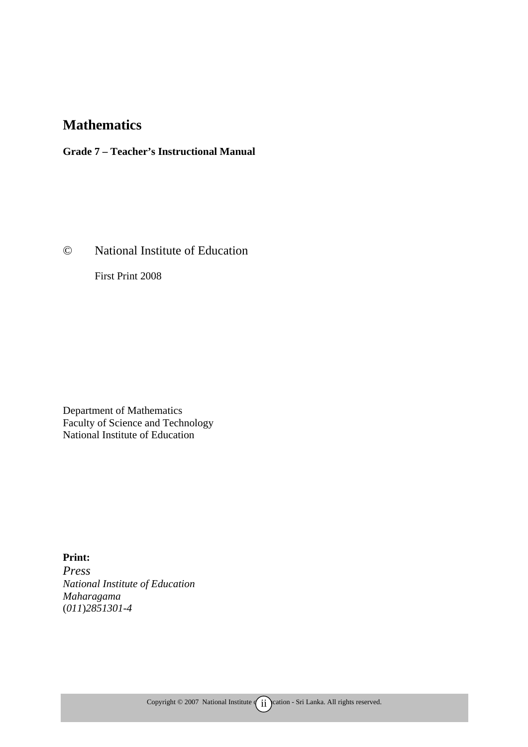# Mathematics

**Grade 7 – Teacher's Instructional Manual**

© National Institute of Education

First Print 2008

Department of Mathematics
Faculty of Science and Technology
National Institute of Education

**Print:**
*Press*
*National Institute of Education*
*Maharagama*
(*011*)*2851301-4*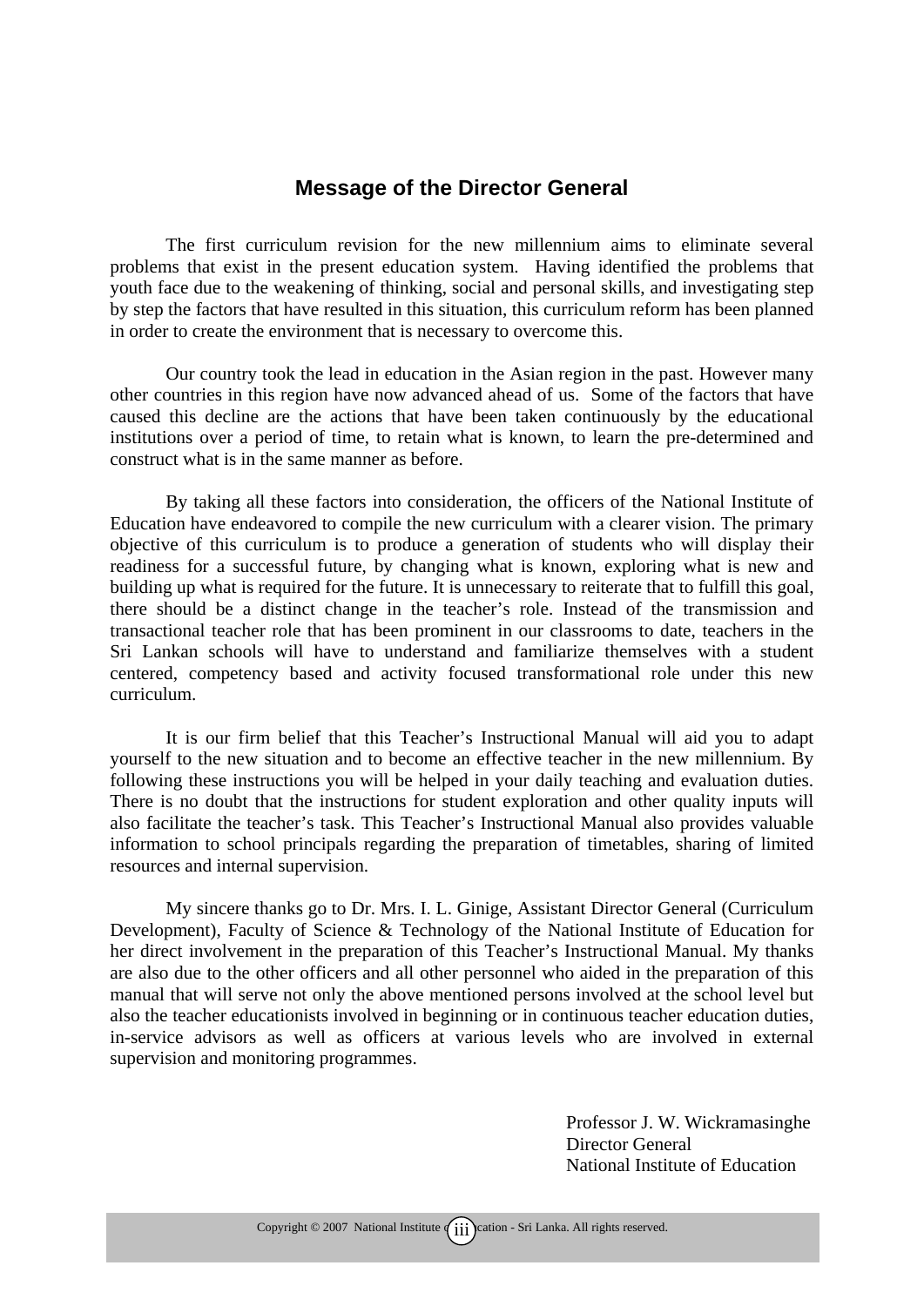## Message of the Director General

The first curriculum revision for the new millennium aims to eliminate several problems that exist in the present education system. Having identified the problems that youth face due to the weakening of thinking, social and personal skills, and investigating step by step the factors that have resulted in this situation, this curriculum reform has been planned in order to create the environment that is necessary to overcome this.

Our country took the lead in education in the Asian region in the past. However many other countries in this region have now advanced ahead of us. Some of the factors that have caused this decline are the actions that have been taken continuously by the educational institutions over a period of time, to retain what is known, to learn the pre-determined and construct what is in the same manner as before.

By taking all these factors into consideration, the officers of the National Institute of Education have endeavored to compile the new curriculum with a clearer vision. The primary objective of this curriculum is to produce a generation of students who will display their readiness for a successful future, by changing what is known, exploring what is new and building up what is required for the future. It is unnecessary to reiterate that to fulfill this goal, there should be a distinct change in the teacher's role. Instead of the transmission and transactional teacher role that has been prominent in our classrooms to date, teachers in the Sri Lankan schools will have to understand and familiarize themselves with a student centered, competency based and activity focused transformational role under this new curriculum.

It is our firm belief that this Teacher's Instructional Manual will aid you to adapt yourself to the new situation and to become an effective teacher in the new millennium. By following these instructions you will be helped in your daily teaching and evaluation duties. There is no doubt that the instructions for student exploration and other quality inputs will also facilitate the teacher's task. This Teacher's Instructional Manual also provides valuable information to school principals regarding the preparation of timetables, sharing of limited resources and internal supervision.

My sincere thanks go to Dr. Mrs. I. L. Ginige, Assistant Director General (Curriculum Development), Faculty of Science & Technology of the National Institute of Education for her direct involvement in the preparation of this Teacher's Instructional Manual. My thanks are also due to the other officers and all other personnel who aided in the preparation of this manual that will serve not only the above mentioned persons involved at the school level but also the teacher educationists involved in beginning or in continuous teacher education duties, in-service advisors as well as officers at various levels who are involved in external supervision and monitoring programmes.

Professor J. W. Wickramasinghe
Director General
National Institute of Education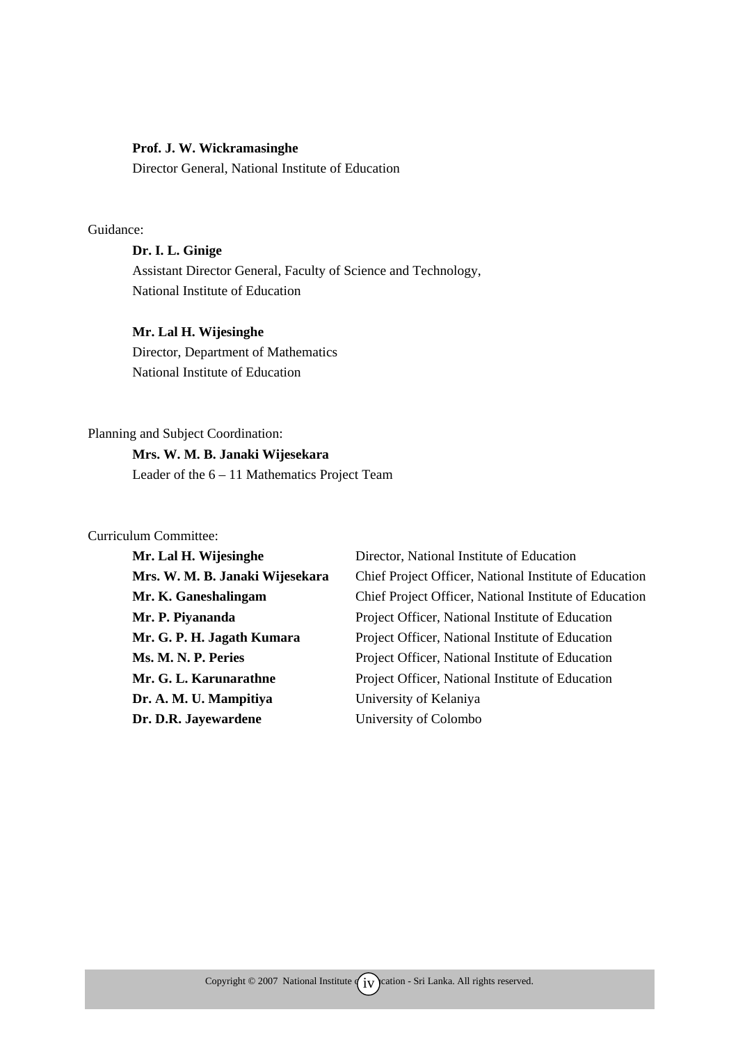**Prof. J. W. Wickramasinghe**
Director General, National Institute of Education

Guidance:

**Dr. I. L. Ginige**
Assistant Director General, Faculty of Science and Technology,
National Institute of Education

**Mr. Lal H. Wijesinghe**
Director, Department of Mathematics
National Institute of Education

Planning and Subject Coordination:

**Mrs. W. M. B. Janaki Wijesekara**
Leader of the 6 – 11 Mathematics Project Team

Curriculum Committee:

| | |
|---|---|
| **Mr. Lal H. Wijesinghe** | Director, National Institute of Education |
| **Mrs. W. M. B. Janaki Wijesekara** | Chief Project Officer, National Institute of Education |
| **Mr. K. Ganeshalingam** | Chief Project Officer, National Institute of Education |
| **Mr. P. Piyananda** | Project Officer, National Institute of Education |
| **Mr. G. P. H. Jagath Kumara** | Project Officer, National Institute of Education |
| **Ms. M. N. P. Peries** | Project Officer, National Institute of Education |
| **Mr. G. L. Karunarathne** | Project Officer, National Institute of Education |
| **Dr. A. M. U. Mampitiya** | University of Kelaniya |
| **Dr. D.R. Jayewardene** | University of Colombo |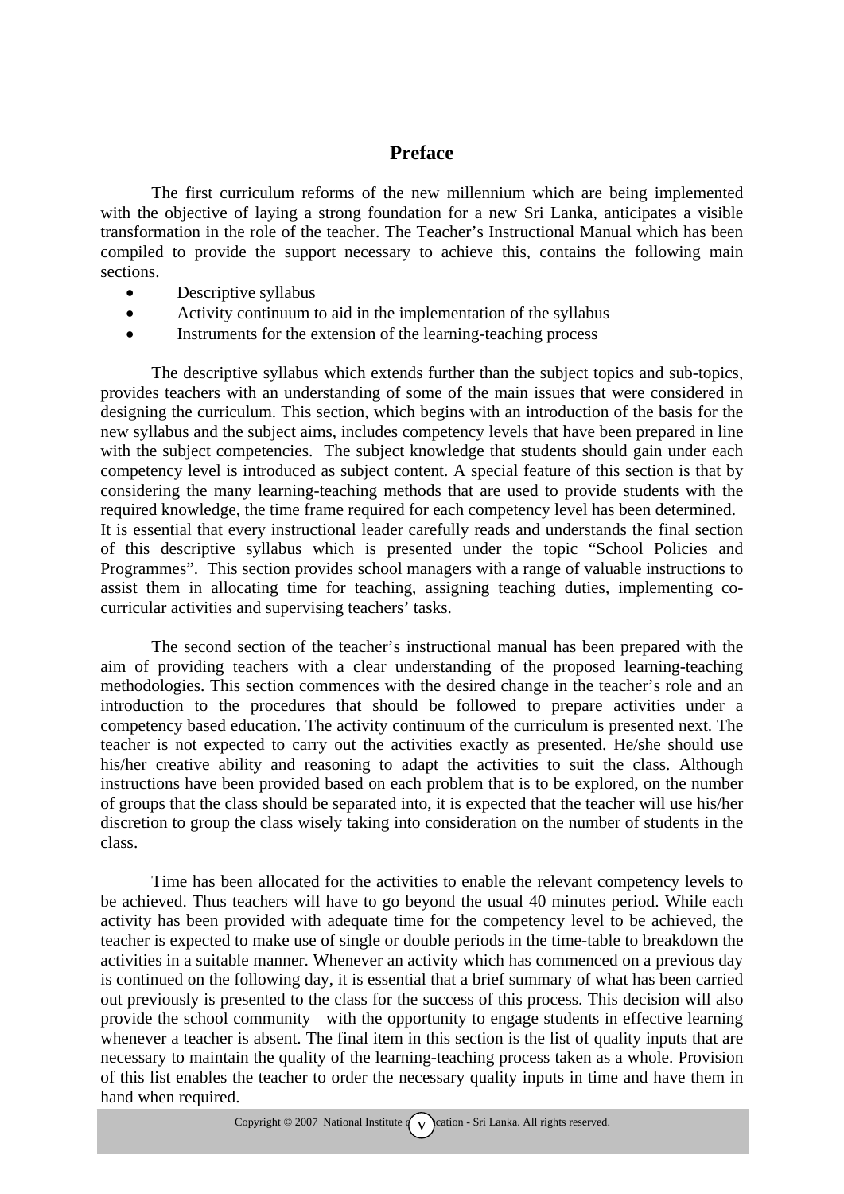# Preface

The first curriculum reforms of the new millennium which are being implemented with the objective of laying a strong foundation for a new Sri Lanka, anticipates a visible transformation in the role of the teacher. The Teacher's Instructional Manual which has been compiled to provide the support necessary to achieve this, contains the following main sections.

- Descriptive syllabus
- Activity continuum to aid in the implementation of the syllabus
- Instruments for the extension of the learning-teaching process

The descriptive syllabus which extends further than the subject topics and sub-topics, provides teachers with an understanding of some of the main issues that were considered in designing the curriculum. This section, which begins with an introduction of the basis for the new syllabus and the subject aims, includes competency levels that have been prepared in line with the subject competencies. The subject knowledge that students should gain under each competency level is introduced as subject content. A special feature of this section is that by considering the many learning-teaching methods that are used to provide students with the required knowledge, the time frame required for each competency level has been determined. It is essential that every instructional leader carefully reads and understands the final section of this descriptive syllabus which is presented under the topic "School Policies and Programmes". This section provides school managers with a range of valuable instructions to assist them in allocating time for teaching, assigning teaching duties, implementing co-curricular activities and supervising teachers' tasks.

The second section of the teacher's instructional manual has been prepared with the aim of providing teachers with a clear understanding of the proposed learning-teaching methodologies. This section commences with the desired change in the teacher's role and an introduction to the procedures that should be followed to prepare activities under a competency based education. The activity continuum of the curriculum is presented next. The teacher is not expected to carry out the activities exactly as presented. He/she should use his/her creative ability and reasoning to adapt the activities to suit the class. Although instructions have been provided based on each problem that is to be explored, on the number of groups that the class should be separated into, it is expected that the teacher will use his/her discretion to group the class wisely taking into consideration on the number of students in the class.

Time has been allocated for the activities to enable the relevant competency levels to be achieved. Thus teachers will have to go beyond the usual 40 minutes period. While each activity has been provided with adequate time for the competency level to be achieved, the teacher is expected to make use of single or double periods in the time-table to breakdown the activities in a suitable manner. Whenever an activity which has commenced on a previous day is continued on the following day, it is essential that a brief summary of what has been carried out previously is presented to the class for the success of this process. This decision will also provide the school community with the opportunity to engage students in effective learning whenever a teacher is absent. The final item in this section is the list of quality inputs that are necessary to maintain the quality of the learning-teaching process taken as a whole. Provision of this list enables the teacher to order the necessary quality inputs in time and have them in hand when required.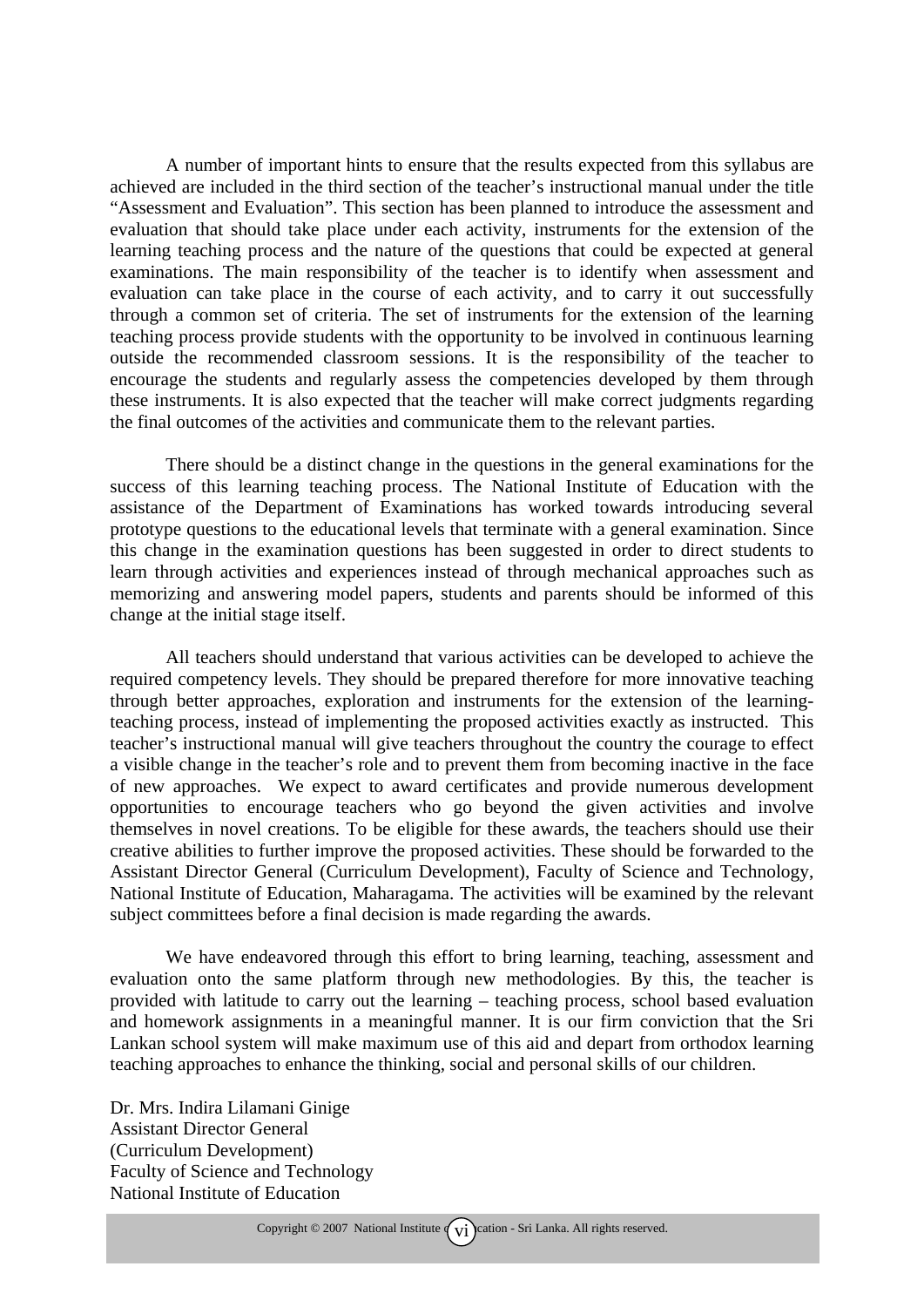A number of important hints to ensure that the results expected from this syllabus are achieved are included in the third section of the teacher's instructional manual under the title "Assessment and Evaluation". This section has been planned to introduce the assessment and evaluation that should take place under each activity, instruments for the extension of the learning teaching process and the nature of the questions that could be expected at general examinations. The main responsibility of the teacher is to identify when assessment and evaluation can take place in the course of each activity, and to carry it out successfully through a common set of criteria. The set of instruments for the extension of the learning teaching process provide students with the opportunity to be involved in continuous learning outside the recommended classroom sessions. It is the responsibility of the teacher to encourage the students and regularly assess the competencies developed by them through these instruments. It is also expected that the teacher will make correct judgments regarding the final outcomes of the activities and communicate them to the relevant parties.

There should be a distinct change in the questions in the general examinations for the success of this learning teaching process. The National Institute of Education with the assistance of the Department of Examinations has worked towards introducing several prototype questions to the educational levels that terminate with a general examination. Since this change in the examination questions has been suggested in order to direct students to learn through activities and experiences instead of through mechanical approaches such as memorizing and answering model papers, students and parents should be informed of this change at the initial stage itself.

All teachers should understand that various activities can be developed to achieve the required competency levels. They should be prepared therefore for more innovative teaching through better approaches, exploration and instruments for the extension of the learning-teaching process, instead of implementing the proposed activities exactly as instructed. This teacher's instructional manual will give teachers throughout the country the courage to effect a visible change in the teacher's role and to prevent them from becoming inactive in the face of new approaches. We expect to award certificates and provide numerous development opportunities to encourage teachers who go beyond the given activities and involve themselves in novel creations. To be eligible for these awards, the teachers should use their creative abilities to further improve the proposed activities. These should be forwarded to the Assistant Director General (Curriculum Development), Faculty of Science and Technology, National Institute of Education, Maharagama. The activities will be examined by the relevant subject committees before a final decision is made regarding the awards.

We have endeavored through this effort to bring learning, teaching, assessment and evaluation onto the same platform through new methodologies. By this, the teacher is provided with latitude to carry out the learning – teaching process, school based evaluation and homework assignments in a meaningful manner. It is our firm conviction that the Sri Lankan school system will make maximum use of this aid and depart from orthodox learning teaching approaches to enhance the thinking, social and personal skills of our children.

Dr. Mrs. Indira Lilamani Ginige  
Assistant Director General  
(Curriculum Development)  
Faculty of Science and Technology  
National Institute of Education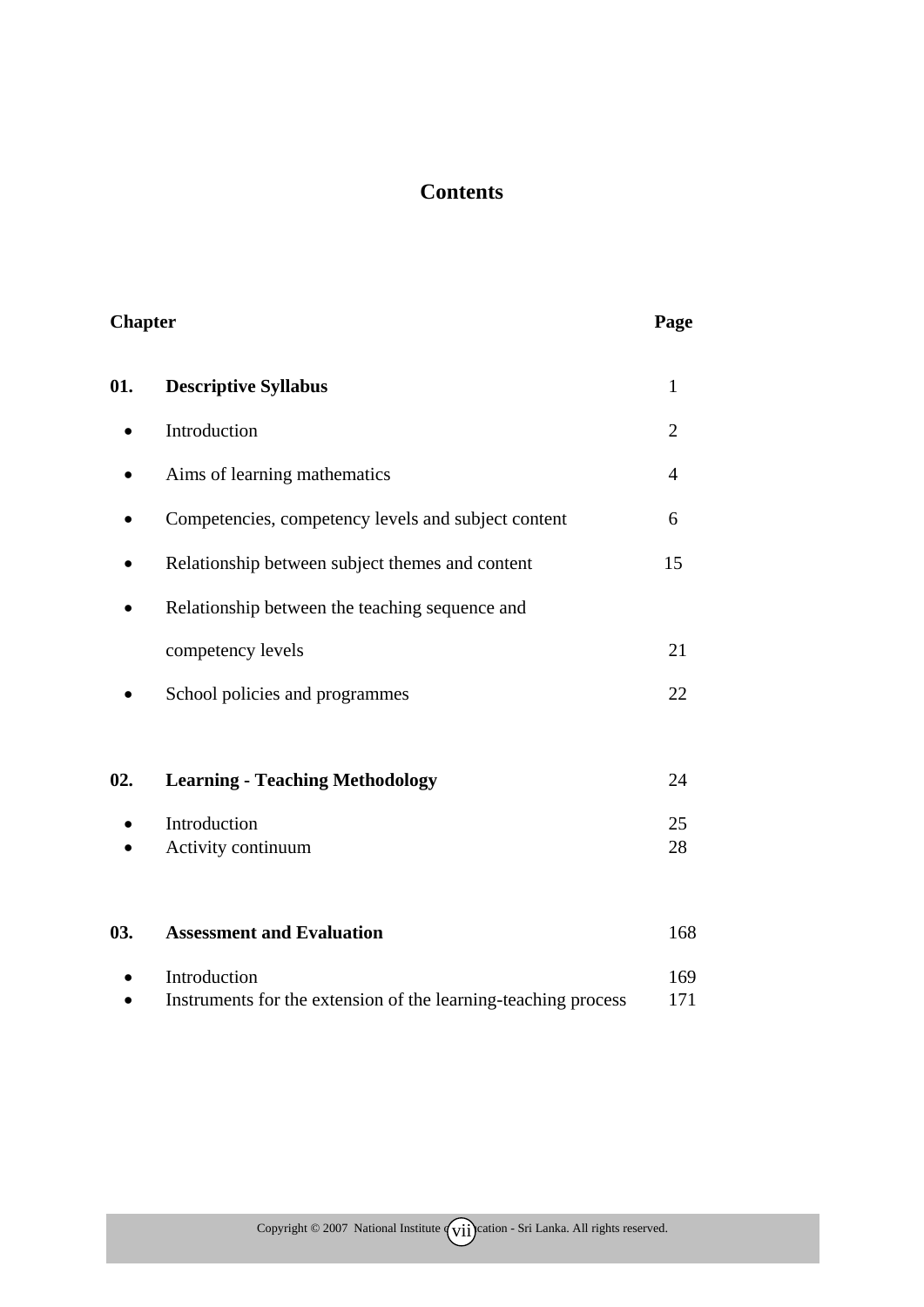# Contents

| Chapter | | Page |
|---|---|---|
| **01.** | **Descriptive Syllabus** | 1 |
| • | Introduction | 2 |
| • | Aims of learning mathematics | 4 |
| • | Competencies, competency levels and subject content | 6 |
| • | Relationship between subject themes and content | 15 |
| • | Relationship between the teaching sequence and competency levels | 21 |
| • | School policies and programmes | 22 |
| **02.** | **Learning - Teaching Methodology** | 24 |
| • | Introduction | 25 |
| • | Activity continuum | 28 |
| **03.** | **Assessment and Evaluation** | 168 |
| • | Introduction | 169 |
| • | Instruments for the extension of the learning-teaching process | 171 |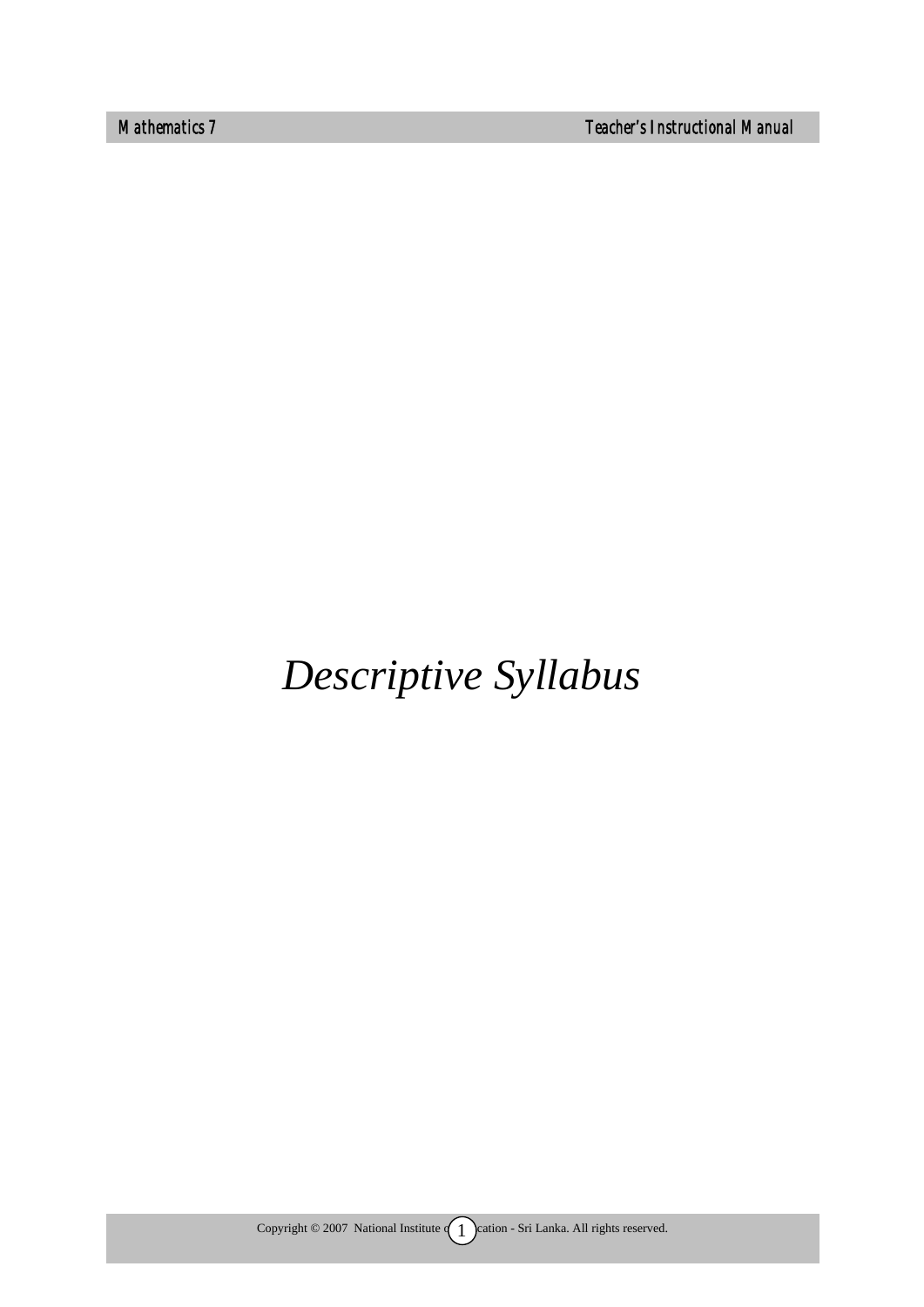# *Descriptive Syllabus*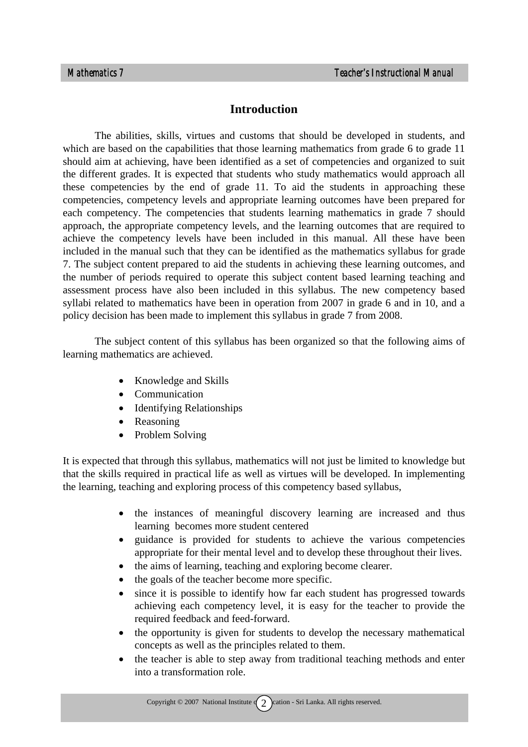## Introduction

The abilities, skills, virtues and customs that should be developed in students, and which are based on the capabilities that those learning mathematics from grade 6 to grade 11 should aim at achieving, have been identified as a set of competencies and organized to suit the different grades. It is expected that students who study mathematics would approach all these competencies by the end of grade 11. To aid the students in approaching these competencies, competency levels and appropriate learning outcomes have been prepared for each competency. The competencies that students learning mathematics in grade 7 should approach, the appropriate competency levels, and the learning outcomes that are required to achieve the competency levels have been included in this manual. All these have been included in the manual such that they can be identified as the mathematics syllabus for grade 7. The subject content prepared to aid the students in achieving these learning outcomes, and the number of periods required to operate this subject content based learning teaching and assessment process have also been included in this syllabus. The new competency based syllabi related to mathematics have been in operation from 2007 in grade 6 and in 10, and a policy decision has been made to implement this syllabus in grade 7 from 2008.

The subject content of this syllabus has been organized so that the following aims of learning mathematics are achieved.

- Knowledge and Skills
- Communication
- Identifying Relationships
- Reasoning
- Problem Solving

It is expected that through this syllabus, mathematics will not just be limited to knowledge but that the skills required in practical life as well as virtues will be developed. In implementing the learning, teaching and exploring process of this competency based syllabus,

- the instances of meaningful discovery learning are increased and thus learning becomes more student centered
- guidance is provided for students to achieve the various competencies appropriate for their mental level and to develop these throughout their lives.
- the aims of learning, teaching and exploring become clearer.
- the goals of the teacher become more specific.
- since it is possible to identify how far each student has progressed towards achieving each competency level, it is easy for the teacher to provide the required feedback and feed-forward.
- the opportunity is given for students to develop the necessary mathematical concepts as well as the principles related to them.
- the teacher is able to step away from traditional teaching methods and enter into a transformation role.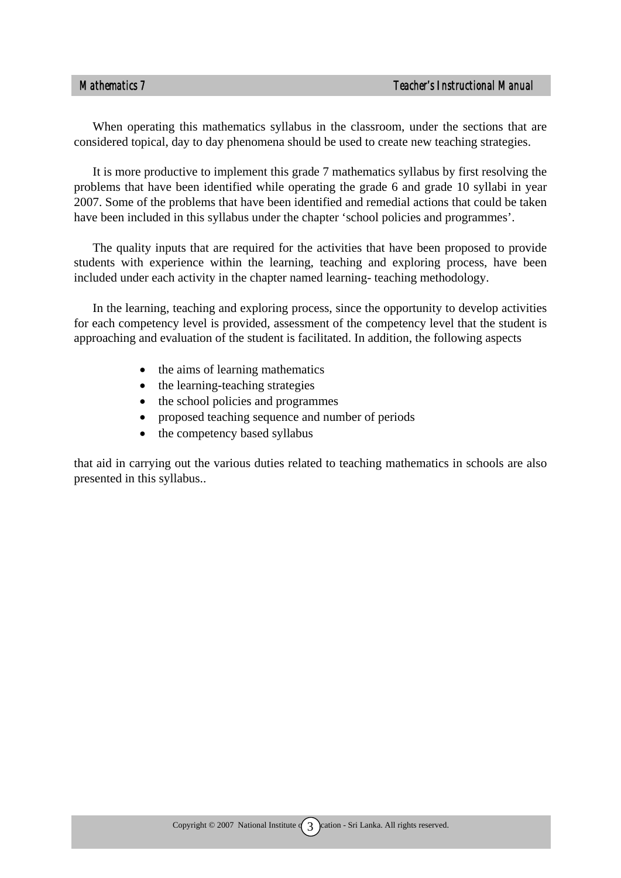When operating this mathematics syllabus in the classroom, under the sections that are considered topical, day to day phenomena should be used to create new teaching strategies.

It is more productive to implement this grade 7 mathematics syllabus by first resolving the problems that have been identified while operating the grade 6 and grade 10 syllabi in year 2007. Some of the problems that have been identified and remedial actions that could be taken have been included in this syllabus under the chapter 'school policies and programmes'.

The quality inputs that are required for the activities that have been proposed to provide students with experience within the learning, teaching and exploring process, have been included under each activity in the chapter named learning- teaching methodology.

In the learning, teaching and exploring process, since the opportunity to develop activities for each competency level is provided, assessment of the competency level that the student is approaching and evaluation of the student is facilitated. In addition, the following aspects

- the aims of learning mathematics
- the learning-teaching strategies
- the school policies and programmes
- proposed teaching sequence and number of periods
- the competency based syllabus

that aid in carrying out the various duties related to teaching mathematics in schools are also presented in this syllabus..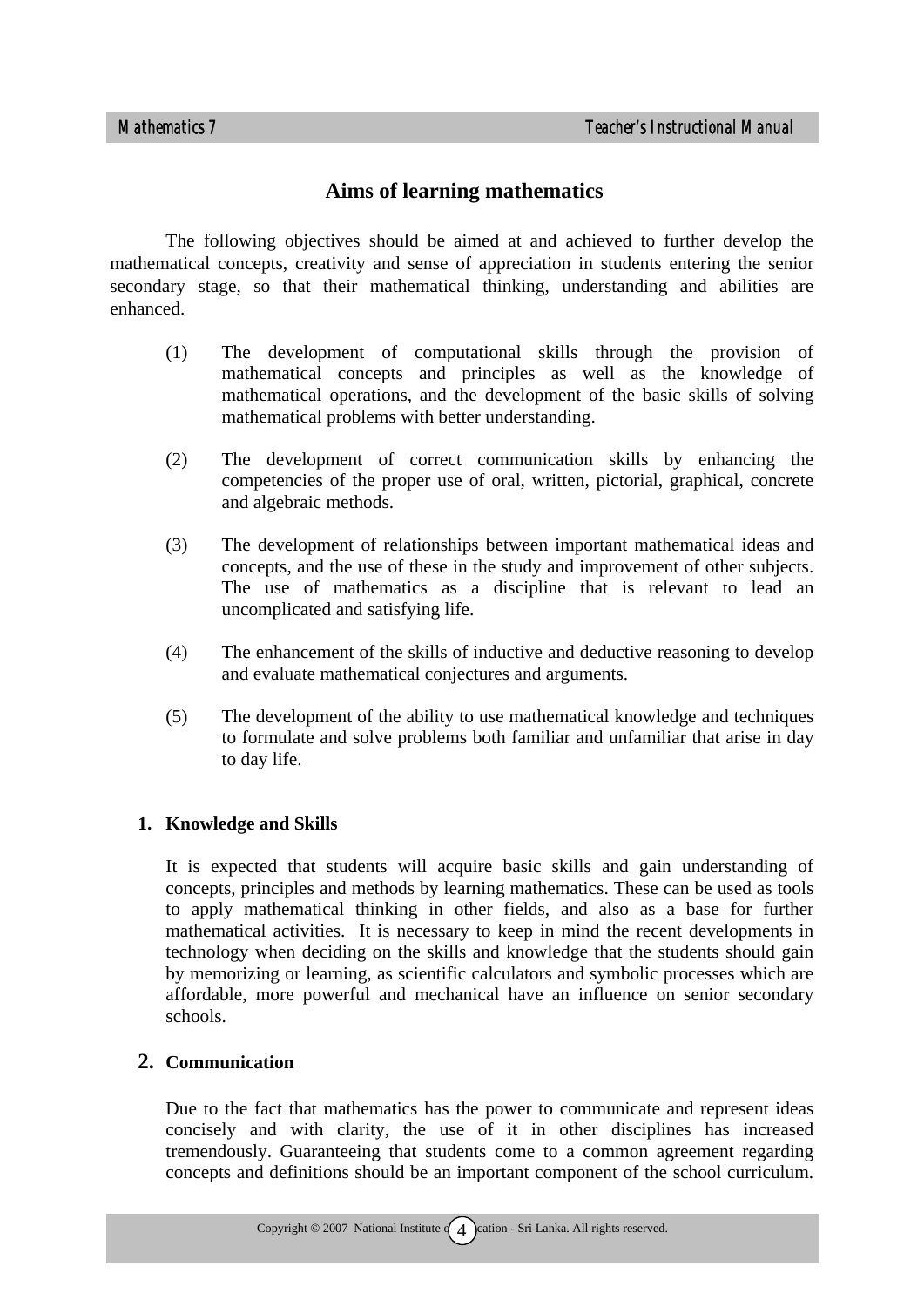# Aims of learning mathematics

The following objectives should be aimed at and achieved to further develop the mathematical concepts, creativity and sense of appreciation in students entering the senior secondary stage, so that their mathematical thinking, understanding and abilities are enhanced.

(1) The development of computational skills through the provision of mathematical concepts and principles as well as the knowledge of mathematical operations, and the development of the basic skills of solving mathematical problems with better understanding.

(2) The development of correct communication skills by enhancing the competencies of the proper use of oral, written, pictorial, graphical, concrete and algebraic methods.

(3) The development of relationships between important mathematical ideas and concepts, and the use of these in the study and improvement of other subjects. The use of mathematics as a discipline that is relevant to lead an uncomplicated and satisfying life.

(4) The enhancement of the skills of inductive and deductive reasoning to develop and evaluate mathematical conjectures and arguments.

(5) The development of the ability to use mathematical knowledge and techniques to formulate and solve problems both familiar and unfamiliar that arise in day to day life.

## 1. Knowledge and Skills

It is expected that students will acquire basic skills and gain understanding of concepts, principles and methods by learning mathematics. These can be used as tools to apply mathematical thinking in other fields, and also as a base for further mathematical activities. It is necessary to keep in mind the recent developments in technology when deciding on the skills and knowledge that the students should gain by memorizing or learning, as scientific calculators and symbolic processes which are affordable, more powerful and mechanical have an influence on senior secondary schools.

## 2. Communication

Due to the fact that mathematics has the power to communicate and represent ideas concisely and with clarity, the use of it in other disciplines has increased tremendously. Guaranteeing that students come to a common agreement regarding concepts and definitions should be an important component of the school curriculum.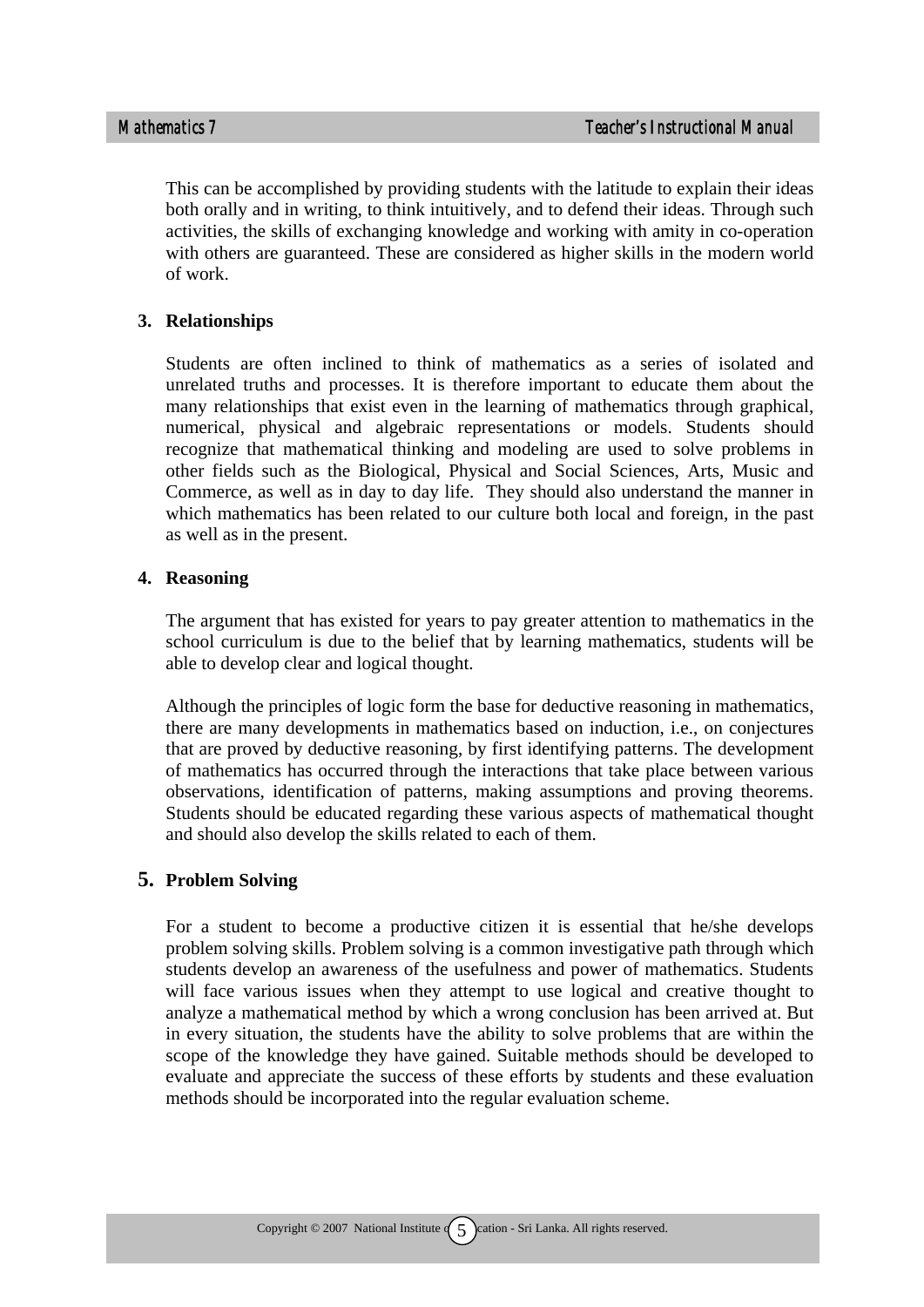This can be accomplished by providing students with the latitude to explain their ideas both orally and in writing, to think intuitively, and to defend their ideas. Through such activities, the skills of exchanging knowledge and working with amity in co-operation with others are guaranteed. These are considered as higher skills in the modern world of work.

**3. Relationships**

Students are often inclined to think of mathematics as a series of isolated and unrelated truths and processes. It is therefore important to educate them about the many relationships that exist even in the learning of mathematics through graphical, numerical, physical and algebraic representations or models. Students should recognize that mathematical thinking and modeling are used to solve problems in other fields such as the Biological, Physical and Social Sciences, Arts, Music and Commerce, as well as in day to day life. They should also understand the manner in which mathematics has been related to our culture both local and foreign, in the past as well as in the present.

**4. Reasoning**

The argument that has existed for years to pay greater attention to mathematics in the school curriculum is due to the belief that by learning mathematics, students will be able to develop clear and logical thought.

Although the principles of logic form the base for deductive reasoning in mathematics, there are many developments in mathematics based on induction, i.e., on conjectures that are proved by deductive reasoning, by first identifying patterns. The development of mathematics has occurred through the interactions that take place between various observations, identification of patterns, making assumptions and proving theorems. Students should be educated regarding these various aspects of mathematical thought and should also develop the skills related to each of them.

**5. Problem Solving**

For a student to become a productive citizen it is essential that he/she develops problem solving skills. Problem solving is a common investigative path through which students develop an awareness of the usefulness and power of mathematics. Students will face various issues when they attempt to use logical and creative thought to analyze a mathematical method by which a wrong conclusion has been arrived at. But in every situation, the students have the ability to solve problems that are within the scope of the knowledge they have gained. Suitable methods should be developed to evaluate and appreciate the success of these efforts by students and these evaluation methods should be incorporated into the regular evaluation scheme.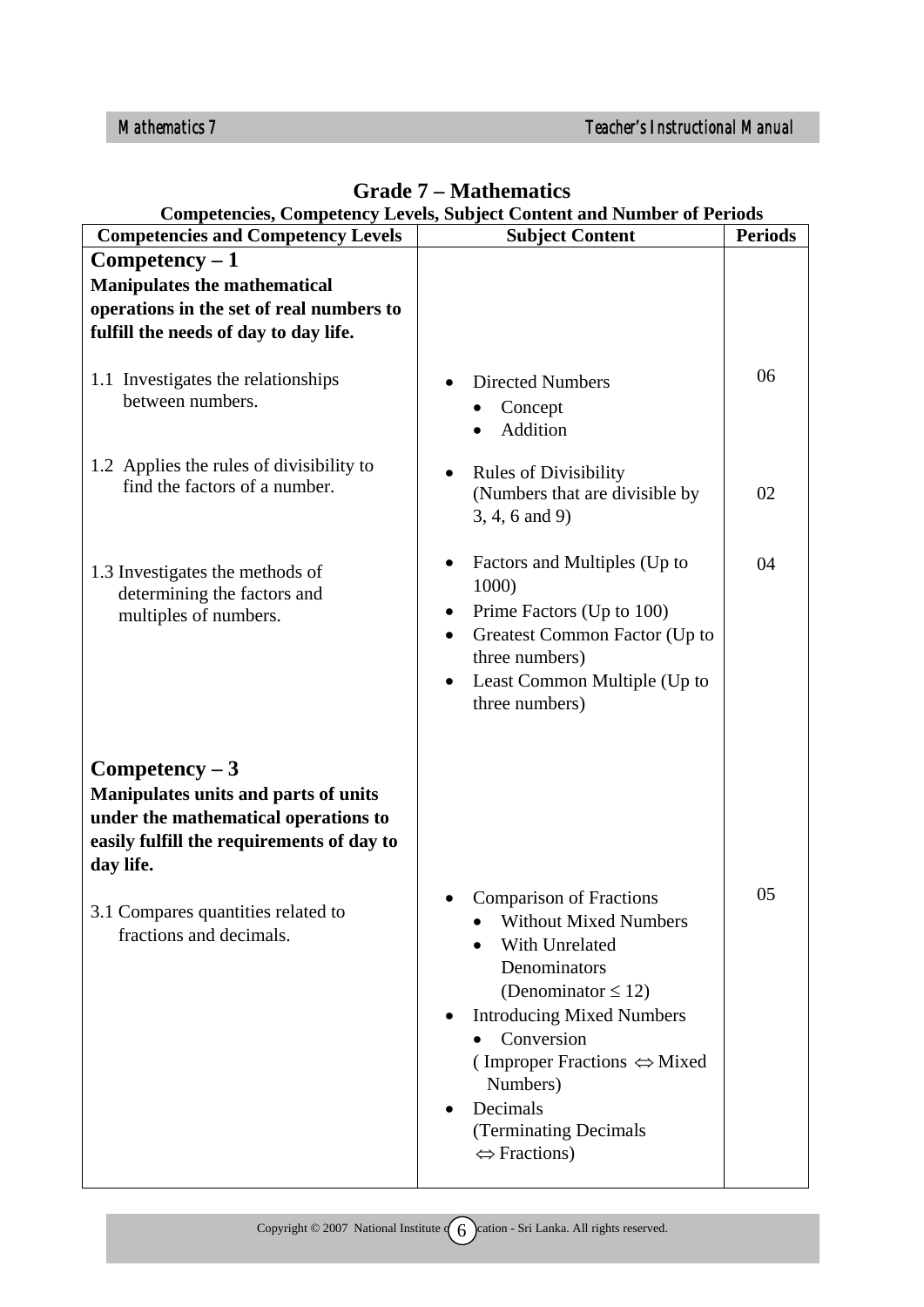## Grade 7 – Mathematics

### Competencies, Competency Levels, Subject Content and Number of Periods

| Competencies and Competency Levels | Subject Content | Periods |
|---|---|---|
| **Competency – 1**<br>**Manipulates the mathematical operations in the set of real numbers to fulfill the needs of day to day life.** | | |
| 1.1 Investigates the relationships between numbers. | • Directed Numbers<br>  • Concept<br>  • Addition | 06 |
| 1.2 Applies the rules of divisibility to find the factors of a number. | • Rules of Divisibility (Numbers that are divisible by 3, 4, 6 and 9) | 02 |
| 1.3 Investigates the methods of determining the factors and multiples of numbers. | • Factors and Multiples (Up to 1000)<br>• Prime Factors (Up to 100)<br>• Greatest Common Factor (Up to three numbers)<br>• Least Common Multiple (Up to three numbers) | 04 |
| **Competency – 3**<br>**Manipulates units and parts of units under the mathematical operations to easily fulfill the requirements of day to day life.** | | |
| 3.1 Compares quantities related to fractions and decimals. | • Comparison of Fractions<br>  • Without Mixed Numbers<br>  • With Unrelated Denominators (Denominator $\leq 12$)<br>• Introducing Mixed Numbers<br>  • Conversion ( Improper Fractions $\Leftrightarrow$ Mixed Numbers)<br>• Decimals (Terminating Decimals $\Leftrightarrow$ Fractions) | 05 |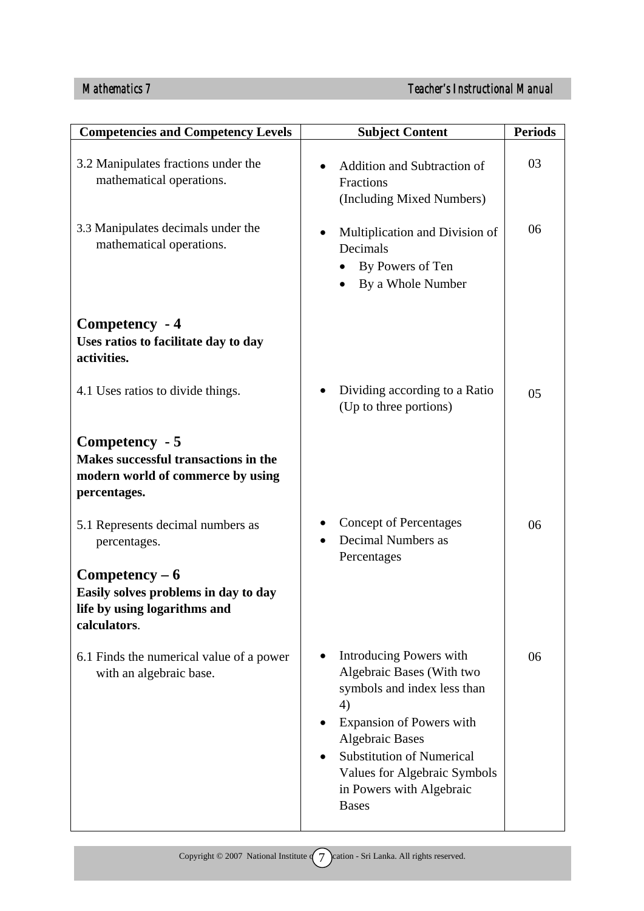| Competencies and Competency Levels | Subject Content | Periods |
|---|---|---|
| 3.2 Manipulates fractions under the mathematical operations. | • Addition and Subtraction of Fractions (Including Mixed Numbers) | 03 |
| 3.3 Manipulates decimals under the mathematical operations. | • Multiplication and Division of Decimals<br>  • By Powers of Ten<br>  • By a Whole Number | 06 |
| **Competency - 4**<br>**Uses ratios to facilitate day to day activities.** | | |
| 4.1 Uses ratios to divide things. | • Dividing according to a Ratio (Up to three portions) | 05 |
| **Competency - 5**<br>**Makes successful transactions in the modern world of commerce by using percentages.** | | |
| 5.1 Represents decimal numbers as percentages. | • Concept of Percentages<br>• Decimal Numbers as Percentages | 06 |
| **Competency – 6**<br>**Easily solves problems in day to day life by using logarithms and calculators**. | | |
| 6.1 Finds the numerical value of a power with an algebraic base. | • Introducing Powers with Algebraic Bases (With two symbols and index less than 4)<br>• Expansion of Powers with Algebraic Bases<br>• Substitution of Numerical Values for Algebraic Symbols in Powers with Algebraic Bases | 06 |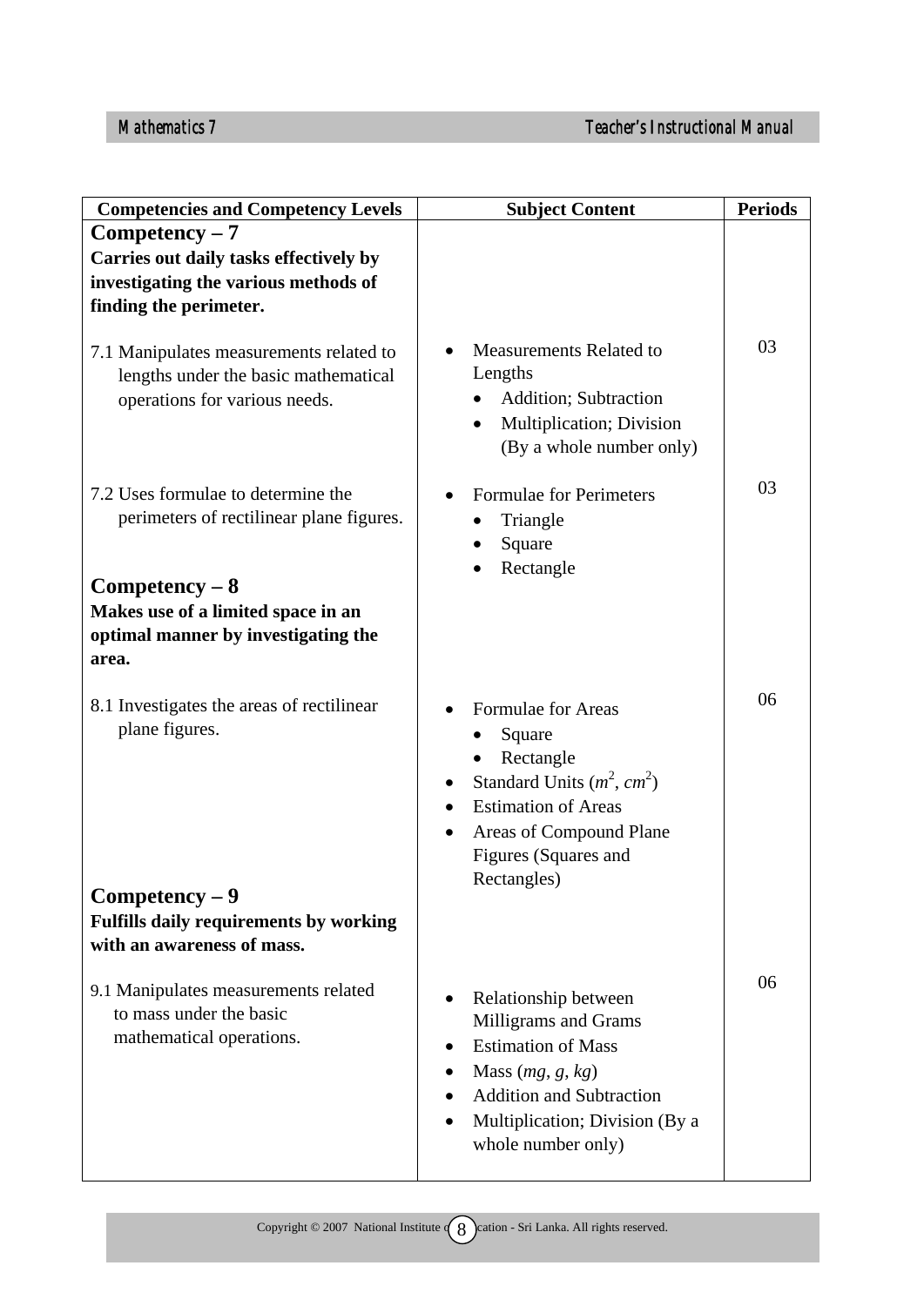| Competencies and Competency Levels | Subject Content | Periods |
|---|---|---|
| **Competency – 7**<br>**Carries out daily tasks effectively by investigating the various methods of finding the perimeter.** | | |
| 7.1 Manipulates measurements related to lengths under the basic mathematical operations for various needs. | • Measurements Related to Lengths<br>&nbsp;&nbsp;• Addition; Subtraction<br>&nbsp;&nbsp;• Multiplication; Division (By a whole number only) | 03 |
| 7.2 Uses formulae to determine the perimeters of rectilinear plane figures. | • Formulae for Perimeters<br>&nbsp;&nbsp;• Triangle<br>&nbsp;&nbsp;• Square<br>&nbsp;&nbsp;• Rectangle | 03 |
| **Competency – 8**<br>**Makes use of a limited space in an optimal manner by investigating the area.** | | |
| 8.1 Investigates the areas of rectilinear plane figures. | • Formulae for Areas<br>&nbsp;&nbsp;• Square<br>&nbsp;&nbsp;• Rectangle<br>• Standard Units ($m^2$, $cm^2$)<br>• Estimation of Areas<br>• Areas of Compound Plane Figures (Squares and Rectangles) | 06 |
| **Competency – 9**<br>**Fulfills daily requirements by working with an awareness of mass.** | | |
| 9.1 Manipulates measurements related to mass under the basic mathematical operations. | • Relationship between Milligrams and Grams<br>• Estimation of Mass<br>• Mass (*mg*, *g*, *kg*)<br>• Addition and Subtraction<br>• Multiplication; Division (By a whole number only) | 06 |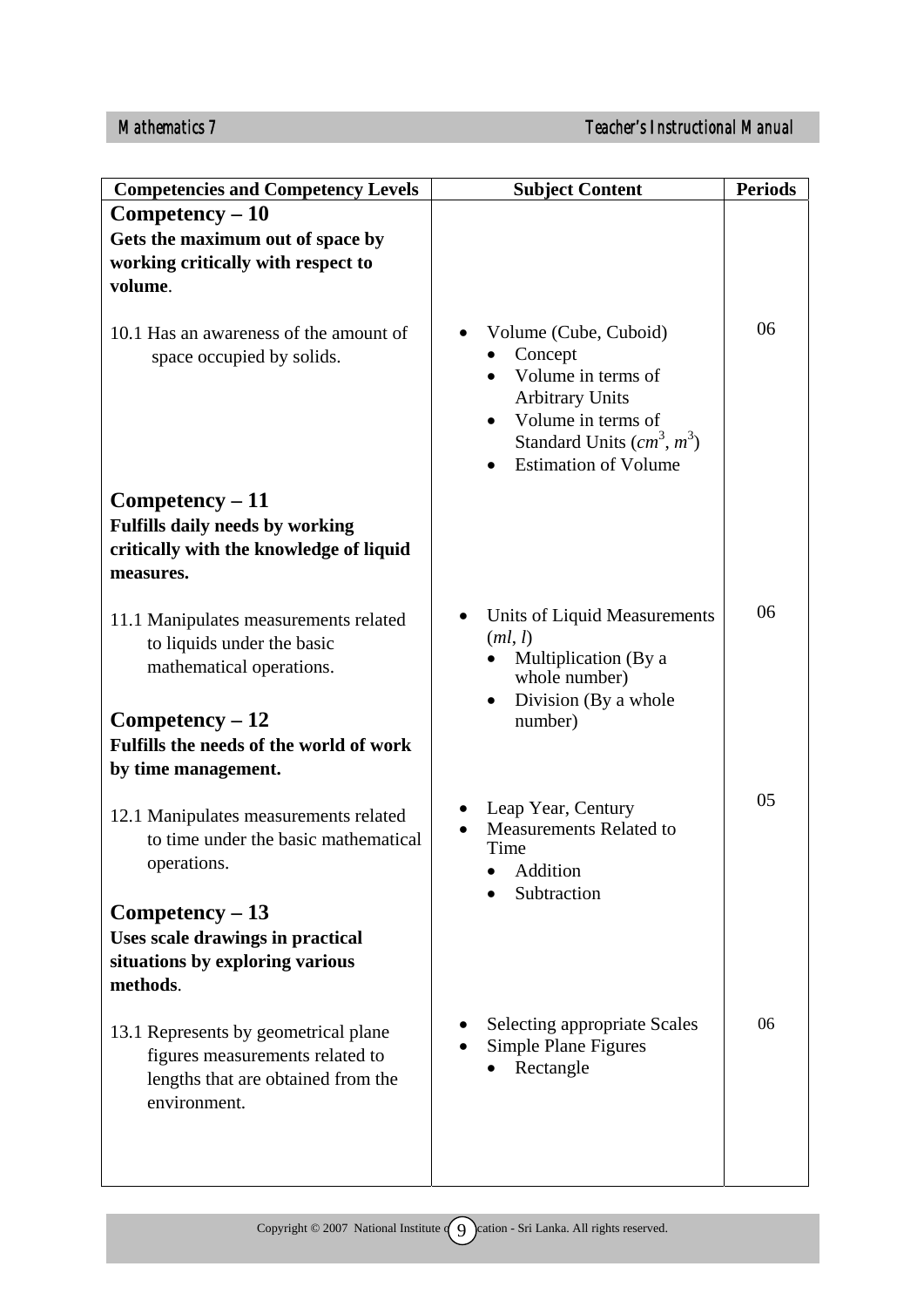| Competencies and Competency Levels | Subject Content | Periods |
|---|---|---|
| **Competency – 10**<br>**Gets the maximum out of space by working critically with respect to volume**. | | |
| 10.1 Has an awareness of the amount of space occupied by solids. | • Volume (Cube, Cuboid)<br>  • Concept<br>  • Volume in terms of Arbitrary Units<br>  • Volume in terms of Standard Units ($cm^3$, $m^3$)<br>  • Estimation of Volume | 06 |
| **Competency – 11**<br>**Fulfills daily needs by working critically with the knowledge of liquid measures.** | | |
| 11.1 Manipulates measurements related to liquids under the basic mathematical operations. | • Units of Liquid Measurements (*ml*, *l*)<br>  • Multiplication (By a whole number)<br>  • Division (By a whole number) | 06 |
| **Competency – 12**<br>**Fulfills the needs of the world of work by time management.** | | |
| 12.1 Manipulates measurements related to time under the basic mathematical operations. | • Leap Year, Century<br>• Measurements Related to Time<br>  • Addition<br>  • Subtraction | 05 |
| **Competency – 13**<br>**Uses scale drawings in practical situations by exploring various methods**. | | |
| 13.1 Represents by geometrical plane figures measurements related to lengths that are obtained from the environment. | • Selecting appropriate Scales<br>• Simple Plane Figures<br>  • Rectangle | 06 |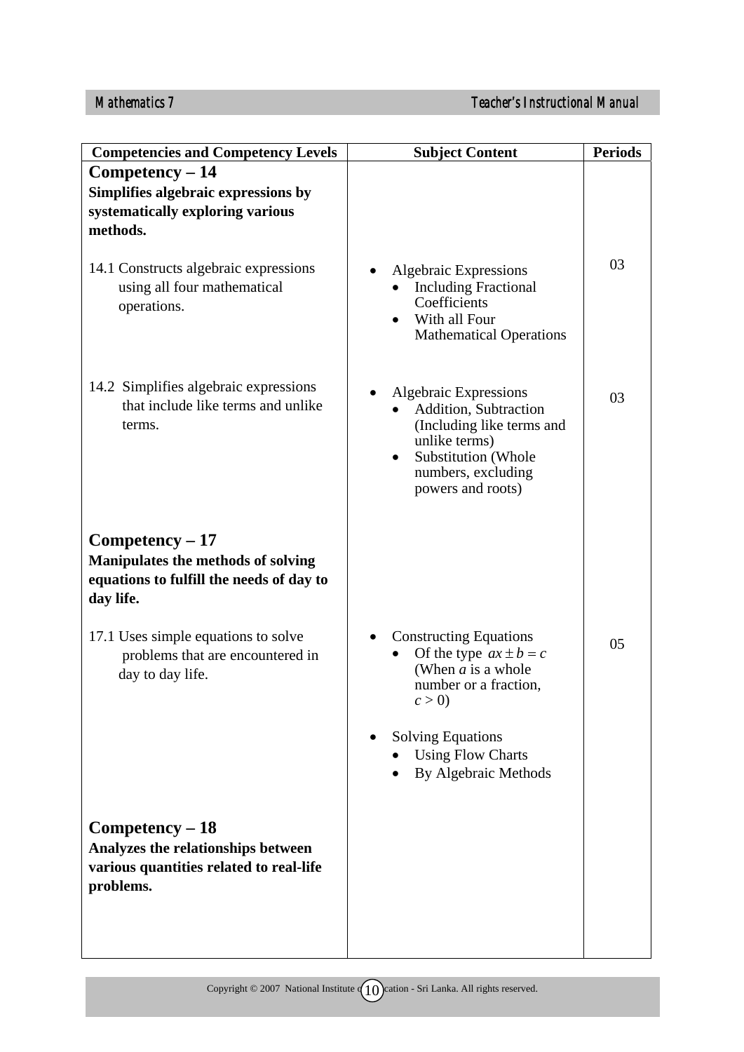| Competencies and Competency Levels | Subject Content | Periods |
|---|---|---|
| **Competency – 14**<br>**Simplifies algebraic expressions by systematically exploring various methods.** | | |
| 14.1 Constructs algebraic expressions using all four mathematical operations. | • Algebraic Expressions<br>  • Including Fractional Coefficients<br>  • With all Four Mathematical Operations | 03 |
| 14.2 Simplifies algebraic expressions that include like terms and unlike terms. | • Algebraic Expressions<br>  • Addition, Subtraction (Including like terms and unlike terms)<br>  • Substitution (Whole numbers, excluding powers and roots) | 03 |
| **Competency – 17**<br>**Manipulates the methods of solving equations to fulfill the needs of day to day life.** | | |
| 17.1 Uses simple equations to solve problems that are encountered in day to day life. | • Constructing Equations<br>  • Of the type $ax \pm b = c$ (When $a$ is a whole number or a fraction, $c > 0$)<br><br>• Solving Equations<br>  • Using Flow Charts<br>  • By Algebraic Methods | 05 |
| **Competency – 18**<br>**Analyzes the relationships between various quantities related to real-life problems.** | | |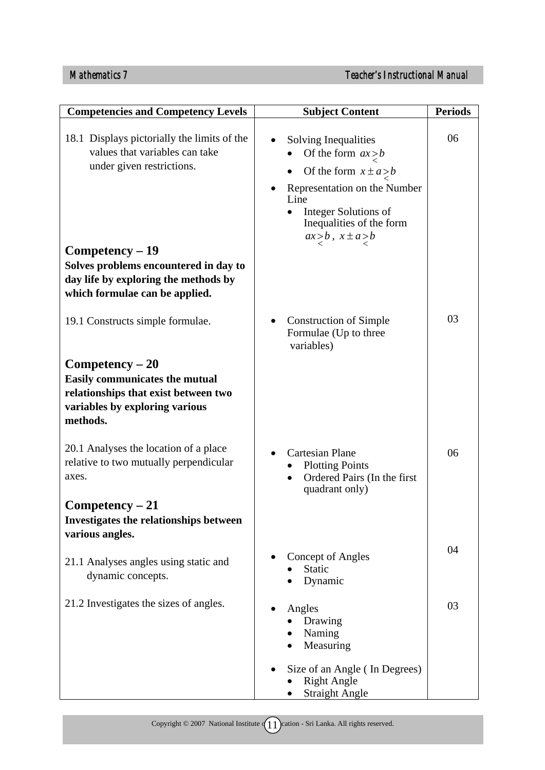| Competencies and Competency Levels | Subject Content | Periods |
|---|---|---|
| 18.1 Displays pictorially the limits of the values that variables can take under given restrictions. | • Solving Inequalities<br>  • Of the form $ax \underset{<}{>} b$<br>  • Of the form $x \pm a \underset{<}{>} b$<br>• Representation on the Number Line<br>  • Integer Solutions of Inequalities of the form $ax \underset{<}{>} b$, $x \pm a \underset{<}{>} b$ | 06 |
| **Competency – 19**<br>**Solves problems encountered in day to day life by exploring the methods by which formulae can be applied.** | | |
| 19.1 Constructs simple formulae. | • Construction of Simple Formulae (Up to three variables) | 03 |
| **Competency – 20**<br>**Easily communicates the mutual relationships that exist between two variables by exploring various methods.** | | |
| 20.1 Analyses the location of a place relative to two mutually perpendicular axes. | • Cartesian Plane<br>  • Plotting Points<br>  • Ordered Pairs (In the first quadrant only) | 06 |
| **Competency – 21**<br>**Investigates the relationships between various angles.** | | |
| 21.1 Analyses angles using static and dynamic concepts. | • Concept of Angles<br>  • Static<br>  • Dynamic | 04 |
| 21.2 Investigates the sizes of angles. | • Angles<br>  • Drawing<br>  • Naming<br>  • Measuring<br>• Size of an Angle ( In Degrees)<br>  • Right Angle<br>  • Straight Angle | 03 |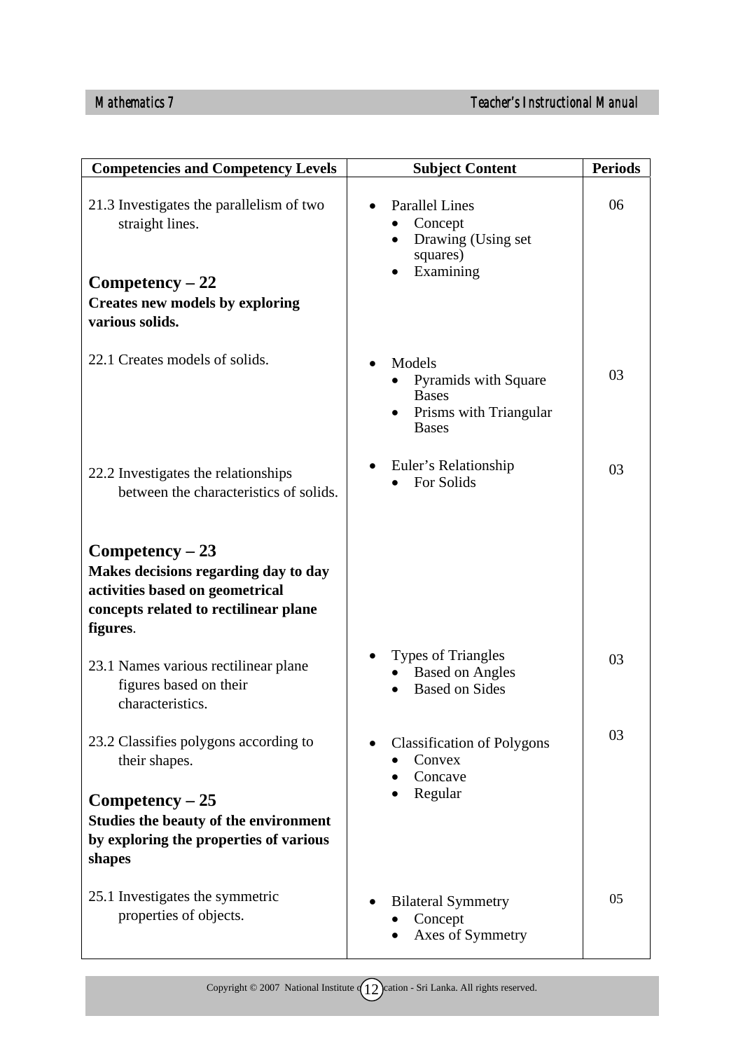| Competencies and Competency Levels | Subject Content | Periods |
|---|---|---|
| 21.3 Investigates the parallelism of two straight lines. | • Parallel Lines<br>  • Concept<br>  • Drawing (Using set squares)<br>  • Examining | 06 |
| **Competency – 22**<br>**Creates new models by exploring various solids.** | | |
| 22.1 Creates models of solids. | • Models<br>  • Pyramids with Square Bases<br>  • Prisms with Triangular Bases | 03 |
| 22.2 Investigates the relationships between the characteristics of solids. | • Euler's Relationship<br>  • For Solids | 03 |
| **Competency – 23**<br>**Makes decisions regarding day to day activities based on geometrical concepts related to rectilinear plane figures**. | | |
| 23.1 Names various rectilinear plane figures based on their characteristics. | • Types of Triangles<br>  • Based on Angles<br>  • Based on Sides | 03 |
| 23.2 Classifies polygons according to their shapes. | • Classification of Polygons<br>  • Convex<br>  • Concave<br>  • Regular | 03 |
| **Competency – 25**<br>**Studies the beauty of the environment by exploring the properties of various shapes** | | |
| 25.1 Investigates the symmetric properties of objects. | • Bilateral Symmetry<br>  • Concept<br>  • Axes of Symmetry | 05 |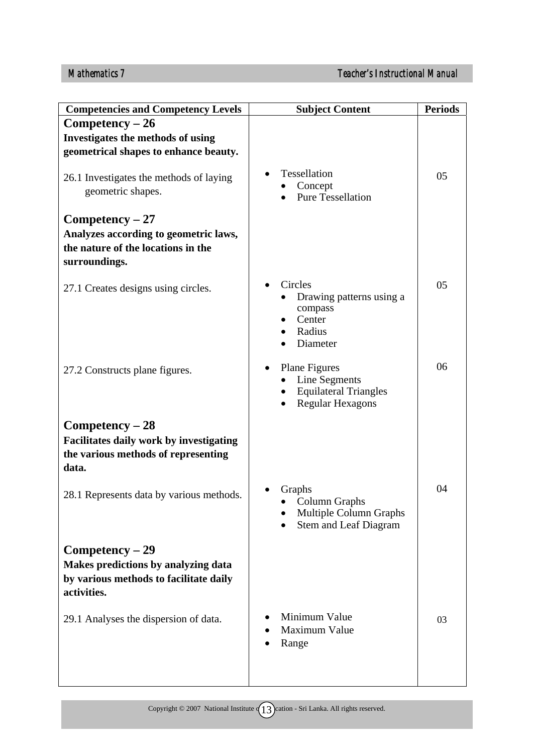| Competencies and Competency Levels | Subject Content | Periods |
|---|---|---|
| **Competency – 26** <br> **Investigates the methods of using geometrical shapes to enhance beauty.** | | |
| 26.1 Investigates the methods of laying geometric shapes. | • Tessellation <br> • Concept <br> • Pure Tessellation | 05 |
| **Competency – 27** <br> **Analyzes according to geometric laws, the nature of the locations in the surroundings.** | | |
| 27.1 Creates designs using circles. | • Circles <br> • Drawing patterns using a compass <br> • Center <br> • Radius <br> • Diameter | 05 |
| 27.2 Constructs plane figures. | • Plane Figures <br> • Line Segments <br> • Equilateral Triangles <br> • Regular Hexagons | 06 |
| **Competency – 28** <br> **Facilitates daily work by investigating the various methods of representing data.** | | |
| 28.1 Represents data by various methods. | • Graphs <br> • Column Graphs <br> • Multiple Column Graphs <br> • Stem and Leaf Diagram | 04 |
| **Competency – 29** <br> **Makes predictions by analyzing data by various methods to facilitate daily activities.** | | |
| 29.1 Analyses the dispersion of data. | • Minimum Value <br> • Maximum Value <br> • Range | 03 |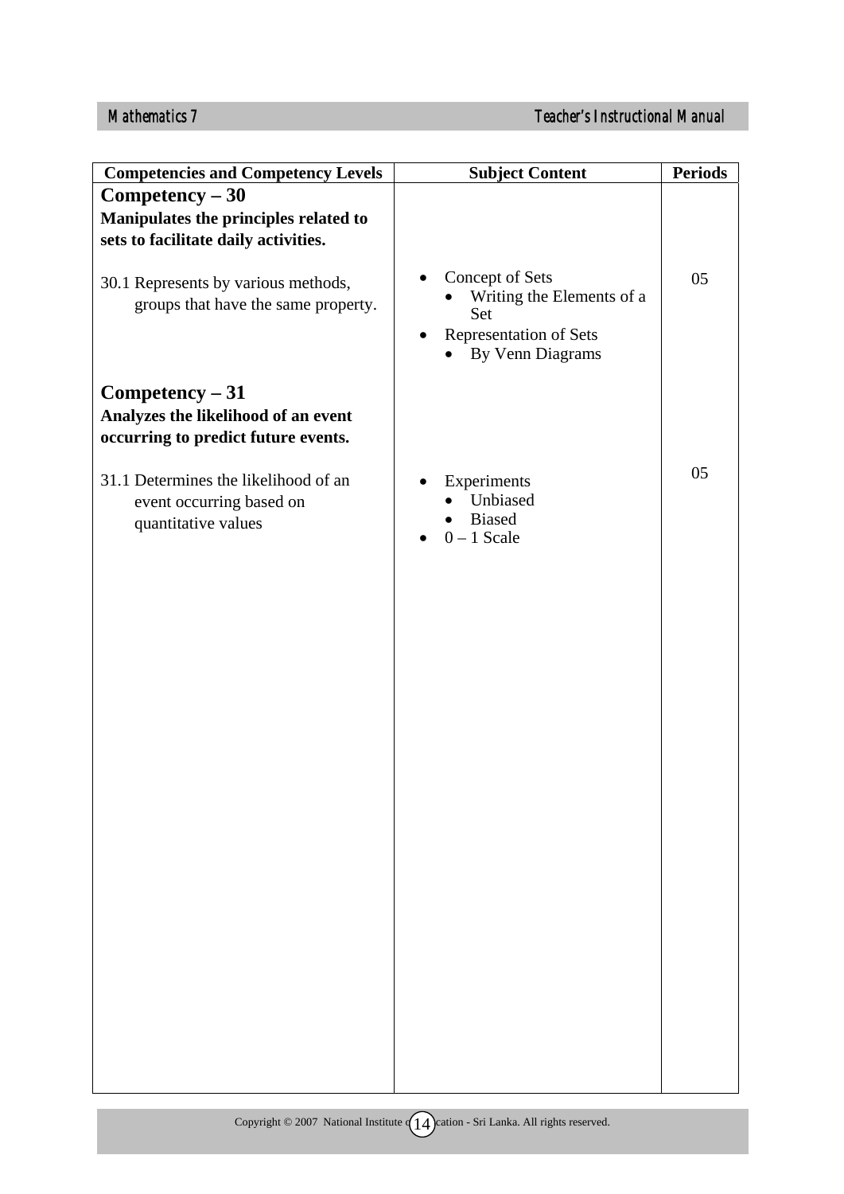| Competencies and Competency Levels | Subject Content | Periods |
|---|---|---|
| **Competency – 30**<br>**Manipulates the principles related to sets to facilitate daily activities.** | | |
| 30.1 Represents by various methods, groups that have the same property. | • Concept of Sets<br>  • Writing the Elements of a Set<br>• Representation of Sets<br>  • By Venn Diagrams | 05 |
| **Competency – 31**<br>**Analyzes the likelihood of an event occurring to predict future events.** | | |
| 31.1 Determines the likelihood of an event occurring based on quantitative values | • Experiments<br>  • Unbiased<br>  • Biased<br>• 0 – 1 Scale | 05 |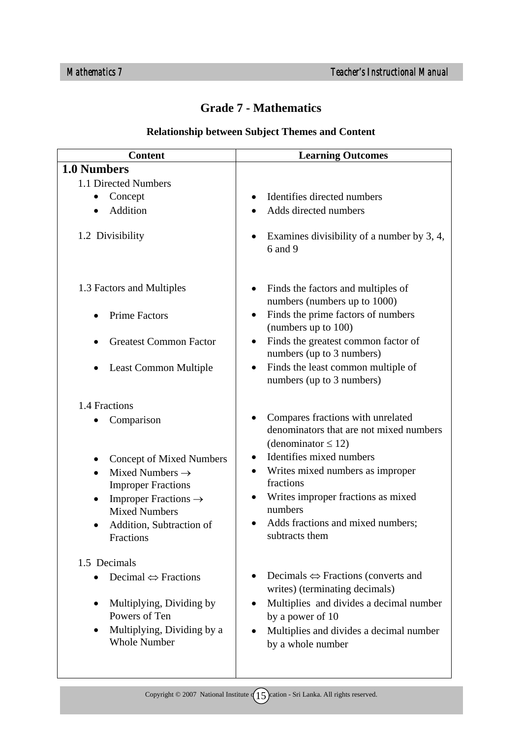# Grade 7 - Mathematics

## Relationship between Subject Themes and Content

| Content | Learning Outcomes |
|---|---|
| **1.0 Numbers** | |
| 1.1 Directed Numbers | |
| • Concept | • Identifies directed numbers |
| • Addition | • Adds directed numbers |
| 1.2 Divisibility | • Examines divisibility of a number by 3, 4, 6 and 9 |
| 1.3 Factors and Multiples | • Finds the factors and multiples of numbers (numbers up to 1000) |
| • Prime Factors | • Finds the prime factors of numbers (numbers up to 100) |
| • Greatest Common Factor | • Finds the greatest common factor of numbers (up to 3 numbers) |
| • Least Common Multiple | • Finds the least common multiple of numbers (up to 3 numbers) |
| 1.4 Fractions | |
| • Comparison | • Compares fractions with unrelated denominators that are not mixed numbers (denominator $\leq 12$) |
| • Concept of Mixed Numbers | • Identifies mixed numbers |
| • Mixed Numbers $\rightarrow$ Improper Fractions | • Writes mixed numbers as improper fractions |
| • Improper Fractions $\rightarrow$ Mixed Numbers | • Writes improper fractions as mixed numbers |
| • Addition, Subtraction of Fractions | • Adds fractions and mixed numbers; subtracts them |
| 1.5 Decimals | |
| • Decimal $\Leftrightarrow$ Fractions | • Decimals $\Leftrightarrow$ Fractions (converts and writes) (terminating decimals) |
| • Multiplying, Dividing by Powers of Ten | • Multiplies and divides a decimal number by a power of 10 |
| • Multiplying, Dividing by a Whole Number | • Multiplies and divides a decimal number by a whole number |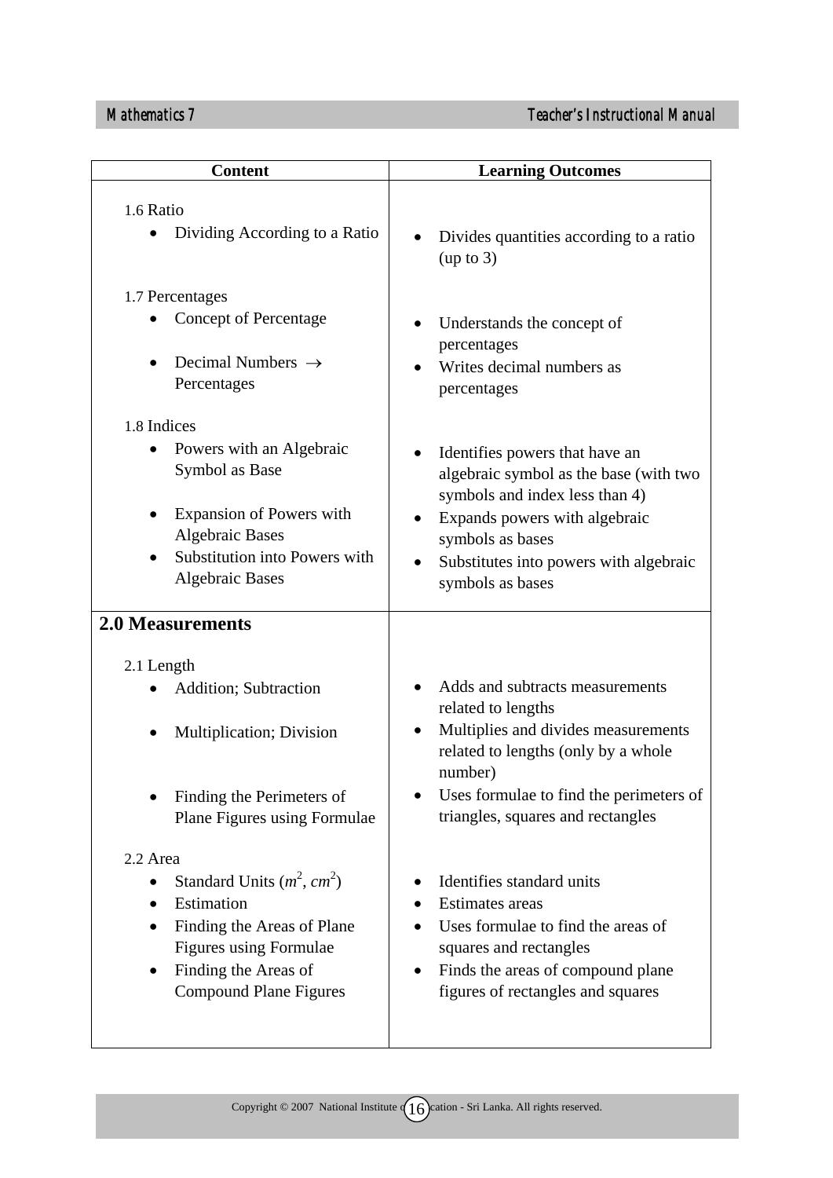| Content | Learning Outcomes |
|---|---|
| 1.6 Ratio | |
| • Dividing According to a Ratio | • Divides quantities according to a ratio (up to 3) |
| 1.7 Percentages | |
| • Concept of Percentage | • Understands the concept of percentages |
| • Decimal Numbers $\rightarrow$ Percentages | • Writes decimal numbers as percentages |
| 1.8 Indices | |
| • Powers with an Algebraic Symbol as Base | • Identifies powers that have an algebraic symbol as the base (with two symbols and index less than 4) |
| • Expansion of Powers with Algebraic Bases | • Expands powers with algebraic symbols as bases |
| • Substitution into Powers with Algebraic Bases | • Substitutes into powers with algebraic symbols as bases |
| **2.0 Measurements** | |
| 2.1 Length | |
| • Addition; Subtraction | • Adds and subtracts measurements related to lengths |
| • Multiplication; Division | • Multiplies and divides measurements related to lengths (only by a whole number) |
| • Finding the Perimeters of Plane Figures using Formulae | • Uses formulae to find the perimeters of triangles, squares and rectangles |
| 2.2 Area | |
| • Standard Units ($m^2$, $cm^2$) | • Identifies standard units |
| • Estimation | • Estimates areas |
| • Finding the Areas of Plane Figures using Formulae | • Uses formulae to find the areas of squares and rectangles |
| • Finding the Areas of Compound Plane Figures | • Finds the areas of compound plane figures of rectangles and squares |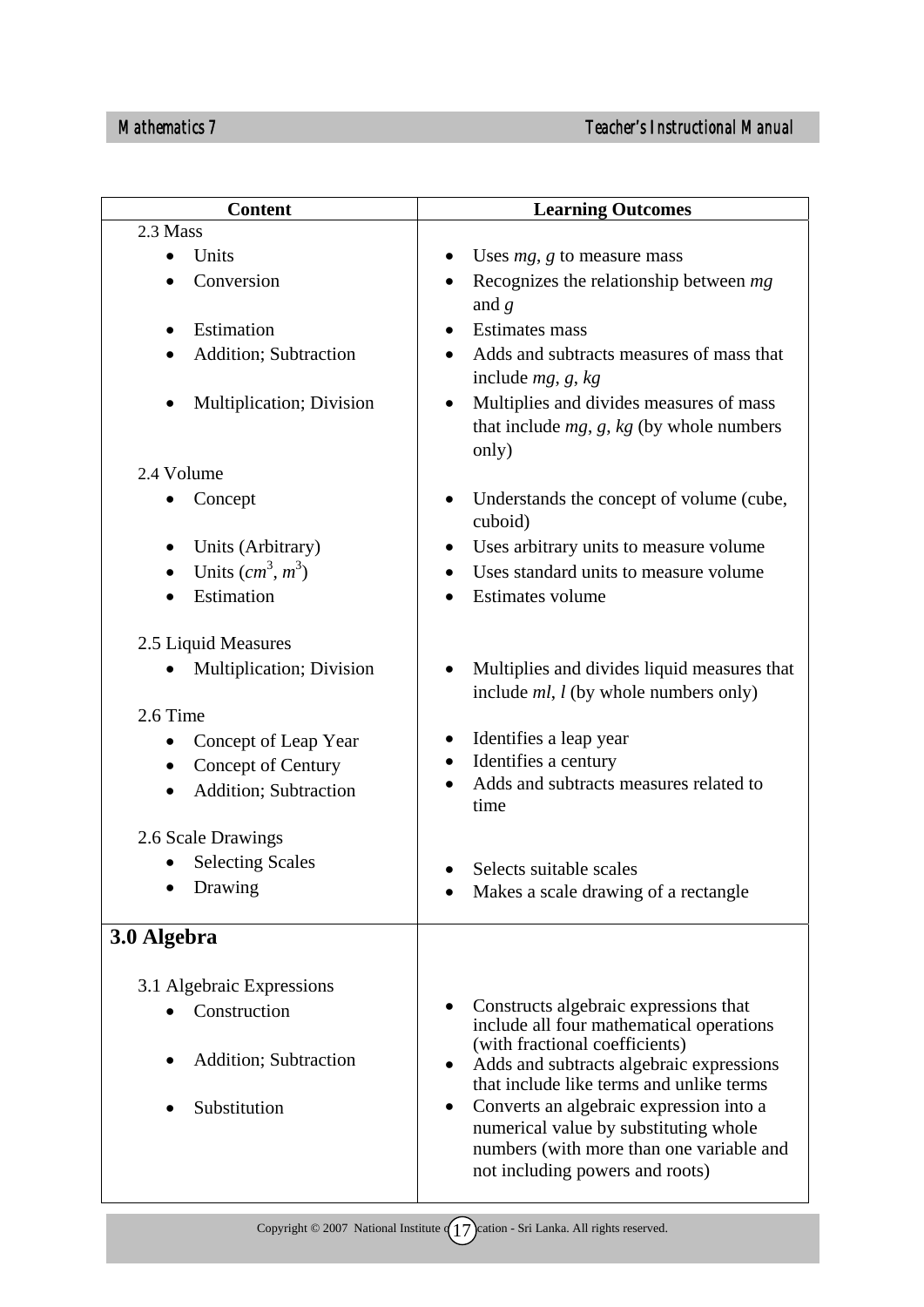| Content | Learning Outcomes |
|---|---|
| 2.3 Mass | |
| • Units | • Uses *mg*, *g* to measure mass |
| • Conversion | • Recognizes the relationship between *mg* and *g* |
| • Estimation | • Estimates mass |
| • Addition; Subtraction | • Adds and subtracts measures of mass that include *mg*, *g*, *kg* |
| • Multiplication; Division | • Multiplies and divides measures of mass that include *mg*, *g*, *kg* (by whole numbers only) |
| 2.4 Volume | |
| • Concept | • Understands the concept of volume (cube, cuboid) |
| • Units (Arbitrary) | • Uses arbitrary units to measure volume |
| • Units ($cm^3$, $m^3$) | • Uses standard units to measure volume |
| • Estimation | • Estimates volume |
| 2.5 Liquid Measures | |
| • Multiplication; Division | • Multiplies and divides liquid measures that include *ml*, *l* (by whole numbers only) |
| 2.6 Time | |
| • Concept of Leap Year | • Identifies a leap year |
| • Concept of Century | • Identifies a century |
| • Addition; Subtraction | • Adds and subtracts measures related to time |
| 2.6 Scale Drawings | |
| • Selecting Scales | • Selects suitable scales |
| • Drawing | • Makes a scale drawing of a rectangle |
| **3.0 Algebra** | |
| 3.1 Algebraic Expressions | |
| • Construction | • Constructs algebraic expressions that include all four mathematical operations (with fractional coefficients) |
| • Addition; Subtraction | • Adds and subtracts algebraic expressions that include like terms and unlike terms |
| • Substitution | • Converts an algebraic expression into a numerical value by substituting whole numbers (with more than one variable and not including powers and roots) |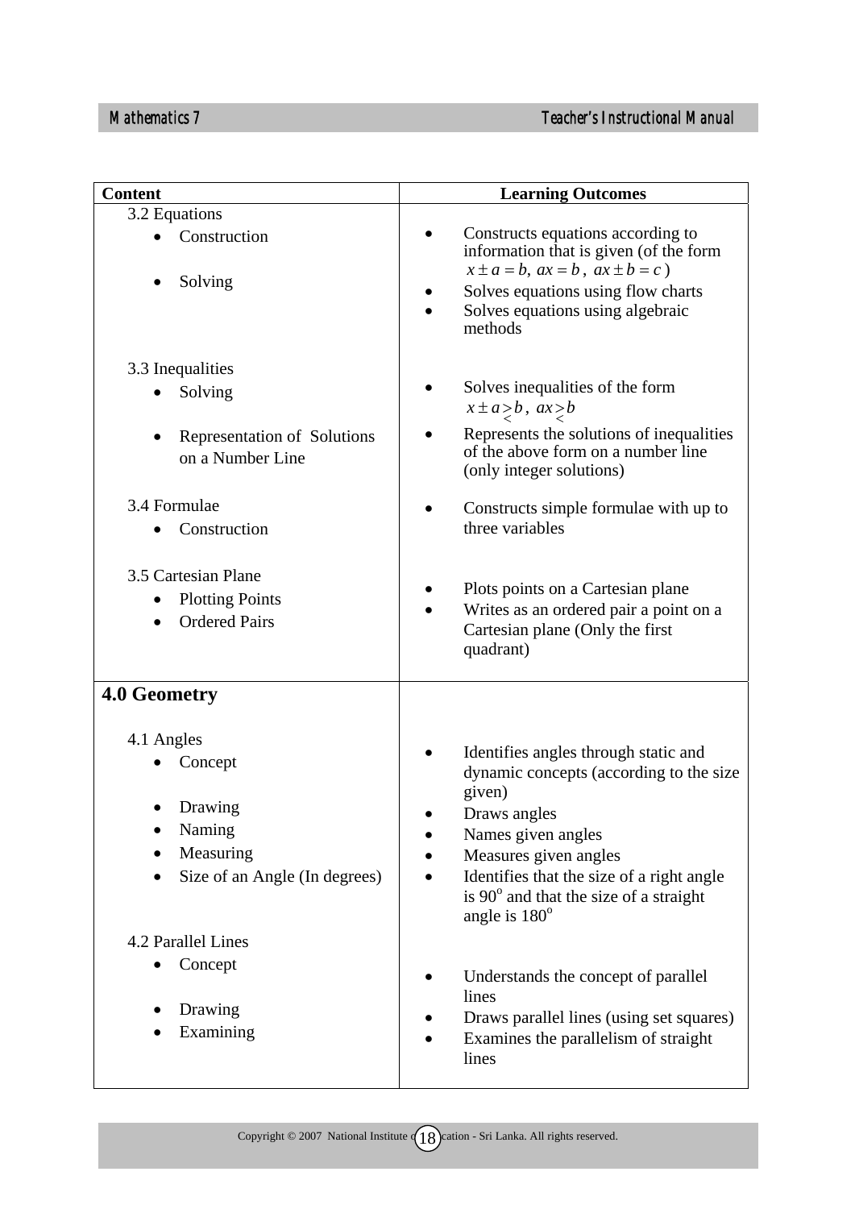| Content | Learning Outcomes |
|---|---|
| 3.2 Equations<br>• Construction<br>• Solving | • Constructs equations according to information that is given (of the form $x \pm a = b,\ ax = b,\ ax \pm b = c$)<br>• Solves equations using flow charts<br>• Solves equations using algebraic methods |
| 3.3 Inequalities<br>• Solving<br>• Representation of Solutions on a Number Line | • Solves inequalities of the form $x \pm a \underset{<}{>} b,\ ax \underset{<}{>} b$<br>• Represents the solutions of inequalities of the above form on a number line (only integer solutions) |
| 3.4 Formulae<br>• Construction | • Constructs simple formulae with up to three variables |
| 3.5 Cartesian Plane<br>• Plotting Points<br>• Ordered Pairs | • Plots points on a Cartesian plane<br>• Writes as an ordered pair a point on a Cartesian plane (Only the first quadrant) |
| **4.0 Geometry** | |
| 4.1 Angles<br>• Concept<br>• Drawing<br>• Naming<br>• Measuring<br>• Size of an Angle (In degrees) | • Identifies angles through static and dynamic concepts (according to the size given)<br>• Draws angles<br>• Names given angles<br>• Measures given angles<br>• Identifies that the size of a right angle is $90^{o}$ and that the size of a straight angle is $180^{o}$ |
| 4.2 Parallel Lines<br>• Concept<br>• Drawing<br>• Examining | • Understands the concept of parallel lines<br>• Draws parallel lines (using set squares)<br>• Examines the parallelism of straight lines |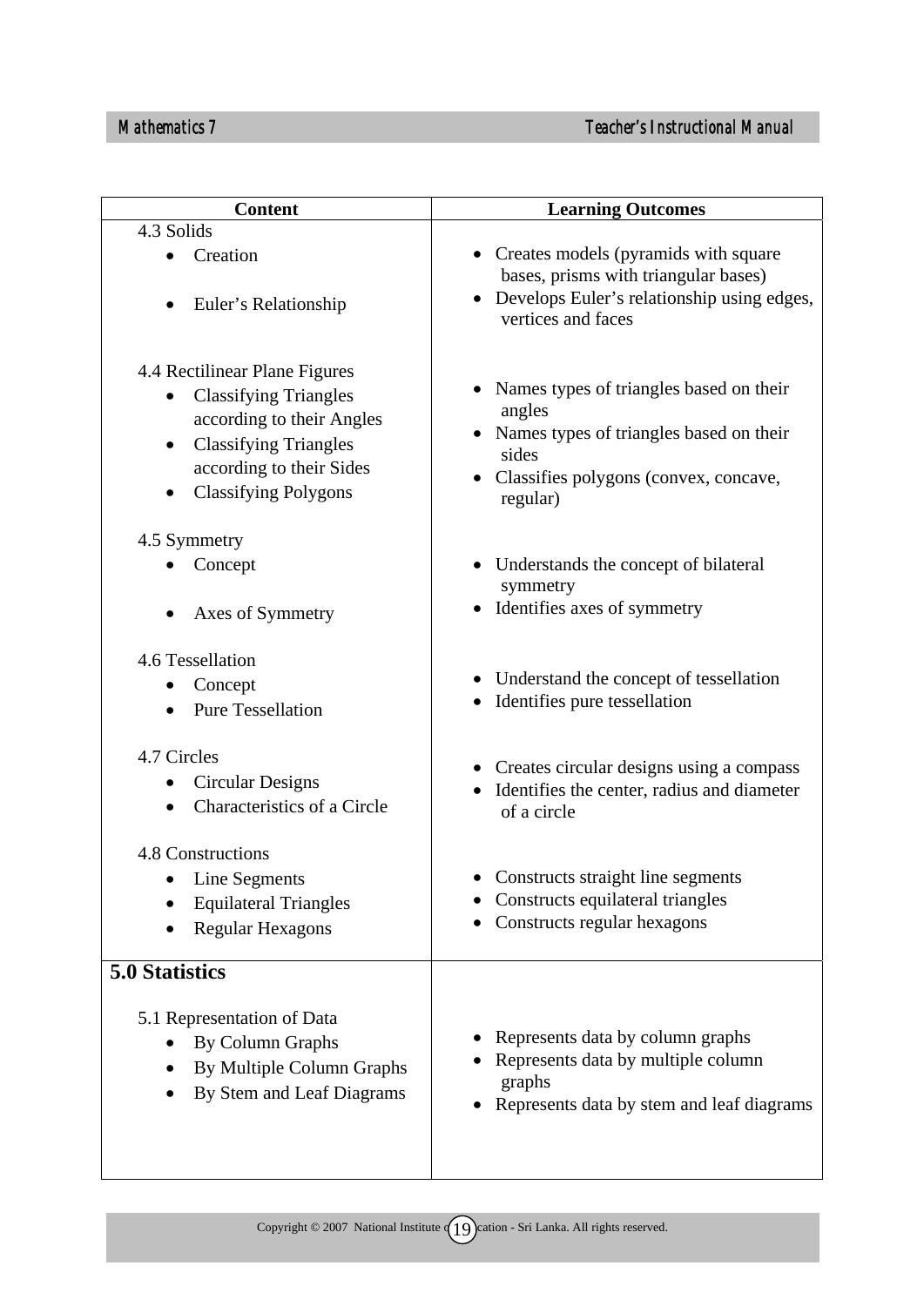| Content | Learning Outcomes |
|---|---|
| 4.3 Solids | |
| • Creation | • Creates models (pyramids with square bases, prisms with triangular bases) |
| • Euler's Relationship | • Develops Euler's relationship using edges, vertices and faces |
| 4.4 Rectilinear Plane Figures | |
| • Classifying Triangles according to their Angles | • Names types of triangles based on their angles |
| • Classifying Triangles according to their Sides | • Names types of triangles based on their sides |
| • Classifying Polygons | • Classifies polygons (convex, concave, regular) |
| 4.5 Symmetry | |
| • Concept | • Understands the concept of bilateral symmetry |
| • Axes of Symmetry | • Identifies axes of symmetry |
| 4.6 Tessellation | |
| • Concept | • Understand the concept of tessellation |
| • Pure Tessellation | • Identifies pure tessellation |
| 4.7 Circles | |
| • Circular Designs | • Creates circular designs using a compass |
| • Characteristics of a Circle | • Identifies the center, radius and diameter of a circle |
| 4.8 Constructions | |
| • Line Segments | • Constructs straight line segments |
| • Equilateral Triangles | • Constructs equilateral triangles |
| • Regular Hexagons | • Constructs regular hexagons |
| **5.0 Statistics** | |
| 5.1 Representation of Data | |
| • By Column Graphs | • Represents data by column graphs |
| • By Multiple Column Graphs | • Represents data by multiple column graphs |
| • By Stem and Leaf Diagrams | • Represents data by stem and leaf diagrams |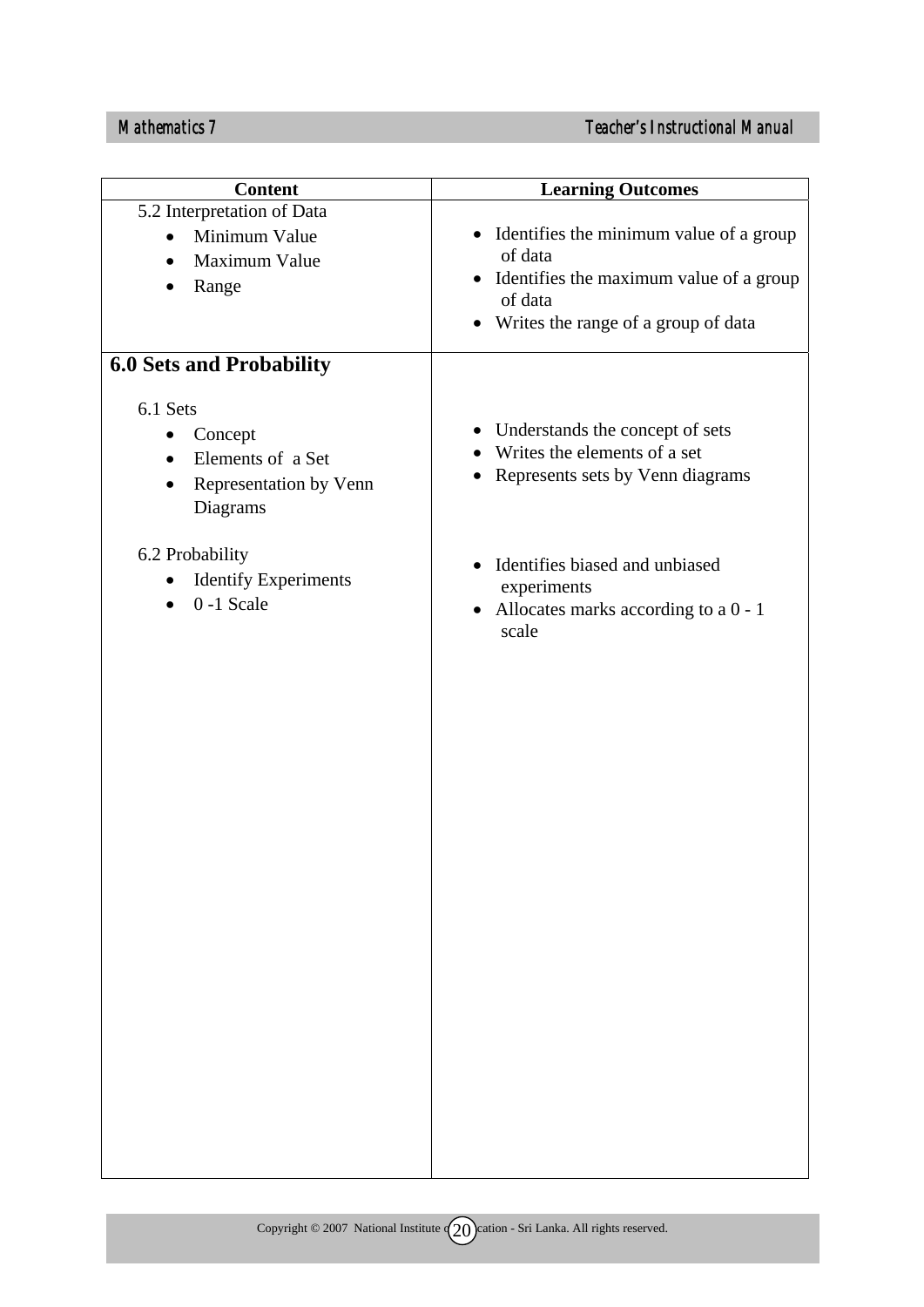| Content | Learning Outcomes |
|---|---|
| 5.2 Interpretation of Data<br>• Minimum Value<br>• Maximum Value<br>• Range | • Identifies the minimum value of a group of data<br>• Identifies the maximum value of a group of data<br>• Writes the range of a group of data |
| **6.0 Sets and Probability**<br><br>6.1 Sets<br>• Concept<br>• Elements of a Set<br>• Representation by Venn Diagrams<br><br>6.2 Probability<br>• Identify Experiments<br>• 0 -1 Scale | <br><br><br>• Understands the concept of sets<br>• Writes the elements of a set<br>• Represents sets by Venn diagrams<br><br><br>• Identifies biased and unbiased experiments<br>• Allocates marks according to a 0 - 1 scale |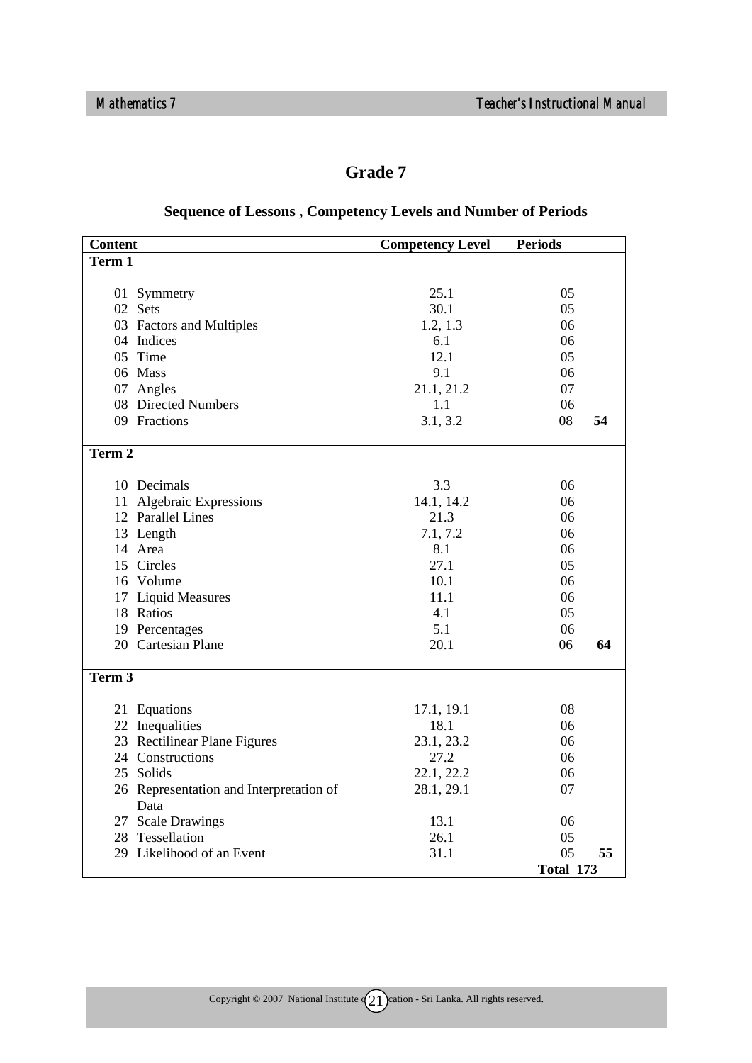# Grade 7

## Sequence of Lessons , Competency Levels and Number of Periods

| Content | Competency Level | Periods | |
|---|---|---|---|
| **Term 1** | | | |
| 01 Symmetry | 25.1 | 05 | |
| 02 Sets | 30.1 | 05 | |
| 03 Factors and Multiples | 1.2, 1.3 | 06 | |
| 04 Indices | 6.1 | 06 | |
| 05 Time | 12.1 | 05 | |
| 06 Mass | 9.1 | 06 | |
| 07 Angles | 21.1, 21.2 | 07 | |
| 08 Directed Numbers | 1.1 | 06 | |
| 09 Fractions | 3.1, 3.2 | 08 | **54** |
| **Term 2** | | | |
| 10 Decimals | 3.3 | 06 | |
| 11 Algebraic Expressions | 14.1, 14.2 | 06 | |
| 12 Parallel Lines | 21.3 | 06 | |
| 13 Length | 7.1, 7.2 | 06 | |
| 14 Area | 8.1 | 06 | |
| 15 Circles | 27.1 | 05 | |
| 16 Volume | 10.1 | 06 | |
| 17 Liquid Measures | 11.1 | 06 | |
| 18 Ratios | 4.1 | 05 | |
| 19 Percentages | 5.1 | 06 | |
| 20 Cartesian Plane | 20.1 | 06 | **64** |
| **Term 3** | | | |
| 21 Equations | 17.1, 19.1 | 08 | |
| 22 Inequalities | 18.1 | 06 | |
| 23 Rectilinear Plane Figures | 23.1, 23.2 | 06 | |
| 24 Constructions | 27.2 | 06 | |
| 25 Solids | 22.1, 22.2 | 06 | |
| 26 Representation and Interpretation of Data | 28.1, 29.1 | 07 | |
| 27 Scale Drawings | 13.1 | 06 | |
| 28 Tessellation | 26.1 | 05 | |
| 29 Likelihood of an Event | 31.1 | 05 | **55** |
| | | **Total 173** | |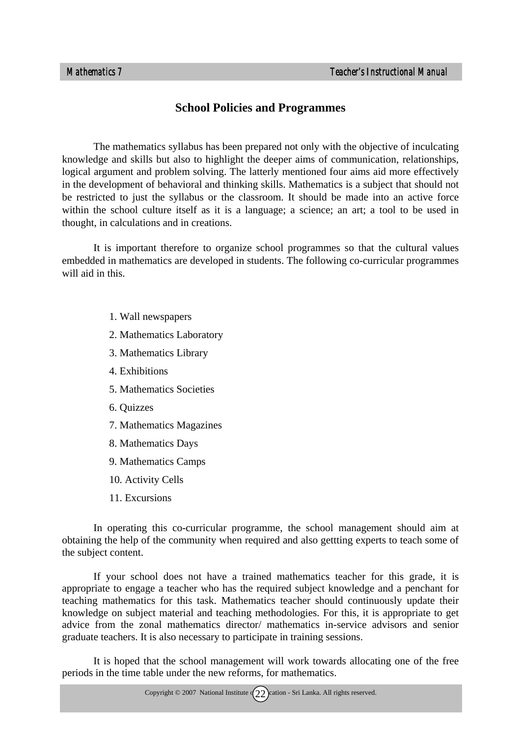## School Policies and Programmes

The mathematics syllabus has been prepared not only with the objective of inculcating knowledge and skills but also to highlight the deeper aims of communication, relationships, logical argument and problem solving. The latterly mentioned four aims aid more effectively in the development of behavioral and thinking skills. Mathematics is a subject that should not be restricted to just the syllabus or the classroom. It should be made into an active force within the school culture itself as it is a language; a science; an art; a tool to be used in thought, in calculations and in creations.

It is important therefore to organize school programmes so that the cultural values embedded in mathematics are developed in students. The following co-curricular programmes will aid in this.

1. Wall newspapers
2. Mathematics Laboratory
3. Mathematics Library
4. Exhibitions
5. Mathematics Societies
6. Quizzes
7. Mathematics Magazines
8. Mathematics Days
9. Mathematics Camps
10. Activity Cells
11. Excursions

In operating this co-curricular programme, the school management should aim at obtaining the help of the community when required and also gettting experts to teach some of the subject content.

If your school does not have a trained mathematics teacher for this grade, it is appropriate to engage a teacher who has the required subject knowledge and a penchant for teaching mathematics for this task. Mathematics teacher should continuously update their knowledge on subject material and teaching methodologies. For this, it is appropriate to get advice from the zonal mathematics director/ mathematics in-service advisors and senior graduate teachers. It is also necessary to participate in training sessions.

It is hoped that the school management will work towards allocating one of the free periods in the time table under the new reforms, for mathematics.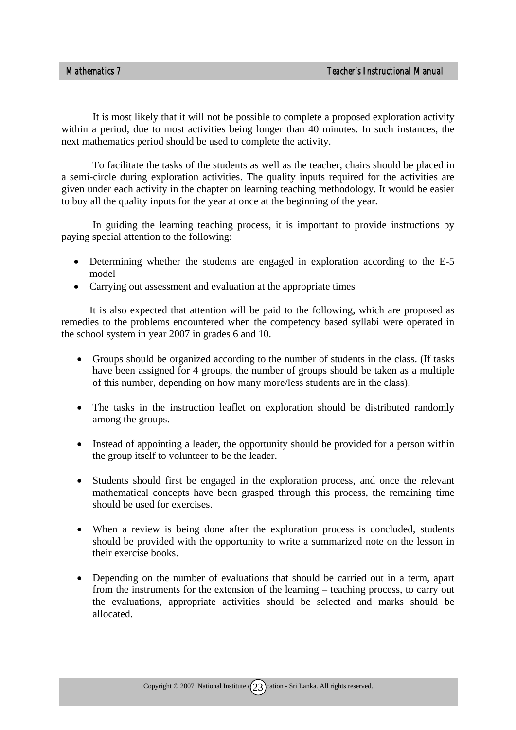It is most likely that it will not be possible to complete a proposed exploration activity within a period, due to most activities being longer than 40 minutes. In such instances, the next mathematics period should be used to complete the activity.

To facilitate the tasks of the students as well as the teacher, chairs should be placed in a semi-circle during exploration activities. The quality inputs required for the activities are given under each activity in the chapter on learning teaching methodology. It would be easier to buy all the quality inputs for the year at once at the beginning of the year.

In guiding the learning teaching process, it is important to provide instructions by paying special attention to the following:

- Determining whether the students are engaged in exploration according to the E-5 model
- Carrying out assessment and evaluation at the appropriate times

It is also expected that attention will be paid to the following, which are proposed as remedies to the problems encountered when the competency based syllabi were operated in the school system in year 2007 in grades 6 and 10.

- Groups should be organized according to the number of students in the class. (If tasks have been assigned for 4 groups, the number of groups should be taken as a multiple of this number, depending on how many more/less students are in the class).

- The tasks in the instruction leaflet on exploration should be distributed randomly among the groups.

- Instead of appointing a leader, the opportunity should be provided for a person within the group itself to volunteer to be the leader.

- Students should first be engaged in the exploration process, and once the relevant mathematical concepts have been grasped through this process, the remaining time should be used for exercises.

- When a review is being done after the exploration process is concluded, students should be provided with the opportunity to write a summarized note on the lesson in their exercise books.

- Depending on the number of evaluations that should be carried out in a term, apart from the instruments for the extension of the learning – teaching process, to carry out the evaluations, appropriate activities should be selected and marks should be allocated.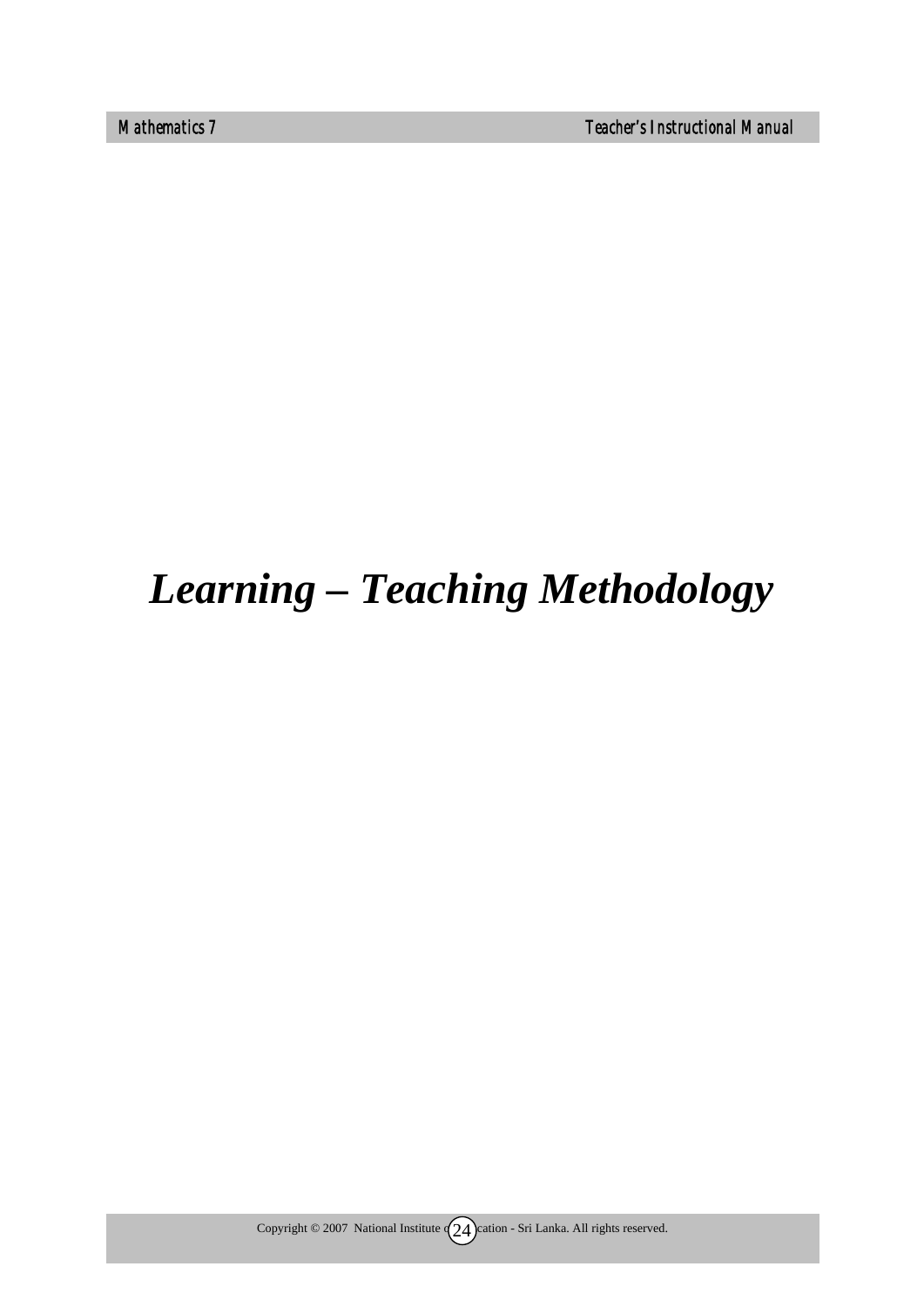# *Learning – Teaching Methodology*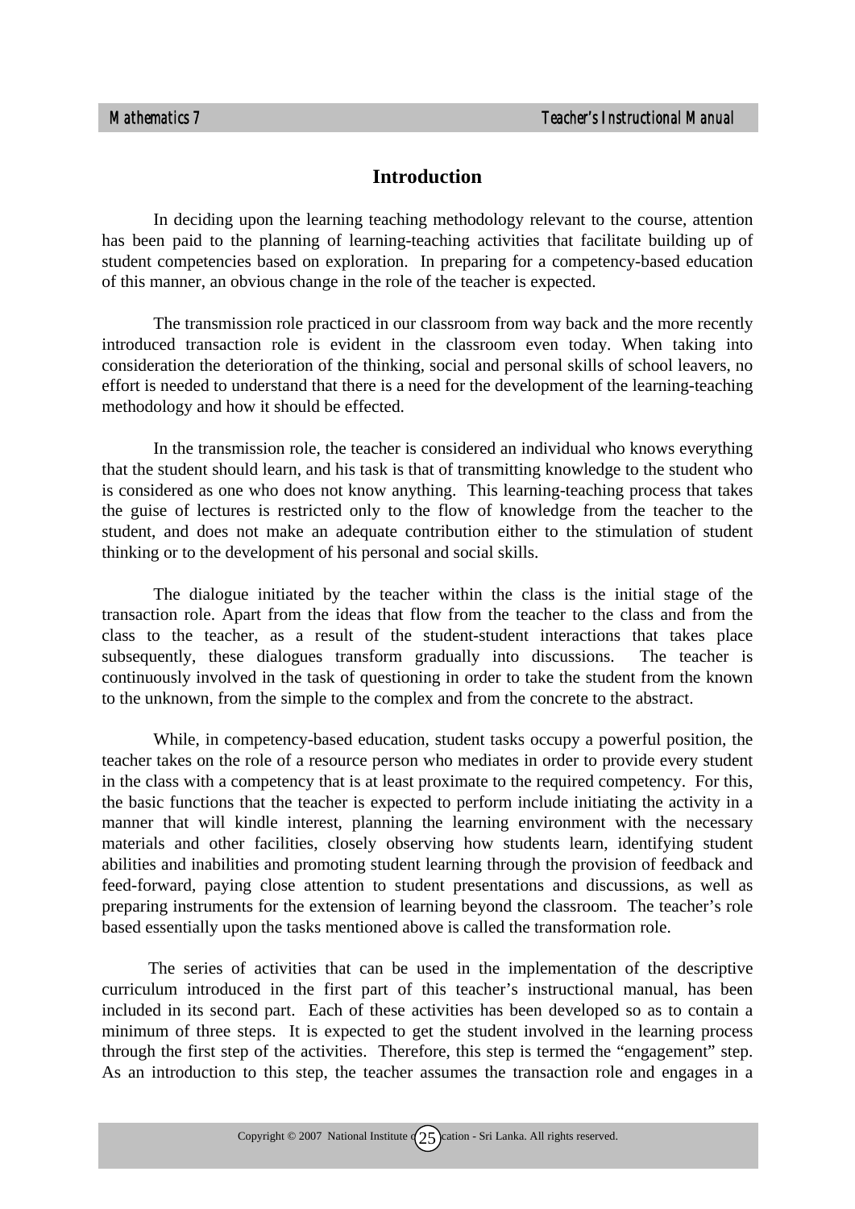# Introduction

In deciding upon the learning teaching methodology relevant to the course, attention has been paid to the planning of learning-teaching activities that facilitate building up of student competencies based on exploration. In preparing for a competency-based education of this manner, an obvious change in the role of the teacher is expected.

The transmission role practiced in our classroom from way back and the more recently introduced transaction role is evident in the classroom even today. When taking into consideration the deterioration of the thinking, social and personal skills of school leavers, no effort is needed to understand that there is a need for the development of the learning-teaching methodology and how it should be effected.

In the transmission role, the teacher is considered an individual who knows everything that the student should learn, and his task is that of transmitting knowledge to the student who is considered as one who does not know anything. This learning-teaching process that takes the guise of lectures is restricted only to the flow of knowledge from the teacher to the student, and does not make an adequate contribution either to the stimulation of student thinking or to the development of his personal and social skills.

The dialogue initiated by the teacher within the class is the initial stage of the transaction role. Apart from the ideas that flow from the teacher to the class and from the class to the teacher, as a result of the student-student interactions that takes place subsequently, these dialogues transform gradually into discussions. The teacher is continuously involved in the task of questioning in order to take the student from the known to the unknown, from the simple to the complex and from the concrete to the abstract.

While, in competency-based education, student tasks occupy a powerful position, the teacher takes on the role of a resource person who mediates in order to provide every student in the class with a competency that is at least proximate to the required competency. For this, the basic functions that the teacher is expected to perform include initiating the activity in a manner that will kindle interest, planning the learning environment with the necessary materials and other facilities, closely observing how students learn, identifying student abilities and inabilities and promoting student learning through the provision of feedback and feed-forward, paying close attention to student presentations and discussions, as well as preparing instruments for the extension of learning beyond the classroom. The teacher's role based essentially upon the tasks mentioned above is called the transformation role.

The series of activities that can be used in the implementation of the descriptive curriculum introduced in the first part of this teacher's instructional manual, has been included in its second part. Each of these activities has been developed so as to contain a minimum of three steps. It is expected to get the student involved in the learning process through the first step of the activities. Therefore, this step is termed the "engagement" step. As an introduction to this step, the teacher assumes the transaction role and engages in a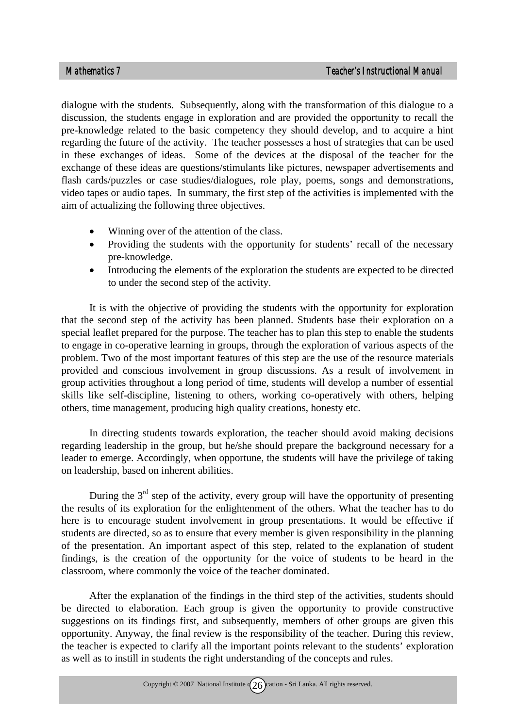dialogue with the students. Subsequently, along with the transformation of this dialogue to a discussion, the students engage in exploration and are provided the opportunity to recall the pre-knowledge related to the basic competency they should develop, and to acquire a hint regarding the future of the activity. The teacher possesses a host of strategies that can be used in these exchanges of ideas. Some of the devices at the disposal of the teacher for the exchange of these ideas are questions/stimulants like pictures, newspaper advertisements and flash cards/puzzles or case studies/dialogues, role play, poems, songs and demonstrations, video tapes or audio tapes. In summary, the first step of the activities is implemented with the aim of actualizing the following three objectives.

- Winning over of the attention of the class.
- Providing the students with the opportunity for students' recall of the necessary pre-knowledge.
- Introducing the elements of the exploration the students are expected to be directed to under the second step of the activity.

It is with the objective of providing the students with the opportunity for exploration that the second step of the activity has been planned. Students base their exploration on a special leaflet prepared for the purpose. The teacher has to plan this step to enable the students to engage in co-operative learning in groups, through the exploration of various aspects of the problem. Two of the most important features of this step are the use of the resource materials provided and conscious involvement in group discussions. As a result of involvement in group activities throughout a long period of time, students will develop a number of essential skills like self-discipline, listening to others, working co-operatively with others, helping others, time management, producing high quality creations, honesty etc.

In directing students towards exploration, the teacher should avoid making decisions regarding leadership in the group, but he/she should prepare the background necessary for a leader to emerge. Accordingly, when opportune, the students will have the privilege of taking on leadership, based on inherent abilities.

During the 3rd step of the activity, every group will have the opportunity of presenting the results of its exploration for the enlightenment of the others. What the teacher has to do here is to encourage student involvement in group presentations. It would be effective if students are directed, so as to ensure that every member is given responsibility in the planning of the presentation. An important aspect of this step, related to the explanation of student findings, is the creation of the opportunity for the voice of students to be heard in the classroom, where commonly the voice of the teacher dominated.

After the explanation of the findings in the third step of the activities, students should be directed to elaboration. Each group is given the opportunity to provide constructive suggestions on its findings first, and subsequently, members of other groups are given this opportunity. Anyway, the final review is the responsibility of the teacher. During this review, the teacher is expected to clarify all the important points relevant to the students' exploration as well as to instill in students the right understanding of the concepts and rules.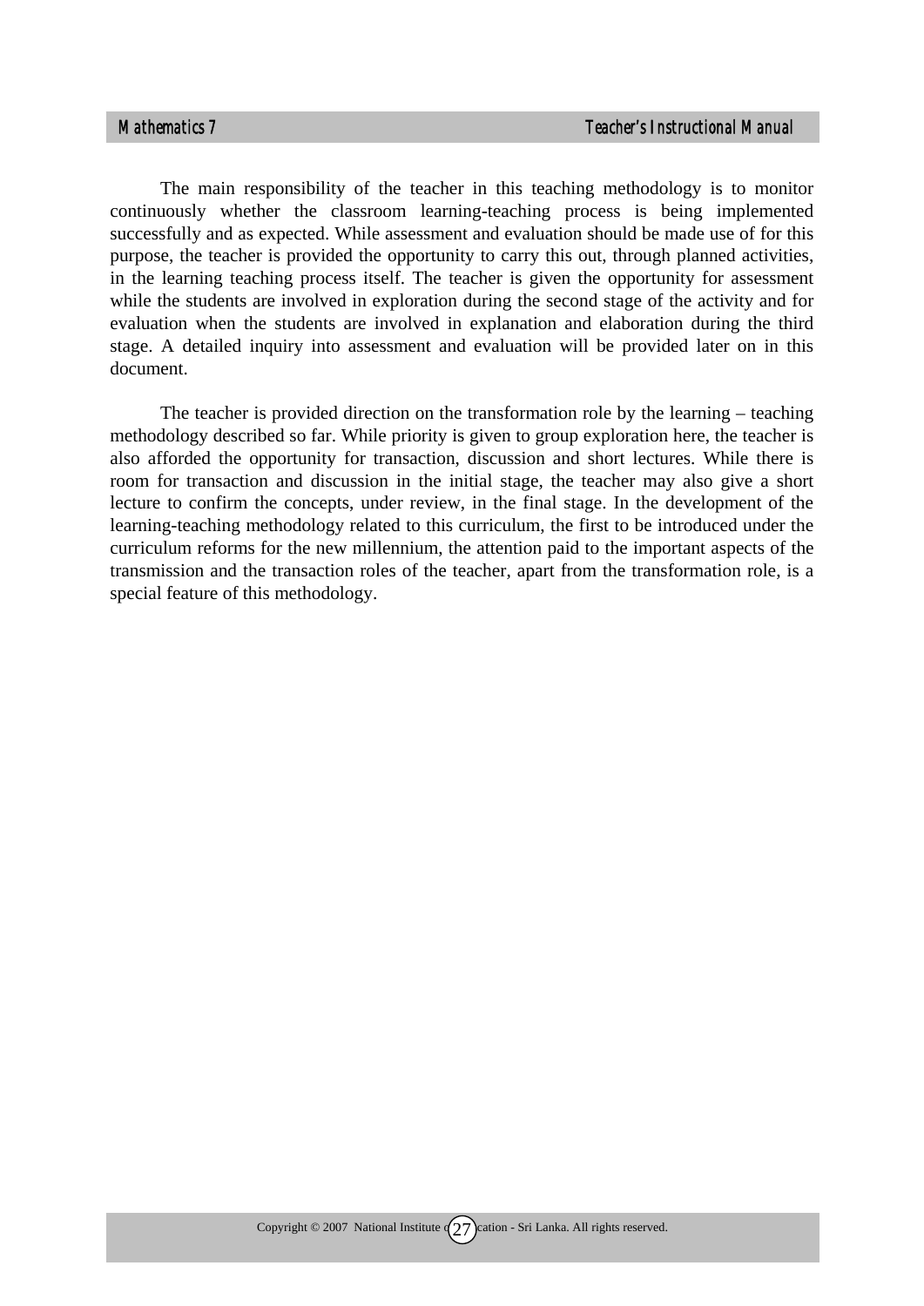The main responsibility of the teacher in this teaching methodology is to monitor continuously whether the classroom learning-teaching process is being implemented successfully and as expected. While assessment and evaluation should be made use of for this purpose, the teacher is provided the opportunity to carry this out, through planned activities, in the learning teaching process itself. The teacher is given the opportunity for assessment while the students are involved in exploration during the second stage of the activity and for evaluation when the students are involved in explanation and elaboration during the third stage. A detailed inquiry into assessment and evaluation will be provided later on in this document.

The teacher is provided direction on the transformation role by the learning – teaching methodology described so far. While priority is given to group exploration here, the teacher is also afforded the opportunity for transaction, discussion and short lectures. While there is room for transaction and discussion in the initial stage, the teacher may also give a short lecture to confirm the concepts, under review, in the final stage. In the development of the learning-teaching methodology related to this curriculum, the first to be introduced under the curriculum reforms for the new millennium, the attention paid to the important aspects of the transmission and the transaction roles of the teacher, apart from the transformation role, is a special feature of this methodology.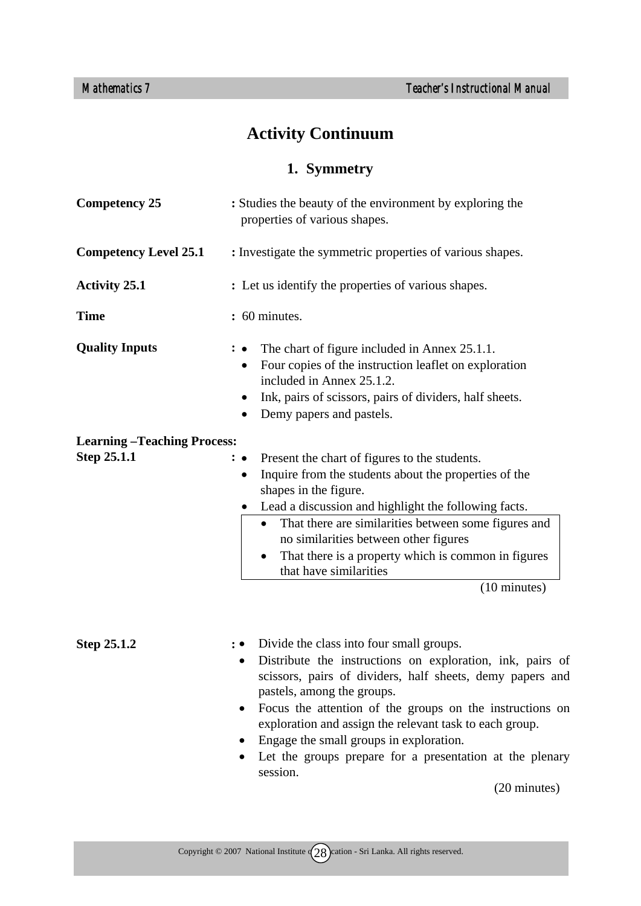# Activity Continuum

## 1. Symmetry

**Competency 25** : Studies the beauty of the environment by exploring the properties of various shapes.

**Competency Level 25.1** : Investigate the symmetric properties of various shapes.

**Activity 25.1** : Let us identify the properties of various shapes.

**Time** : 60 minutes.

**Quality Inputs** :
- The chart of figure included in Annex 25.1.1.
- Four copies of the instruction leaflet on exploration included in Annex 25.1.2.
- Ink, pairs of scissors, pairs of dividers, half sheets.
- Demy papers and pastels.

**Learning –Teaching Process:**

**Step 25.1.1** :
- Present the chart of figures to the students.
- Inquire from the students about the properties of the shapes in the figure.
- Lead a discussion and highlight the following facts.

> - That there are similarities between some figures and no similarities between other figures
> - That there is a property which is common in figures that have similarities

(10 minutes)

**Step 25.1.2** :
- Divide the class into four small groups.
- Distribute the instructions on exploration, ink, pairs of scissors, pairs of dividers, half sheets, demy papers and pastels, among the groups.
- Focus the attention of the groups on the instructions on exploration and assign the relevant task to each group.
- Engage the small groups in exploration.
- Let the groups prepare for a presentation at the plenary session.

(20 minutes)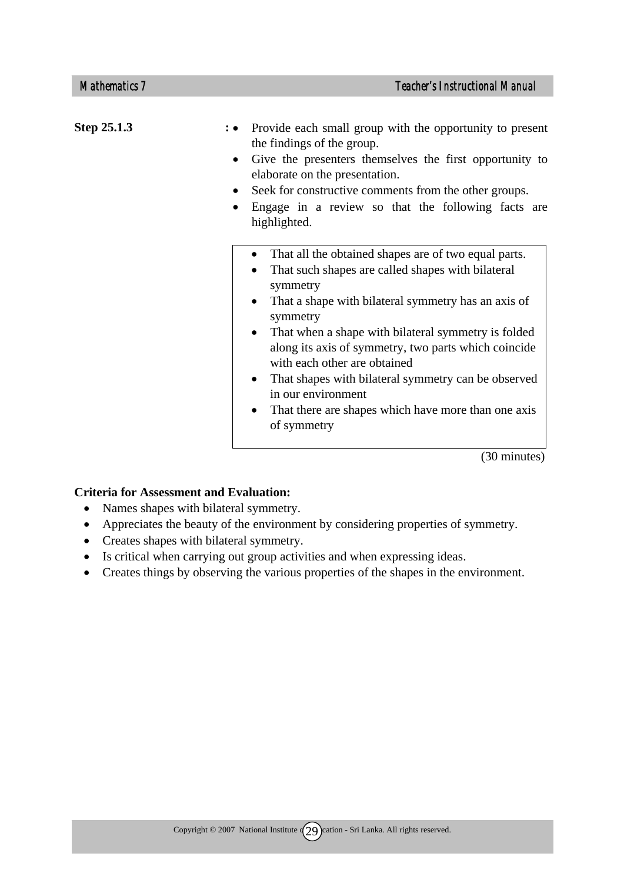**Step 25.1.3** :

- Provide each small group with the opportunity to present the findings of the group.
- Give the presenters themselves the first opportunity to elaborate on the presentation.
- Seek for constructive comments from the other groups.
- Engage in a review so that the following facts are highlighted.

> - That all the obtained shapes are of two equal parts.
> - That such shapes are called shapes with bilateral symmetry
> - That a shape with bilateral symmetry has an axis of symmetry
> - That when a shape with bilateral symmetry is folded along its axis of symmetry, two parts which coincide with each other are obtained
> - That shapes with bilateral symmetry can be observed in our environment
> - That there are shapes which have more than one axis of symmetry

(30 minutes)

**Criteria for Assessment and Evaluation:**

- Names shapes with bilateral symmetry.
- Appreciates the beauty of the environment by considering properties of symmetry.
- Creates shapes with bilateral symmetry.
- Is critical when carrying out group activities and when expressing ideas.
- Creates things by observing the various properties of the shapes in the environment.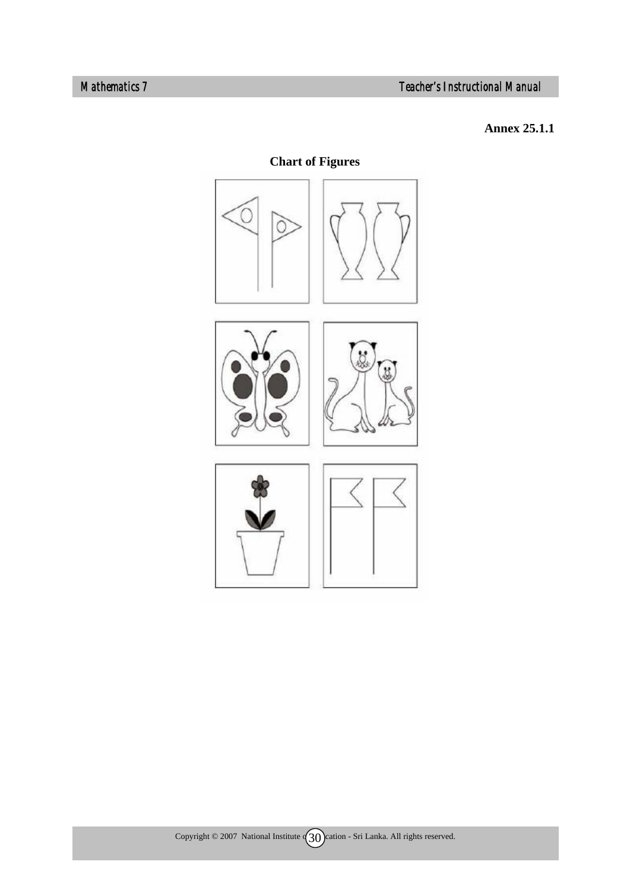**Annex 25.1.1**

## Chart of Figures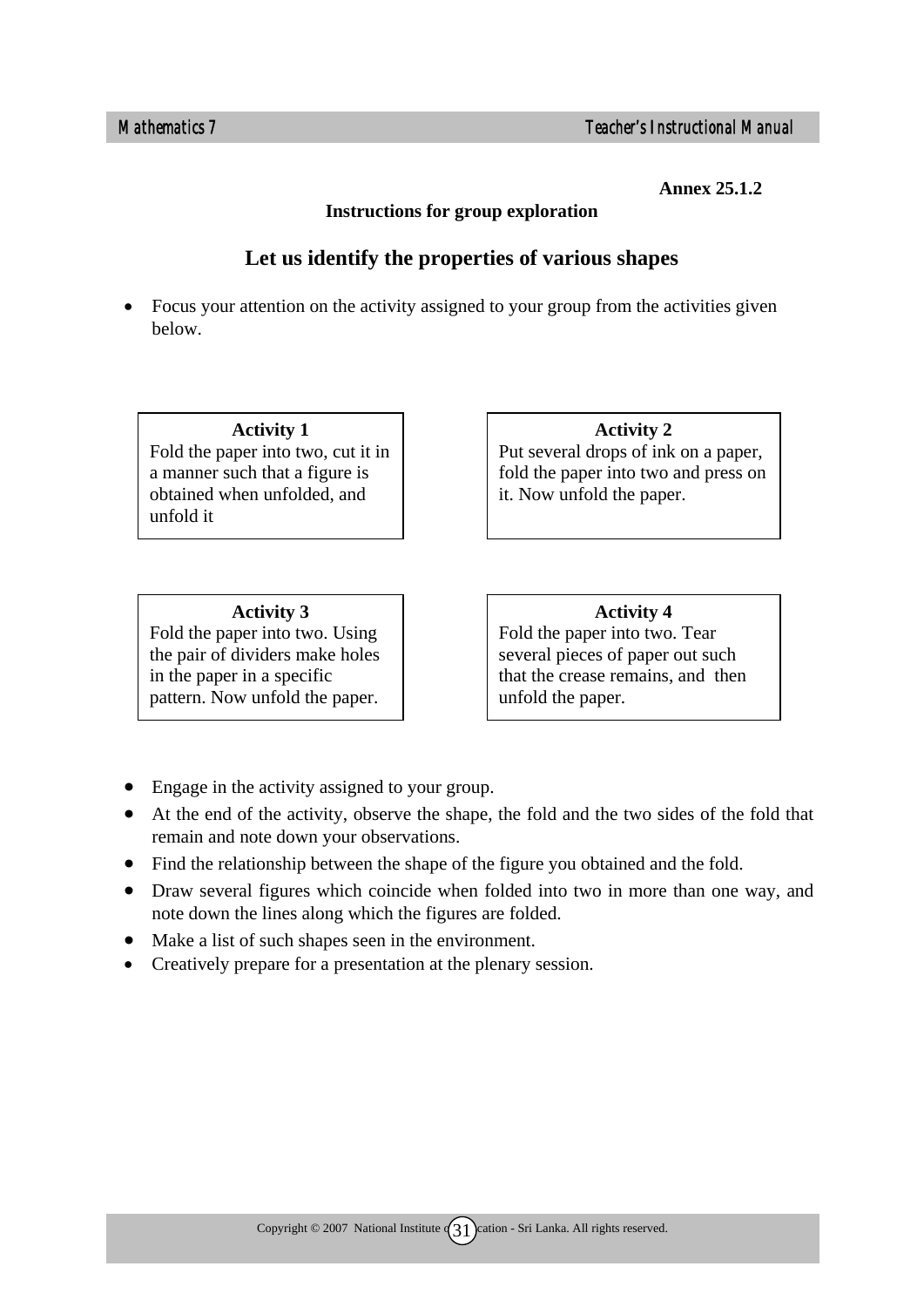**Annex 25.1.2**

**Instructions for group exploration**

## Let us identify the properties of various shapes

- Focus your attention on the activity assigned to your group from the activities given below.

**Activity 1**
Fold the paper into two, cut it in a manner such that a figure is obtained when unfolded, and unfold it

**Activity 2**
Put several drops of ink on a paper, fold the paper into two and press on it. Now unfold the paper.

**Activity 3**
Fold the paper into two. Using the pair of dividers make holes in the paper in a specific pattern. Now unfold the paper.

**Activity 4**
Fold the paper into two. Tear several pieces of paper out such that the crease remains, and then unfold the paper.

- Engage in the activity assigned to your group.
- At the end of the activity, observe the shape, the fold and the two sides of the fold that remain and note down your observations.
- Find the relationship between the shape of the figure you obtained and the fold.
- Draw several figures which coincide when folded into two in more than one way, and note down the lines along which the figures are folded.
- Make a list of such shapes seen in the environment.
- Creatively prepare for a presentation at the plenary session.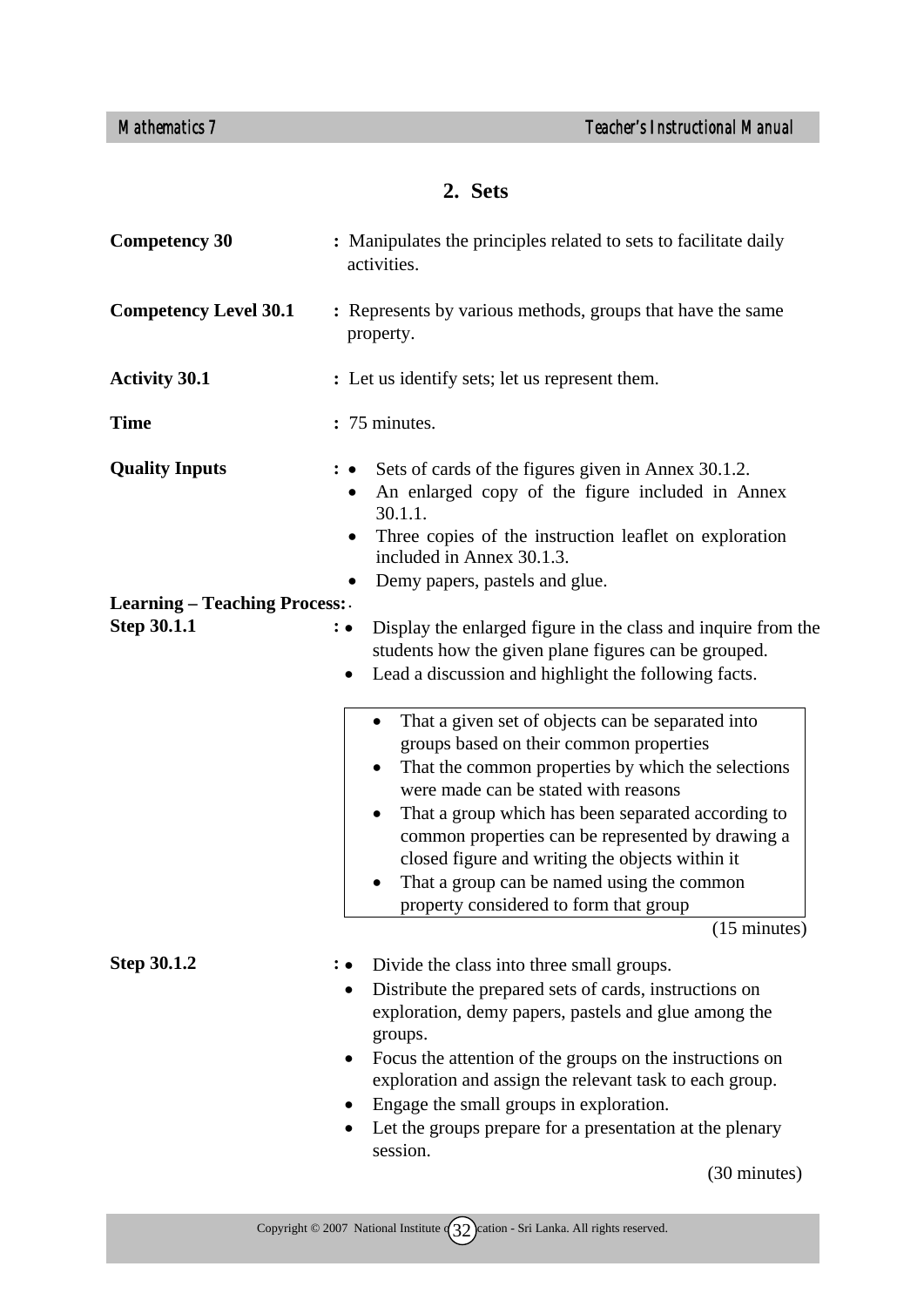## 2. Sets

**Competency 30** : Manipulates the principles related to sets to facilitate daily activities.

**Competency Level 30.1** : Represents by various methods, groups that have the same property.

**Activity 30.1** : Let us identify sets; let us represent them.

**Time** : 75 minutes.

**Quality Inputs** :
- Sets of cards of the figures given in Annex 30.1.2.
- An enlarged copy of the figure included in Annex 30.1.1.
- Three copies of the instruction leaflet on exploration included in Annex 30.1.3.
- Demy papers, pastels and glue.

**Learning – Teaching Process:**

**Step 30.1.1** :
- Display the enlarged figure in the class and inquire from the students how the given plane figures can be grouped.
- Lead a discussion and highlight the following facts.

> - That a given set of objects can be separated into groups based on their common properties
> - That the common properties by which the selections were made can be stated with reasons
> - That a group which has been separated according to common properties can be represented by drawing a closed figure and writing the objects within it
> - That a group can be named using the common property considered to form that group

(15 minutes)

**Step 30.1.2** :
- Divide the class into three small groups.
- Distribute the prepared sets of cards, instructions on exploration, demy papers, pastels and glue among the groups.
- Focus the attention of the groups on the instructions on exploration and assign the relevant task to each group.
- Engage the small groups in exploration.
- Let the groups prepare for a presentation at the plenary session.

(30 minutes)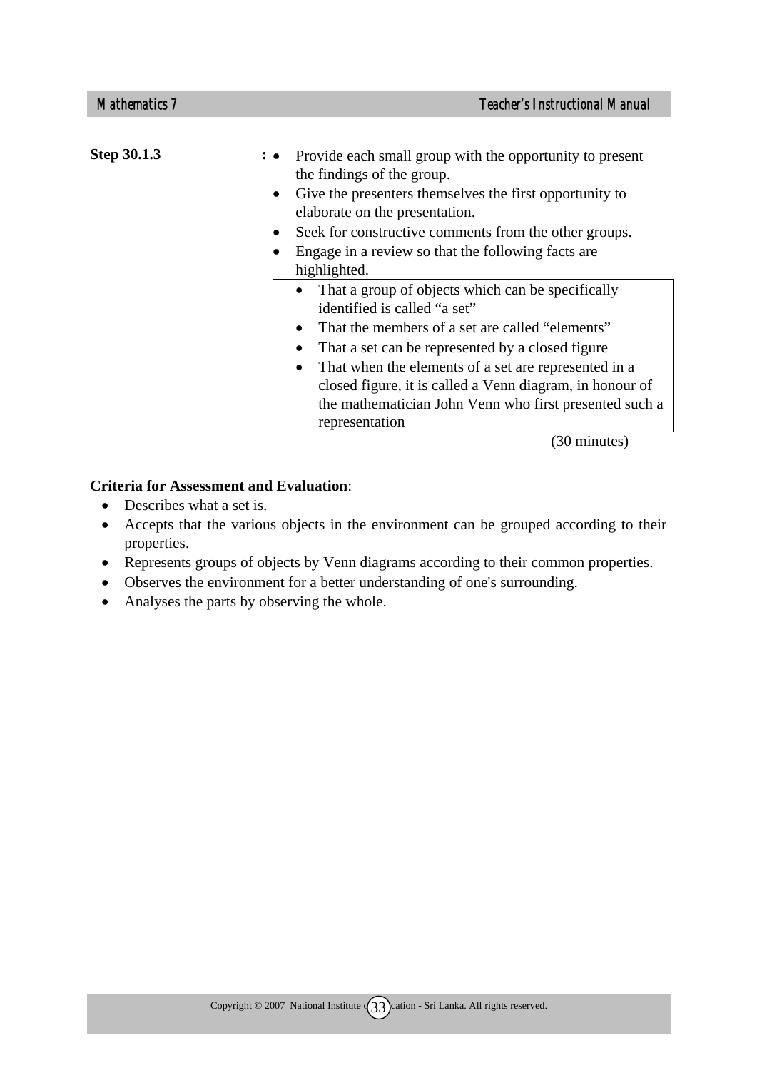**Step 30.1.3** :

- Provide each small group with the opportunity to present the findings of the group.
- Give the presenters themselves the first opportunity to elaborate on the presentation.
- Seek for constructive comments from the other groups.
- Engage in a review so that the following facts are highlighted.

> - That a group of objects which can be specifically identified is called "a set"
> - That the members of a set are called "elements"
> - That a set can be represented by a closed figure
> - That when the elements of a set are represented in a closed figure, it is called a Venn diagram, in honour of the mathematician John Venn who first presented such a representation

(30 minutes)

**Criteria for Assessment and Evaluation**:

- Describes what a set is.
- Accepts that the various objects in the environment can be grouped according to their properties.
- Represents groups of objects by Venn diagrams according to their common properties.
- Observes the environment for a better understanding of one's surrounding.
- Analyses the parts by observing the whole.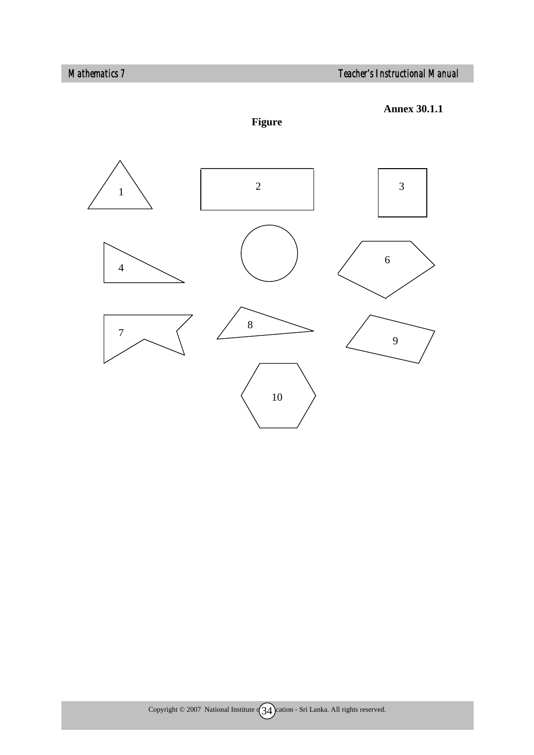**Annex 30.1.1**

**Figure**

1

2

3

4

6

7

8

9

10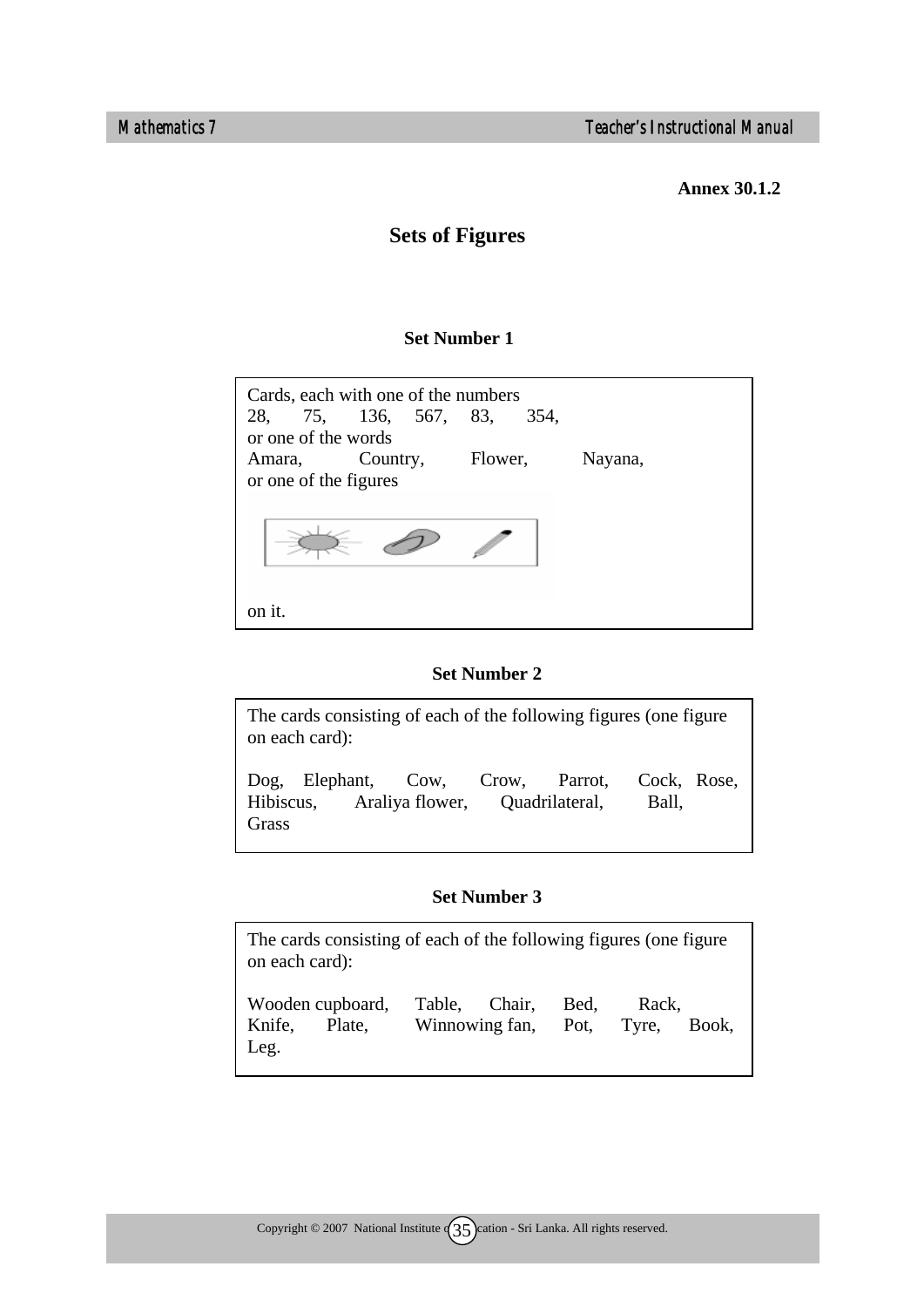**Annex 30.1.2**

## Sets of Figures

### Set Number 1

Cards, each with one of the numbers
28, 75, 136, 567, 83, 354,
or one of the words
Amara, Country, Flower, Nayana,
or one of the figures

on it.

### Set Number 2

The cards consisting of each of the following figures (one figure on each card):

Dog, Elephant, Cow, Crow, Parrot, Cock, Rose, Hibiscus, Araliya flower, Quadrilateral, Ball, Grass

### Set Number 3

The cards consisting of each of the following figures (one figure on each card):

Wooden cupboard, Table, Chair, Bed, Rack, Knife, Plate, Winnowing fan, Pot, Tyre, Book, Leg.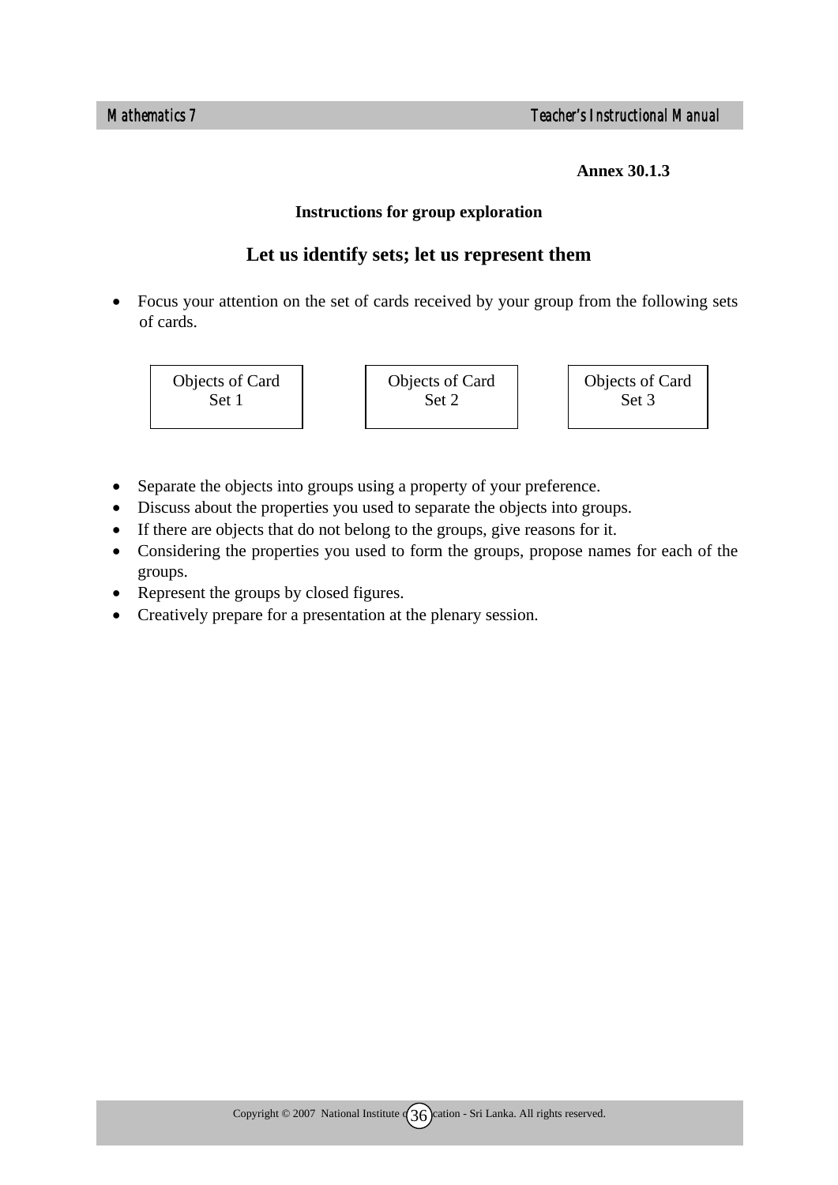**Annex 30.1.3**

**Instructions for group exploration**

## Let us identify sets; let us represent them

- Focus your attention on the set of cards received by your group from the following sets of cards.

| Objects of Card Set 1 | Objects of Card Set 2 | Objects of Card Set 3 |
|---|---|---|

- Separate the objects into groups using a property of your preference.
- Discuss about the properties you used to separate the objects into groups.
- If there are objects that do not belong to the groups, give reasons for it.
- Considering the properties you used to form the groups, propose names for each of the groups.
- Represent the groups by closed figures.
- Creatively prepare for a presentation at the plenary session.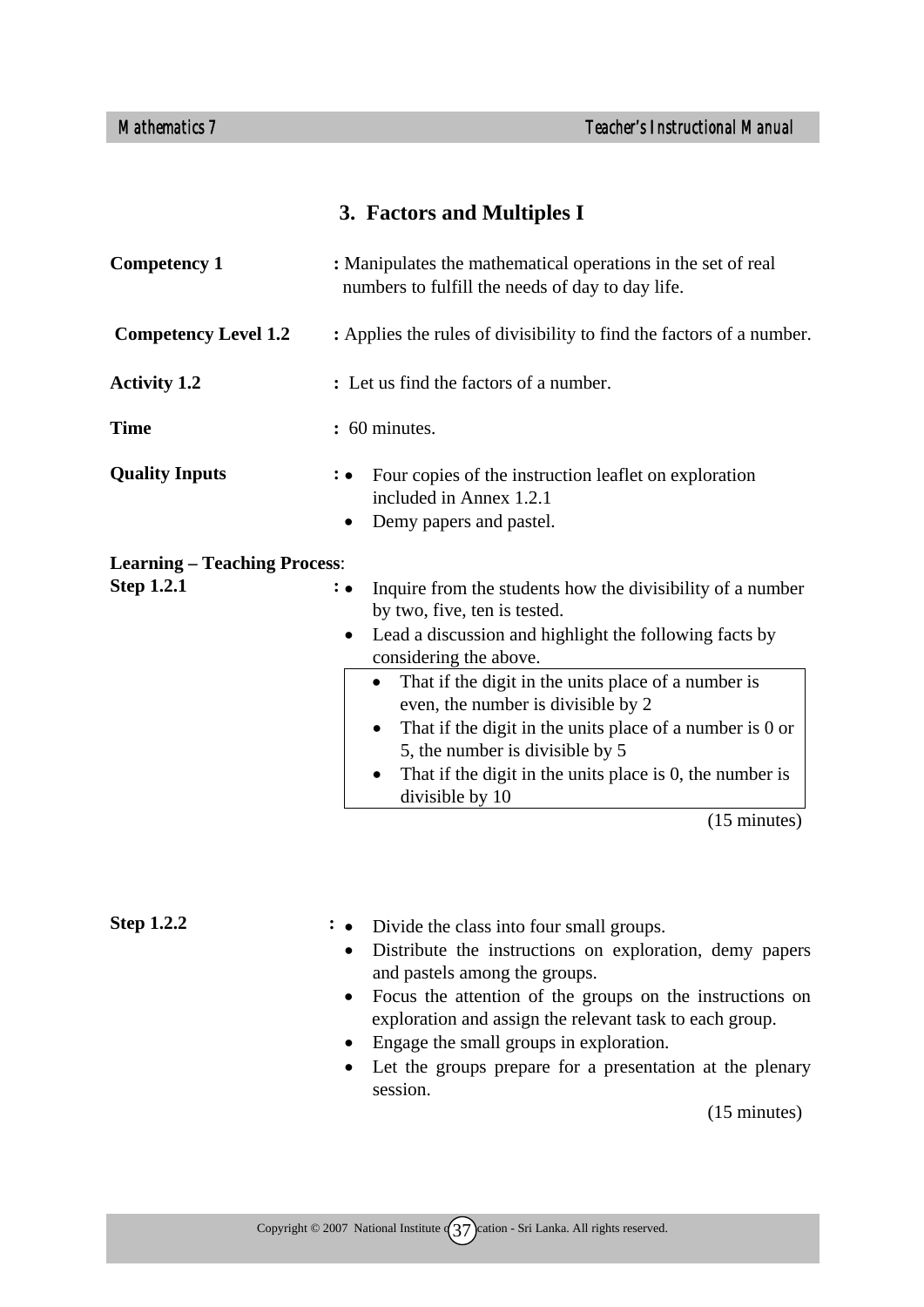## 3. Factors and Multiples I

**Competency 1** : Manipulates the mathematical operations in the set of real numbers to fulfill the needs of day to day life.

**Competency Level 1.2** : Applies the rules of divisibility to find the factors of a number.

**Activity 1.2** : Let us find the factors of a number.

**Time** : 60 minutes.

**Quality Inputs** :
- Four copies of the instruction leaflet on exploration included in Annex 1.2.1
- Demy papers and pastel.

**Learning – Teaching Process**:

**Step 1.2.1** :
- Inquire from the students how the divisibility of a number by two, five, ten is tested.
- Lead a discussion and highlight the following facts by considering the above.

> - That if the digit in the units place of a number is even, the number is divisible by 2
> - That if the digit in the units place of a number is 0 or 5, the number is divisible by 5
> - That if the digit in the units place is 0, the number is divisible by 10

(15 minutes)

**Step 1.2.2** :
- Divide the class into four small groups.
- Distribute the instructions on exploration, demy papers and pastels among the groups.
- Focus the attention of the groups on the instructions on exploration and assign the relevant task to each group.
- Engage the small groups in exploration.
- Let the groups prepare for a presentation at the plenary session.

(15 minutes)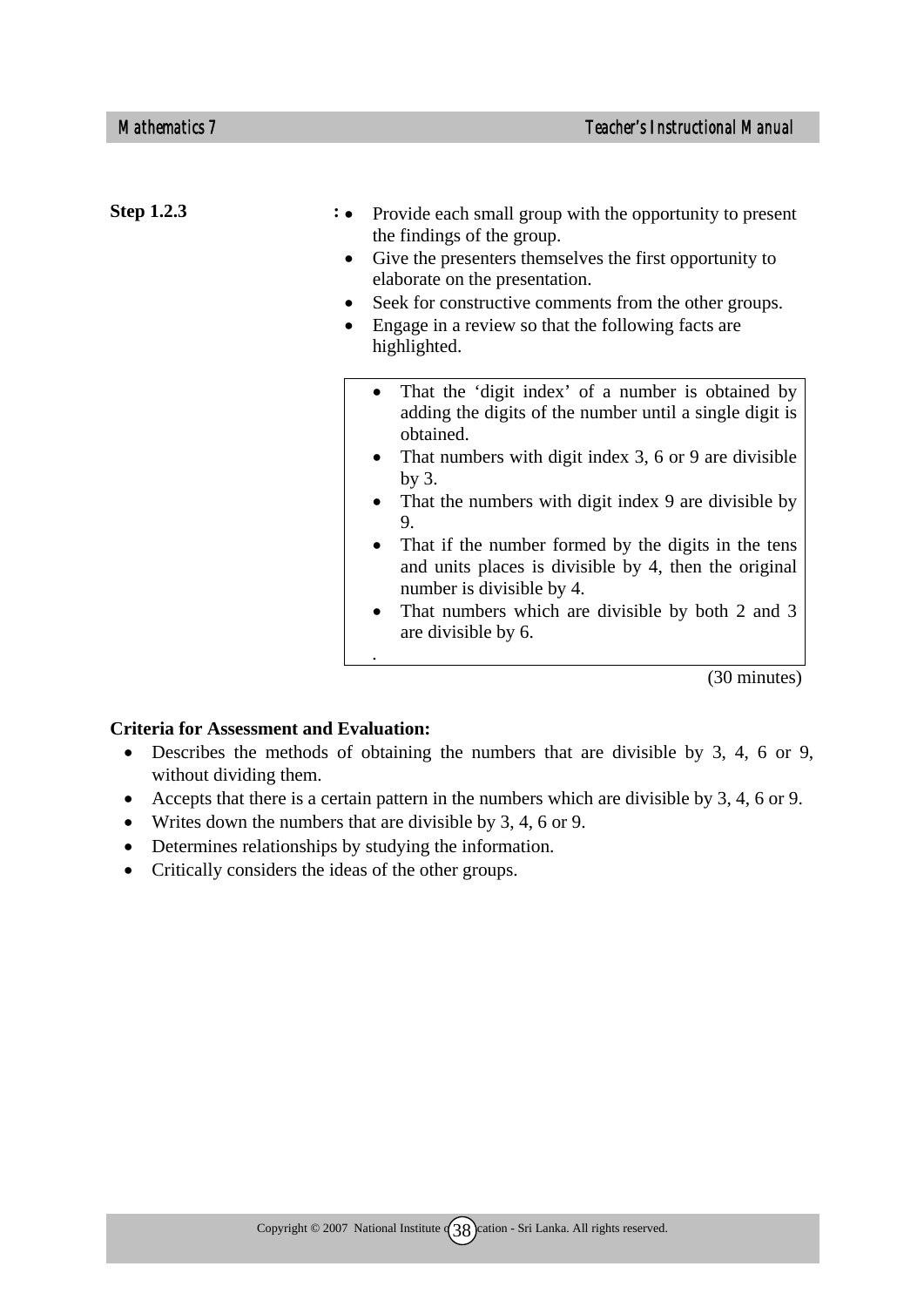**Step 1.2.3** :

- Provide each small group with the opportunity to present the findings of the group.
- Give the presenters themselves the first opportunity to elaborate on the presentation.
- Seek for constructive comments from the other groups.
- Engage in a review so that the following facts are highlighted.

> - That the 'digit index' of a number is obtained by adding the digits of the number until a single digit is obtained.
> - That numbers with digit index 3, 6 or 9 are divisible by 3.
> - That the numbers with digit index 9 are divisible by 9.
> - That if the number formed by the digits in the tens and units places is divisible by 4, then the original number is divisible by 4.
> - That numbers which are divisible by both 2 and 3 are divisible by 6.
>
> .

(30 minutes)

**Criteria for Assessment and Evaluation:**

- Describes the methods of obtaining the numbers that are divisible by 3, 4, 6 or 9, without dividing them.
- Accepts that there is a certain pattern in the numbers which are divisible by 3, 4, 6 or 9.
- Writes down the numbers that are divisible by 3, 4, 6 or 9.
- Determines relationships by studying the information.
- Critically considers the ideas of the other groups.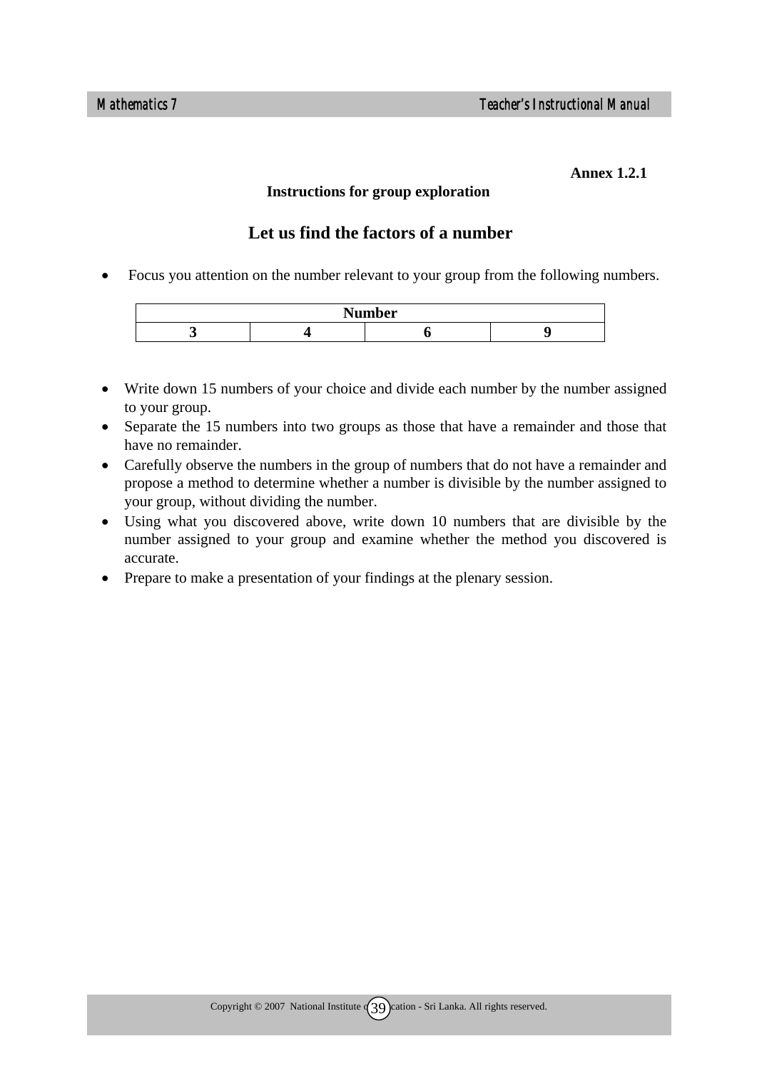**Annex 1.2.1**

**Instructions for group exploration**

## Let us find the factors of a number

- Focus you attention on the number relevant to your group from the following numbers.

| Number | | | |
|---|---|---|---|
| **3** | **4** | **6** | **9** |

- Write down 15 numbers of your choice and divide each number by the number assigned to your group.
- Separate the 15 numbers into two groups as those that have a remainder and those that have no remainder.
- Carefully observe the numbers in the group of numbers that do not have a remainder and propose a method to determine whether a number is divisible by the number assigned to your group, without dividing the number.
- Using what you discovered above, write down 10 numbers that are divisible by the number assigned to your group and examine whether the method you discovered is accurate.
- Prepare to make a presentation of your findings at the plenary session.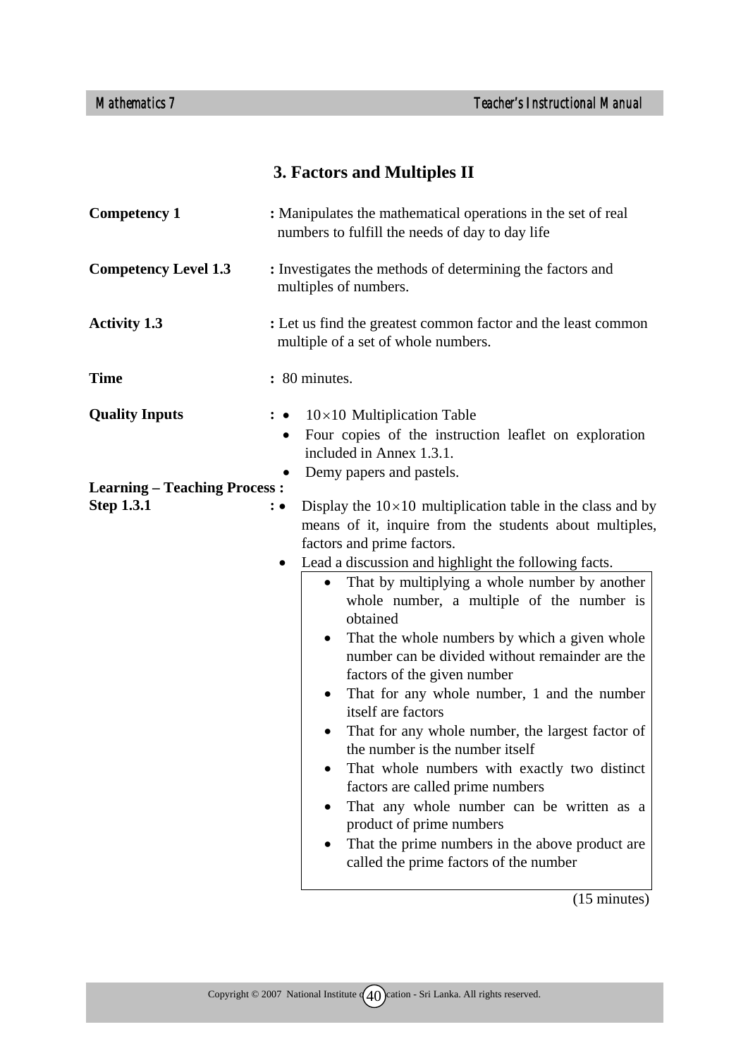## 3. Factors and Multiples II

**Competency 1** : Manipulates the mathematical operations in the set of real numbers to fulfill the needs of day to day life

**Competency Level 1.3** : Investigates the methods of determining the factors and multiples of numbers.

**Activity 1.3** : Let us find the greatest common factor and the least common multiple of a set of whole numbers.

**Time** : 80 minutes.

**Quality Inputs** :
- $10 \times 10$ Multiplication Table
- Four copies of the instruction leaflet on exploration included in Annex 1.3.1.
- Demy papers and pastels.

**Learning – Teaching Process :**

**Step 1.3.1** :
- Display the $10 \times 10$ multiplication table in the class and by means of it, inquire from the students about multiples, factors and prime factors.
- Lead a discussion and highlight the following facts.
  - That by multiplying a whole number by another whole number, a multiple of the number is obtained
  - That the whole numbers by which a given whole number can be divided without remainder are the factors of the given number
  - That for any whole number, 1 and the number itself are factors
  - That for any whole number, the largest factor of the number is the number itself
  - That whole numbers with exactly two distinct factors are called prime numbers
  - That any whole number can be written as a product of prime numbers
  - That the prime numbers in the above product are called the prime factors of the number

(15 minutes)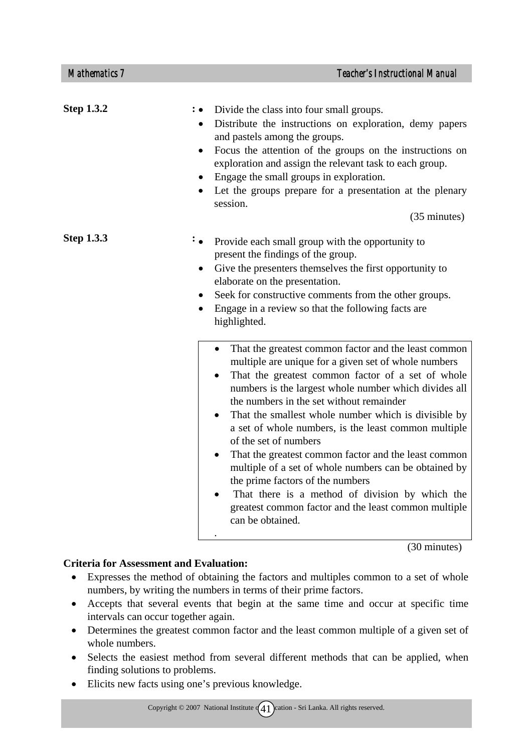**Step 1.3.2** :
- Divide the class into four small groups.
- Distribute the instructions on exploration, demy papers and pastels among the groups.
- Focus the attention of the groups on the instructions on exploration and assign the relevant task to each group.
- Engage the small groups in exploration.
- Let the groups prepare for a presentation at the plenary session.

(35 minutes)

**Step 1.3.3** :
- Provide each small group with the opportunity to present the findings of the group.
- Give the presenters themselves the first opportunity to elaborate on the presentation.
- Seek for constructive comments from the other groups.
- Engage in a review so that the following facts are highlighted.

> - That the greatest common factor and the least common multiple are unique for a given set of whole numbers
> - That the greatest common factor of a set of whole numbers is the largest whole number which divides all the numbers in the set without remainder
> - That the smallest whole number which is divisible by a set of whole numbers, is the least common multiple of the set of numbers
> - That the greatest common factor and the least common multiple of a set of whole numbers can be obtained by the prime factors of the numbers
> - That there is a method of division by which the greatest common factor and the least common multiple can be obtained.

(30 minutes)

**Criteria for Assessment and Evaluation:**

- Expresses the method of obtaining the factors and multiples common to a set of whole numbers, by writing the numbers in terms of their prime factors.
- Accepts that several events that begin at the same time and occur at specific time intervals can occur together again.
- Determines the greatest common factor and the least common multiple of a given set of whole numbers.
- Selects the easiest method from several different methods that can be applied, when finding solutions to problems.
- Elicits new facts using one's previous knowledge.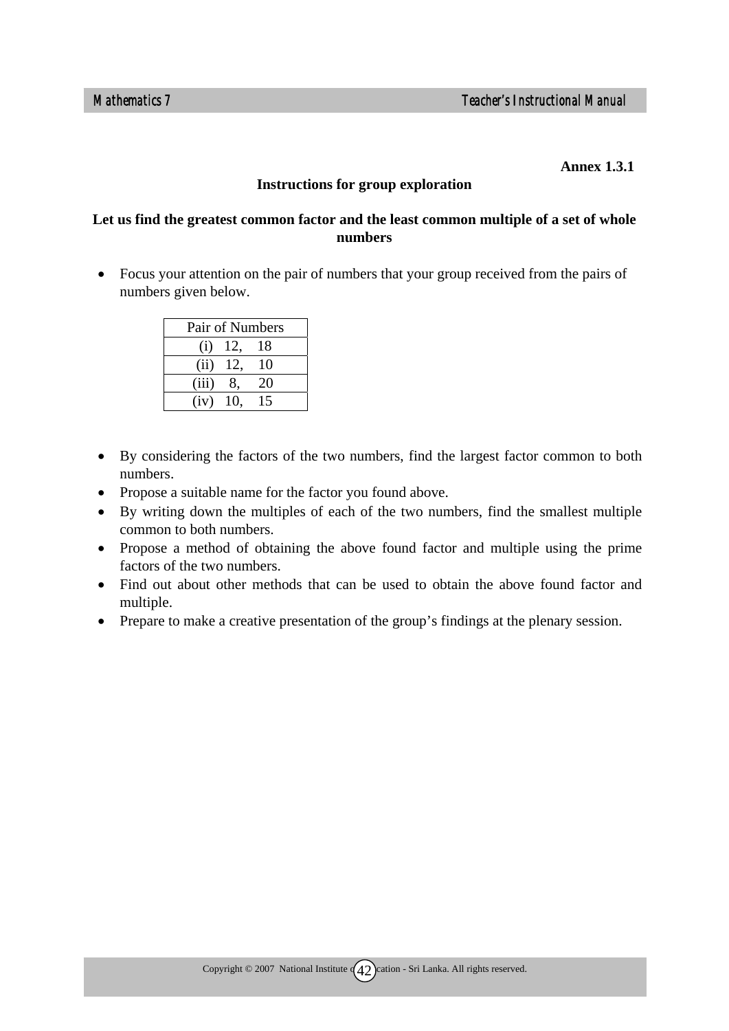**Annex 1.3.1**

## Instructions for group exploration

### Let us find the greatest common factor and the least common multiple of a set of whole numbers

- Focus your attention on the pair of numbers that your group received from the pairs of numbers given below.

| Pair of Numbers |
|---|
| (i) 12, 18 |
| (ii) 12, 10 |
| (iii) 8, 20 |
| (iv) 10, 15 |

- By considering the factors of the two numbers, find the largest factor common to both numbers.
- Propose a suitable name for the factor you found above.
- By writing down the multiples of each of the two numbers, find the smallest multiple common to both numbers.
- Propose a method of obtaining the above found factor and multiple using the prime factors of the two numbers.
- Find out about other methods that can be used to obtain the above found factor and multiple.
- Prepare to make a creative presentation of the group's findings at the plenary session.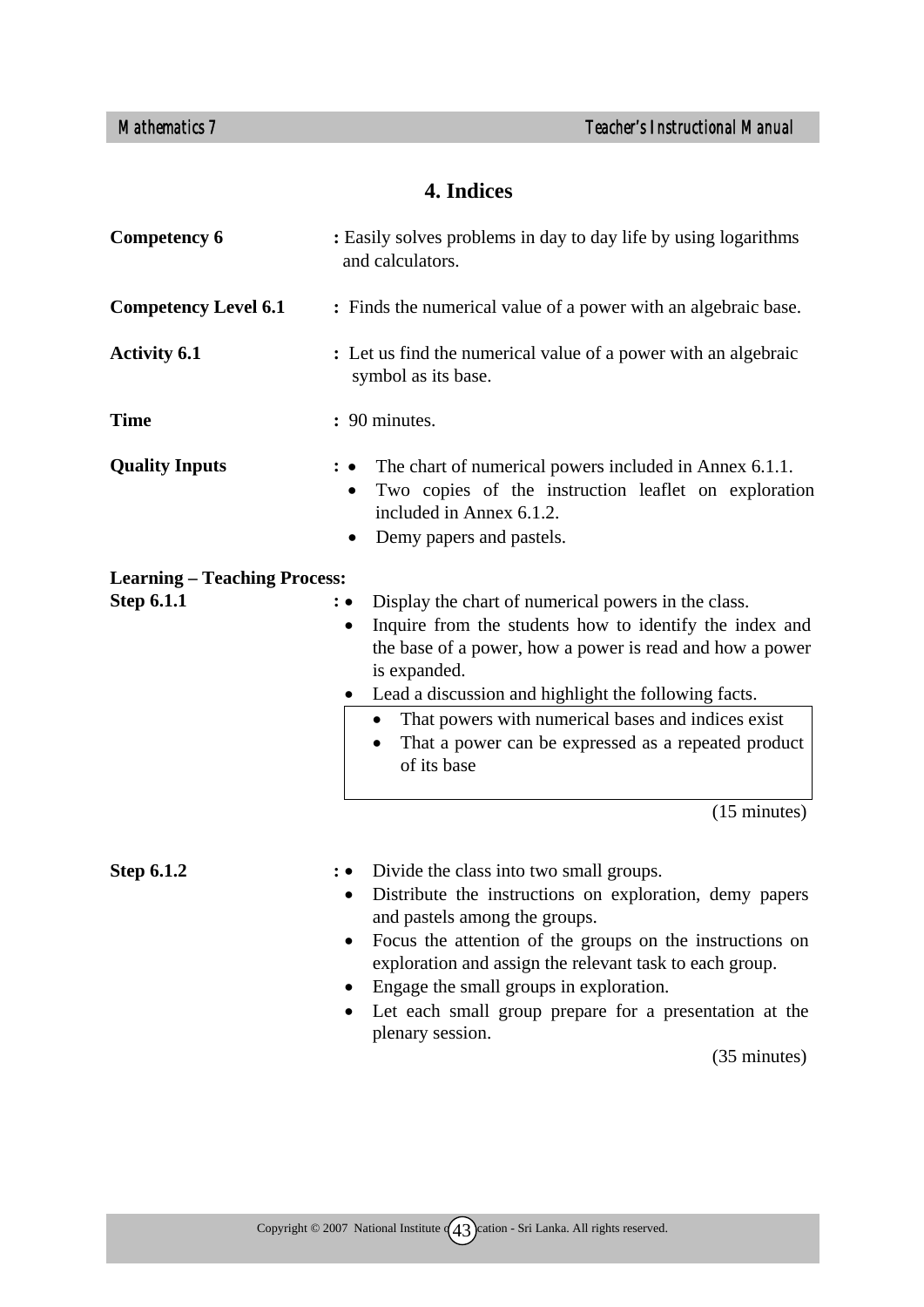# 4. Indices

**Competency 6** : Easily solves problems in day to day life by using logarithms and calculators.

**Competency Level 6.1** : Finds the numerical value of a power with an algebraic base.

**Activity 6.1** : Let us find the numerical value of a power with an algebraic symbol as its base.

**Time** : 90 minutes.

**Quality Inputs** :
- The chart of numerical powers included in Annex 6.1.1.
- Two copies of the instruction leaflet on exploration included in Annex 6.1.2.
- Demy papers and pastels.

**Learning – Teaching Process:**

**Step 6.1.1** :
- Display the chart of numerical powers in the class.
- Inquire from the students how to identify the index and the base of a power, how a power is read and how a power is expanded.
- Lead a discussion and highlight the following facts.

> - That powers with numerical bases and indices exist
> - That a power can be expressed as a repeated product of its base

(15 minutes)

**Step 6.1.2** :
- Divide the class into two small groups.
- Distribute the instructions on exploration, demy papers and pastels among the groups.
- Focus the attention of the groups on the instructions on exploration and assign the relevant task to each group.
- Engage the small groups in exploration.
- Let each small group prepare for a presentation at the plenary session.

(35 minutes)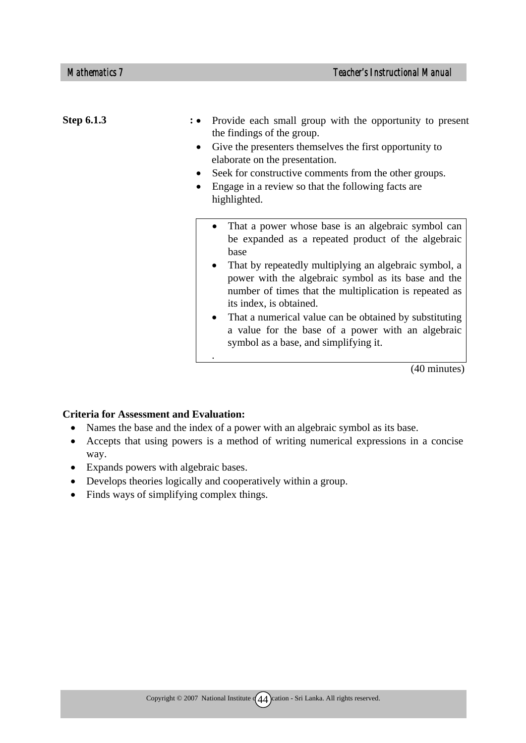**Step 6.1.3** :

- Provide each small group with the opportunity to present the findings of the group.
- Give the presenters themselves the first opportunity to elaborate on the presentation.
- Seek for constructive comments from the other groups.
- Engage in a review so that the following facts are highlighted.

> - That a power whose base is an algebraic symbol can be expanded as a repeated product of the algebraic base
> - That by repeatedly multiplying an algebraic symbol, a power with the algebraic symbol as its base and the number of times that the multiplication is repeated as its index, is obtained.
> - That a numerical value can be obtained by substituting a value for the base of a power with an algebraic symbol as a base, and simplifying it.
>
> .

(40 minutes)

**Criteria for Assessment and Evaluation:**

- Names the base and the index of a power with an algebraic symbol as its base.
- Accepts that using powers is a method of writing numerical expressions in a concise way.
- Expands powers with algebraic bases.
- Develops theories logically and cooperatively within a group.
- Finds ways of simplifying complex things.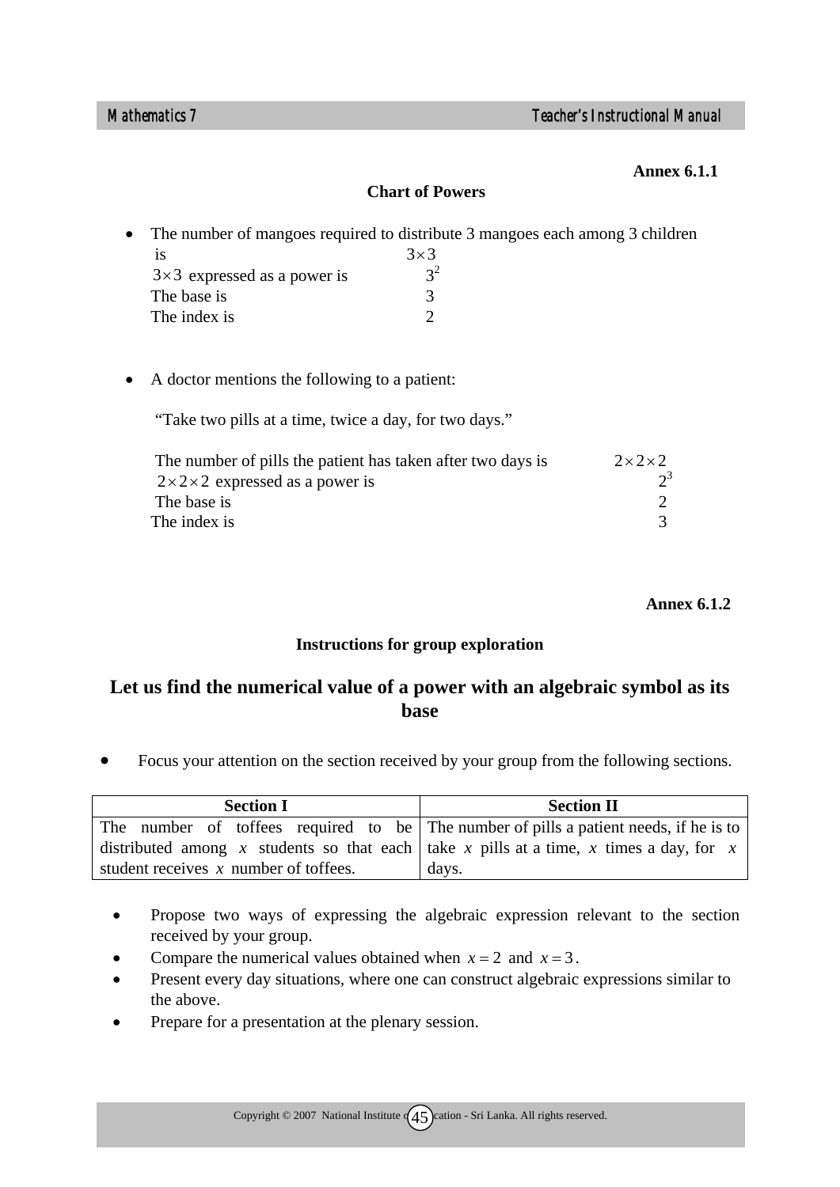**Annex 6.1.1**

**Chart of Powers**

- The number of mangoes required to distribute 3 mangoes each among 3 children is $3\times3$
  $3\times3$ expressed as a power is $3^2$
  The base is 3
  The index is 2

- A doctor mentions the following to a patient:

  "Take two pills at a time, twice a day, for two days."

  The number of pills the patient has taken after two days is $2\times2\times2$
  $2\times2\times2$ expressed as a power is $2^3$
  The base is 2
  The index is 3

**Annex 6.1.2**

**Instructions for group exploration**

## Let us find the numerical value of a power with an algebraic symbol as its base

- Focus your attention on the section received by your group from the following sections.

| Section I | Section II |
|---|---|
| The number of toffees required to be distributed among $x$ students so that each student receives $x$ number of toffees. | The number of pills a patient needs, if he is to take $x$ pills at a time, $x$ times a day, for $x$ days. |

- Propose two ways of expressing the algebraic expression relevant to the section received by your group.
- Compare the numerical values obtained when $x = 2$ and $x = 3$.
- Present every day situations, where one can construct algebraic expressions similar to the above.
- Prepare for a presentation at the plenary session.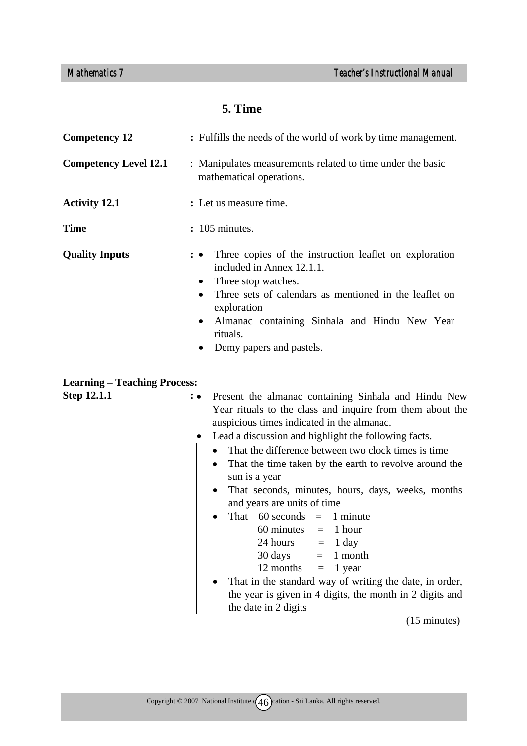## 5. Time

**Competency 12** : Fulfills the needs of the world of work by time management.

**Competency Level 12.1** : Manipulates measurements related to time under the basic mathematical operations.

**Activity 12.1** : Let us measure time.

**Time** : 105 minutes.

**Quality Inputs** :
- Three copies of the instruction leaflet on exploration included in Annex 12.1.1.
- Three stop watches.
- Three sets of calendars as mentioned in the leaflet on exploration
- Almanac containing Sinhala and Hindu New Year rituals.
- Demy papers and pastels.

**Learning – Teaching Process:**

**Step 12.1.1** :
- Present the almanac containing Sinhala and Hindu New Year rituals to the class and inquire from them about the auspicious times indicated in the almanac.
- Lead a discussion and highlight the following facts.

> - That the difference between two clock times is time
> - That the time taken by the earth to revolve around the sun is a year
> - That seconds, minutes, hours, days, weeks, months and years are units of time
> - That 60 seconds = 1 minute
>   - 60 minutes = 1 hour
>   - 24 hours = 1 day
>   - 30 days = 1 month
>   - 12 months = 1 year
> - That in the standard way of writing the date, in order, the year is given in 4 digits, the month in 2 digits and the date in 2 digits

(15 minutes)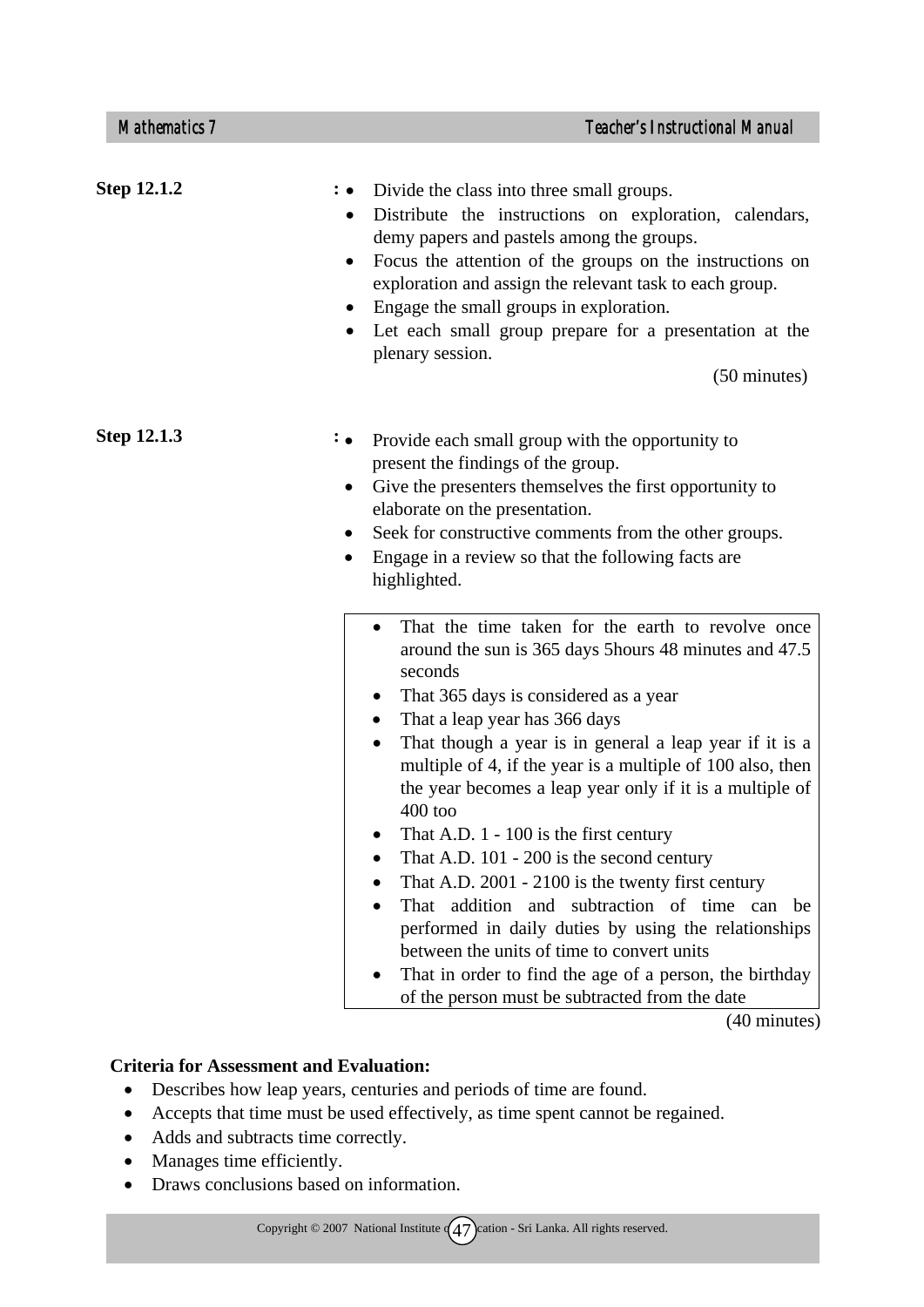**Step 12.1.2** :

- Divide the class into three small groups.
- Distribute the instructions on exploration, calendars, demy papers and pastels among the groups.
- Focus the attention of the groups on the instructions on exploration and assign the relevant task to each group.
- Engage the small groups in exploration.
- Let each small group prepare for a presentation at the plenary session.

(50 minutes)

**Step 12.1.3** :

- Provide each small group with the opportunity to present the findings of the group.
- Give the presenters themselves the first opportunity to elaborate on the presentation.
- Seek for constructive comments from the other groups.
- Engage in a review so that the following facts are highlighted.

> - That the time taken for the earth to revolve once around the sun is 365 days 5hours 48 minutes and 47.5 seconds
> - That 365 days is considered as a year
> - That a leap year has 366 days
> - That though a year is in general a leap year if it is a multiple of 4, if the year is a multiple of 100 also, then the year becomes a leap year only if it is a multiple of 400 too
> - That A.D. 1 - 100 is the first century
> - That A.D. 101 - 200 is the second century
> - That A.D. 2001 - 2100 is the twenty first century
> - That addition and subtraction of time can be performed in daily duties by using the relationships between the units of time to convert units
> - That in order to find the age of a person, the birthday of the person must be subtracted from the date

(40 minutes)

**Criteria for Assessment and Evaluation:**

- Describes how leap years, centuries and periods of time are found.
- Accepts that time must be used effectively, as time spent cannot be regained.
- Adds and subtracts time correctly.
- Manages time efficiently.
- Draws conclusions based on information.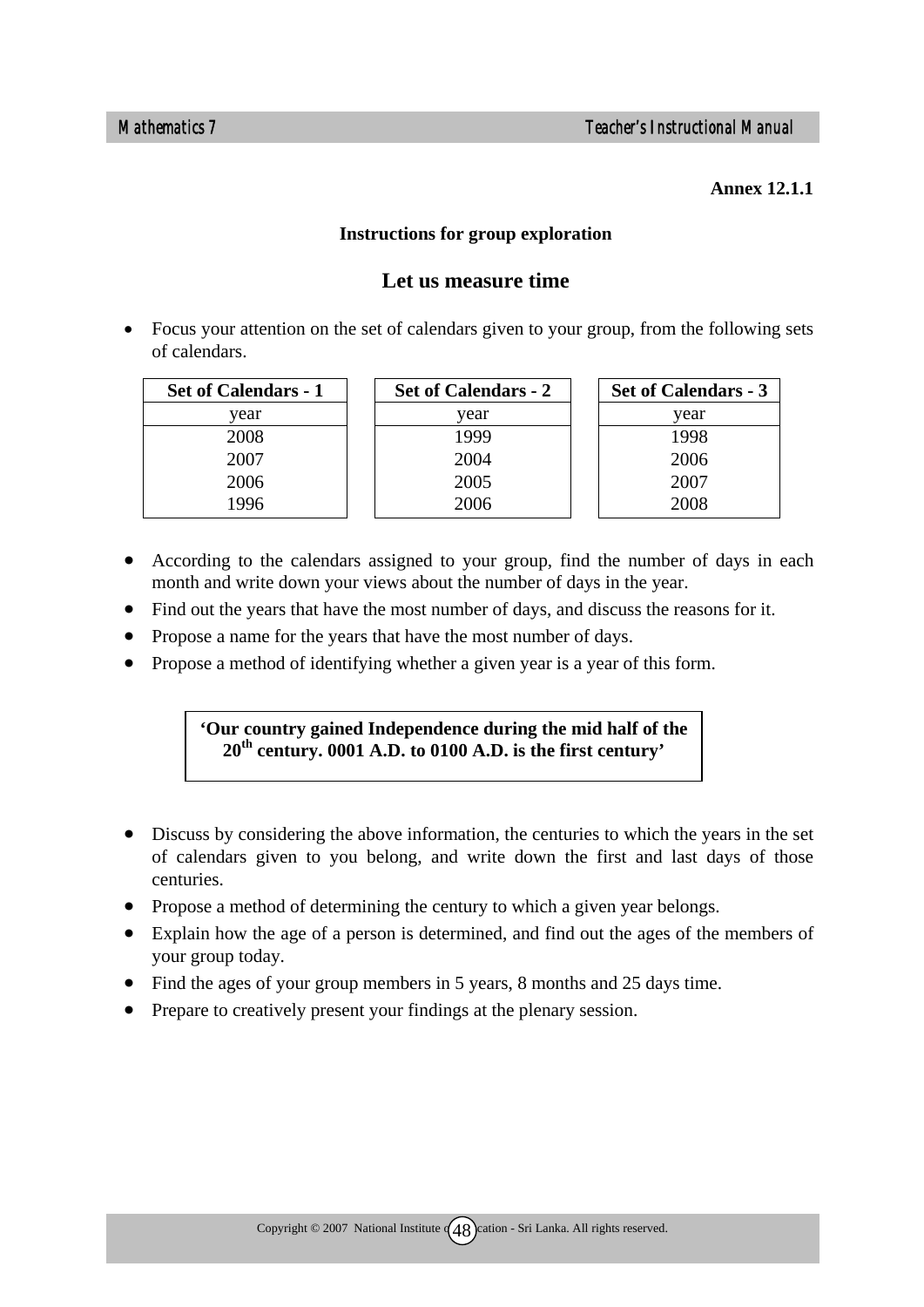**Annex 12.1.1**

**Instructions for group exploration**

## Let us measure time

- Focus your attention on the set of calendars given to your group, from the following sets of calendars.

| Set of Calendars - 1 |
|---|
| year |
| 2008 |
| 2007 |
| 2006 |
| 1996 |

| Set of Calendars - 2 |
|---|
| year |
| 1999 |
| 2004 |
| 2005 |
| 2006 |

| Set of Calendars - 3 |
|---|
| year |
| 1998 |
| 2006 |
| 2007 |
| 2008 |

- According to the calendars assigned to your group, find the number of days in each month and write down your views about the number of days in the year.
- Find out the years that have the most number of days, and discuss the reasons for it.
- Propose a name for the years that have the most number of days.
- Propose a method of identifying whether a given year is a year of this form.

> **'Our country gained Independence during the mid half of the $20^{th}$ century. 0001 A.D. to 0100 A.D. is the first century'**

- Discuss by considering the above information, the centuries to which the years in the set of calendars given to you belong, and write down the first and last days of those centuries.
- Propose a method of determining the century to which a given year belongs.
- Explain how the age of a person is determined, and find out the ages of the members of your group today.
- Find the ages of your group members in 5 years, 8 months and 25 days time.
- Prepare to creatively present your findings at the plenary session.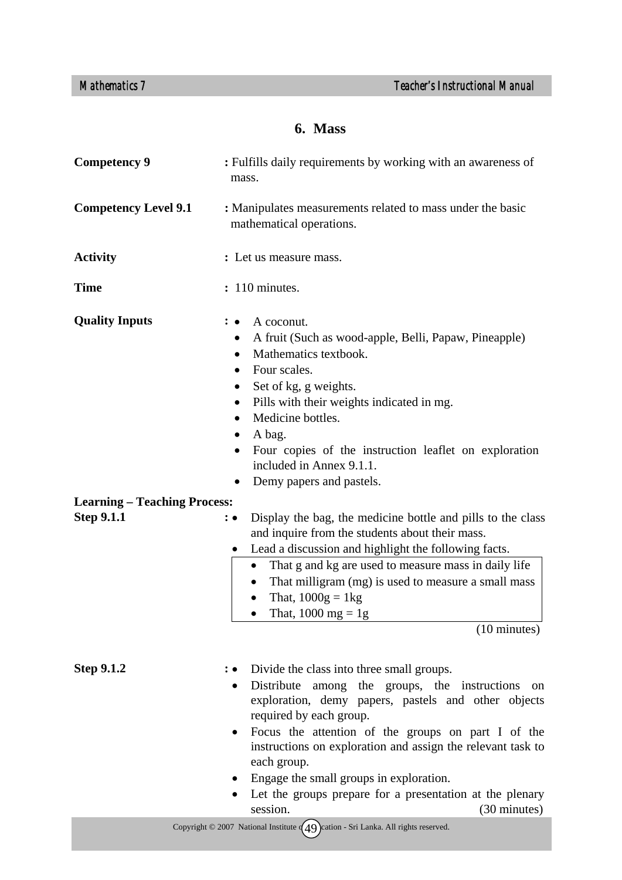## 6. Mass

**Competency 9** : Fulfills daily requirements by working with an awareness of mass.

**Competency Level 9.1** : Manipulates measurements related to mass under the basic mathematical operations.

**Activity** : Let us measure mass.

**Time** : 110 minutes.

**Quality Inputs** :

- A coconut.
- A fruit (Such as wood-apple, Belli, Papaw, Pineapple)
- Mathematics textbook.
- Four scales.
- Set of kg, g weights.
- Pills with their weights indicated in mg.
- Medicine bottles.
- A bag.
- Four copies of the instruction leaflet on exploration included in Annex 9.1.1.
- Demy papers and pastels.

**Learning – Teaching Process:**

**Step 9.1.1** :

- Display the bag, the medicine bottle and pills to the class and inquire from the students about their mass.
- Lead a discussion and highlight the following facts.

> - That g and kg are used to measure mass in daily life
> - That milligram (mg) is used to measure a small mass
> - That, 1000g = 1kg
> - That, 1000 mg = 1g

(10 minutes)

**Step 9.1.2** :

- Divide the class into three small groups.
- Distribute among the groups, the instructions on exploration, demy papers, pastels and other objects required by each group.
- Focus the attention of the groups on part I of the instructions on exploration and assign the relevant task to each group.
- Engage the small groups in exploration.
- Let the groups prepare for a presentation at the plenary session. (30 minutes)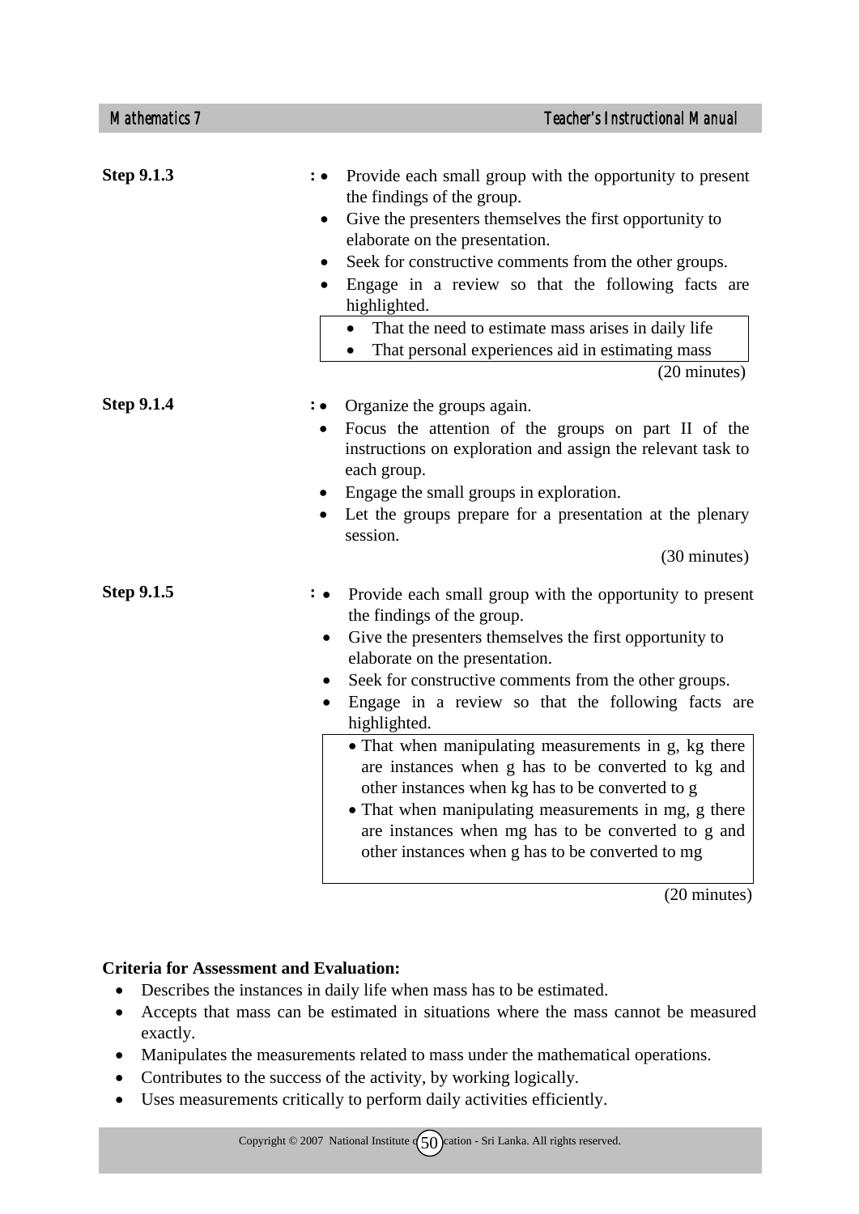**Step 9.1.3** :

- Provide each small group with the opportunity to present the findings of the group.
- Give the presenters themselves the first opportunity to elaborate on the presentation.
- Seek for constructive comments from the other groups.
- Engage in a review so that the following facts are highlighted.
    - That the need to estimate mass arises in daily life
    - That personal experiences aid in estimating mass

(20 minutes)

**Step 9.1.4** :

- Organize the groups again.
- Focus the attention of the groups on part II of the instructions on exploration and assign the relevant task to each group.
- Engage the small groups in exploration.
- Let the groups prepare for a presentation at the plenary session.

(30 minutes)

**Step 9.1.5** :

- Provide each small group with the opportunity to present the findings of the group.
- Give the presenters themselves the first opportunity to elaborate on the presentation.
- Seek for constructive comments from the other groups.
- Engage in a review so that the following facts are highlighted.
    - That when manipulating measurements in g, kg there are instances when g has to be converted to kg and other instances when kg has to be converted to g
    - That when manipulating measurements in mg, g there are instances when mg has to be converted to g and other instances when g has to be converted to mg

(20 minutes)

**Criteria for Assessment and Evaluation:**

- Describes the instances in daily life when mass has to be estimated.
- Accepts that mass can be estimated in situations where the mass cannot be measured exactly.
- Manipulates the measurements related to mass under the mathematical operations.
- Contributes to the success of the activity, by working logically.
- Uses measurements critically to perform daily activities efficiently.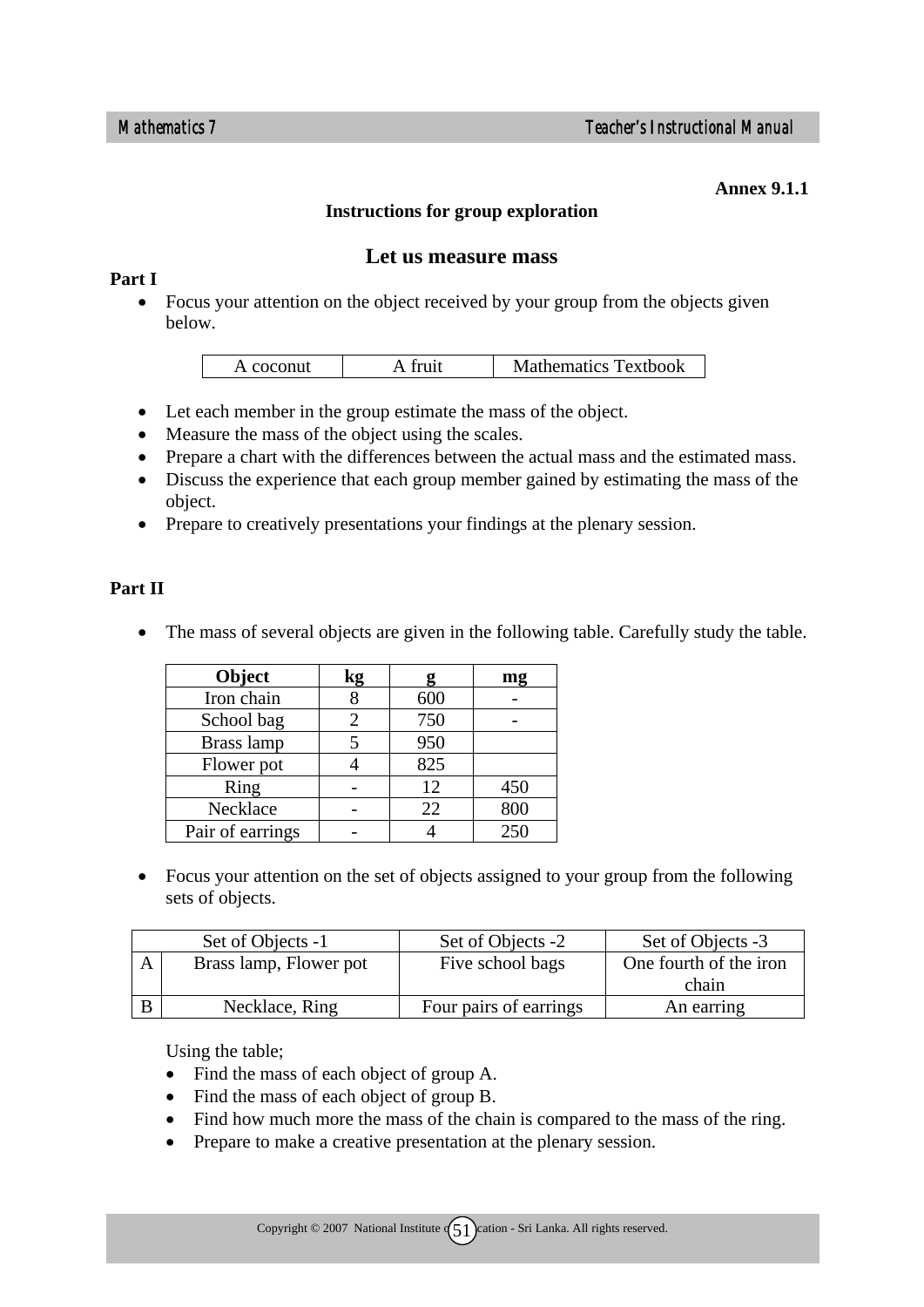**Annex 9.1.1**

**Instructions for group exploration**

## Let us measure mass

**Part I**

- Focus your attention on the object received by your group from the objects given below.

| A coconut | A fruit | Mathematics Textbook |
|---|---|---|

- Let each member in the group estimate the mass of the object.
- Measure the mass of the object using the scales.
- Prepare a chart with the differences between the actual mass and the estimated mass.
- Discuss the experience that each group member gained by estimating the mass of the object.
- Prepare to creatively presentations your findings at the plenary session.

**Part II**

- The mass of several objects are given in the following table. Carefully study the table.

| Object | kg | g | mg |
|---|---|---|---|
| Iron chain | 8 | 600 | - |
| School bag | 2 | 750 | - |
| Brass lamp | 5 | 950 | |
| Flower pot | 4 | 825 | |
| Ring | - | 12 | 450 |
| Necklace | - | 22 | 800 |
| Pair of earrings | - | 4 | 250 |

- Focus your attention on the set of objects assigned to your group from the following sets of objects.

| Set of Objects -1 | | Set of Objects -2 | Set of Objects -3 |
|---|---|---|---|
| A | Brass lamp, Flower pot | Five school bags | One fourth of the iron chain |
| B | Necklace, Ring | Four pairs of earrings | An earring |

Using the table;

- Find the mass of each object of group A.
- Find the mass of each object of group B.
- Find how much more the mass of the chain is compared to the mass of the ring.
- Prepare to make a creative presentation at the plenary session.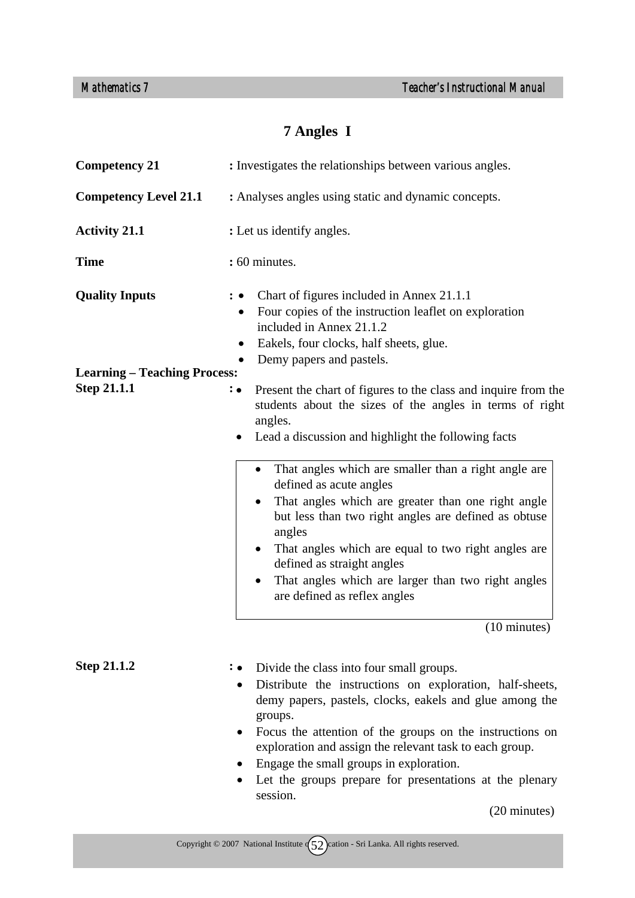# 7 Angles I

**Competency 21** : Investigates the relationships between various angles.

**Competency Level 21.1** : Analyses angles using static and dynamic concepts.

**Activity 21.1** : Let us identify angles.

**Time** : 60 minutes.

**Quality Inputs** :
- Chart of figures included in Annex 21.1.1
- Four copies of the instruction leaflet on exploration included in Annex 21.1.2
- Eakels, four clocks, half sheets, glue.
- Demy papers and pastels.

**Learning – Teaching Process:**

**Step 21.1.1** :
- Present the chart of figures to the class and inquire from the students about the sizes of the angles in terms of right angles.
- Lead a discussion and highlight the following facts

> - That angles which are smaller than a right angle are defined as acute angles
> - That angles which are greater than one right angle but less than two right angles are defined as obtuse angles
> - That angles which are equal to two right angles are defined as straight angles
> - That angles which are larger than two right angles are defined as reflex angles

(10 minutes)

**Step 21.1.2** :
- Divide the class into four small groups.
- Distribute the instructions on exploration, half-sheets, demy papers, pastels, clocks, eakels and glue among the groups.
- Focus the attention of the groups on the instructions on exploration and assign the relevant task to each group.
- Engage the small groups in exploration.
- Let the groups prepare for presentations at the plenary session.

(20 minutes)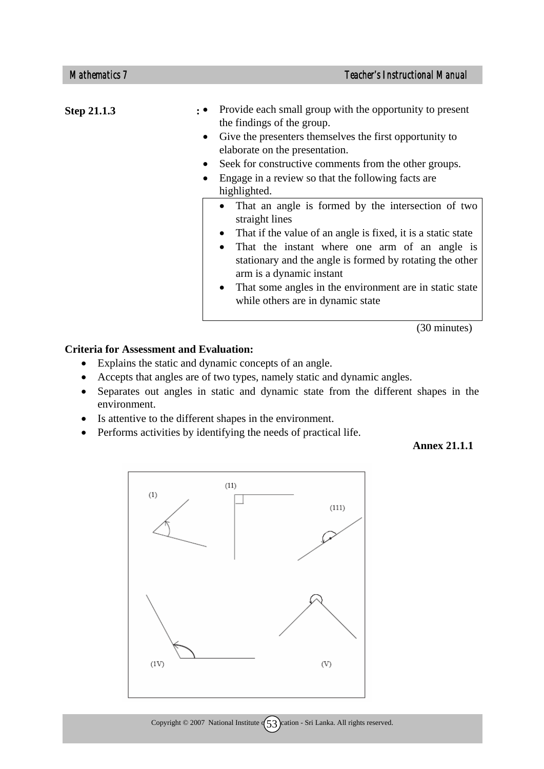**Step 21.1.3** :

- Provide each small group with the opportunity to present the findings of the group.
- Give the presenters themselves the first opportunity to elaborate on the presentation.
- Seek for constructive comments from the other groups.
- Engage in a review so that the following facts are highlighted.

> - That an angle is formed by the intersection of two straight lines
> - That if the value of an angle is fixed, it is a static state
> - That the instant where one arm of an angle is stationary and the angle is formed by rotating the other arm is a dynamic instant
> - That some angles in the environment are in static state while others are in dynamic state

(30 minutes)

**Criteria for Assessment and Evaluation:**

- Explains the static and dynamic concepts of an angle.
- Accepts that angles are of two types, namely static and dynamic angles.
- Separates out angles in static and dynamic state from the different shapes in the environment.
- Is attentive to the different shapes in the environment.
- Performs activities by identifying the needs of practical life.

**Annex 21.1.1**

(1) (11) (111) (1V) (V)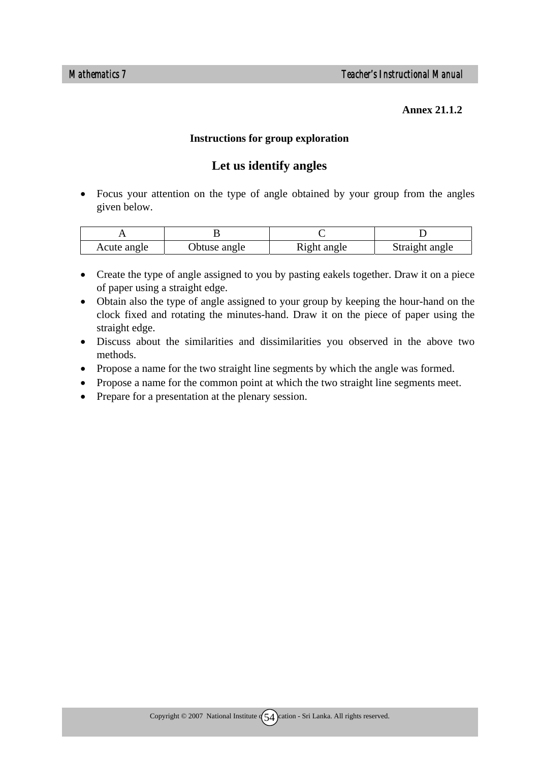**Annex 21.1.2**

**Instructions for group exploration**

## Let us identify angles

- Focus your attention on the type of angle obtained by your group from the angles given below.

| A | B | C | D |
|---|---|---|---|
| Acute angle | Obtuse angle | Right angle | Straight angle |

- Create the type of angle assigned to you by pasting eakels together. Draw it on a piece of paper using a straight edge.
- Obtain also the type of angle assigned to your group by keeping the hour-hand on the clock fixed and rotating the minutes-hand. Draw it on the piece of paper using the straight edge.
- Discuss about the similarities and dissimilarities you observed in the above two methods.
- Propose a name for the two straight line segments by which the angle was formed.
- Propose a name for the common point at which the two straight line segments meet.
- Prepare for a presentation at the plenary session.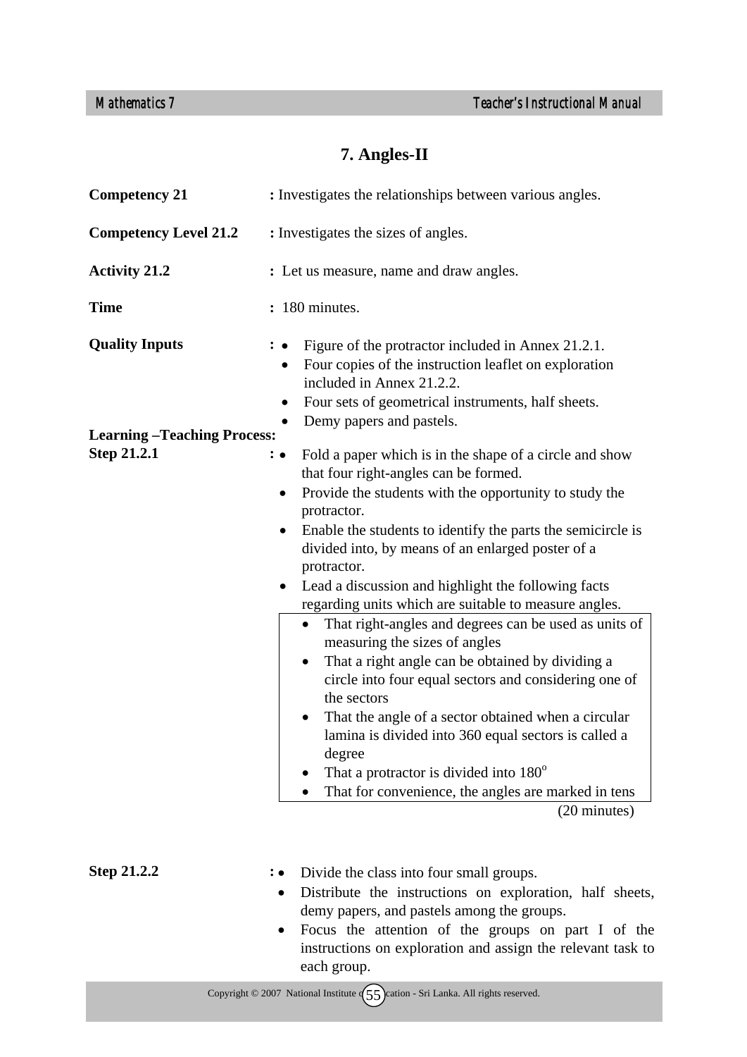# 7. Angles-II

**Competency 21** : Investigates the relationships between various angles.

**Competency Level 21.2** : Investigates the sizes of angles.

**Activity 21.2** : Let us measure, name and draw angles.

**Time** : 180 minutes.

**Quality Inputs** :
- Figure of the protractor included in Annex 21.2.1.
- Four copies of the instruction leaflet on exploration included in Annex 21.2.2.
- Four sets of geometrical instruments, half sheets.
- Demy papers and pastels.

**Learning –Teaching Process:**

**Step 21.2.1** :
- Fold a paper which is in the shape of a circle and show that four right-angles can be formed.
- Provide the students with the opportunity to study the protractor.
- Enable the students to identify the parts the semicircle is divided into, by means of an enlarged poster of a protractor.
- Lead a discussion and highlight the following facts regarding units which are suitable to measure angles.

> - That right-angles and degrees can be used as units of measuring the sizes of angles
> - That a right angle can be obtained by dividing a circle into four equal sectors and considering one of the sectors
> - That the angle of a sector obtained when a circular lamina is divided into 360 equal sectors is called a degree
> - That a protractor is divided into $180^o$
> - That for convenience, the angles are marked in tens

(20 minutes)

**Step 21.2.2** :
- Divide the class into four small groups.
- Distribute the instructions on exploration, half sheets, demy papers, and pastels among the groups.
- Focus the attention of the groups on part I of the instructions on exploration and assign the relevant task to each group.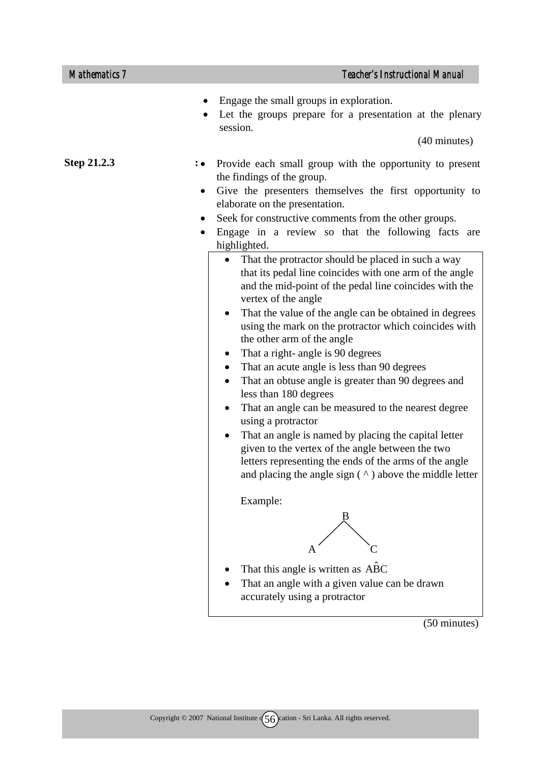- Engage the small groups in exploration.
- Let the groups prepare for a presentation at the plenary session.

(40 minutes)

**Step 21.2.3** :

- Provide each small group with the opportunity to present the findings of the group.
- Give the presenters themselves the first opportunity to elaborate on the presentation.
- Seek for constructive comments from the other groups.
- Engage in a review so that the following facts are highlighted.

  - That the protractor should be placed in such a way that its pedal line coincides with one arm of the angle and the mid-point of the pedal line coincides with the vertex of the angle
  - That the value of the angle can be obtained in degrees using the mark on the protractor which coincides with the other arm of the angle
  - That a right- angle is 90 degrees
  - That an acute angle is less than 90 degrees
  - That an obtuse angle is greater than 90 degrees and less than 180 degrees
  - That an angle can be measured to the nearest degree using a protractor
  - That an angle is named by placing the capital letter given to the vertex of the angle between the two letters representing the ends of the arms of the angle and placing the angle sign ( ^ ) above the middle letter

    Example:

    ```
          B
         / \
        A   C
    ```

  - That this angle is written as $A\hat{B}C$
  - That an angle with a given value can be drawn accurately using a protractor

(50 minutes)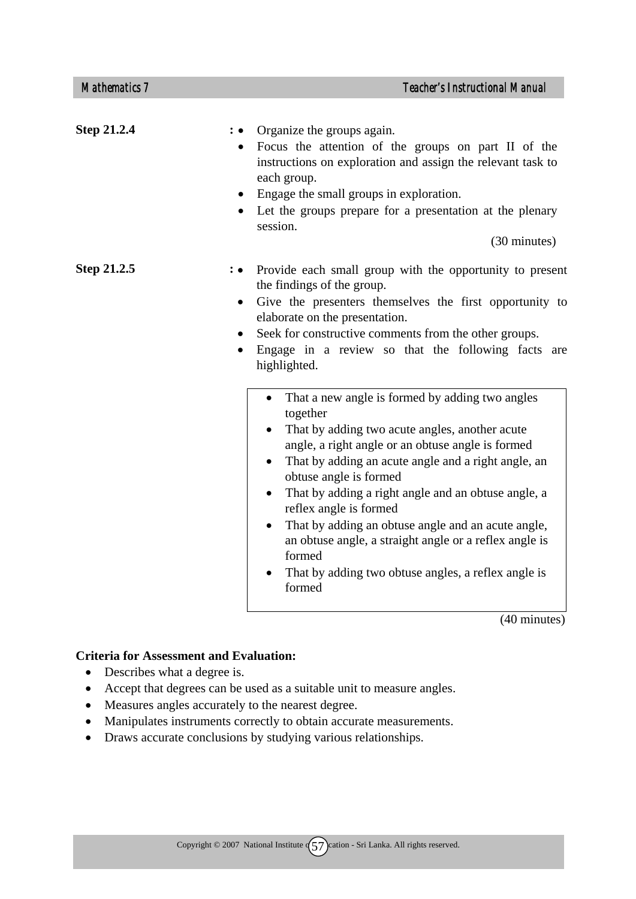**Step 21.2.4** :

- Organize the groups again.
- Focus the attention of the groups on part II of the instructions on exploration and assign the relevant task to each group.
- Engage the small groups in exploration.
- Let the groups prepare for a presentation at the plenary session.

(30 minutes)

**Step 21.2.5** :

- Provide each small group with the opportunity to present the findings of the group.
- Give the presenters themselves the first opportunity to elaborate on the presentation.
- Seek for constructive comments from the other groups.
- Engage in a review so that the following facts are highlighted.

> - That a new angle is formed by adding two angles together
> - That by adding two acute angles, another acute angle, a right angle or an obtuse angle is formed
> - That by adding an acute angle and a right angle, an obtuse angle is formed
> - That by adding a right angle and an obtuse angle, a reflex angle is formed
> - That by adding an obtuse angle and an acute angle, an obtuse angle, a straight angle or a reflex angle is formed
> - That by adding two obtuse angles, a reflex angle is formed

(40 minutes)

**Criteria for Assessment and Evaluation:**

- Describes what a degree is.
- Accept that degrees can be used as a suitable unit to measure angles.
- Measures angles accurately to the nearest degree.
- Manipulates instruments correctly to obtain accurate measurements.
- Draws accurate conclusions by studying various relationships.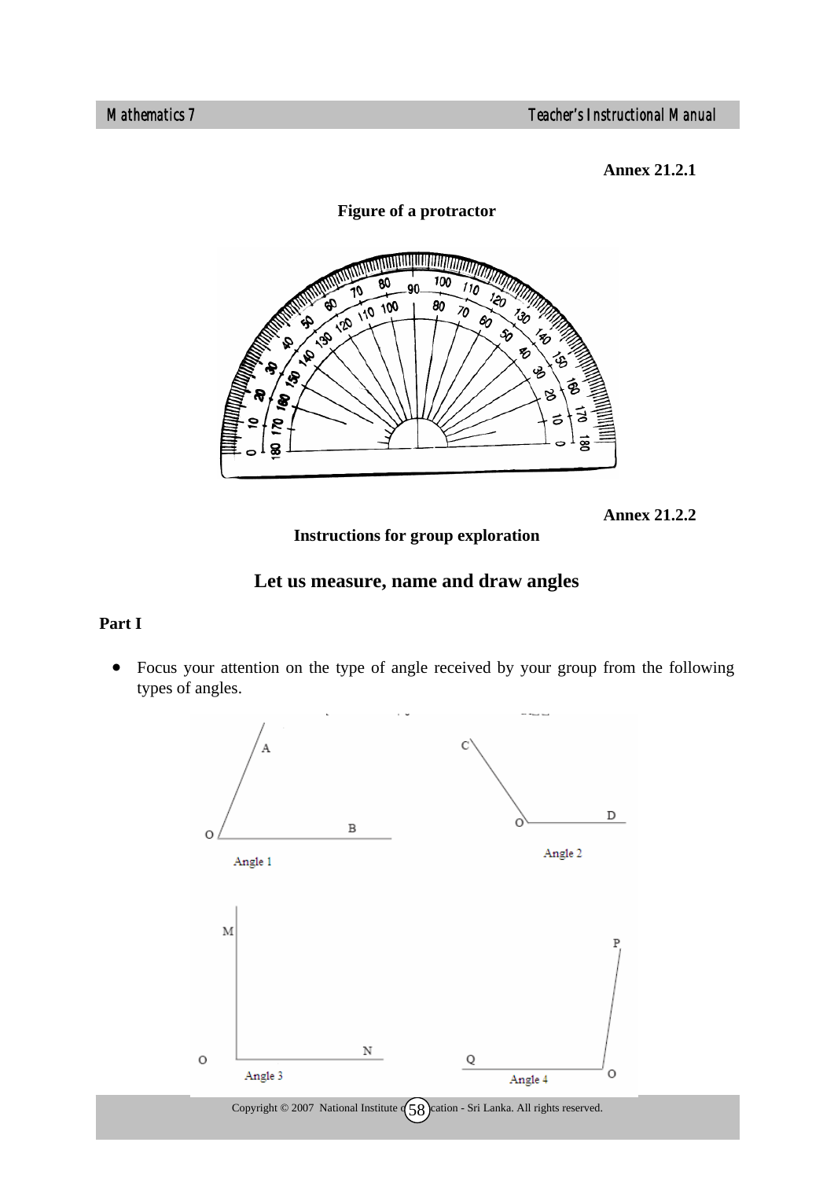**Annex 21.2.1**

**Figure of a protractor**

**Annex 21.2.2**

**Instructions for group exploration**

## Let us measure, name and draw angles

**Part I**

- Focus your attention on the type of angle received by your group from the following types of angles.

Angle 1

Angle 2

Angle 3

Angle 4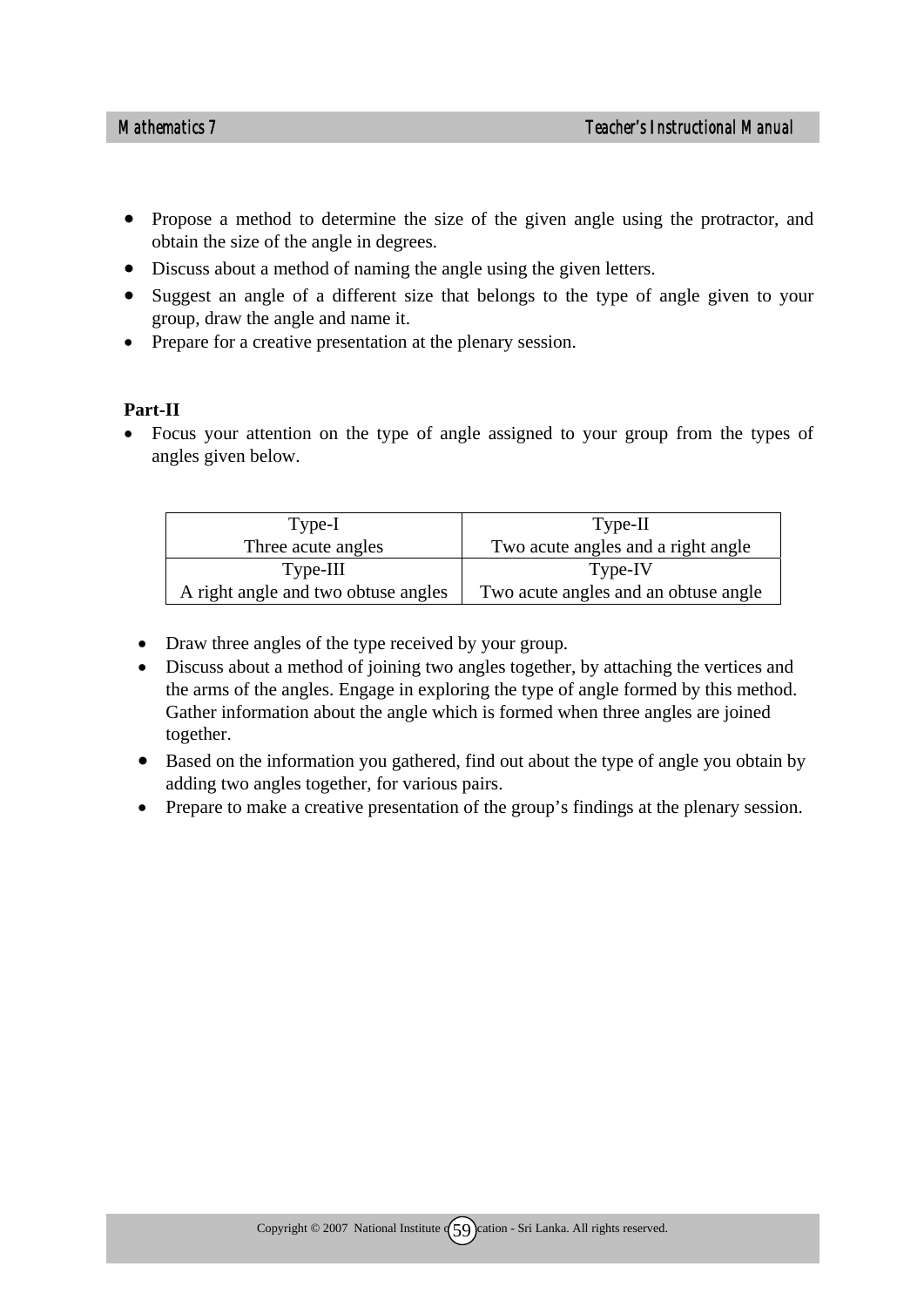- Propose a method to determine the size of the given angle using the protractor, and obtain the size of the angle in degrees.
- Discuss about a method of naming the angle using the given letters.
- Suggest an angle of a different size that belongs to the type of angle given to your group, draw the angle and name it.
- Prepare for a creative presentation at the plenary session.

**Part-II**

- Focus your attention on the type of angle assigned to your group from the types of angles given below.

| Type-I<br>Three acute angles | Type-II<br>Two acute angles and a right angle |
|---|---|
| Type-III<br>A right angle and two obtuse angles | Type-IV<br>Two acute angles and an obtuse angle |

- Draw three angles of the type received by your group.
- Discuss about a method of joining two angles together, by attaching the vertices and the arms of the angles. Engage in exploring the type of angle formed by this method. Gather information about the angle which is formed when three angles are joined together.
- Based on the information you gathered, find out about the type of angle you obtain by adding two angles together, for various pairs.
- Prepare to make a creative presentation of the group's findings at the plenary session.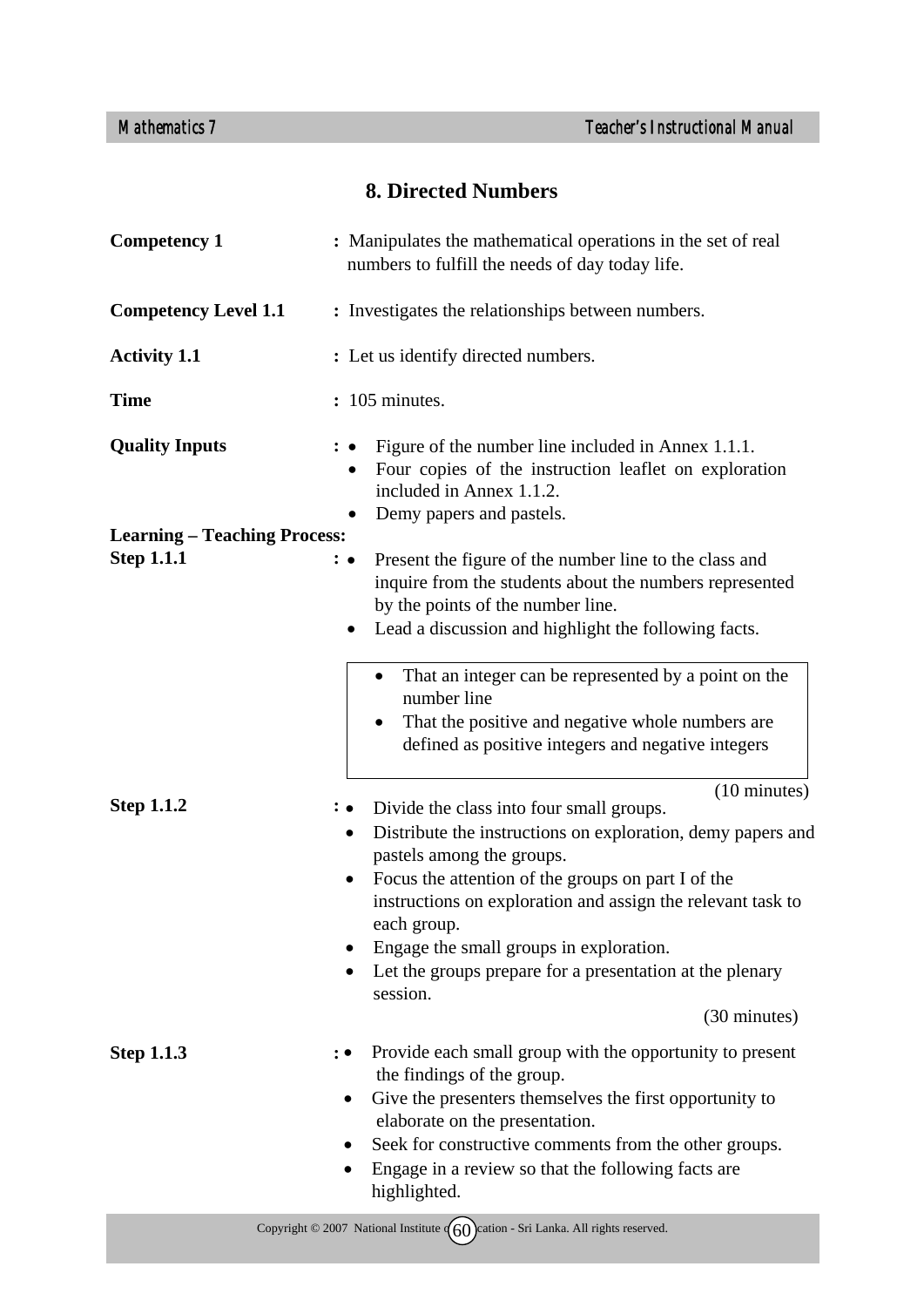## 8. Directed Numbers

**Competency 1** : Manipulates the mathematical operations in the set of real numbers to fulfill the needs of day today life.

**Competency Level 1.1** : Investigates the relationships between numbers.

**Activity 1.1** : Let us identify directed numbers.

**Time** : 105 minutes.

**Quality Inputs** :
- Figure of the number line included in Annex 1.1.1.
- Four copies of the instruction leaflet on exploration included in Annex 1.1.2.
- Demy papers and pastels.

**Learning – Teaching Process:**

**Step 1.1.1** :
- Present the figure of the number line to the class and inquire from the students about the numbers represented by the points of the number line.
- Lead a discussion and highlight the following facts.

> - That an integer can be represented by a point on the number line
> - That the positive and negative whole numbers are defined as positive integers and negative integers

(10 minutes)

**Step 1.1.2** :
- Divide the class into four small groups.
- Distribute the instructions on exploration, demy papers and pastels among the groups.
- Focus the attention of the groups on part I of the instructions on exploration and assign the relevant task to each group.
- Engage the small groups in exploration.
- Let the groups prepare for a presentation at the plenary session.

(30 minutes)

**Step 1.1.3** :
- Provide each small group with the opportunity to present the findings of the group.
- Give the presenters themselves the first opportunity to elaborate on the presentation.
- Seek for constructive comments from the other groups.
- Engage in a review so that the following facts are highlighted.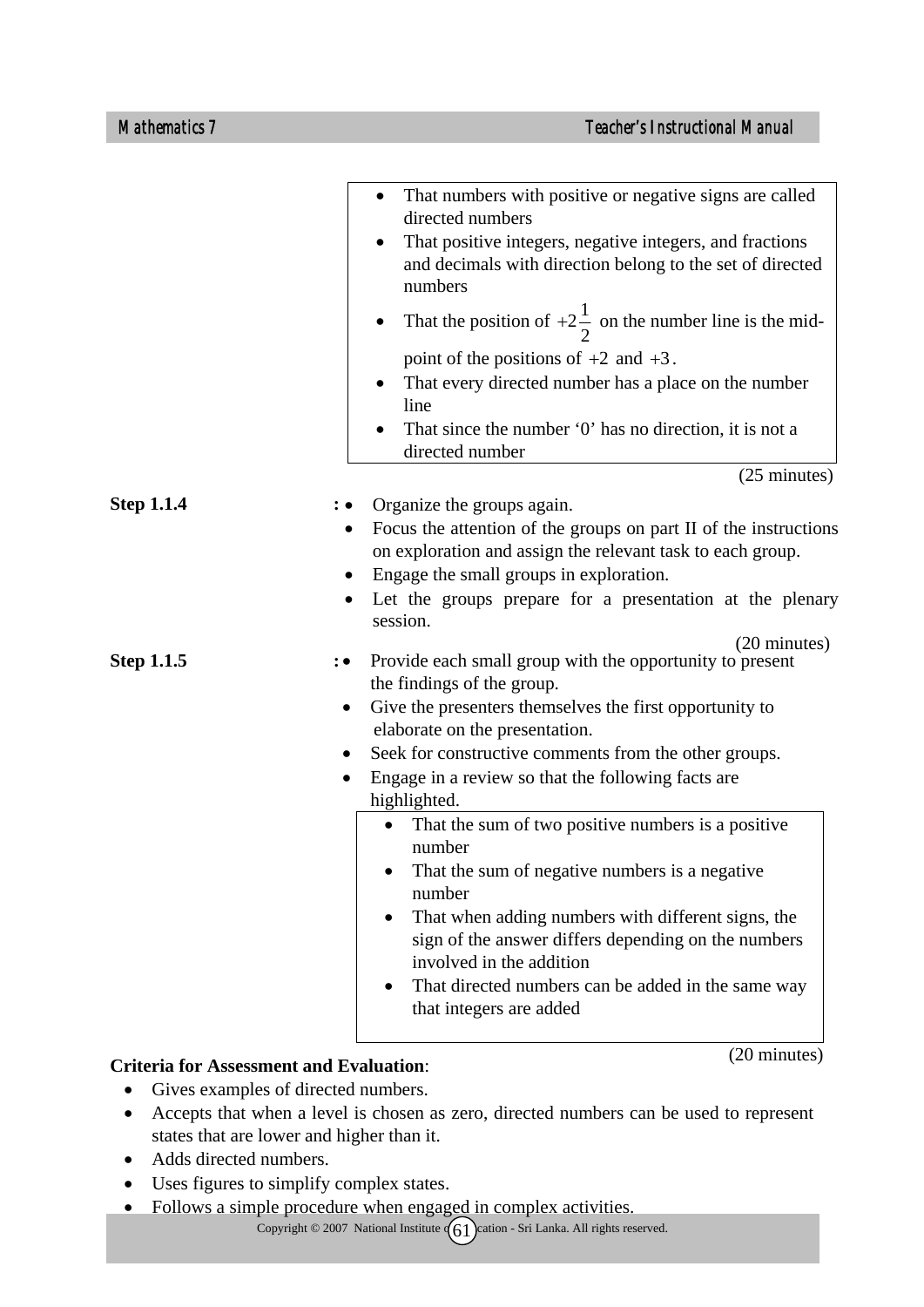- That numbers with positive or negative signs are called directed numbers
- That positive integers, negative integers, and fractions and decimals with direction belong to the set of directed numbers
- That the position of $+2\frac{1}{2}$ on the number line is the mid-point of the positions of $+2$ and $+3$.
- That every directed number has a place on the number line
- That since the number '0' has no direction, it is not a directed number

(25 minutes)

**Step 1.1.4** :
- Organize the groups again.
- Focus the attention of the groups on part II of the instructions on exploration and assign the relevant task to each group.
- Engage the small groups in exploration.
- Let the groups prepare for a presentation at the plenary session.

(20 minutes)

**Step 1.1.5** :
- Provide each small group with the opportunity to present the findings of the group.
- Give the presenters themselves the first opportunity to elaborate on the presentation.
- Seek for constructive comments from the other groups.
- Engage in a review so that the following facts are highlighted.

  - That the sum of two positive numbers is a positive number
  - That the sum of negative numbers is a negative number
  - That when adding numbers with different signs, the sign of the answer differs depending on the numbers involved in the addition
  - That directed numbers can be added in the same way that integers are added

(20 minutes)

**Criteria for Assessment and Evaluation**:

- Gives examples of directed numbers.
- Accepts that when a level is chosen as zero, directed numbers can be used to represent states that are lower and higher than it.
- Adds directed numbers.
- Uses figures to simplify complex states.
- Follows a simple procedure when engaged in complex activities.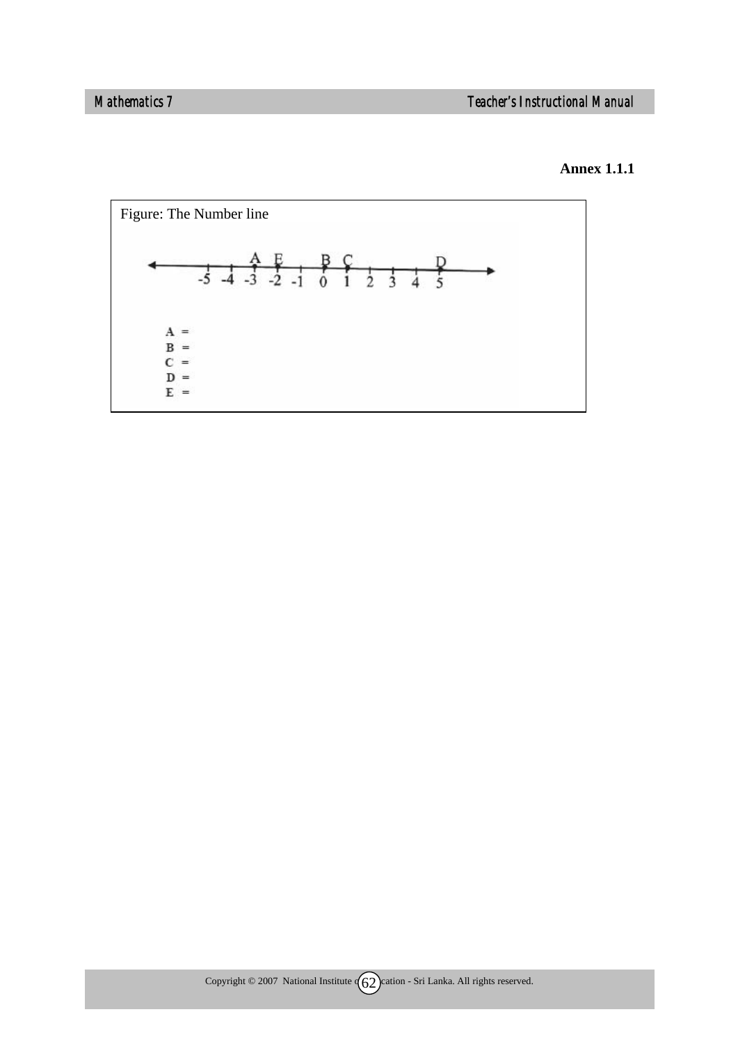**Annex 1.1.1**

Figure: The Number line

A, E, B, C, D marked on number line: -5 -4 -3 -2 -1 0 1 2 3 4 5

A =
B =
C =
D =
E =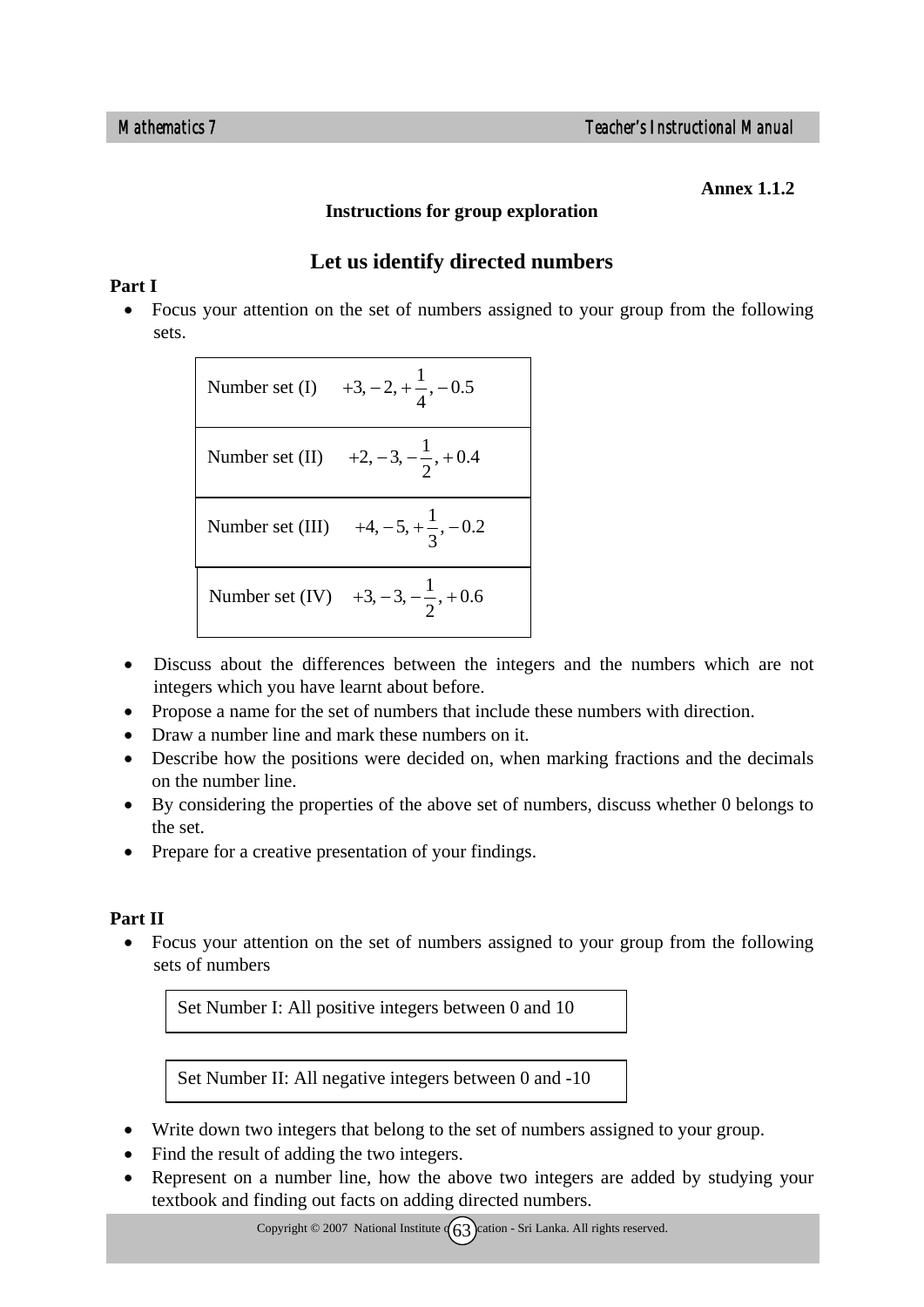**Annex 1.1.2**

**Instructions for group exploration**

## Let us identify directed numbers

**Part I**

- Focus your attention on the set of numbers assigned to your group from the following sets.

| |
|---|
| Number set (I) $+3, -2, +\frac{1}{4}, -0.5$ |
| Number set (II) $+2, -3, -\frac{1}{2}, +0.4$ |
| Number set (III) $+4, -5, +\frac{1}{3}, -0.2$ |
| Number set (IV) $+3, -3, -\frac{1}{2}, +0.6$ |

- Discuss about the differences between the integers and the numbers which are not integers which you have learnt about before.
- Propose a name for the set of numbers that include these numbers with direction.
- Draw a number line and mark these numbers on it.
- Describe how the positions were decided on, when marking fractions and the decimals on the number line.
- By considering the properties of the above set of numbers, discuss whether 0 belongs to the set.
- Prepare for a creative presentation of your findings.

**Part II**

- Focus your attention on the set of numbers assigned to your group from the following sets of numbers

| |
|---|
| Set Number I: All positive integers between 0 and 10 |

| |
|---|
| Set Number II: All negative integers between 0 and -10 |

- Write down two integers that belong to the set of numbers assigned to your group.
- Find the result of adding the two integers.
- Represent on a number line, how the above two integers are added by studying your textbook and finding out facts on adding directed numbers.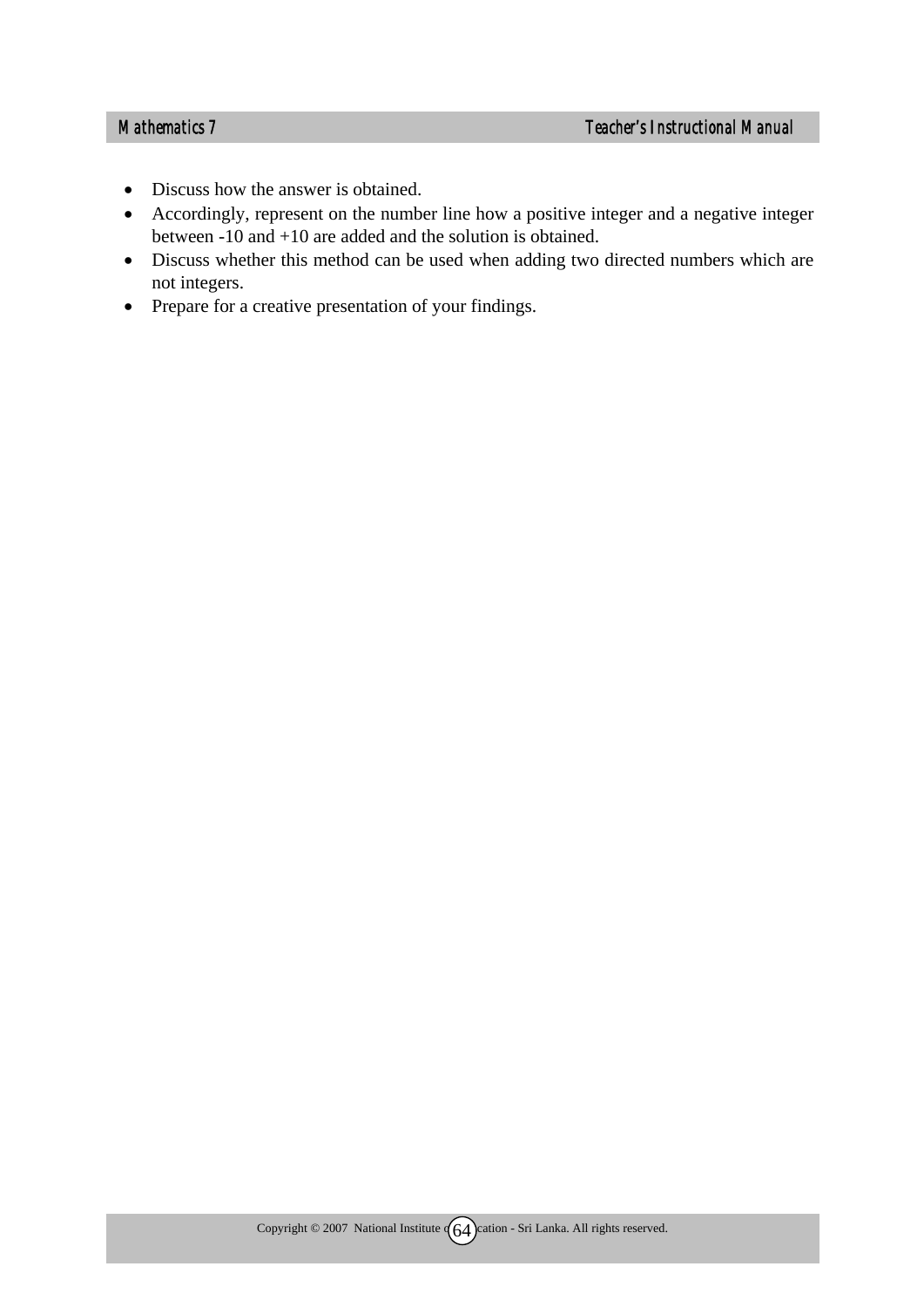- Discuss how the answer is obtained.
- Accordingly, represent on the number line how a positive integer and a negative integer between -10 and +10 are added and the solution is obtained.
- Discuss whether this method can be used when adding two directed numbers which are not integers.
- Prepare for a creative presentation of your findings.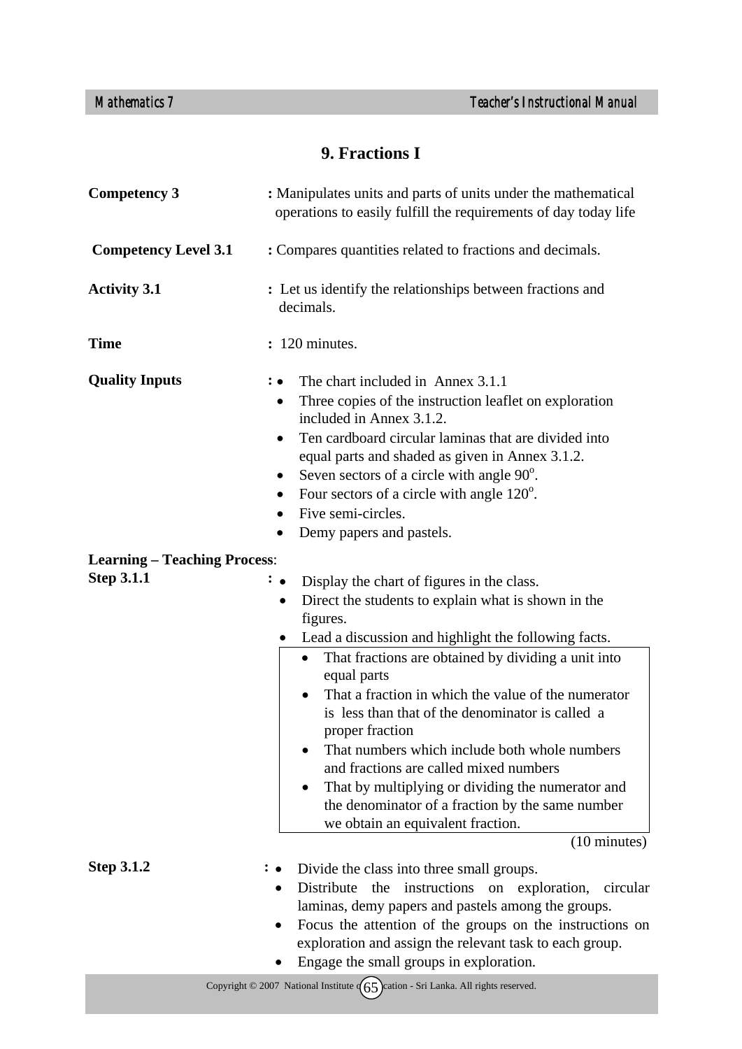# 9. Fractions I

**Competency 3** : Manipulates units and parts of units under the mathematical operations to easily fulfill the requirements of day today life

**Competency Level 3.1** : Compares quantities related to fractions and decimals.

**Activity 3.1** : Let us identify the relationships between fractions and decimals.

**Time** : 120 minutes.

**Quality Inputs** :
- The chart included in Annex 3.1.1
- Three copies of the instruction leaflet on exploration included in Annex 3.1.2.
- Ten cardboard circular laminas that are divided into equal parts and shaded as given in Annex 3.1.2.
- Seven sectors of a circle with angle $90^o$.
- Four sectors of a circle with angle $120^o$.
- Five semi-circles.
- Demy papers and pastels.

**Learning – Teaching Process**:

**Step 3.1.1** :
- Display the chart of figures in the class.
- Direct the students to explain what is shown in the figures.
- Lead a discussion and highlight the following facts.

> - That fractions are obtained by dividing a unit into equal parts
> - That a fraction in which the value of the numerator is less than that of the denominator is called a proper fraction
> - That numbers which include both whole numbers and fractions are called mixed numbers
> - That by multiplying or dividing the numerator and the denominator of a fraction by the same number we obtain an equivalent fraction.

(10 minutes)

**Step 3.1.2** :
- Divide the class into three small groups.
- Distribute the instructions on exploration, circular laminas, demy papers and pastels among the groups.
- Focus the attention of the groups on the instructions on exploration and assign the relevant task to each group.
- Engage the small groups in exploration.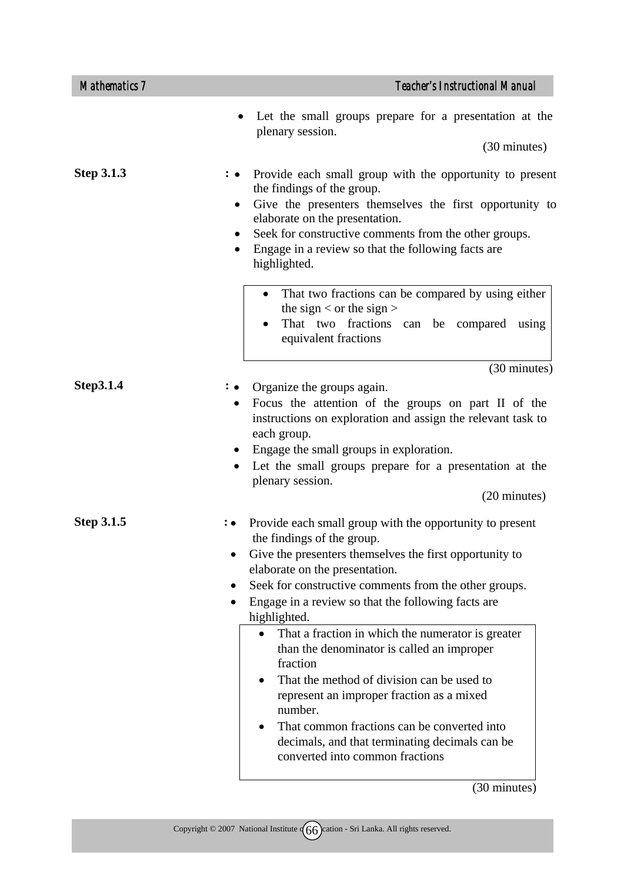- Let the small groups prepare for a presentation at the plenary session.

(30 minutes)

**Step 3.1.3** :
- Provide each small group with the opportunity to present the findings of the group.
- Give the presenters themselves the first opportunity to elaborate on the presentation.
- Seek for constructive comments from the other groups.
- Engage in a review so that the following facts are highlighted.

> - That two fractions can be compared by using either the sign < or the sign >
> - That two fractions can be compared using equivalent fractions

(30 minutes)

**Step3.1.4** :
- Organize the groups again.
- Focus the attention of the groups on part II of the instructions on exploration and assign the relevant task to each group.
- Engage the small groups in exploration.
- Let the small groups prepare for a presentation at the plenary session.

(20 minutes)

**Step 3.1.5** :
- Provide each small group with the opportunity to present the findings of the group.
- Give the presenters themselves the first opportunity to elaborate on the presentation.
- Seek for constructive comments from the other groups.
- Engage in a review so that the following facts are highlighted.

> - That a fraction in which the numerator is greater than the denominator is called an improper fraction
> - That the method of division can be used to represent an improper fraction as a mixed number.
> - That common fractions can be converted into decimals, and that terminating decimals can be converted into common fractions

(30 minutes)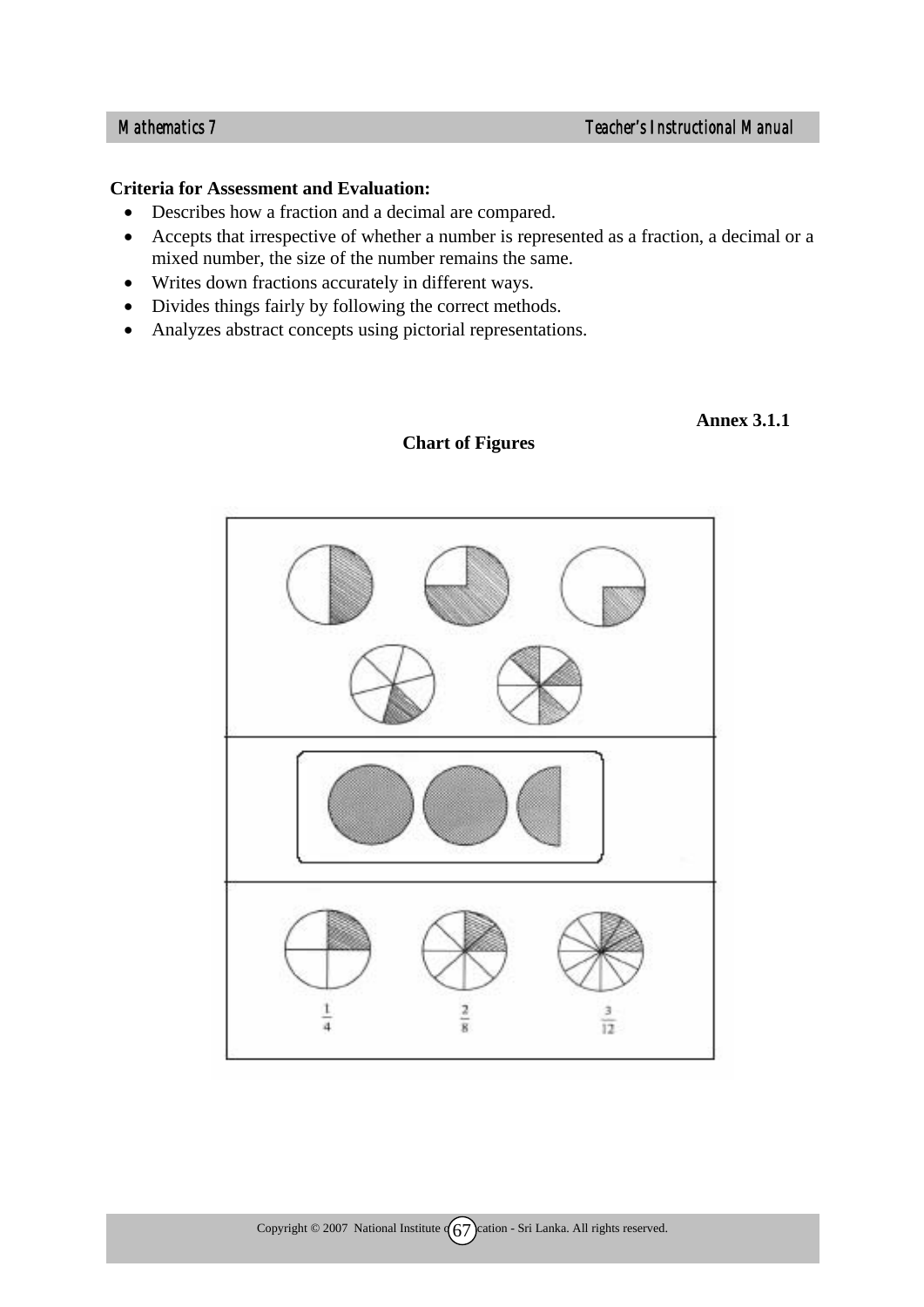**Criteria for Assessment and Evaluation:**

- Describes how a fraction and a decimal are compared.
- Accepts that irrespective of whether a number is represented as a fraction, a decimal or a mixed number, the size of the number remains the same.
- Writes down fractions accurately in different ways.
- Divides things fairly by following the correct methods.
- Analyzes abstract concepts using pictorial representations.

**Annex 3.1.1**

**Chart of Figures**

$\frac{1}{4}$ $\frac{2}{8}$ $\frac{3}{12}$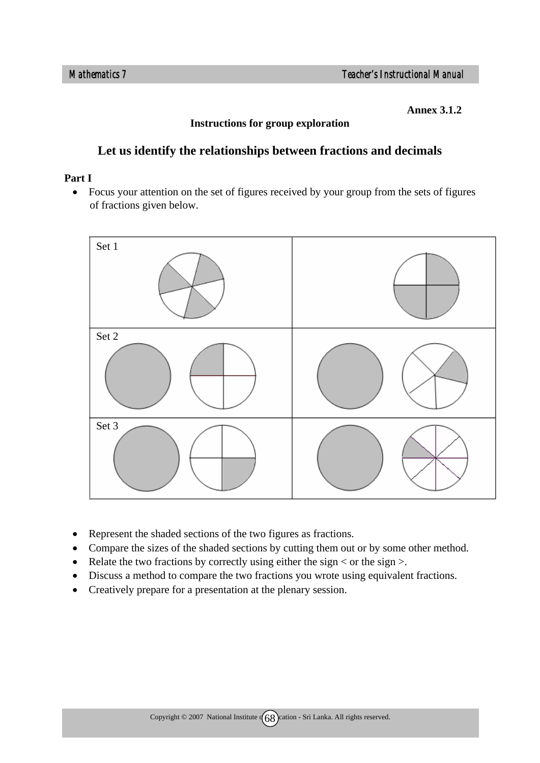Annex 3.1.2

**Instructions for group exploration**

## Let us identify the relationships between fractions and decimals

**Part I**

- Focus your attention on the set of figures received by your group from the sets of figures of fractions given below.

| Set 1 | |
|---|---|
| Set 2 | |
| Set 3 | |

- Represent the shaded sections of the two figures as fractions.
- Compare the sizes of the shaded sections by cutting them out or by some other method.
- Relate the two fractions by correctly using either the sign < or the sign >.
- Discuss a method to compare the two fractions you wrote using equivalent fractions.
- Creatively prepare for a presentation at the plenary session.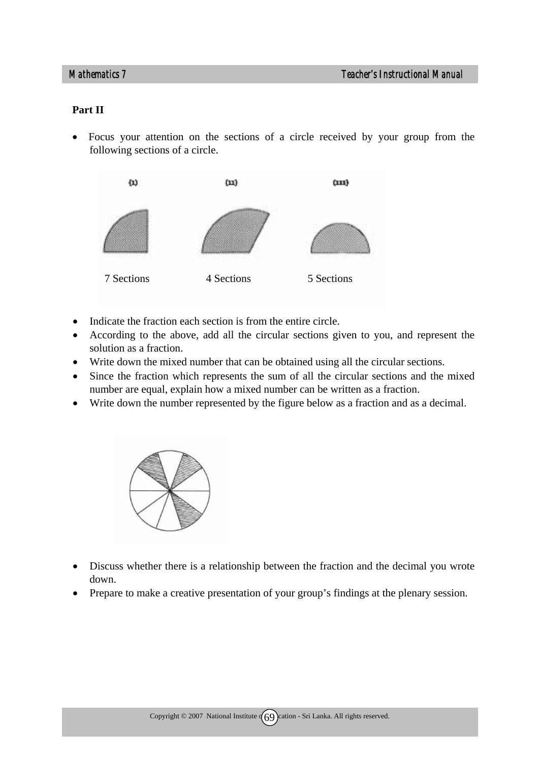**Part II**

- Focus your attention on the sections of a circle received by your group from the following sections of a circle.

(i) 7 Sections

(ii) 4 Sections

(iii) 5 Sections

- Indicate the fraction each section is from the entire circle.
- According to the above, add all the circular sections given to you, and represent the solution as a fraction.
- Write down the mixed number that can be obtained using all the circular sections.
- Since the fraction which represents the sum of all the circular sections and the mixed number are equal, explain how a mixed number can be written as a fraction.
- Write down the number represented by the figure below as a fraction and as a decimal.

- Discuss whether there is a relationship between the fraction and the decimal you wrote down.
- Prepare to make a creative presentation of your group's findings at the plenary session.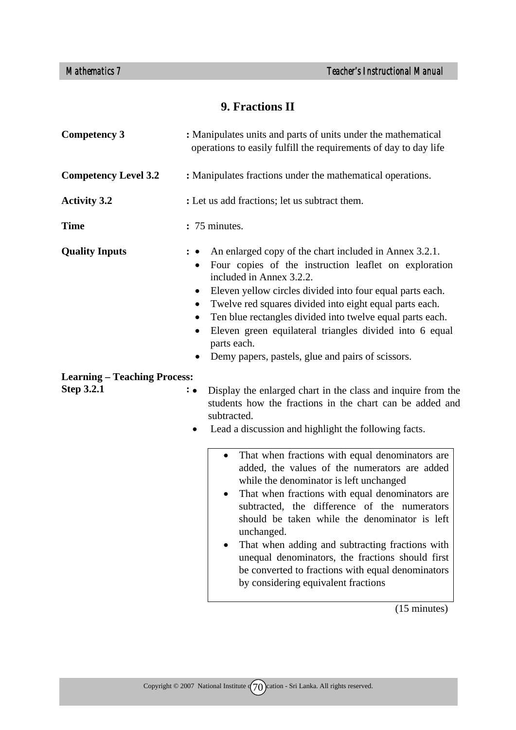# 9. Fractions II

**Competency 3** : Manipulates units and parts of units under the mathematical operations to easily fulfill the requirements of day to day life

**Competency Level 3.2** : Manipulates fractions under the mathematical operations.

**Activity 3.2** : Let us add fractions; let us subtract them.

**Time** : 75 minutes.

**Quality Inputs** :
- An enlarged copy of the chart included in Annex 3.2.1.
- Four copies of the instruction leaflet on exploration included in Annex 3.2.2.
- Eleven yellow circles divided into four equal parts each.
- Twelve red squares divided into eight equal parts each.
- Ten blue rectangles divided into twelve equal parts each.
- Eleven green equilateral triangles divided into 6 equal parts each.
- Demy papers, pastels, glue and pairs of scissors.

**Learning – Teaching Process:**

**Step 3.2.1** :
- Display the enlarged chart in the class and inquire from the students how the fractions in the chart can be added and subtracted.
- Lead a discussion and highlight the following facts.

> - That when fractions with equal denominators are added, the values of the numerators are added while the denominator is left unchanged
> - That when fractions with equal denominators are subtracted, the difference of the numerators should be taken while the denominator is left unchanged.
> - That when adding and subtracting fractions with unequal denominators, the fractions should first be converted to fractions with equal denominators by considering equivalent fractions

(15 minutes)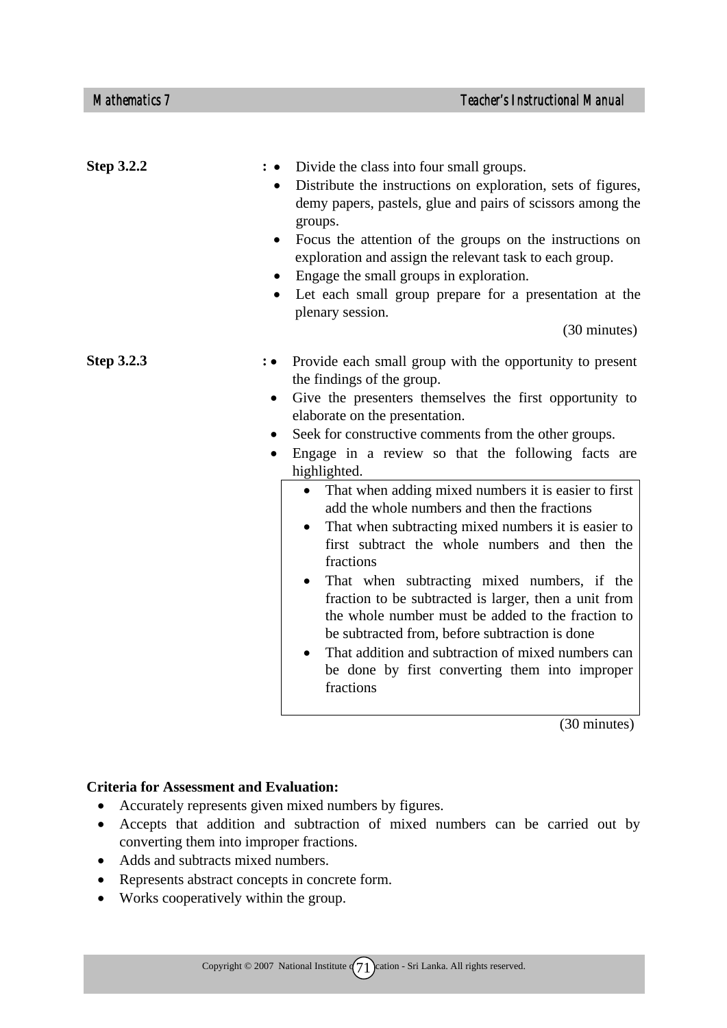**Step 3.2.2** :

- Divide the class into four small groups.
- Distribute the instructions on exploration, sets of figures, demy papers, pastels, glue and pairs of scissors among the groups.
- Focus the attention of the groups on the instructions on exploration and assign the relevant task to each group.
- Engage the small groups in exploration.
- Let each small group prepare for a presentation at the plenary session.

(30 minutes)

**Step 3.2.3** :

- Provide each small group with the opportunity to present the findings of the group.
- Give the presenters themselves the first opportunity to elaborate on the presentation.
- Seek for constructive comments from the other groups.
- Engage in a review so that the following facts are highlighted.

> - That when adding mixed numbers it is easier to first add the whole numbers and then the fractions
> - That when subtracting mixed numbers it is easier to first subtract the whole numbers and then the fractions
> - That when subtracting mixed numbers, if the fraction to be subtracted is larger, then a unit from the whole number must be added to the fraction to be subtracted from, before subtraction is done
> - That addition and subtraction of mixed numbers can be done by first converting them into improper fractions

(30 minutes)

**Criteria for Assessment and Evaluation:**

- Accurately represents given mixed numbers by figures.
- Accepts that addition and subtraction of mixed numbers can be carried out by converting them into improper fractions.
- Adds and subtracts mixed numbers.
- Represents abstract concepts in concrete form.
- Works cooperatively within the group.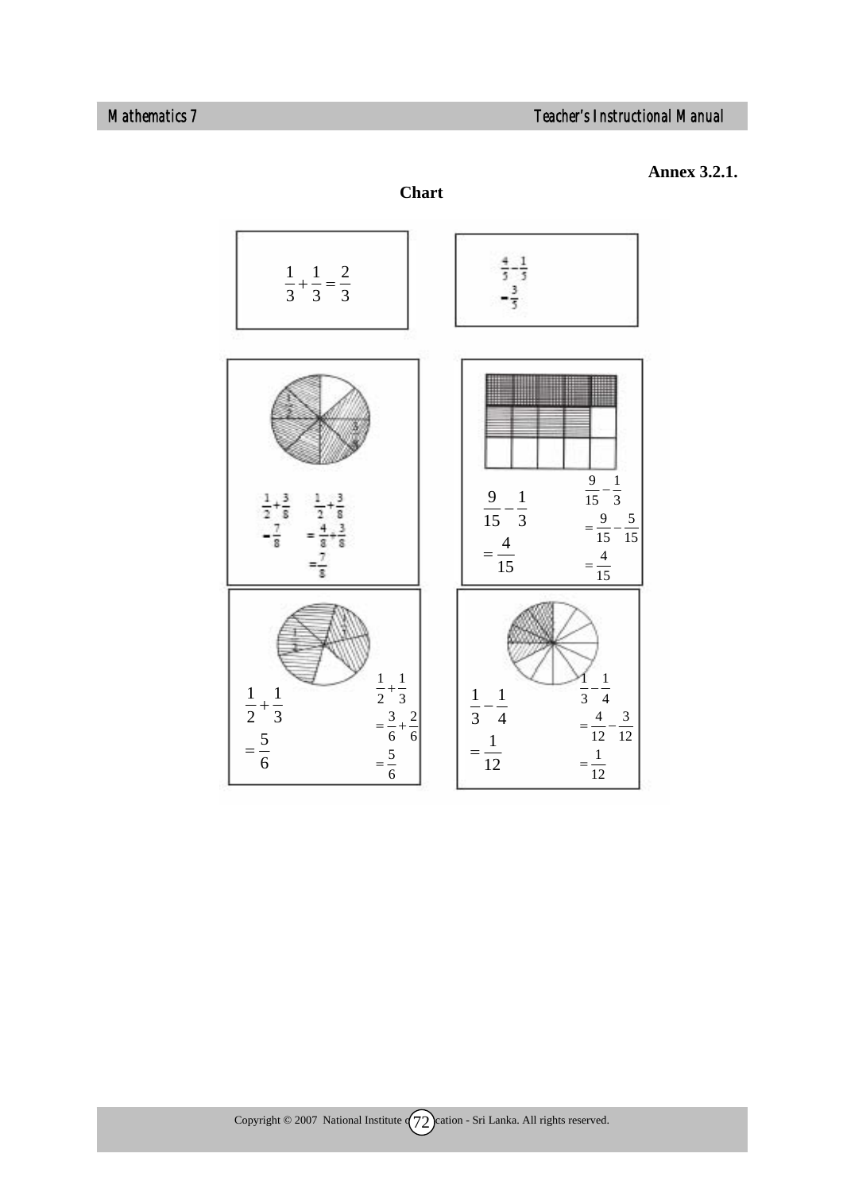**Annex 3.2.1.**

**Chart**

$$\frac{1}{3}+\frac{1}{3}=\frac{2}{3}$$

$$\frac{4}{5}-\frac{1}{5}$$
$$=\frac{3}{5}$$

$$\frac{1}{2}+\frac{3}{8}$$
$$=\frac{7}{8}$$

$$\frac{1}{2}+\frac{3}{8}$$
$$=\frac{4}{8}+\frac{3}{8}$$
$$=\frac{7}{8}$$

$$\frac{9}{15}-\frac{1}{3}$$
$$=\frac{4}{15}$$

$$\frac{9}{15}-\frac{1}{3}$$
$$=\frac{9}{15}-\frac{5}{15}$$
$$=\frac{4}{15}$$

$$\frac{1}{2}+\frac{1}{3}$$
$$=\frac{5}{6}$$

$$\frac{1}{2}+\frac{1}{3}$$
$$=\frac{3}{6}+\frac{2}{6}$$
$$=\frac{5}{6}$$

$$\frac{1}{3}-\frac{1}{4}$$
$$=\frac{1}{12}$$

$$\frac{1}{3}-\frac{1}{4}$$
$$=\frac{4}{12}-\frac{3}{12}$$
$$=\frac{1}{12}$$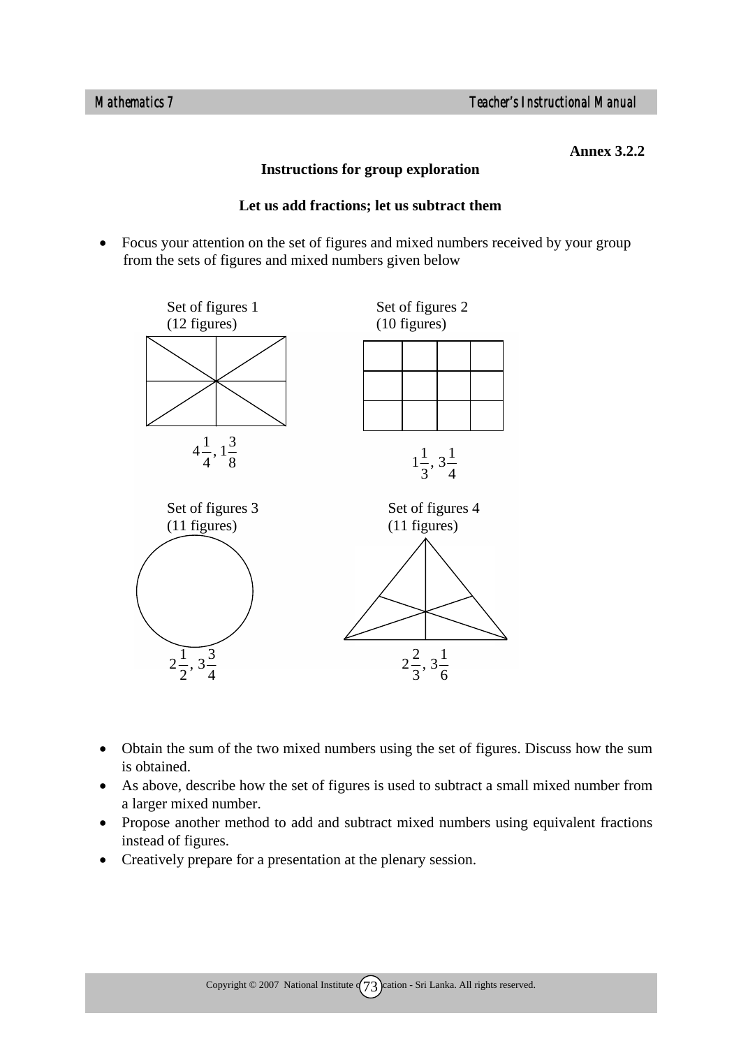**Annex 3.2.2**

### Instructions for group exploration

### Let us add fractions; let us subtract them

- Focus your attention on the set of figures and mixed numbers received by your group from the sets of figures and mixed numbers given below

Set of figures 1
(12 figures)

$4\frac{1}{4}, 1\frac{3}{8}$

Set of figures 2
(10 figures)

$1\frac{1}{3}, 3\frac{1}{4}$

Set of figures 3
(11 figures)

$2\frac{1}{2}, 3\frac{3}{4}$

Set of figures 4
(11 figures)

$2\frac{2}{3}, 3\frac{1}{6}$

- Obtain the sum of the two mixed numbers using the set of figures. Discuss how the sum is obtained.
- As above, describe how the set of figures is used to subtract a small mixed number from a larger mixed number.
- Propose another method to add and subtract mixed numbers using equivalent fractions instead of figures.
- Creatively prepare for a presentation at the plenary session.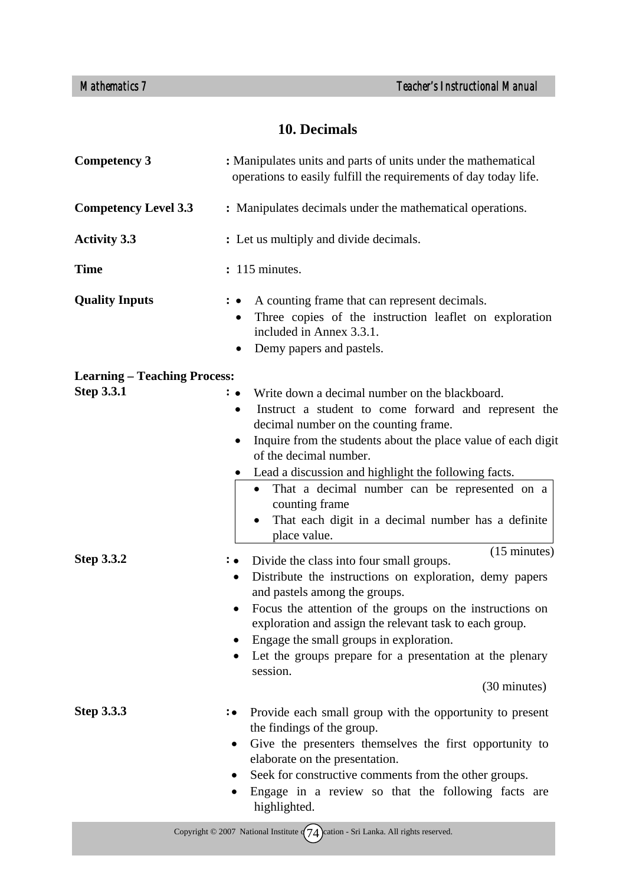## 10. Decimals

**Competency 3** : Manipulates units and parts of units under the mathematical operations to easily fulfill the requirements of day today life.

**Competency Level 3.3** : Manipulates decimals under the mathematical operations.

**Activity 3.3** : Let us multiply and divide decimals.

**Time** : 115 minutes.

**Quality Inputs** :

- A counting frame that can represent decimals.
- Three copies of the instruction leaflet on exploration included in Annex 3.3.1.
- Demy papers and pastels.

**Learning – Teaching Process:**

**Step 3.3.1** :

- Write down a decimal number on the blackboard.
- Instruct a student to come forward and represent the decimal number on the counting frame.
- Inquire from the students about the place value of each digit of the decimal number.
- Lead a discussion and highlight the following facts.

> - That a decimal number can be represented on a counting frame
> - That each digit in a decimal number has a definite place value.

(15 minutes)

**Step 3.3.2** :

- Divide the class into four small groups.
- Distribute the instructions on exploration, demy papers and pastels among the groups.
- Focus the attention of the groups on the instructions on exploration and assign the relevant task to each group.
- Engage the small groups in exploration.
- Let the groups prepare for a presentation at the plenary session.

(30 minutes)

**Step 3.3.3** :

- Provide each small group with the opportunity to present the findings of the group.
- Give the presenters themselves the first opportunity to elaborate on the presentation.
- Seek for constructive comments from the other groups.
- Engage in a review so that the following facts are highlighted.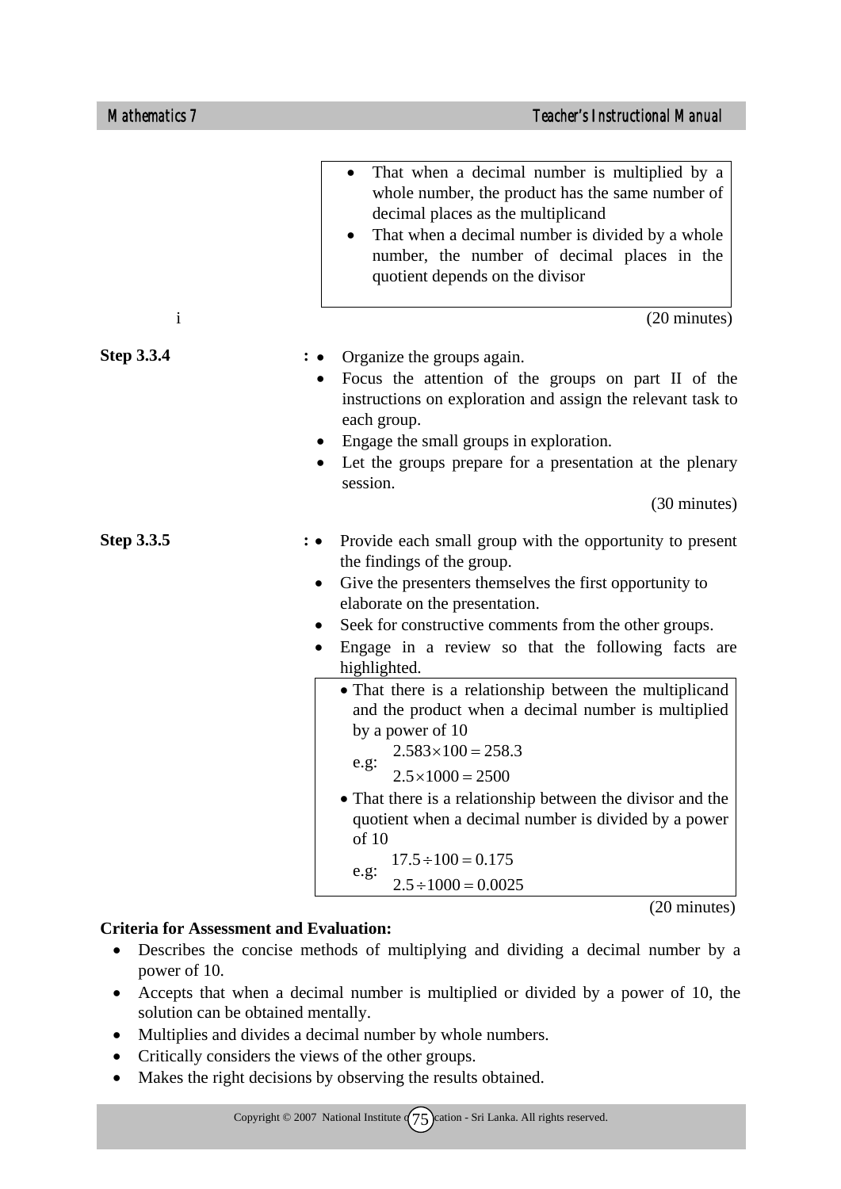- That when a decimal number is multiplied by a whole number, the product has the same number of decimal places as the multiplicand
- That when a decimal number is divided by a whole number, the number of decimal places in the quotient depends on the divisor

i (20 minutes)

**Step 3.3.4** :
- Organize the groups again.
- Focus the attention of the groups on part II of the instructions on exploration and assign the relevant task to each group.
- Engage the small groups in exploration.
- Let the groups prepare for a presentation at the plenary session.

(30 minutes)

**Step 3.3.5** :
- Provide each small group with the opportunity to present the findings of the group.
- Give the presenters themselves the first opportunity to elaborate on the presentation.
- Seek for constructive comments from the other groups.
- Engage in a review so that the following facts are highlighted.

> - That there is a relationship between the multiplicand and the product when a decimal number is multiplied by a power of 10
>
>   e.g: $2.583 \times 100 = 258.3$
>
>   $2.5 \times 1000 = 2500$
>
> - That there is a relationship between the divisor and the quotient when a decimal number is divided by a power of 10
>
>   e.g: $17.5 \div 100 = 0.175$
>
>   $2.5 \div 1000 = 0.0025$

(20 minutes)

**Criteria for Assessment and Evaluation:**
- Describes the concise methods of multiplying and dividing a decimal number by a power of 10.
- Accepts that when a decimal number is multiplied or divided by a power of 10, the solution can be obtained mentally.
- Multiplies and divides a decimal number by whole numbers.
- Critically considers the views of the other groups.
- Makes the right decisions by observing the results obtained.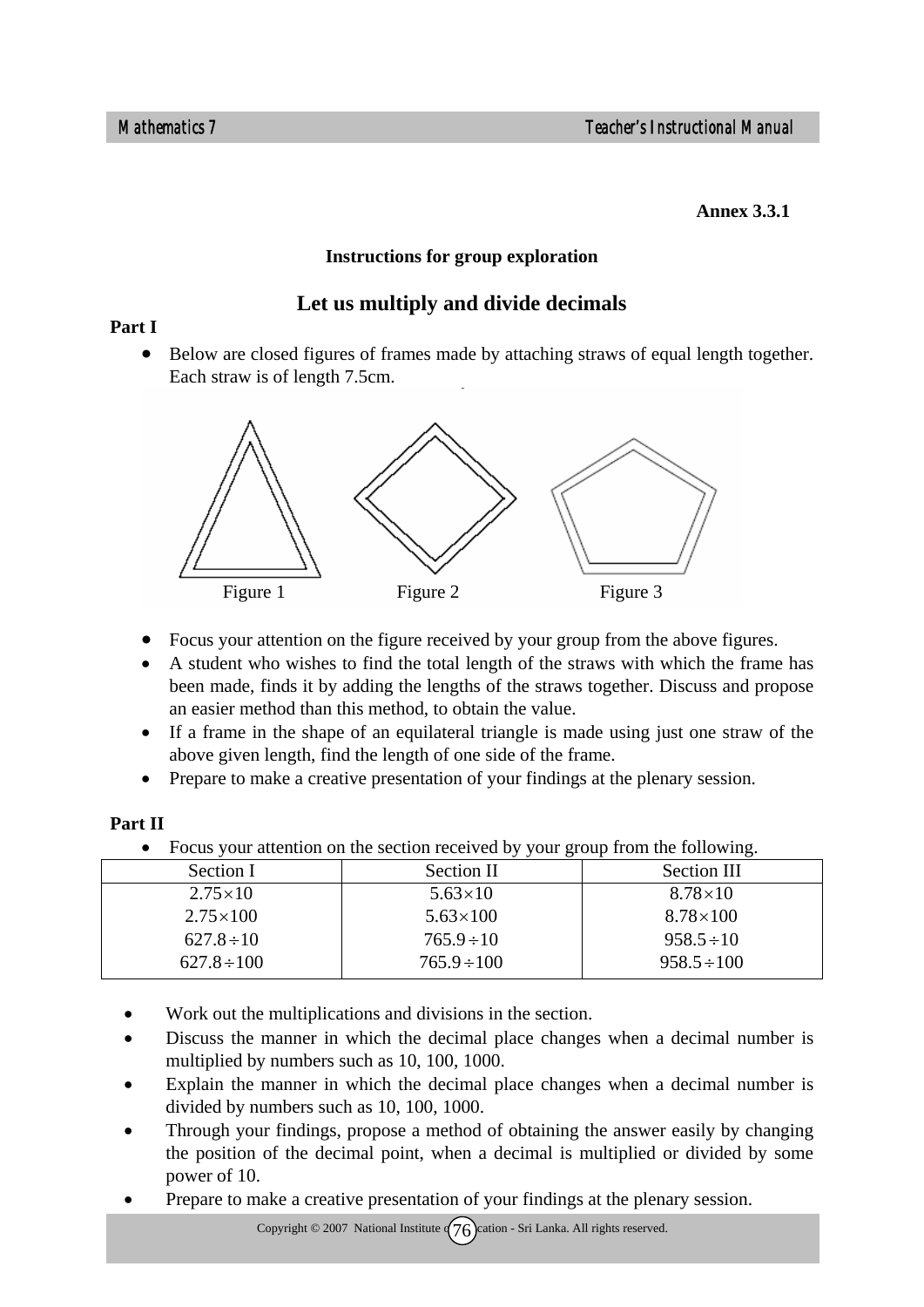**Annex 3.3.1**

**Instructions for group exploration**

## Let us multiply and divide decimals

**Part I**

- Below are closed figures of frames made by attaching straws of equal length together. Each straw is of length 7.5cm.

Figure 1 Figure 2 Figure 3

- Focus your attention on the figure received by your group from the above figures.
- A student who wishes to find the total length of the straws with which the frame has been made, finds it by adding the lengths of the straws together. Discuss and propose an easier method than this method, to obtain the value.
- If a frame in the shape of an equilateral triangle is made using just one straw of the above given length, find the length of one side of the frame.
- Prepare to make a creative presentation of your findings at the plenary session.

**Part II**

- Focus your attention on the section received by your group from the following.

| Section I | Section II | Section III |
|---|---|---|
| $2.75\times10$ | $5.63\times10$ | $8.78\times10$ |
| $2.75\times100$ | $5.63\times100$ | $8.78\times100$ |
| $627.8\div10$ | $765.9\div10$ | $958.5\div10$ |
| $627.8\div100$ | $765.9\div100$ | $958.5\div100$ |

- Work out the multiplications and divisions in the section.
- Discuss the manner in which the decimal place changes when a decimal number is multiplied by numbers such as 10, 100, 1000.
- Explain the manner in which the decimal place changes when a decimal number is divided by numbers such as 10, 100, 1000.
- Through your findings, propose a method of obtaining the answer easily by changing the position of the decimal point, when a decimal is multiplied or divided by some power of 10.
- Prepare to make a creative presentation of your findings at the plenary session.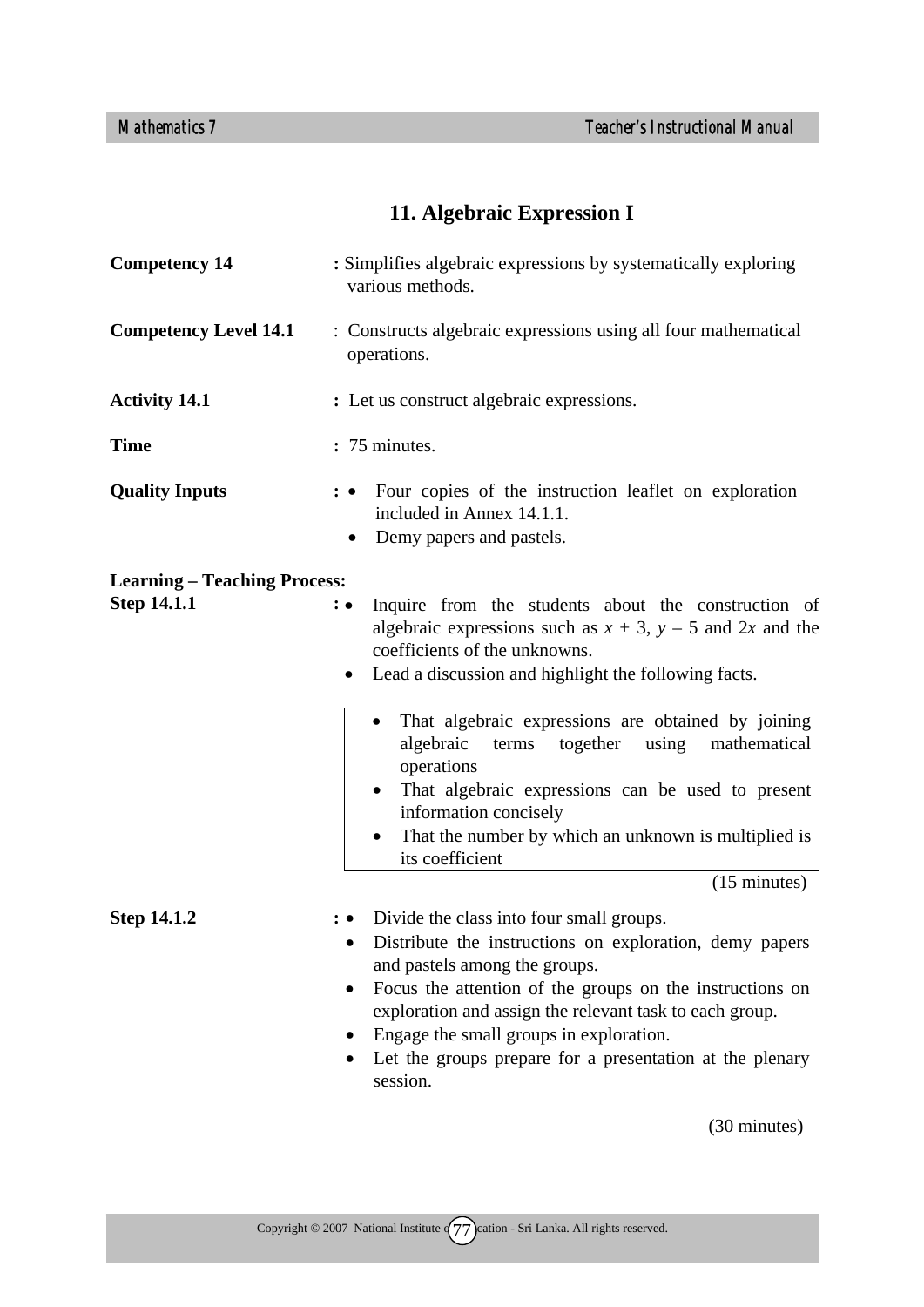# 11. Algebraic Expression I

**Competency 14** : Simplifies algebraic expressions by systematically exploring various methods.

**Competency Level 14.1** : Constructs algebraic expressions using all four mathematical operations.

**Activity 14.1** : Let us construct algebraic expressions.

**Time** : 75 minutes.

**Quality Inputs** :
- Four copies of the instruction leaflet on exploration included in Annex 14.1.1.
- Demy papers and pastels.

**Learning – Teaching Process:**

**Step 14.1.1** :
- Inquire from the students about the construction of algebraic expressions such as $x + 3$, $y - 5$ and $2x$ and the coefficients of the unknowns.
- Lead a discussion and highlight the following facts.

> - That algebraic expressions are obtained by joining algebraic terms together using mathematical operations
> - That algebraic expressions can be used to present information concisely
> - That the number by which an unknown is multiplied is its coefficient

(15 minutes)

**Step 14.1.2** :
- Divide the class into four small groups.
- Distribute the instructions on exploration, demy papers and pastels among the groups.
- Focus the attention of the groups on the instructions on exploration and assign the relevant task to each group.
- Engage the small groups in exploration.
- Let the groups prepare for a presentation at the plenary session.

(30 minutes)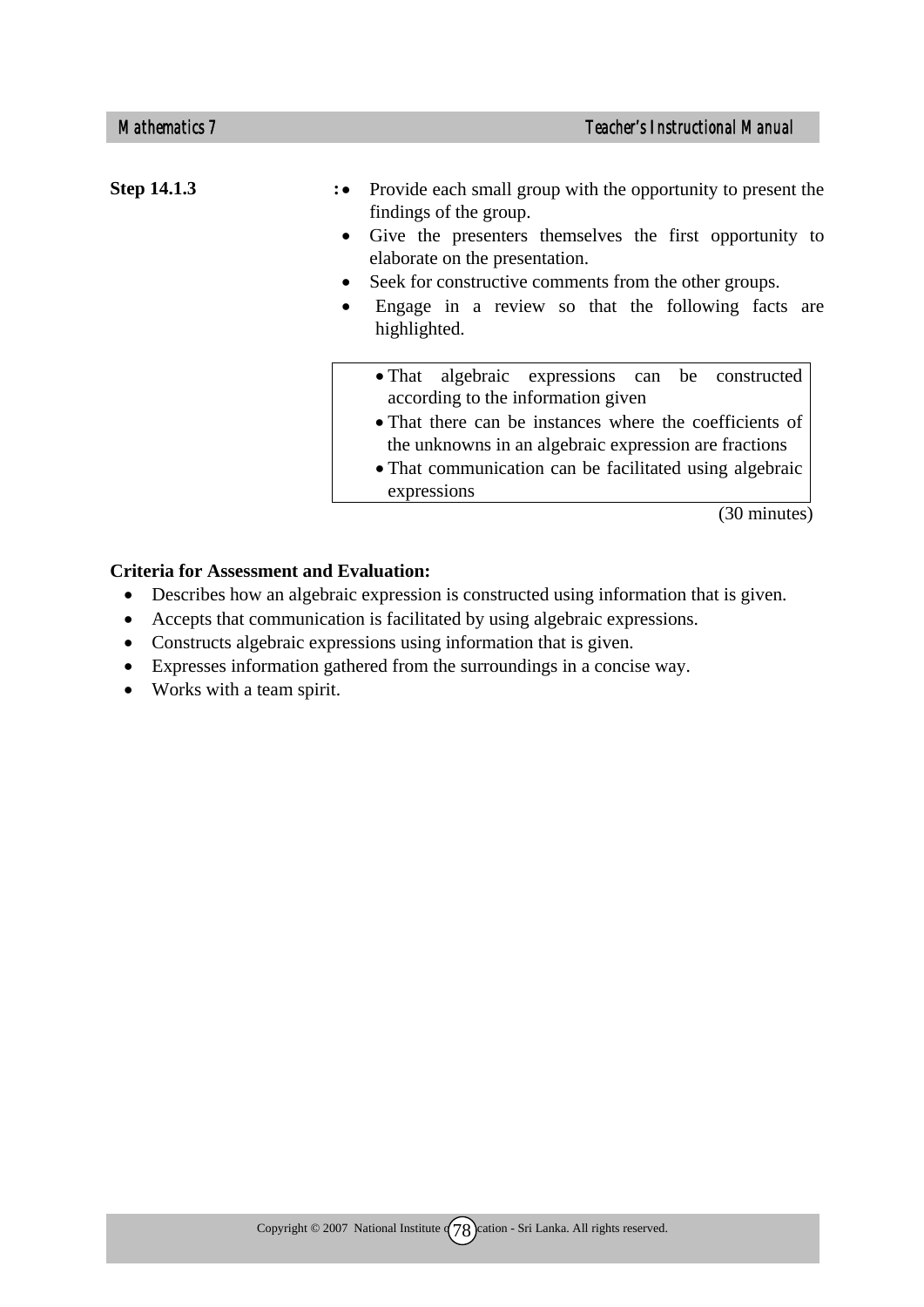**Step 14.1.3** :

- Provide each small group with the opportunity to present the findings of the group.
- Give the presenters themselves the first opportunity to elaborate on the presentation.
- Seek for constructive comments from the other groups.
- Engage in a review so that the following facts are highlighted.

> - That algebraic expressions can be constructed according to the information given
> - That there can be instances where the coefficients of the unknowns in an algebraic expression are fractions
> - That communication can be facilitated using algebraic expressions

(30 minutes)

**Criteria for Assessment and Evaluation:**

- Describes how an algebraic expression is constructed using information that is given.
- Accepts that communication is facilitated by using algebraic expressions.
- Constructs algebraic expressions using information that is given.
- Expresses information gathered from the surroundings in a concise way.
- Works with a team spirit.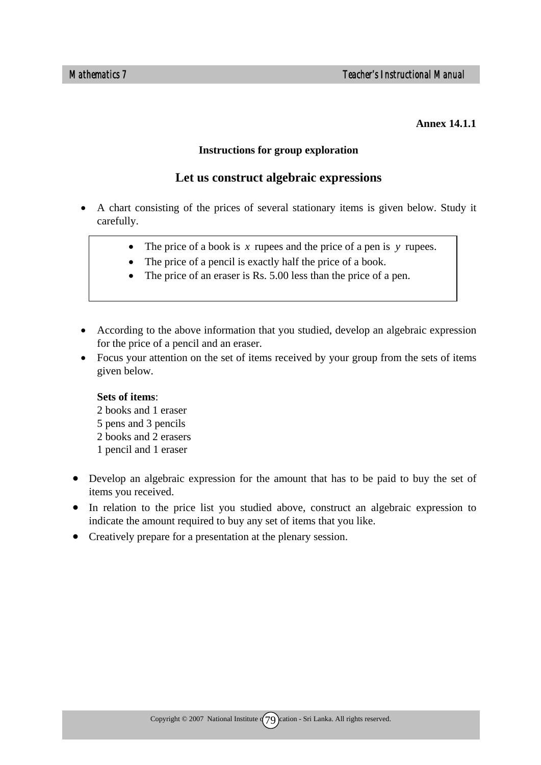**Annex 14.1.1**

**Instructions for group exploration**

## Let us construct algebraic expressions

- A chart consisting of the prices of several stationary items is given below. Study it carefully.

> - The price of a book is $x$ rupees and the price of a pen is $y$ rupees.
> - The price of a pencil is exactly half the price of a book.
> - The price of an eraser is Rs. 5.00 less than the price of a pen.

- According to the above information that you studied, develop an algebraic expression for the price of a pencil and an eraser.
- Focus your attention on the set of items received by your group from the sets of items given below.

  **Sets of items**:
  2 books and 1 eraser
  5 pens and 3 pencils
  2 books and 2 erasers
  1 pencil and 1 eraser

- Develop an algebraic expression for the amount that has to be paid to buy the set of items you received.
- In relation to the price list you studied above, construct an algebraic expression to indicate the amount required to buy any set of items that you like.
- Creatively prepare for a presentation at the plenary session.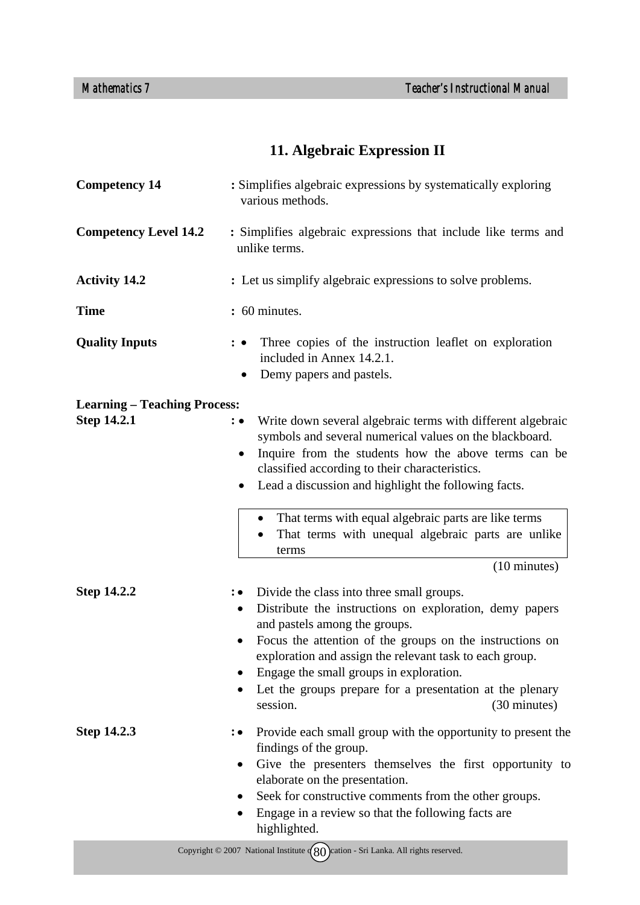# 11. Algebraic Expression II

**Competency 14** : Simplifies algebraic expressions by systematically exploring various methods.

**Competency Level 14.2** : Simplifies algebraic expressions that include like terms and unlike terms.

**Activity 14.2** : Let us simplify algebraic expressions to solve problems.

**Time** : 60 minutes.

**Quality Inputs** :
- Three copies of the instruction leaflet on exploration included in Annex 14.2.1.
- Demy papers and pastels.

**Learning – Teaching Process:**

**Step 14.2.1** :
- Write down several algebraic terms with different algebraic symbols and several numerical values on the blackboard.
- Inquire from the students how the above terms can be classified according to their characteristics.
- Lead a discussion and highlight the following facts.

> - That terms with equal algebraic parts are like terms
> - That terms with unequal algebraic parts are unlike terms

(10 minutes)

**Step 14.2.2** :
- Divide the class into three small groups.
- Distribute the instructions on exploration, demy papers and pastels among the groups.
- Focus the attention of the groups on the instructions on exploration and assign the relevant task to each group.
- Engage the small groups in exploration.
- Let the groups prepare for a presentation at the plenary session. (30 minutes)

**Step 14.2.3** :
- Provide each small group with the opportunity to present the findings of the group.
- Give the presenters themselves the first opportunity to elaborate on the presentation.
- Seek for constructive comments from the other groups.
- Engage in a review so that the following facts are highlighted.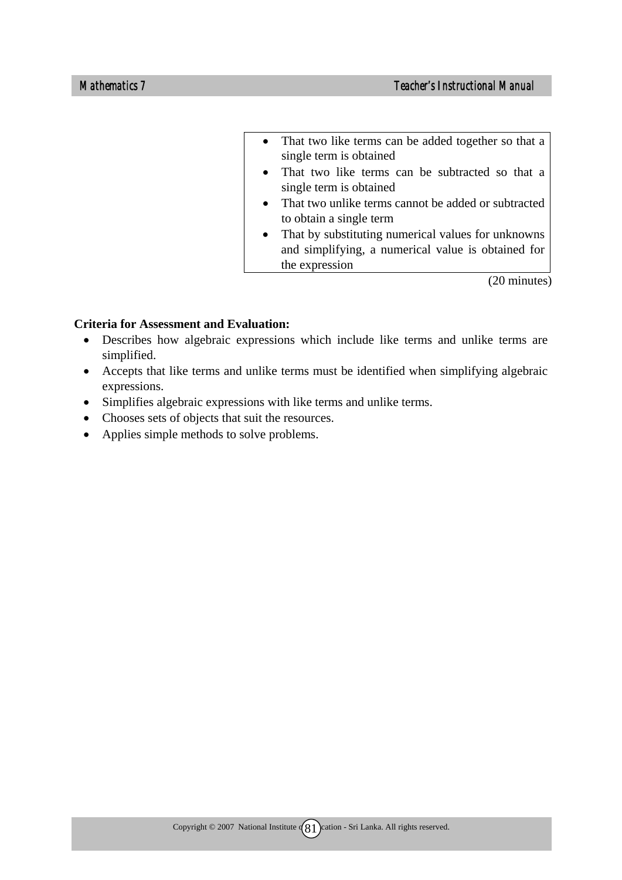- That two like terms can be added together so that a single term is obtained
- That two like terms can be subtracted so that a single term is obtained
- That two unlike terms cannot be added or subtracted to obtain a single term
- That by substituting numerical values for unknowns and simplifying, a numerical value is obtained for the expression

(20 minutes)

**Criteria for Assessment and Evaluation:**

- Describes how algebraic expressions which include like terms and unlike terms are simplified.
- Accepts that like terms and unlike terms must be identified when simplifying algebraic expressions.
- Simplifies algebraic expressions with like terms and unlike terms.
- Chooses sets of objects that suit the resources.
- Applies simple methods to solve problems.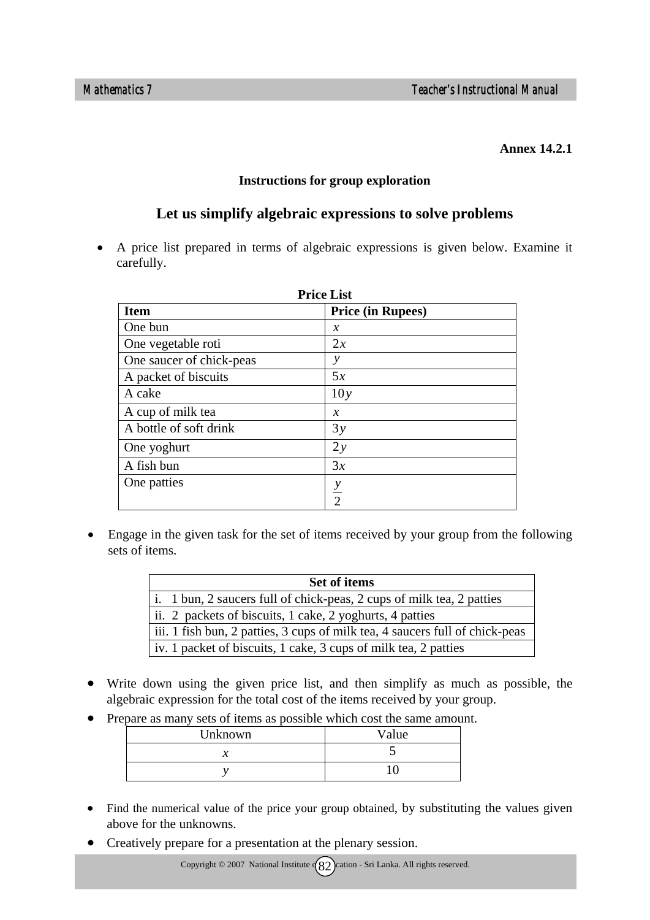**Annex 14.2.1**

**Instructions for group exploration**

## Let us simplify algebraic expressions to solve problems

- A price list prepared in terms of algebraic expressions is given below. Examine it carefully.

**Price List**

| Item | Price (in Rupees) |
|---|---|
| One bun | $x$ |
| One vegetable roti | $2x$ |
| One saucer of chick-peas | $y$ |
| A packet of biscuits | $5x$ |
| A cake | $10y$ |
| A cup of milk tea | $x$ |
| A bottle of soft drink | $3y$ |
| One yoghurt | $2y$ |
| A fish bun | $3x$ |
| One patties | $\frac{y}{2}$ |

- Engage in the given task for the set of items received by your group from the following sets of items.

| Set of items |
|---|
| i. 1 bun, 2 saucers full of chick-peas, 2 cups of milk tea, 2 patties |
| ii. 2 packets of biscuits, 1 cake, 2 yoghurts, 4 patties |
| iii. 1 fish bun, 2 patties, 3 cups of milk tea, 4 saucers full of chick-peas |
| iv. 1 packet of biscuits, 1 cake, 3 cups of milk tea, 2 patties |

- Write down using the given price list, and then simplify as much as possible, the algebraic expression for the total cost of the items received by your group.
- Prepare as many sets of items as possible which cost the same amount.

| Unknown | Value |
|---|---|
| $x$ | 5 |
| $y$ | 10 |

- Find the numerical value of the price your group obtained, by substituting the values given above for the unknowns.
- Creatively prepare for a presentation at the plenary session.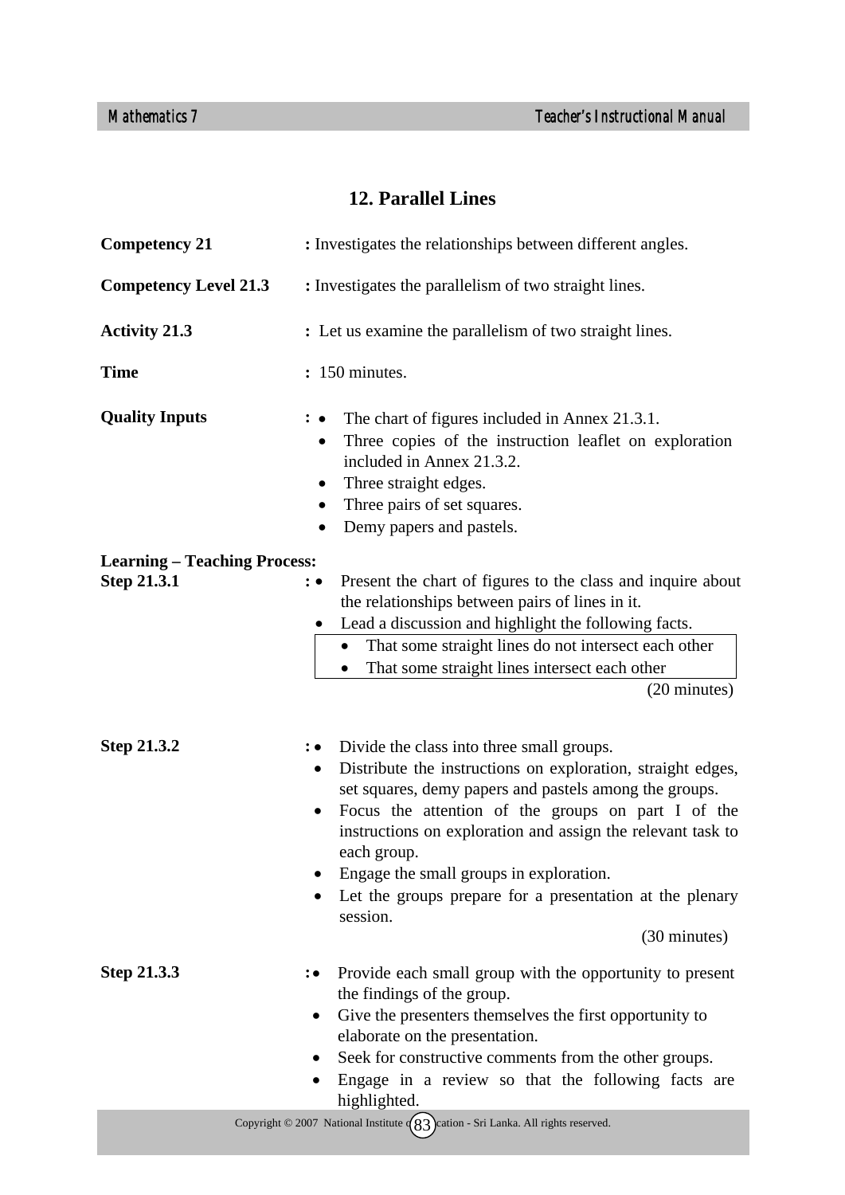## 12. Parallel Lines

**Competency 21** : Investigates the relationships between different angles.

**Competency Level 21.3** : Investigates the parallelism of two straight lines.

**Activity 21.3** : Let us examine the parallelism of two straight lines.

**Time** : 150 minutes.

**Quality Inputs** :
- The chart of figures included in Annex 21.3.1.
- Three copies of the instruction leaflet on exploration included in Annex 21.3.2.
- Three straight edges.
- Three pairs of set squares.
- Demy papers and pastels.

**Learning – Teaching Process:**

**Step 21.3.1** :
- Present the chart of figures to the class and inquire about the relationships between pairs of lines in it.
- Lead a discussion and highlight the following facts.

| |
|---|
| • That some straight lines do not intersect each other<br>• That some straight lines intersect each other |

(20 minutes)

**Step 21.3.2** :
- Divide the class into three small groups.
- Distribute the instructions on exploration, straight edges, set squares, demy papers and pastels among the groups.
- Focus the attention of the groups on part I of the instructions on exploration and assign the relevant task to each group.
- Engage the small groups in exploration.
- Let the groups prepare for a presentation at the plenary session.

(30 minutes)

**Step 21.3.3** :
- Provide each small group with the opportunity to present the findings of the group.
- Give the presenters themselves the first opportunity to elaborate on the presentation.
- Seek for constructive comments from the other groups.
- Engage in a review so that the following facts are highlighted.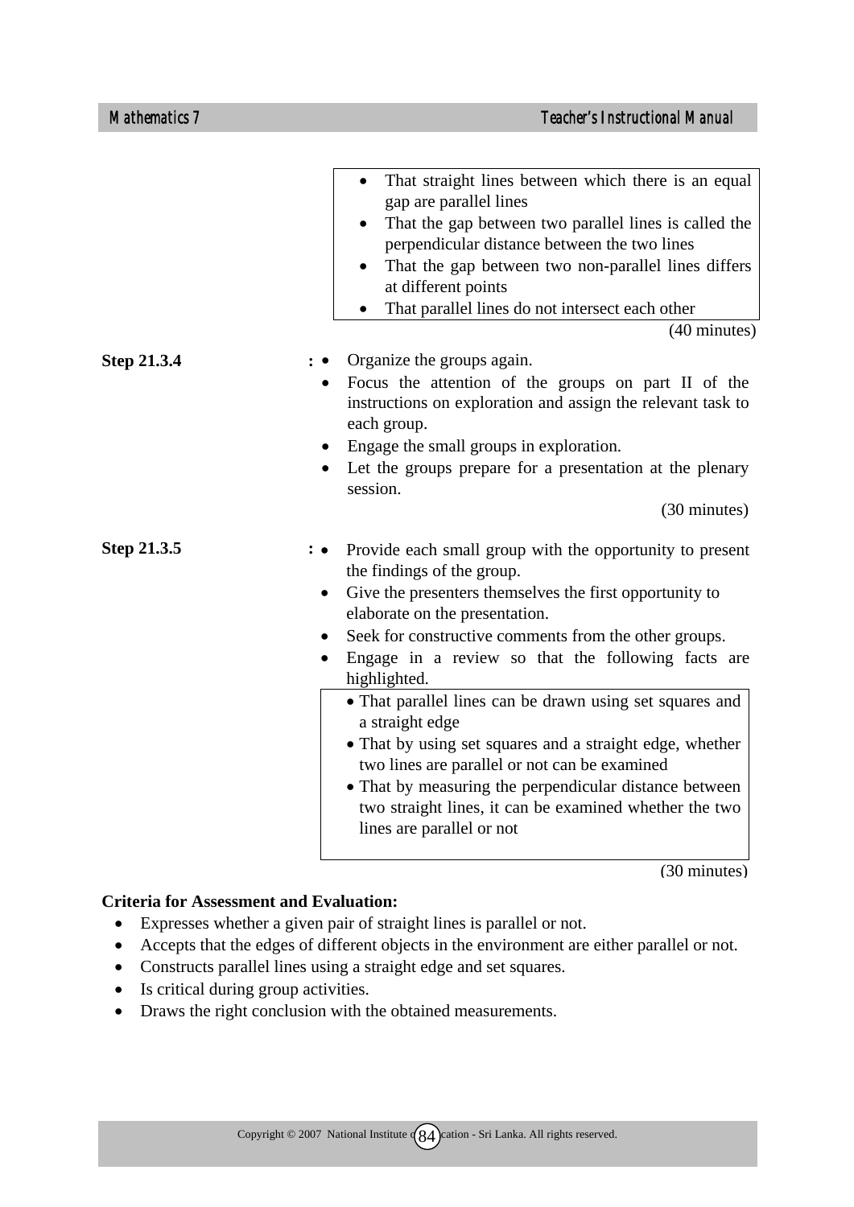- That straight lines between which there is an equal gap are parallel lines
- That the gap between two parallel lines is called the perpendicular distance between the two lines
- That the gap between two non-parallel lines differs at different points
- That parallel lines do not intersect each other

(40 minutes)

**Step 21.3.4** :
- Organize the groups again.
- Focus the attention of the groups on part II of the instructions on exploration and assign the relevant task to each group.
- Engage the small groups in exploration.
- Let the groups prepare for a presentation at the plenary session.

(30 minutes)

**Step 21.3.5** :
- Provide each small group with the opportunity to present the findings of the group.
- Give the presenters themselves the first opportunity to elaborate on the presentation.
- Seek for constructive comments from the other groups.
- Engage in a review so that the following facts are highlighted.
    - That parallel lines can be drawn using set squares and a straight edge
    - That by using set squares and a straight edge, whether two lines are parallel or not can be examined
    - That by measuring the perpendicular distance between two straight lines, it can be examined whether the two lines are parallel or not

(30 minutes)

**Criteria for Assessment and Evaluation:**

- Expresses whether a given pair of straight lines is parallel or not.
- Accepts that the edges of different objects in the environment are either parallel or not.
- Constructs parallel lines using a straight edge and set squares.
- Is critical during group activities.
- Draws the right conclusion with the obtained measurements.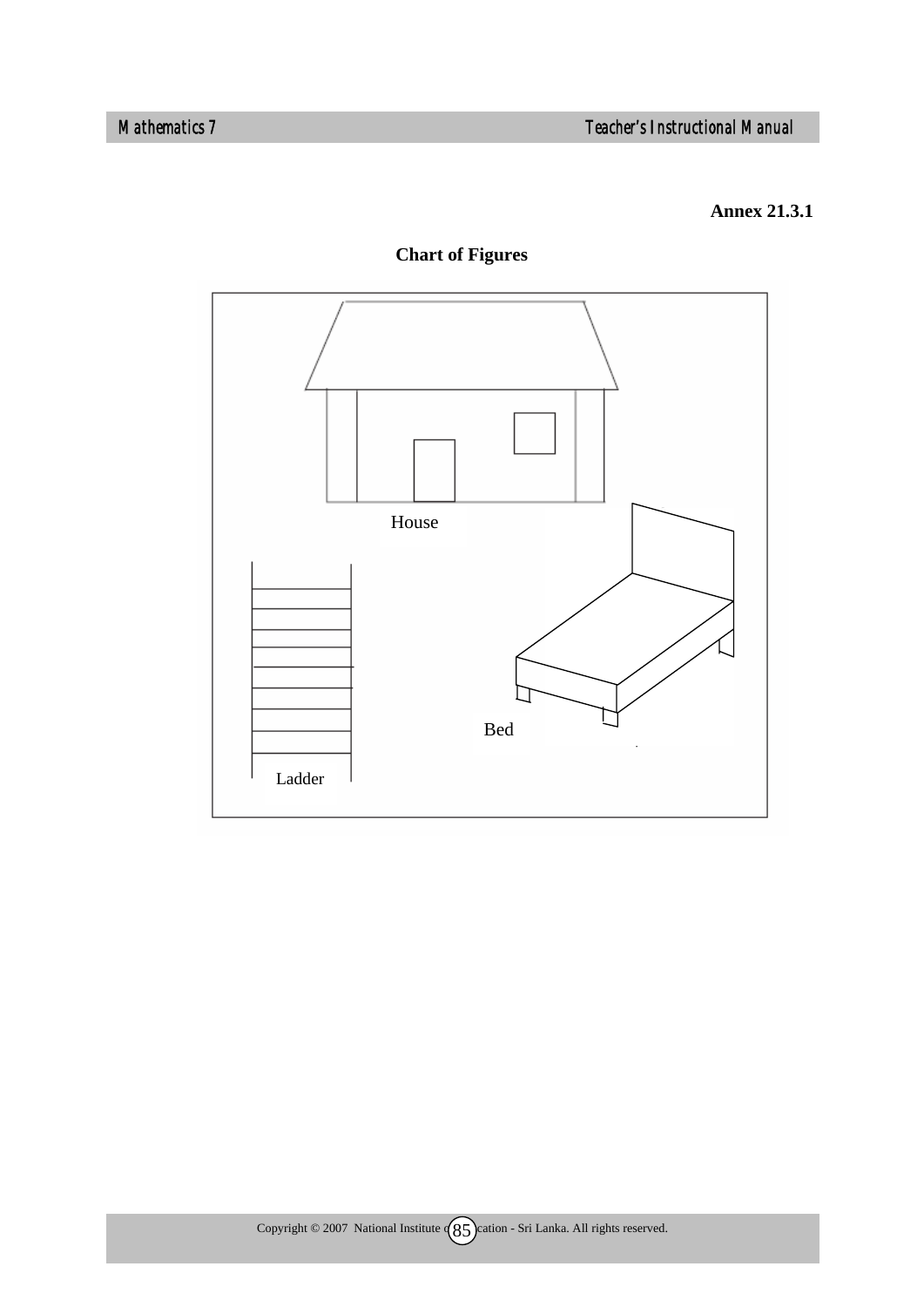**Annex 21.3.1**

**Chart of Figures**

House

Bed

Ladder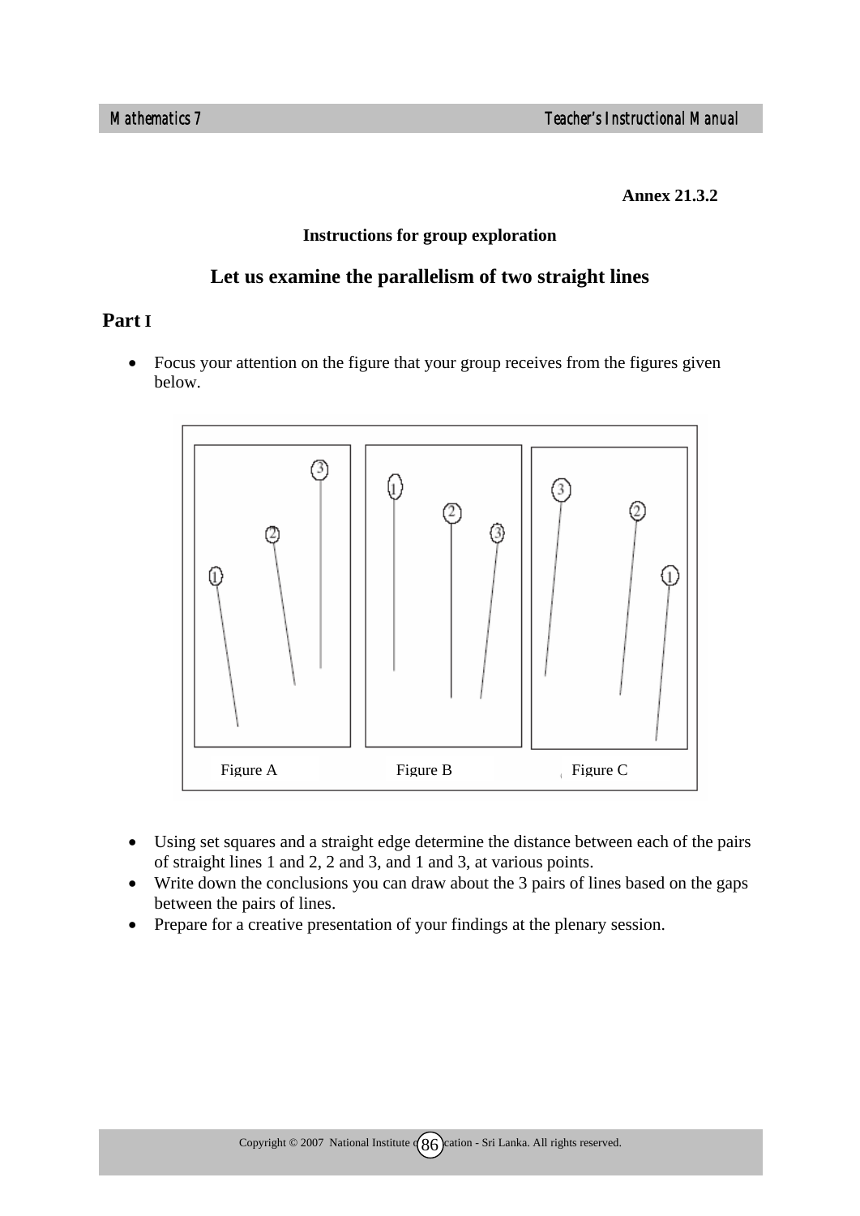**Annex 21.3.2**

**Instructions for group exploration**

## Let us examine the parallelism of two straight lines

### Part I

- Focus your attention on the figure that your group receives from the figures given below.

Figure A Figure B Figure C

- Using set squares and a straight edge determine the distance between each of the pairs of straight lines 1 and 2, 2 and 3, and 1 and 3, at various points.
- Write down the conclusions you can draw about the 3 pairs of lines based on the gaps between the pairs of lines.
- Prepare for a creative presentation of your findings at the plenary session.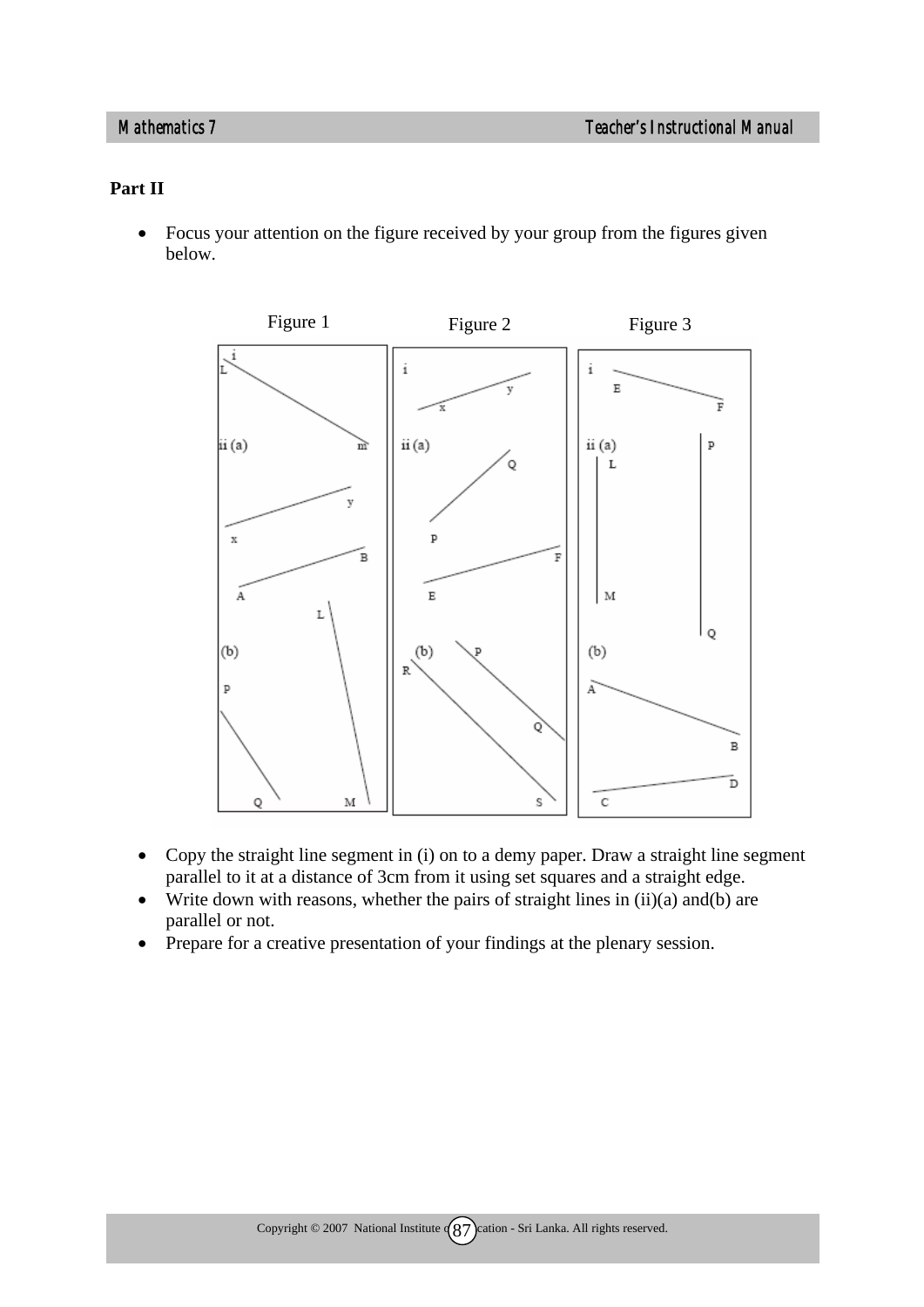**Part II**

- Focus your attention on the figure received by your group from the figures given below.

Figure 1　　Figure 2　　Figure 3

- Copy the straight line segment in (i) on to a demy paper. Draw a straight line segment parallel to it at a distance of 3cm from it using set squares and a straight edge.
- Write down with reasons, whether the pairs of straight lines in (ii)(a) and(b) are parallel or not.
- Prepare for a creative presentation of your findings at the plenary session.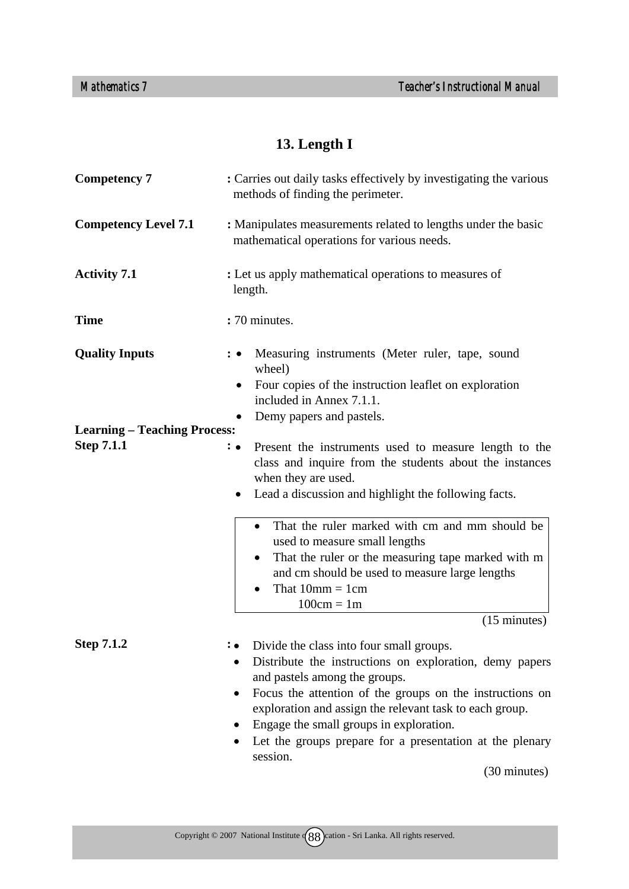# 13. Length I

**Competency 7** : Carries out daily tasks effectively by investigating the various methods of finding the perimeter.

**Competency Level 7.1** : Manipulates measurements related to lengths under the basic mathematical operations for various needs.

**Activity 7.1** : Let us apply mathematical operations to measures of length.

**Time** : 70 minutes.

**Quality Inputs** :
- Measuring instruments (Meter ruler, tape, sound wheel)
- Four copies of the instruction leaflet on exploration included in Annex 7.1.1.
- Demy papers and pastels.

**Learning – Teaching Process:**

**Step 7.1.1** :
- Present the instruments used to measure length to the class and inquire from the students about the instances when they are used.
- Lead a discussion and highlight the following facts.

> - That the ruler marked with cm and mm should be used to measure small lengths
> - That the ruler or the measuring tape marked with m and cm should be used to measure large lengths
> - That 10mm = 1cm
>   100cm = 1m

(15 minutes)

**Step 7.1.2** :
- Divide the class into four small groups.
- Distribute the instructions on exploration, demy papers and pastels among the groups.
- Focus the attention of the groups on the instructions on exploration and assign the relevant task to each group.
- Engage the small groups in exploration.
- Let the groups prepare for a presentation at the plenary session.

(30 minutes)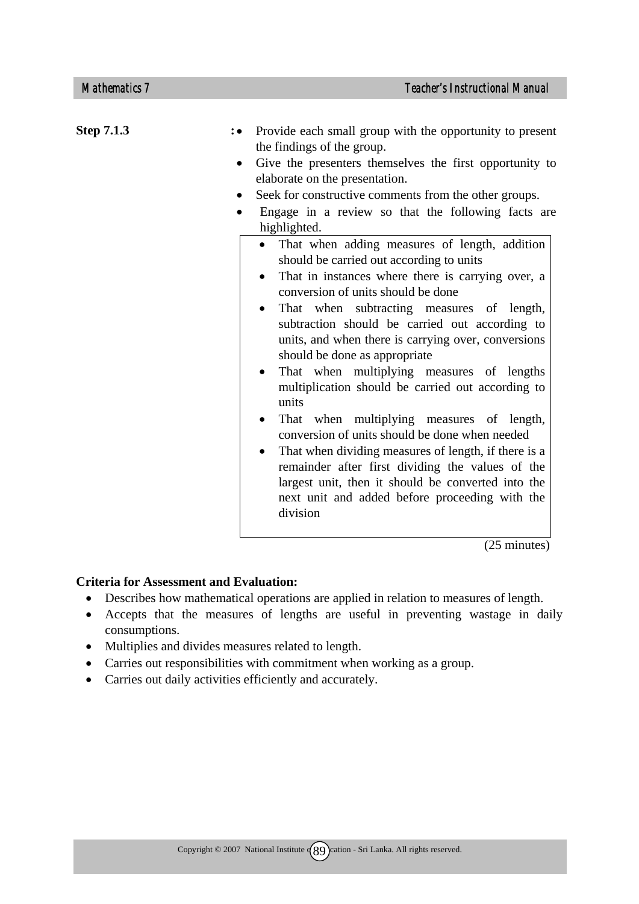**Step 7.1.3** :

- Provide each small group with the opportunity to present the findings of the group.
- Give the presenters themselves the first opportunity to elaborate on the presentation.
- Seek for constructive comments from the other groups.
- Engage in a review so that the following facts are highlighted.

> - That when adding measures of length, addition should be carried out according to units
> - That in instances where there is carrying over, a conversion of units should be done
> - That when subtracting measures of length, subtraction should be carried out according to units, and when there is carrying over, conversions should be done as appropriate
> - That when multiplying measures of lengths multiplication should be carried out according to units
> - That when multiplying measures of length, conversion of units should be done when needed
> - That when dividing measures of length, if there is a remainder after first dividing the values of the largest unit, then it should be converted into the next unit and added before proceeding with the division

(25 minutes)

**Criteria for Assessment and Evaluation:**

- Describes how mathematical operations are applied in relation to measures of length.
- Accepts that the measures of lengths are useful in preventing wastage in daily consumptions.
- Multiplies and divides measures related to length.
- Carries out responsibilities with commitment when working as a group.
- Carries out daily activities efficiently and accurately.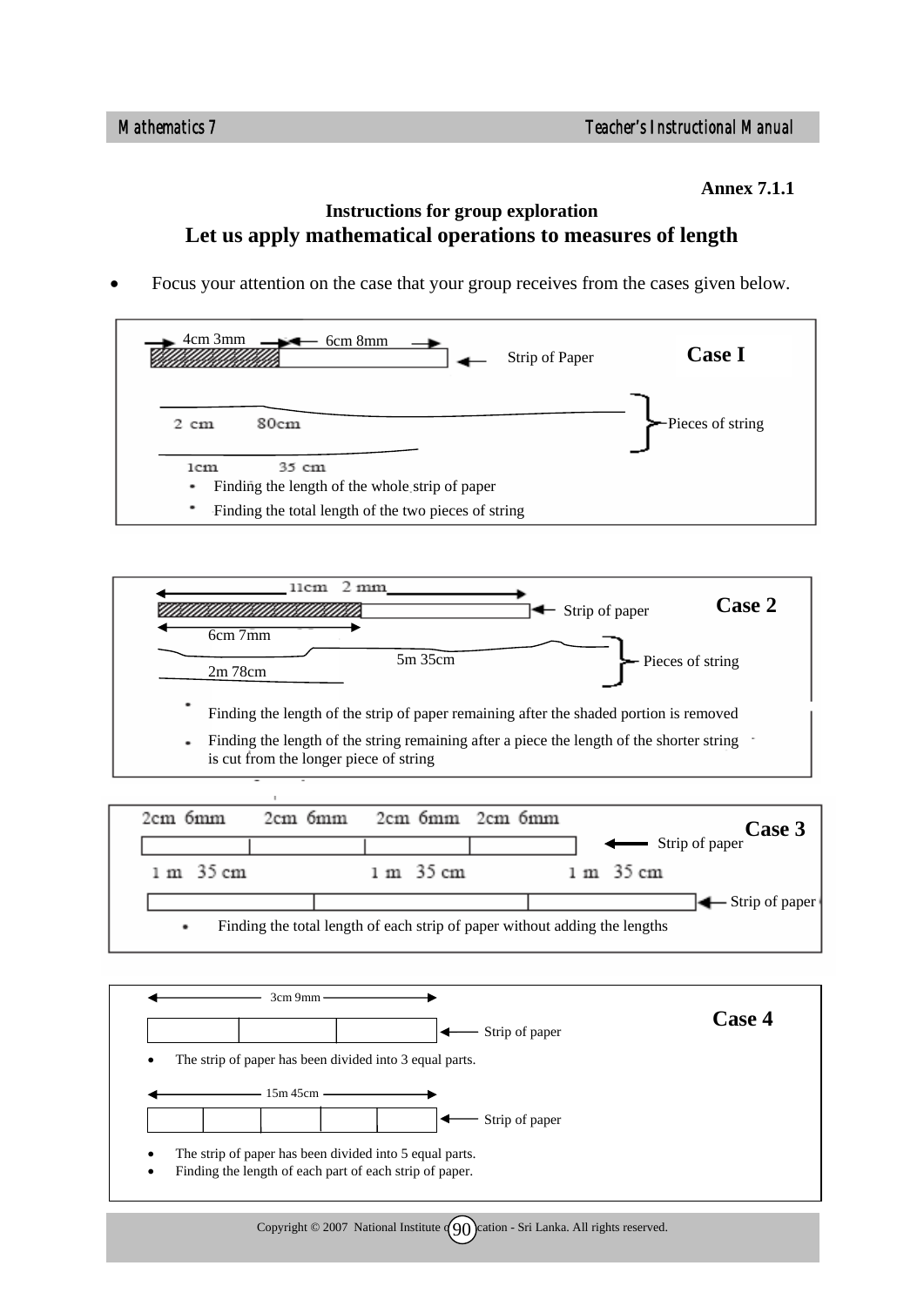**Annex 7.1.1**

**Instructions for group exploration**

## Let us apply mathematical operations to measures of length

- Focus your attention on the case that your group receives from the cases given below.

**Case I**

4cm 3mm 6cm 8mm — Strip of Paper

2 cm 80cm
1cm 35 cm — Pieces of string

- Finding the length of the whole strip of paper
- Finding the total length of the two pieces of string

**Case 2**

11cm 2 mm — Strip of paper
6cm 7mm

5m 35cm
2m 78cm — Pieces of string

- Finding the length of the strip of paper remaining after the shaded portion is removed
- Finding the length of the string remaining after a piece the length of the shorter string is cut from the longer piece of string

**Case 3**

2cm 6mm 2cm 6mm 2cm 6mm 2cm 6mm — Strip of paper

1 m 35 cm 1 m 35 cm 1 m 35 cm — Strip of paper

- Finding the total length of each strip of paper without adding the lengths

**Case 4**

3cm 9mm — Strip of paper

- The strip of paper has been divided into 3 equal parts.

15m 45cm — Strip of paper

- The strip of paper has been divided into 5 equal parts.
- Finding the length of each part of each strip of paper.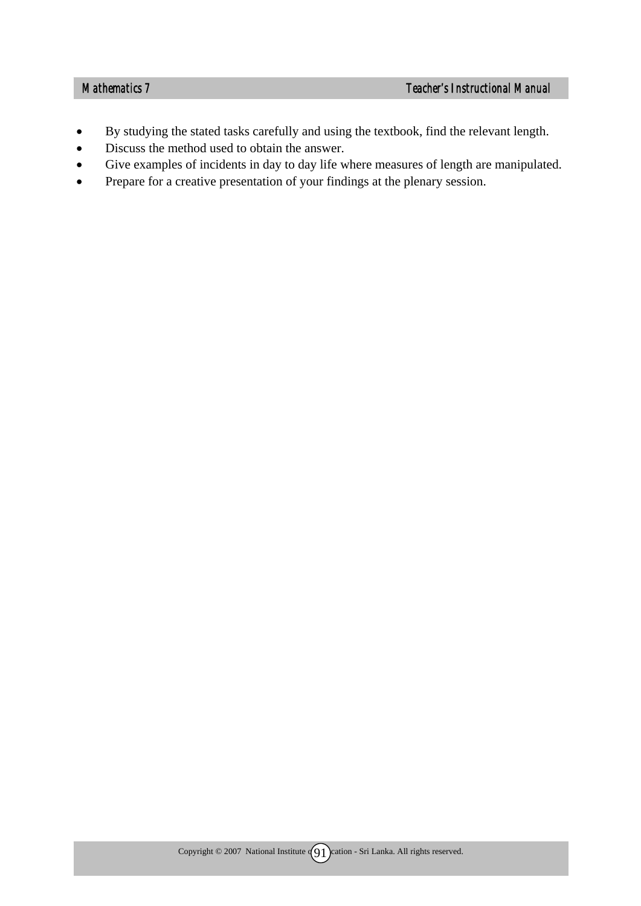- By studying the stated tasks carefully and using the textbook, find the relevant length.
- Discuss the method used to obtain the answer.
- Give examples of incidents in day to day life where measures of length are manipulated.
- Prepare for a creative presentation of your findings at the plenary session.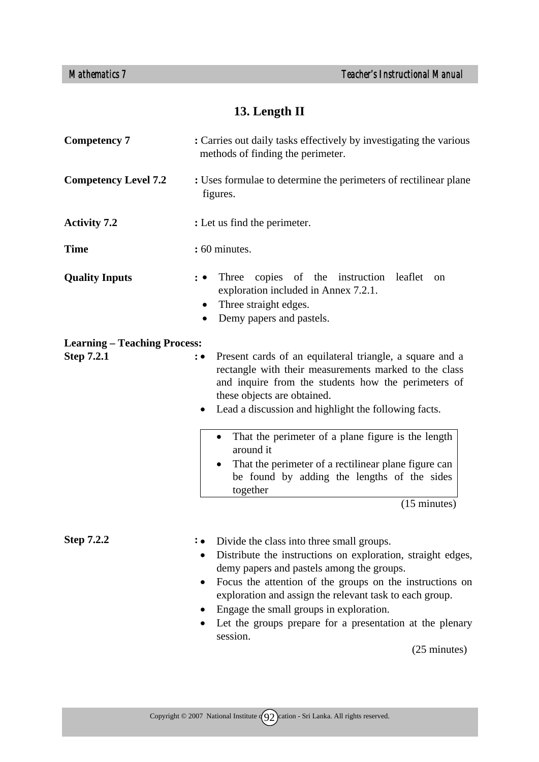# 13. Length II

**Competency 7** : Carries out daily tasks effectively by investigating the various methods of finding the perimeter.

**Competency Level 7.2** : Uses formulae to determine the perimeters of rectilinear plane figures.

**Activity 7.2** : Let us find the perimeter.

**Time** : 60 minutes.

**Quality Inputs** :
- Three copies of the instruction leaflet on exploration included in Annex 7.2.1.
- Three straight edges.
- Demy papers and pastels.

**Learning – Teaching Process:**

**Step 7.2.1** :
- Present cards of an equilateral triangle, a square and a rectangle with their measurements marked to the class and inquire from the students how the perimeters of these objects are obtained.
- Lead a discussion and highlight the following facts.

> - That the perimeter of a plane figure is the length around it
> - That the perimeter of a rectilinear plane figure can be found by adding the lengths of the sides together

(15 minutes)

**Step 7.2.2** :
- Divide the class into three small groups.
- Distribute the instructions on exploration, straight edges, demy papers and pastels among the groups.
- Focus the attention of the groups on the instructions on exploration and assign the relevant task to each group.
- Engage the small groups in exploration.
- Let the groups prepare for a presentation at the plenary session.

(25 minutes)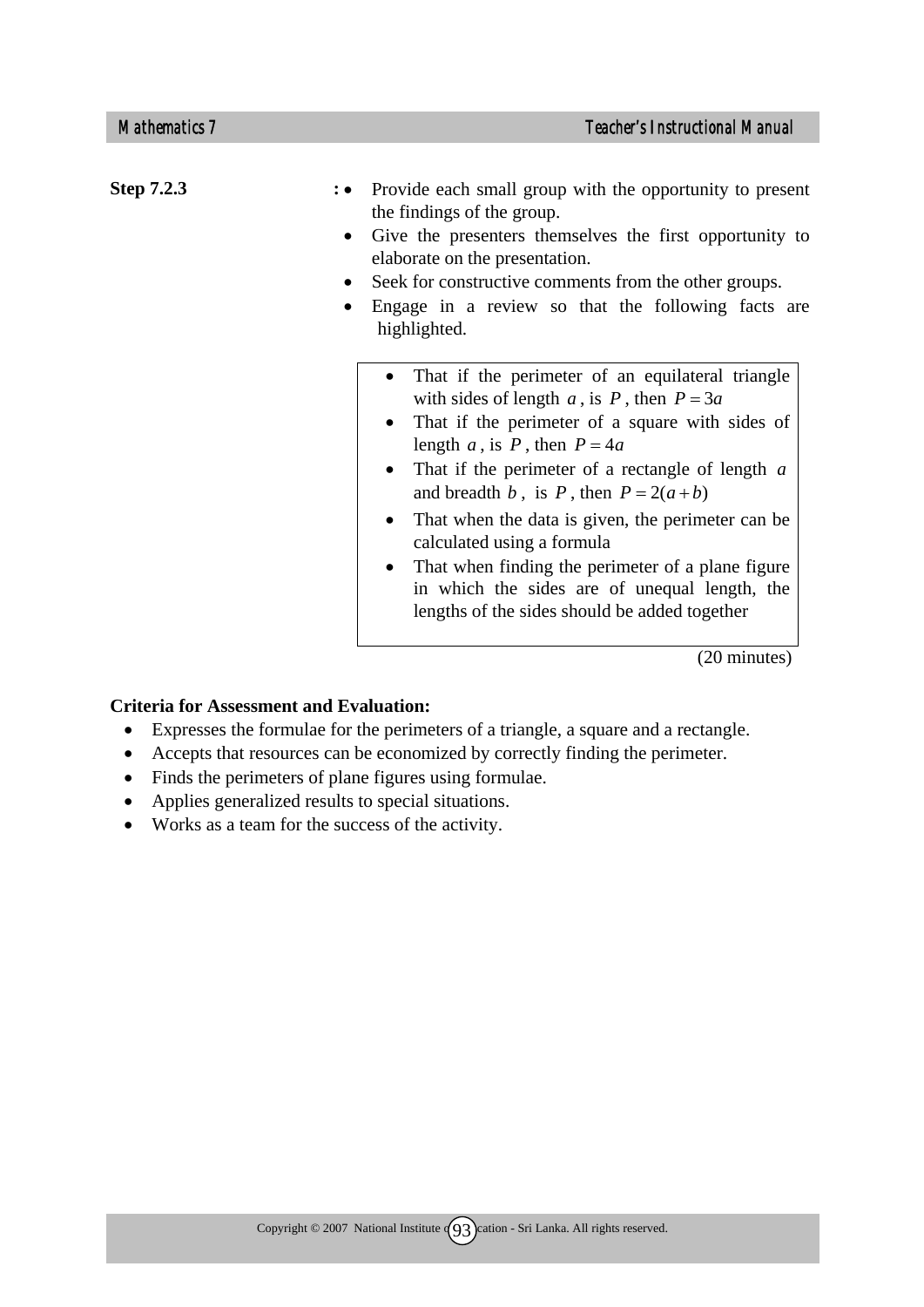**Step 7.2.3** :

- Provide each small group with the opportunity to present the findings of the group.
- Give the presenters themselves the first opportunity to elaborate on the presentation.
- Seek for constructive comments from the other groups.
- Engage in a review so that the following facts are highlighted.

> - That if the perimeter of an equilateral triangle with sides of length $a$, is $P$, then $P = 3a$
> - That if the perimeter of a square with sides of length $a$, is $P$, then $P = 4a$
> - That if the perimeter of a rectangle of length $a$ and breadth $b$, is $P$, then $P = 2(a+b)$
> - That when the data is given, the perimeter can be calculated using a formula
> - That when finding the perimeter of a plane figure in which the sides are of unequal length, the lengths of the sides should be added together

(20 minutes)

**Criteria for Assessment and Evaluation:**

- Expresses the formulae for the perimeters of a triangle, a square and a rectangle.
- Accepts that resources can be economized by correctly finding the perimeter.
- Finds the perimeters of plane figures using formulae.
- Applies generalized results to special situations.
- Works as a team for the success of the activity.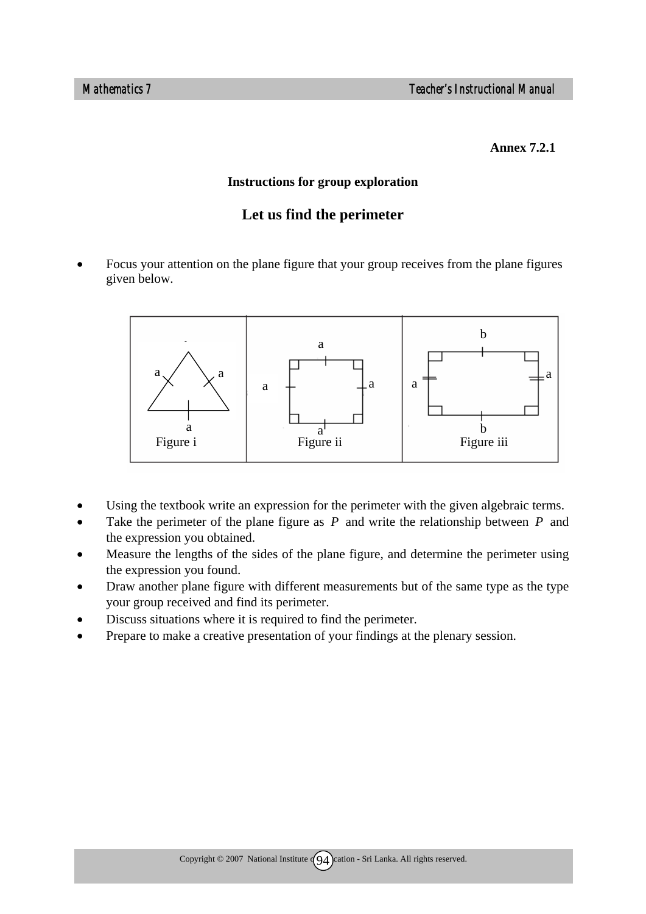**Annex 7.2.1**

### Instructions for group exploration

## Let us find the perimeter

- Focus your attention on the plane figure that your group receives from the plane figures given below.

| Figure i | Figure ii | Figure iii |
|---|---|---|
| Equilateral triangle with sides $a$, $a$, $a$ | Square with sides $a$, $a$, $a$, $a$ | Rectangle with sides $b$, $a$, $b$, $a$ |

- Using the textbook write an expression for the perimeter with the given algebraic terms.
- Take the perimeter of the plane figure as $P$ and write the relationship between $P$ and the expression you obtained.
- Measure the lengths of the sides of the plane figure, and determine the perimeter using the expression you found.
- Draw another plane figure with different measurements but of the same type as the type your group received and find its perimeter.
- Discuss situations where it is required to find the perimeter.
- Prepare to make a creative presentation of your findings at the plenary session.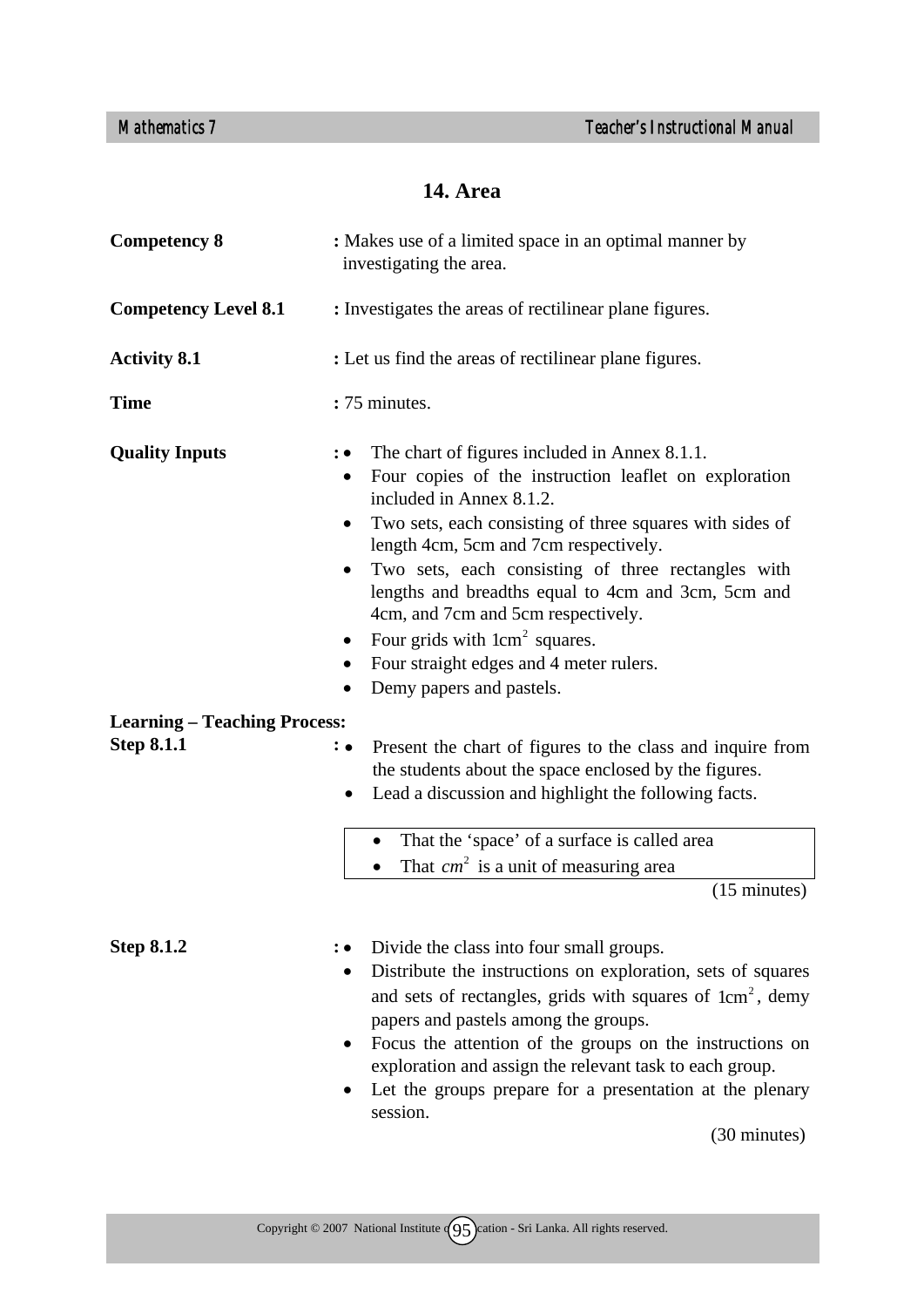# 14. Area

**Competency 8** : Makes use of a limited space in an optimal manner by investigating the area.

**Competency Level 8.1** : Investigates the areas of rectilinear plane figures.

**Activity 8.1** : Let us find the areas of rectilinear plane figures.

**Time** : 75 minutes.

**Quality Inputs** :
- The chart of figures included in Annex 8.1.1.
- Four copies of the instruction leaflet on exploration included in Annex 8.1.2.
- Two sets, each consisting of three squares with sides of length 4cm, 5cm and 7cm respectively.
- Two sets, each consisting of three rectangles with lengths and breadths equal to 4cm and 3cm, 5cm and 4cm, and 7cm and 5cm respectively.
- Four grids with $1\text{cm}^2$ squares.
- Four straight edges and 4 meter rulers.
- Demy papers and pastels.

**Learning – Teaching Process:**

**Step 8.1.1** :
- Present the chart of figures to the class and inquire from the students about the space enclosed by the figures.
- Lead a discussion and highlight the following facts.

> - That the 'space' of a surface is called area
> - That $cm^2$ is a unit of measuring area

(15 minutes)

**Step 8.1.2** :
- Divide the class into four small groups.
- Distribute the instructions on exploration, sets of squares and sets of rectangles, grids with squares of $1\text{cm}^2$, demy papers and pastels among the groups.
- Focus the attention of the groups on the instructions on exploration and assign the relevant task to each group.
- Let the groups prepare for a presentation at the plenary session.

(30 minutes)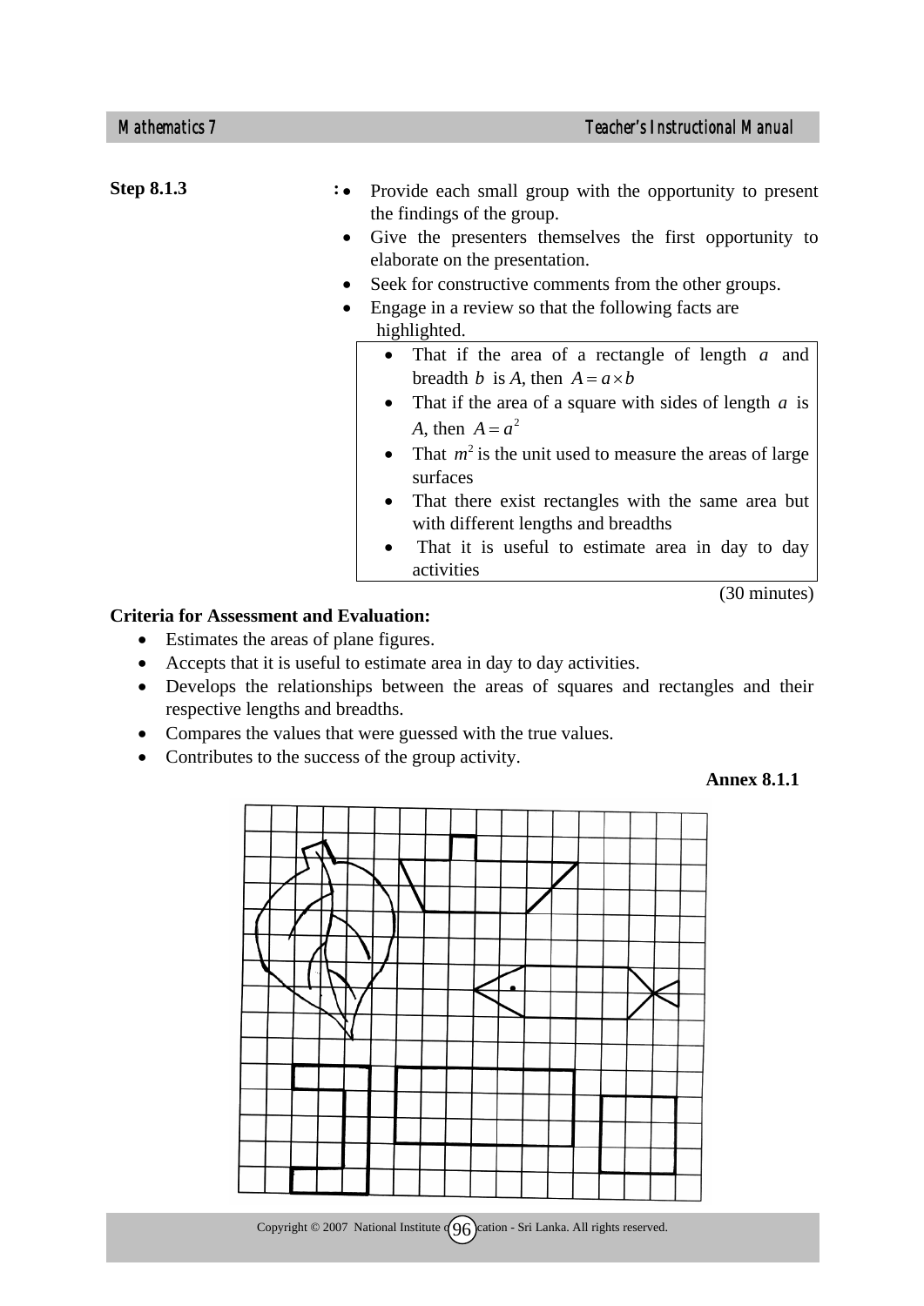**Step 8.1.3** :

- Provide each small group with the opportunity to present the findings of the group.
- Give the presenters themselves the first opportunity to elaborate on the presentation.
- Seek for constructive comments from the other groups.
- Engage in a review so that the following facts are highlighted.

> - That if the area of a rectangle of length $a$ and breadth $b$ is $A$, then $A = a \times b$
> - That if the area of a square with sides of length $a$ is $A$, then $A = a^2$
> - That $m^2$ is the unit used to measure the areas of large surfaces
> - That there exist rectangles with the same area but with different lengths and breadths
> - That it is useful to estimate area in day to day activities

(30 minutes)

**Criteria for Assessment and Evaluation:**

- Estimates the areas of plane figures.
- Accepts that it is useful to estimate area in day to day activities.
- Develops the relationships between the areas of squares and rectangles and their respective lengths and breadths.
- Compares the values that were guessed with the true values.
- Contributes to the success of the group activity.

**Annex 8.1.1**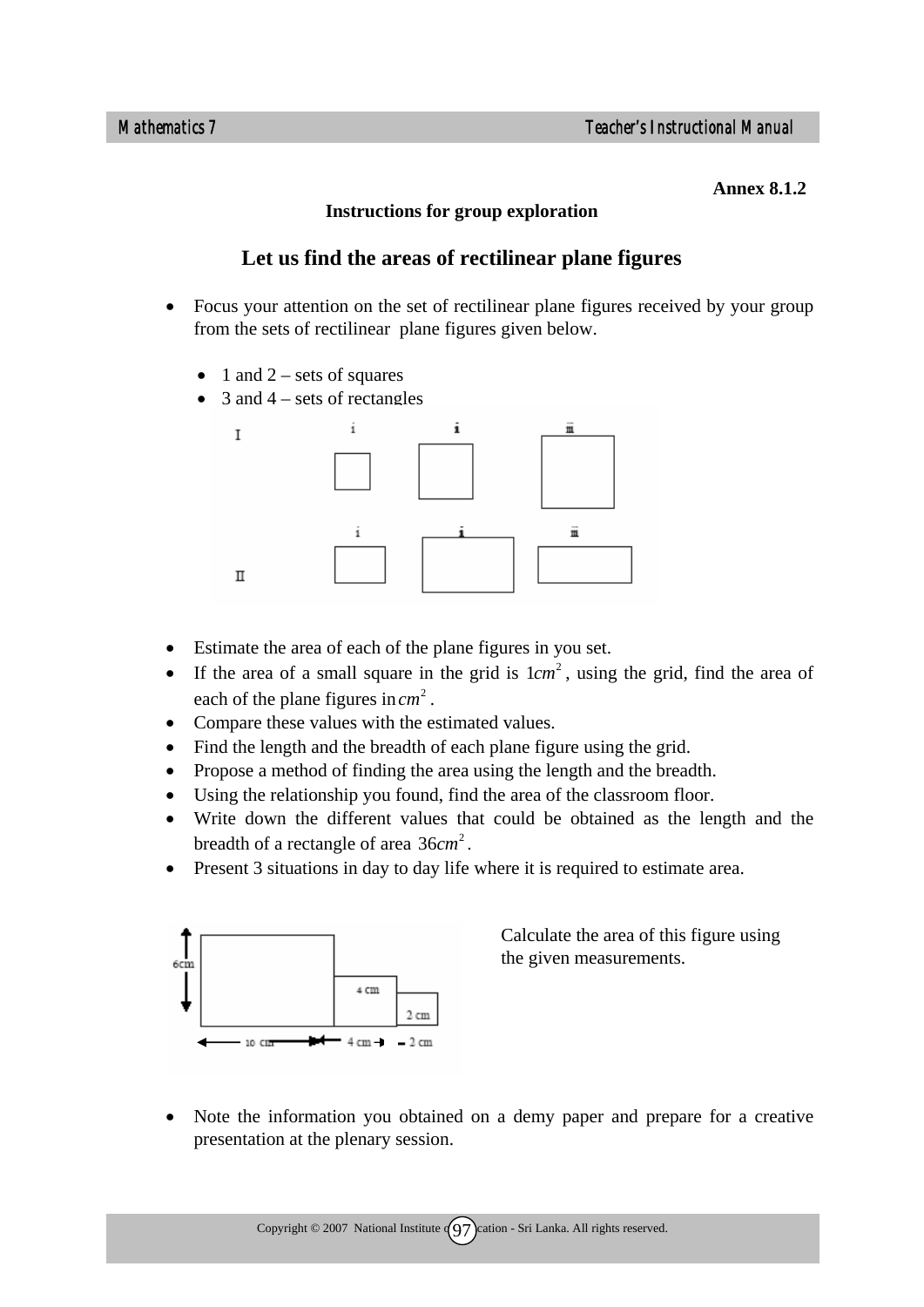**Annex 8.1.2**

**Instructions for group exploration**

## Let us find the areas of rectilinear plane figures

- Focus your attention on the set of rectilinear plane figures received by your group from the sets of rectilinear plane figures given below.
  - 1 and 2 – sets of squares
  - 3 and 4 – sets of rectangles

I &nbsp;&nbsp; i &nbsp;&nbsp; ii &nbsp;&nbsp; iii

II &nbsp;&nbsp; i &nbsp;&nbsp; ii &nbsp;&nbsp; iii

- Estimate the area of each of the plane figures in you set.
- If the area of a small square in the grid is $1cm^2$, using the grid, find the area of each of the plane figures in $cm^2$.
- Compare these values with the estimated values.
- Find the length and the breadth of each plane figure using the grid.
- Propose a method of finding the area using the length and the breadth.
- Using the relationship you found, find the area of the classroom floor.
- Write down the different values that could be obtained as the length and the breadth of a rectangle of area $36cm^2$.
- Present 3 situations in day to day life where it is required to estimate area.

6cm &nbsp;&nbsp; 4 cm &nbsp;&nbsp; 2 cm

10 cm &nbsp;&nbsp; 4 cm &nbsp;&nbsp; 2 cm

Calculate the area of this figure using the given measurements.

- Note the information you obtained on a demy paper and prepare for a creative presentation at the plenary session.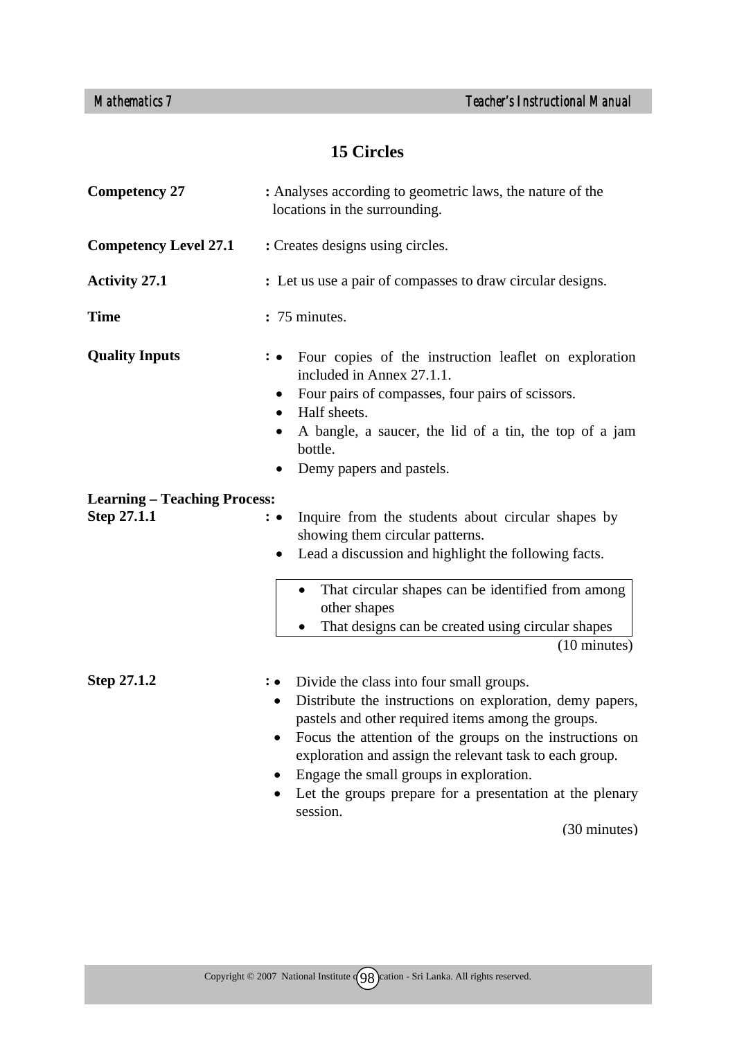# 15 Circles

**Competency 27** : Analyses according to geometric laws, the nature of the locations in the surrounding.

**Competency Level 27.1** : Creates designs using circles.

**Activity 27.1** : Let us use a pair of compasses to draw circular designs.

**Time** : 75 minutes.

**Quality Inputs** :
- Four copies of the instruction leaflet on exploration included in Annex 27.1.1.
- Four pairs of compasses, four pairs of scissors.
- Half sheets.
- A bangle, a saucer, the lid of a tin, the top of a jam bottle.
- Demy papers and pastels.

**Learning – Teaching Process:**

**Step 27.1.1** :
- Inquire from the students about circular shapes by showing them circular patterns.
- Lead a discussion and highlight the following facts.

> - That circular shapes can be identified from among other shapes
> - That designs can be created using circular shapes

(10 minutes)

**Step 27.1.2** :
- Divide the class into four small groups.
- Distribute the instructions on exploration, demy papers, pastels and other required items among the groups.
- Focus the attention of the groups on the instructions on exploration and assign the relevant task to each group.
- Engage the small groups in exploration.
- Let the groups prepare for a presentation at the plenary session.

(30 minutes)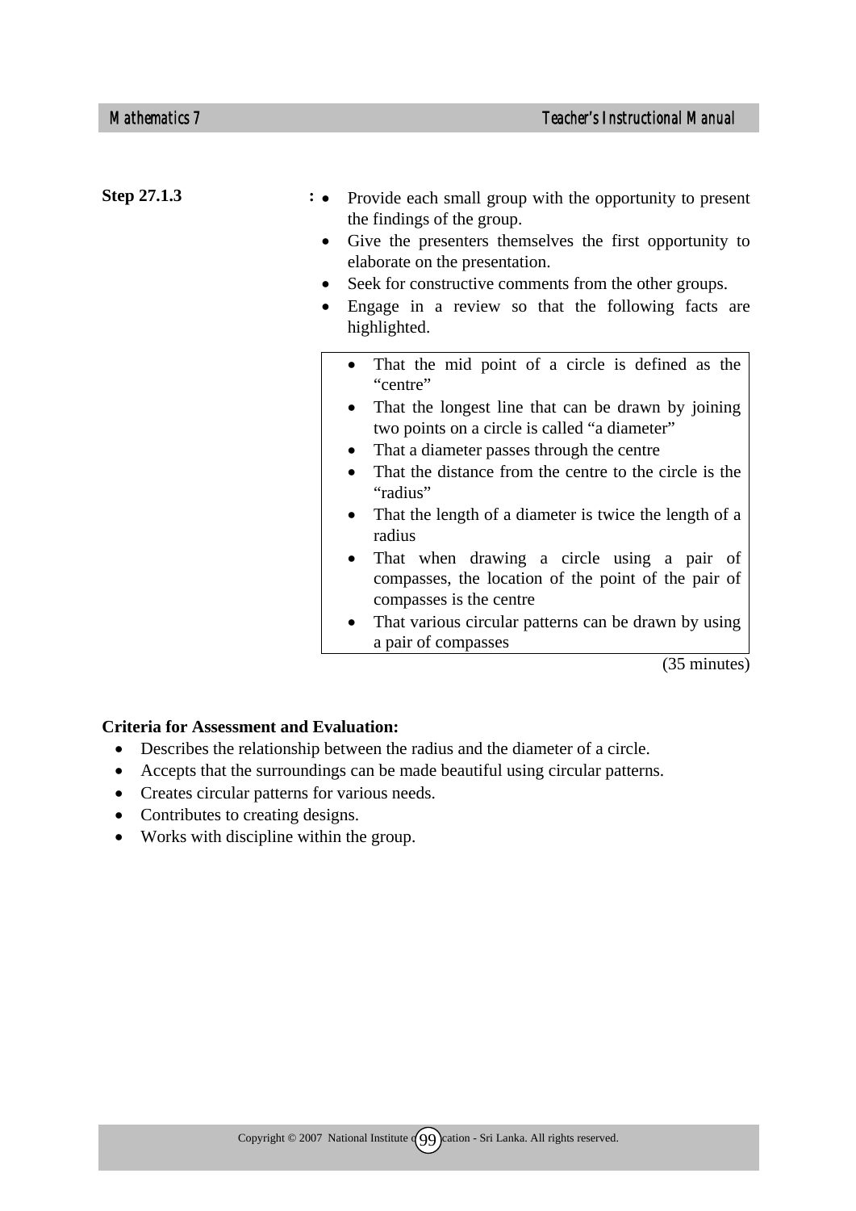**Step 27.1.3** :

- Provide each small group with the opportunity to present the findings of the group.
- Give the presenters themselves the first opportunity to elaborate on the presentation.
- Seek for constructive comments from the other groups.
- Engage in a review so that the following facts are highlighted.

> - That the mid point of a circle is defined as the "centre"
> - That the longest line that can be drawn by joining two points on a circle is called "a diameter"
> - That a diameter passes through the centre
> - That the distance from the centre to the circle is the "radius"
> - That the length of a diameter is twice the length of a radius
> - That when drawing a circle using a pair of compasses, the location of the point of the pair of compasses is the centre
> - That various circular patterns can be drawn by using a pair of compasses

(35 minutes)

**Criteria for Assessment and Evaluation:**

- Describes the relationship between the radius and the diameter of a circle.
- Accepts that the surroundings can be made beautiful using circular patterns.
- Creates circular patterns for various needs.
- Contributes to creating designs.
- Works with discipline within the group.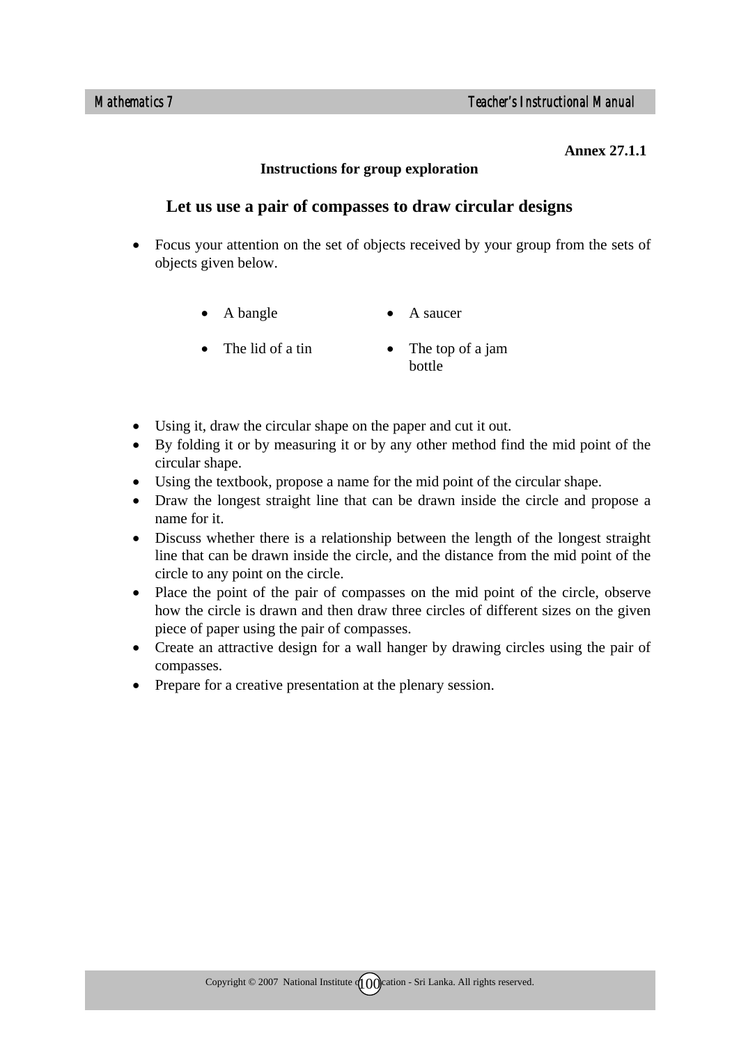**Annex 27.1.1**

**Instructions for group exploration**

## Let us use a pair of compasses to draw circular designs

- Focus your attention on the set of objects received by your group from the sets of objects given below.

  - A bangle
  - A saucer
  - The lid of a tin
  - The top of a jam bottle

- Using it, draw the circular shape on the paper and cut it out.
- By folding it or by measuring it or by any other method find the mid point of the circular shape.
- Using the textbook, propose a name for the mid point of the circular shape.
- Draw the longest straight line that can be drawn inside the circle and propose a name for it.
- Discuss whether there is a relationship between the length of the longest straight line that can be drawn inside the circle, and the distance from the mid point of the circle to any point on the circle.
- Place the point of the pair of compasses on the mid point of the circle, observe how the circle is drawn and then draw three circles of different sizes on the given piece of paper using the pair of compasses.
- Create an attractive design for a wall hanger by drawing circles using the pair of compasses.
- Prepare for a creative presentation at the plenary session.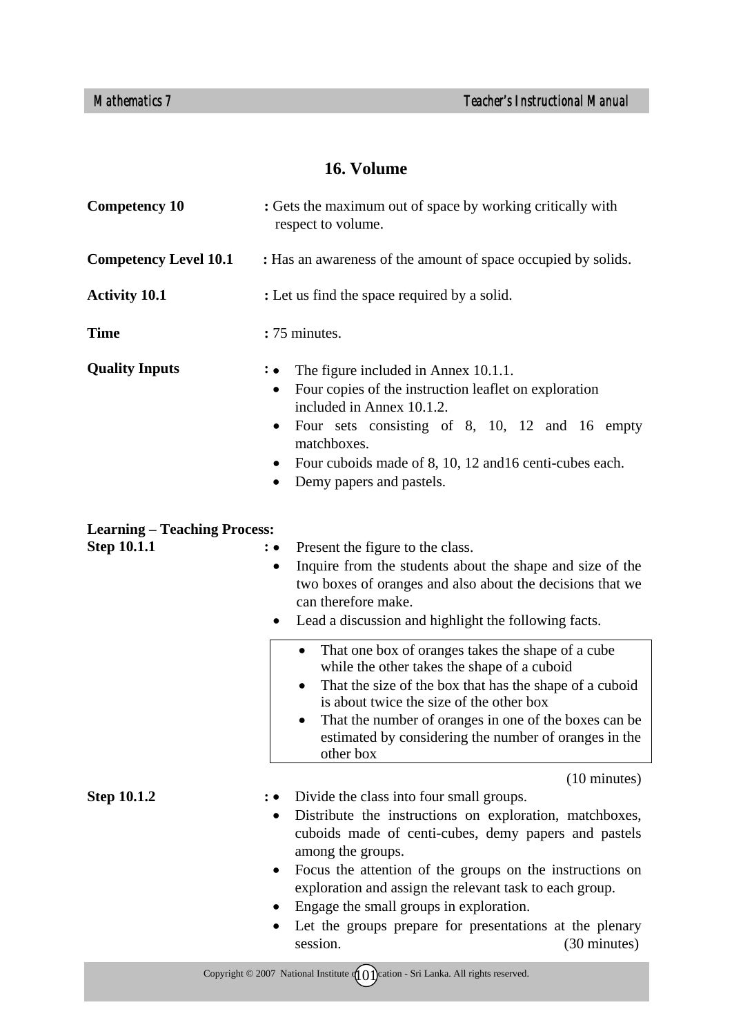# 16. Volume

**Competency 10** : Gets the maximum out of space by working critically with respect to volume.

**Competency Level 10.1** : Has an awareness of the amount of space occupied by solids.

**Activity 10.1** : Let us find the space required by a solid.

**Time** : 75 minutes.

**Quality Inputs** :

- The figure included in Annex 10.1.1.
- Four copies of the instruction leaflet on exploration included in Annex 10.1.2.
- Four sets consisting of 8, 10, 12 and 16 empty matchboxes.
- Four cuboids made of 8, 10, 12 and16 centi-cubes each.
- Demy papers and pastels.

**Learning – Teaching Process:**

**Step 10.1.1** :

- Present the figure to the class.
- Inquire from the students about the shape and size of the two boxes of oranges and also about the decisions that we can therefore make.
- Lead a discussion and highlight the following facts.

> - That one box of oranges takes the shape of a cube while the other takes the shape of a cuboid
> - That the size of the box that has the shape of a cuboid is about twice the size of the other box
> - That the number of oranges in one of the boxes can be estimated by considering the number of oranges in the other box

(10 minutes)

**Step 10.1.2** :

- Divide the class into four small groups.
- Distribute the instructions on exploration, matchboxes, cuboids made of centi-cubes, demy papers and pastels among the groups.
- Focus the attention of the groups on the instructions on exploration and assign the relevant task to each group.
- Engage the small groups in exploration.
- Let the groups prepare for presentations at the plenary session. (30 minutes)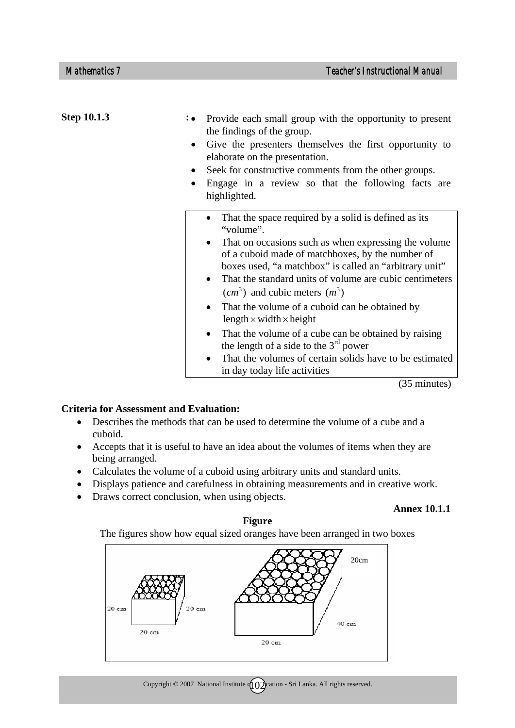**Step 10.1.3** :

- Provide each small group with the opportunity to present the findings of the group.
- Give the presenters themselves the first opportunity to elaborate on the presentation.
- Seek for constructive comments from the other groups.
- Engage in a review so that the following facts are highlighted.

> - That the space required by a solid is defined as its "volume".
> - That on occasions such as when expressing the volume of a cuboid made of matchboxes, by the number of boxes used, "a matchbox" is called an "arbitrary unit"
> - That the standard units of volume are cubic centimeters $(cm^3)$ and cubic meters $(m^3)$
> - That the volume of a cuboid can be obtained by $\text{length} \times \text{width} \times \text{height}$
> - That the volume of a cube can be obtained by raising the length of a side to the 3rd power
> - That the volumes of certain solids have to be estimated in day today life activities

(35 minutes)

**Criteria for Assessment and Evaluation:**

- Describes the methods that can be used to determine the volume of a cube and a cuboid.
- Accepts that it is useful to have an idea about the volumes of items when they are being arranged.
- Calculates the volume of a cuboid using arbitrary units and standard units.
- Displays patience and carefulness in obtaining measurements and in creative work.
- Draws correct conclusion, when using objects.

**Annex 10.1.1**

**Figure**

The figures show how equal sized oranges have been arranged in two boxes

20 cm, 20 cm, 20 cm — 20cm, 40 cm, 20 cm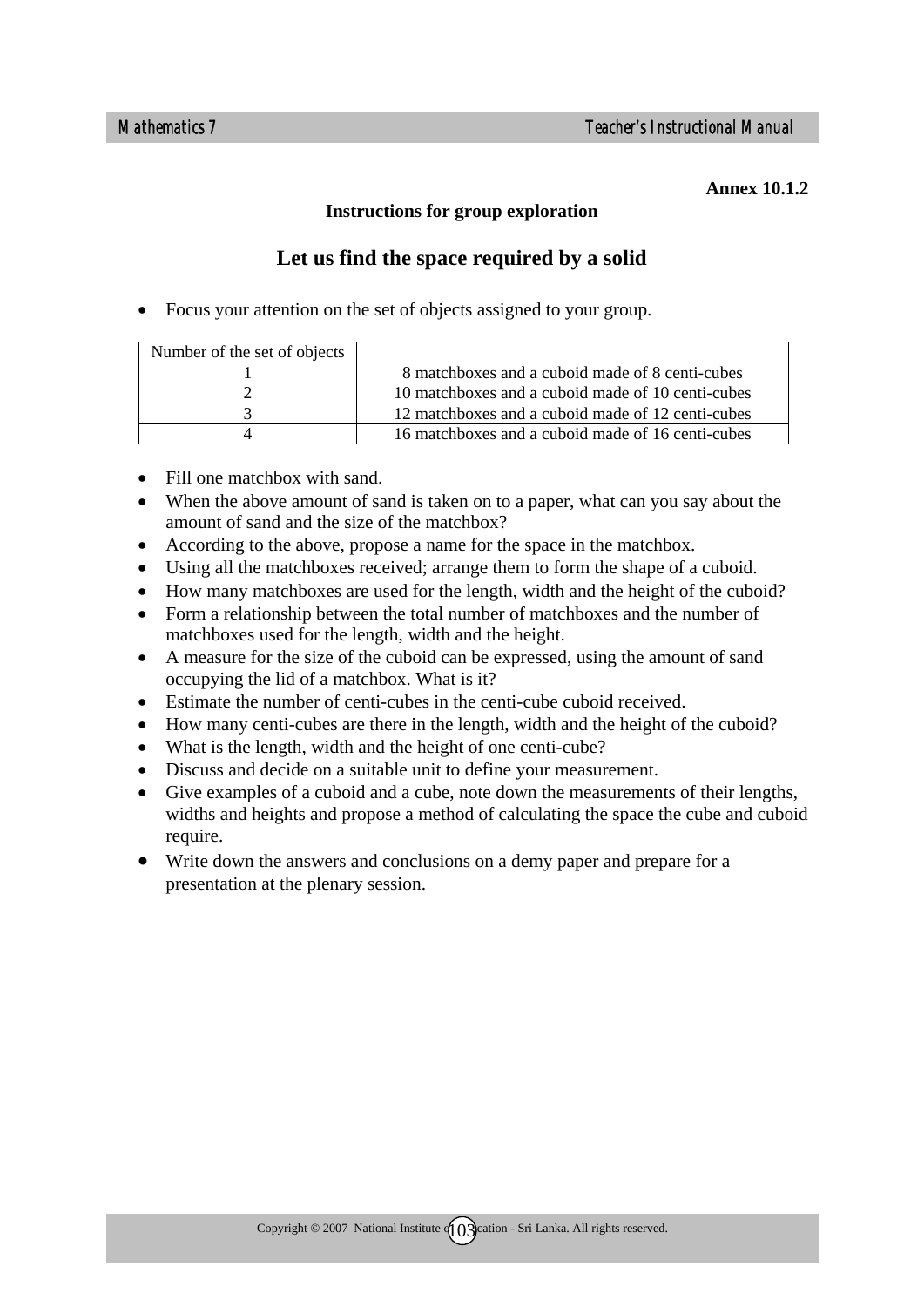**Annex 10.1.2**

**Instructions for group exploration**

## Let us find the space required by a solid

- Focus your attention on the set of objects assigned to your group.

| Number of the set of objects | |
|---|---|
| 1 | 8 matchboxes and a cuboid made of 8 centi-cubes |
| 2 | 10 matchboxes and a cuboid made of 10 centi-cubes |
| 3 | 12 matchboxes and a cuboid made of 12 centi-cubes |
| 4 | 16 matchboxes and a cuboid made of 16 centi-cubes |

- Fill one matchbox with sand.
- When the above amount of sand is taken on to a paper, what can you say about the amount of sand and the size of the matchbox?
- According to the above, propose a name for the space in the matchbox.
- Using all the matchboxes received; arrange them to form the shape of a cuboid.
- How many matchboxes are used for the length, width and the height of the cuboid?
- Form a relationship between the total number of matchboxes and the number of matchboxes used for the length, width and the height.
- A measure for the size of the cuboid can be expressed, using the amount of sand occupying the lid of a matchbox. What is it?
- Estimate the number of centi-cubes in the centi-cube cuboid received.
- How many centi-cubes are there in the length, width and the height of the cuboid?
- What is the length, width and the height of one centi-cube?
- Discuss and decide on a suitable unit to define your measurement.
- Give examples of a cuboid and a cube, note down the measurements of their lengths, widths and heights and propose a method of calculating the space the cube and cuboid require.
- Write down the answers and conclusions on a demy paper and prepare for a presentation at the plenary session.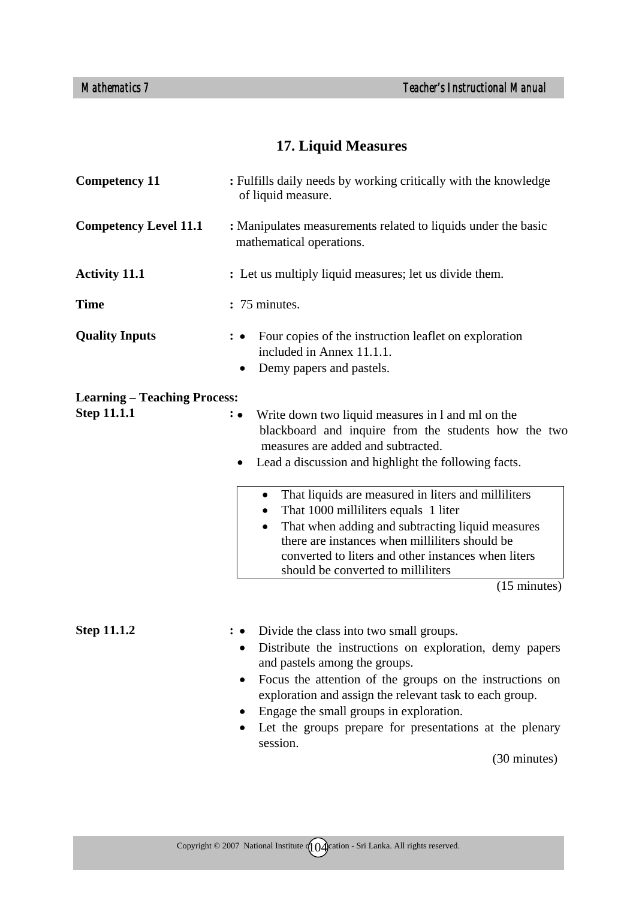# 17. Liquid Measures

**Competency 11** : Fulfills daily needs by working critically with the knowledge of liquid measure.

**Competency Level 11.1** : Manipulates measurements related to liquids under the basic mathematical operations.

**Activity 11.1** : Let us multiply liquid measures; let us divide them.

**Time** : 75 minutes.

**Quality Inputs** :
- Four copies of the instruction leaflet on exploration included in Annex 11.1.1.
- Demy papers and pastels.

**Learning – Teaching Process:**

**Step 11.1.1** :
- Write down two liquid measures in l and ml on the blackboard and inquire from the students how the two measures are added and subtracted.
- Lead a discussion and highlight the following facts.

> - That liquids are measured in liters and milliliters
> - That 1000 milliliters equals 1 liter
> - That when adding and subtracting liquid measures there are instances when milliliters should be converted to liters and other instances when liters should be converted to milliliters

(15 minutes)

**Step 11.1.2** :
- Divide the class into two small groups.
- Distribute the instructions on exploration, demy papers and pastels among the groups.
- Focus the attention of the groups on the instructions on exploration and assign the relevant task to each group.
- Engage the small groups in exploration.
- Let the groups prepare for presentations at the plenary session.

(30 minutes)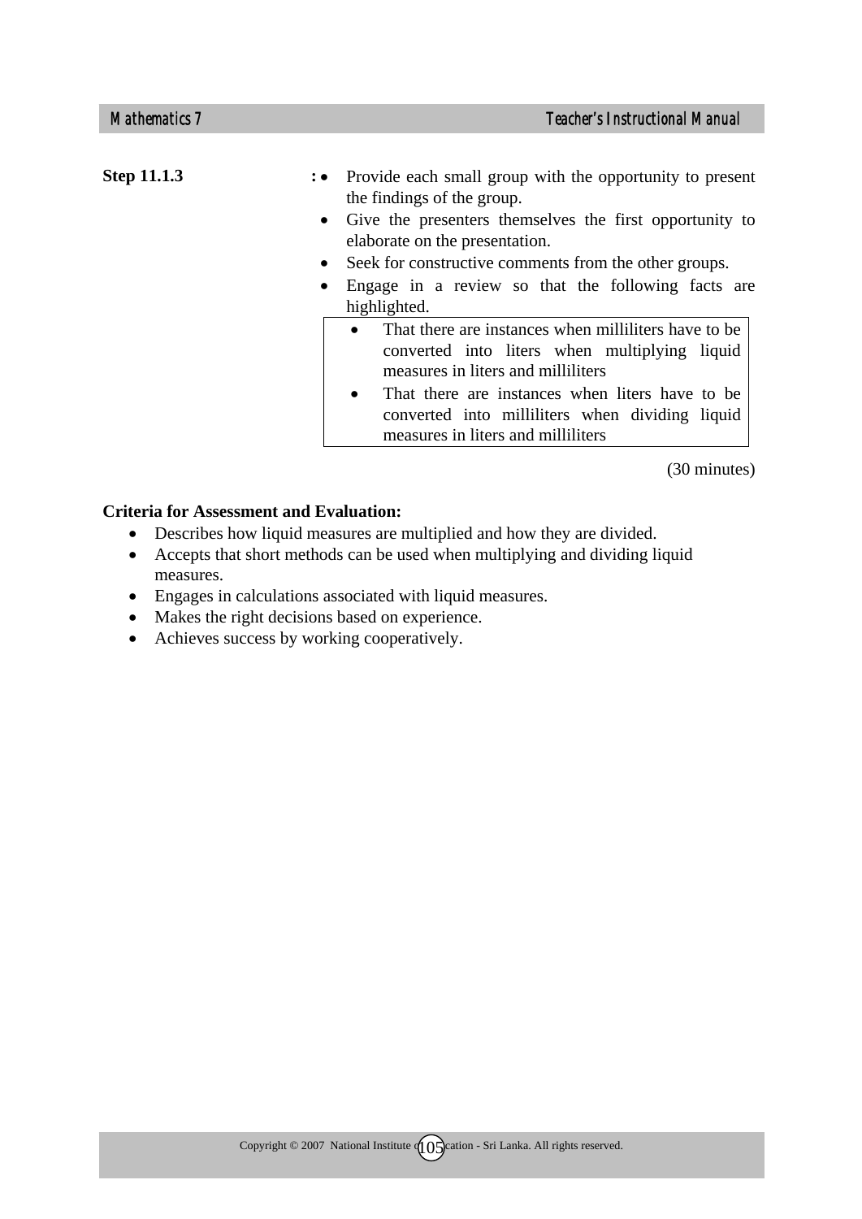**Step 11.1.3** :

- Provide each small group with the opportunity to present the findings of the group.
- Give the presenters themselves the first opportunity to elaborate on the presentation.
- Seek for constructive comments from the other groups.
- Engage in a review so that the following facts are highlighted.

> - That there are instances when milliliters have to be converted into liters when multiplying liquid measures in liters and milliliters
> - That there are instances when liters have to be converted into milliliters when dividing liquid measures in liters and milliliters

(30 minutes)

**Criteria for Assessment and Evaluation:**

- Describes how liquid measures are multiplied and how they are divided.
- Accepts that short methods can be used when multiplying and dividing liquid measures.
- Engages in calculations associated with liquid measures.
- Makes the right decisions based on experience.
- Achieves success by working cooperatively.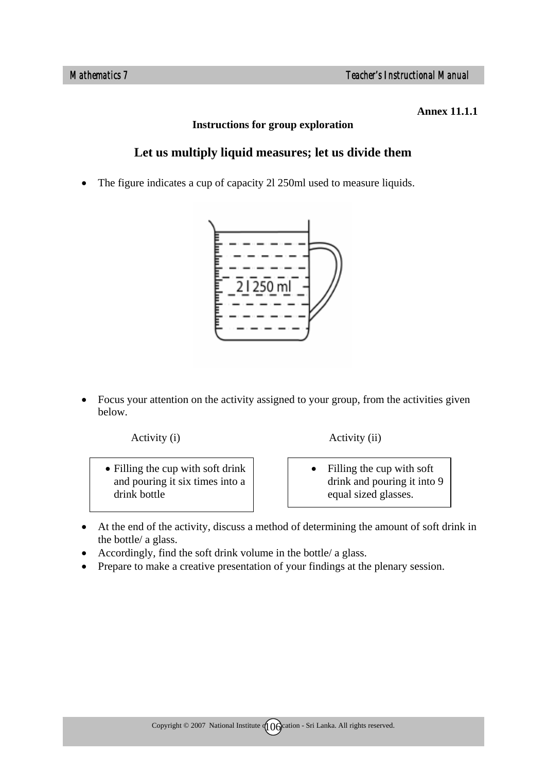**Annex 11.1.1**

**Instructions for group exploration**

## Let us multiply liquid measures; let us divide them

- The figure indicates a cup of capacity 2l 250ml used to measure liquids.

- Focus your attention on the activity assigned to your group, from the activities given below.

| Activity (i) | Activity (ii) |
| --- | --- |
| Filling the cup with soft drink and pouring it six times into a drink bottle | Filling the cup with soft drink and pouring it into 9 equal sized glasses. |

- At the end of the activity, discuss a method of determining the amount of soft drink in the bottle/ a glass.
- Accordingly, find the soft drink volume in the bottle/ a glass.
- Prepare to make a creative presentation of your findings at the plenary session.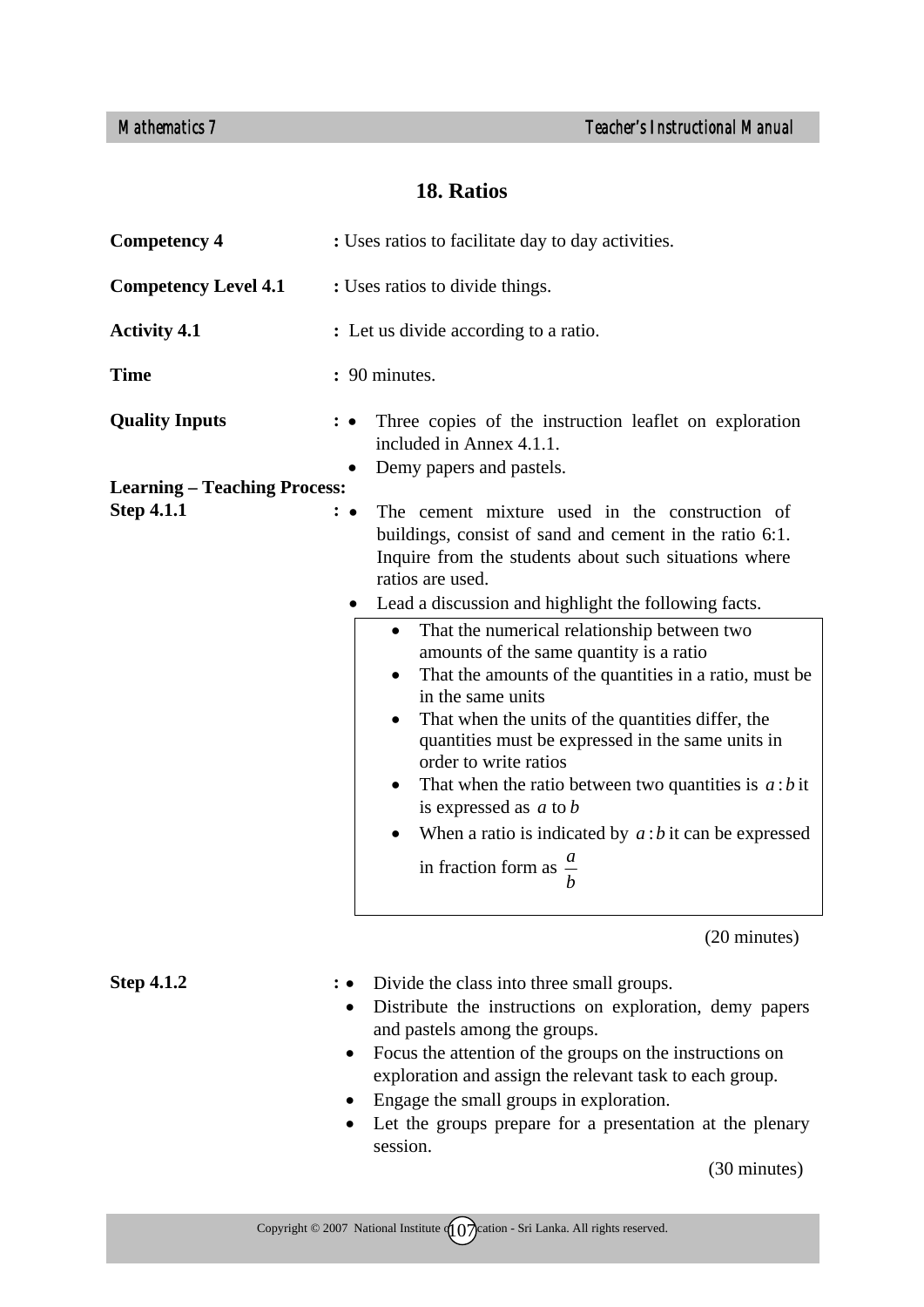# 18. Ratios

**Competency 4** : Uses ratios to facilitate day to day activities.

**Competency Level 4.1** : Uses ratios to divide things.

**Activity 4.1** : Let us divide according to a ratio.

**Time** : 90 minutes.

**Quality Inputs** :
- Three copies of the instruction leaflet on exploration included in Annex 4.1.1.
- Demy papers and pastels.

**Learning – Teaching Process:**

**Step 4.1.1** :
- The cement mixture used in the construction of buildings, consist of sand and cement in the ratio 6:1. Inquire from the students about such situations where ratios are used.
- Lead a discussion and highlight the following facts.

> - That the numerical relationship between two amounts of the same quantity is a ratio
> - That the amounts of the quantities in a ratio, must be in the same units
> - That when the units of the quantities differ, the quantities must be expressed in the same units in order to write ratios
> - That when the ratio between two quantities is $a:b$ it is expressed as $a$ to $b$
> - When a ratio is indicated by $a:b$ it can be expressed in fraction form as $\frac{a}{b}$

(20 minutes)

**Step 4.1.2** :
- Divide the class into three small groups.
- Distribute the instructions on exploration, demy papers and pastels among the groups.
- Focus the attention of the groups on the instructions on exploration and assign the relevant task to each group.
- Engage the small groups in exploration.
- Let the groups prepare for a presentation at the plenary session.

(30 minutes)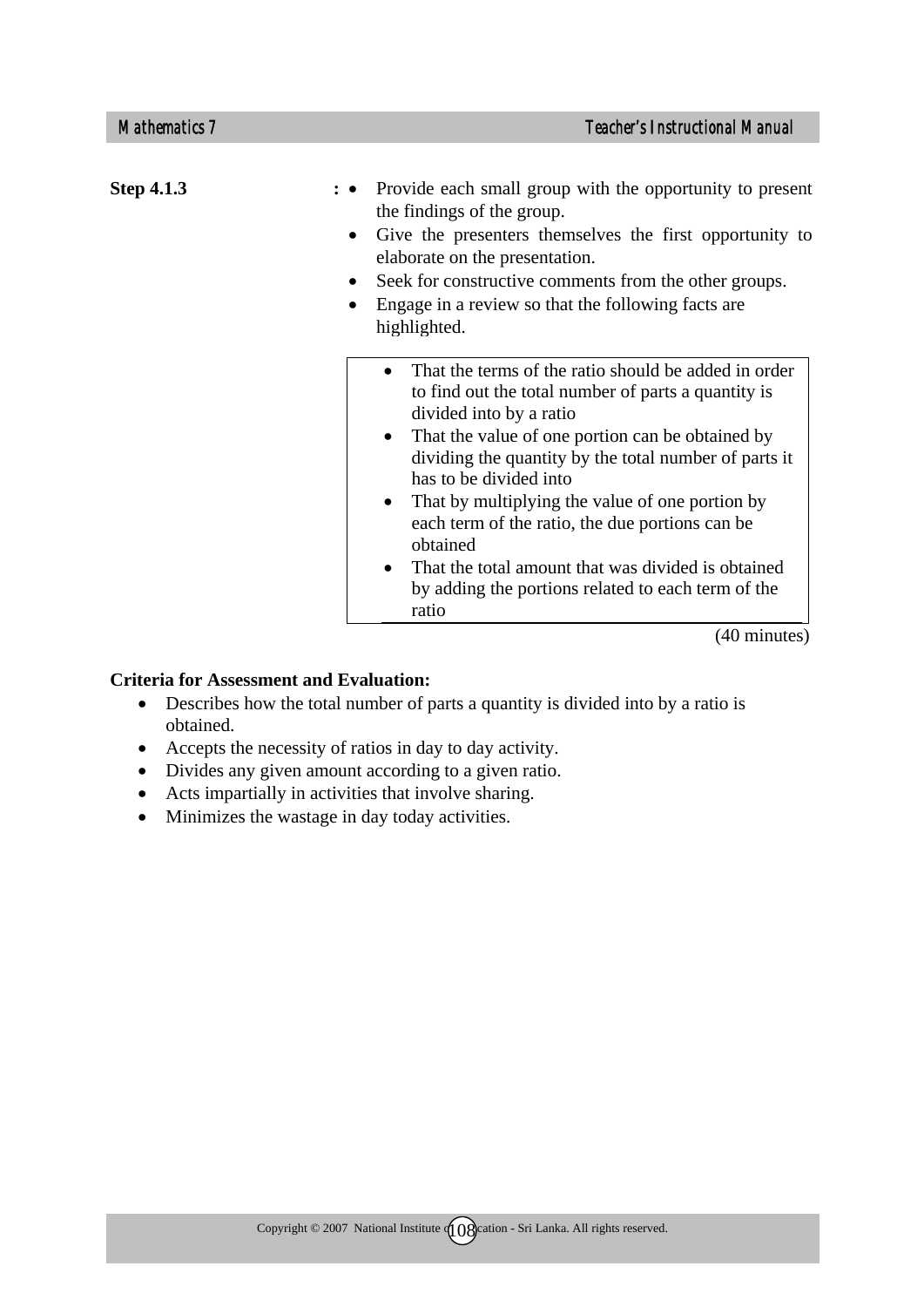**Step 4.1.3** :

- Provide each small group with the opportunity to present the findings of the group.
- Give the presenters themselves the first opportunity to elaborate on the presentation.
- Seek for constructive comments from the other groups.
- Engage in a review so that the following facts are highlighted.

> - That the terms of the ratio should be added in order to find out the total number of parts a quantity is divided into by a ratio
> - That the value of one portion can be obtained by dividing the quantity by the total number of parts it has to be divided into
> - That by multiplying the value of one portion by each term of the ratio, the due portions can be obtained
> - That the total amount that was divided is obtained by adding the portions related to each term of the ratio

(40 minutes)

**Criteria for Assessment and Evaluation:**

- Describes how the total number of parts a quantity is divided into by a ratio is obtained.
- Accepts the necessity of ratios in day to day activity.
- Divides any given amount according to a given ratio.
- Acts impartially in activities that involve sharing.
- Minimizes the wastage in day today activities.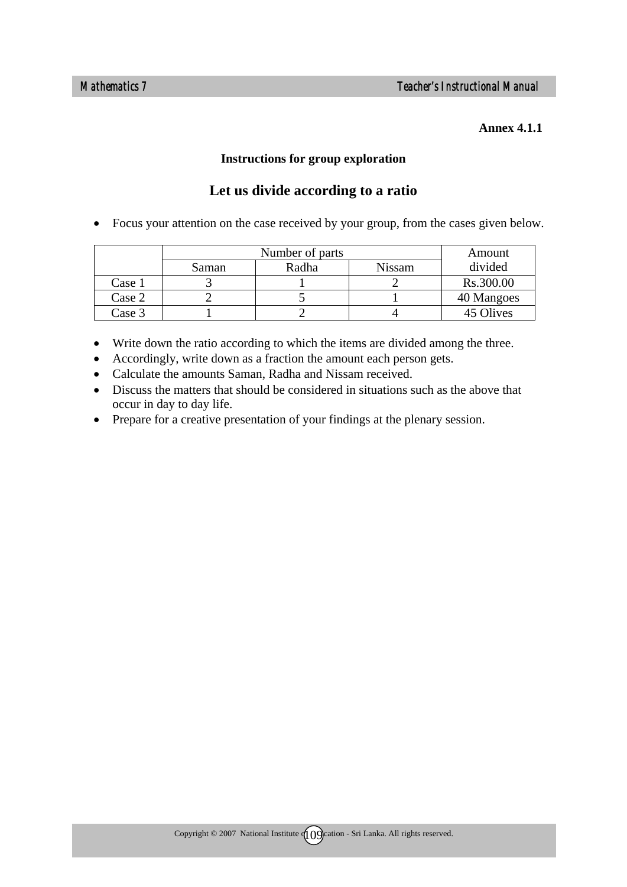**Annex 4.1.1**

**Instructions for group exploration**

## Let us divide according to a ratio

- Focus your attention on the case received by your group, from the cases given below.

| | Number of parts | | | Amount divided |
|---|---|---|---|---|
| | Saman | Radha | Nissam | |
| Case 1 | 3 | 1 | 2 | Rs.300.00 |
| Case 2 | 2 | 5 | 1 | 40 Mangoes |
| Case 3 | 1 | 2 | 4 | 45 Olives |

- Write down the ratio according to which the items are divided among the three.
- Accordingly, write down as a fraction the amount each person gets.
- Calculate the amounts Saman, Radha and Nissam received.
- Discuss the matters that should be considered in situations such as the above that occur in day to day life.
- Prepare for a creative presentation of your findings at the plenary session.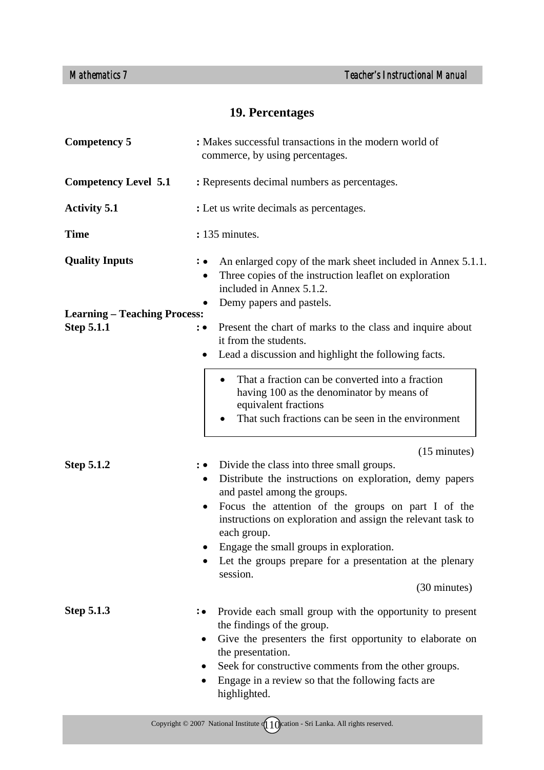## 19. Percentages

**Competency 5** : Makes successful transactions in the modern world of commerce, by using percentages.

**Competency Level 5.1** : Represents decimal numbers as percentages.

**Activity 5.1** : Let us write decimals as percentages.

**Time** : 135 minutes.

**Quality Inputs** :
- An enlarged copy of the mark sheet included in Annex 5.1.1.
- Three copies of the instruction leaflet on exploration included in Annex 5.1.2.
- Demy papers and pastels.

**Learning – Teaching Process:**

**Step 5.1.1** :
- Present the chart of marks to the class and inquire about it from the students.
- Lead a discussion and highlight the following facts.

> - That a fraction can be converted into a fraction having 100 as the denominator by means of equivalent fractions
> - That such fractions can be seen in the environment

(15 minutes)

**Step 5.1.2** :
- Divide the class into three small groups.
- Distribute the instructions on exploration, demy papers and pastel among the groups.
- Focus the attention of the groups on part I of the instructions on exploration and assign the relevant task to each group.
- Engage the small groups in exploration.
- Let the groups prepare for a presentation at the plenary session.

(30 minutes)

**Step 5.1.3** :
- Provide each small group with the opportunity to present the findings of the group.
- Give the presenters the first opportunity to elaborate on the presentation.
- Seek for constructive comments from the other groups.
- Engage in a review so that the following facts are highlighted.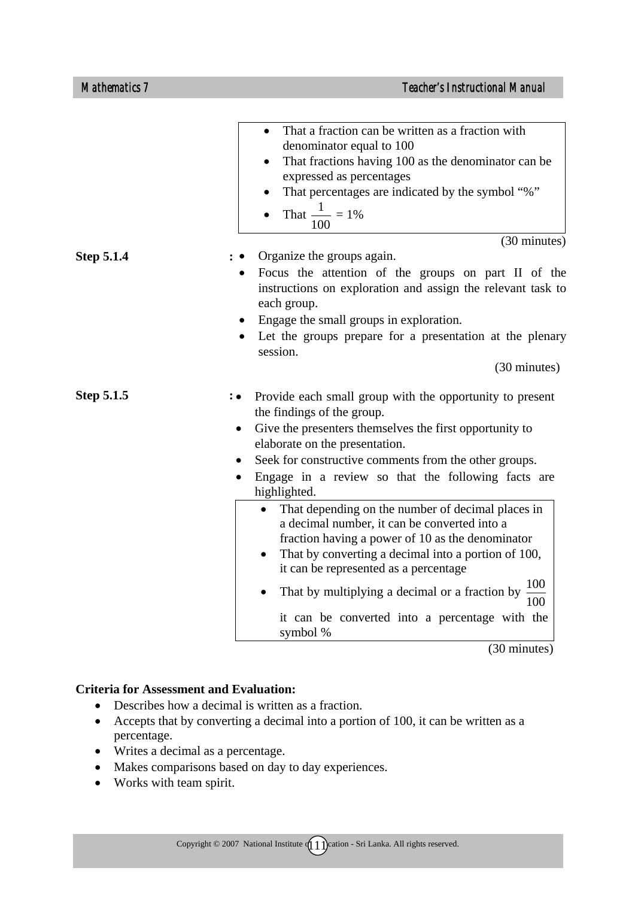- That a fraction can be written as a fraction with denominator equal to 100
- That fractions having 100 as the denominator can be expressed as percentages
- That percentages are indicated by the symbol "%"
- That $\frac{1}{100} = 1\%$

(30 minutes)

**Step 5.1.4** :

- Organize the groups again.
- Focus the attention of the groups on part II of the instructions on exploration and assign the relevant task to each group.
- Engage the small groups in exploration.
- Let the groups prepare for a presentation at the plenary session.

(30 minutes)

**Step 5.1.5** :

- Provide each small group with the opportunity to present the findings of the group.
- Give the presenters themselves the first opportunity to elaborate on the presentation.
- Seek for constructive comments from the other groups.
- Engage in a review so that the following facts are highlighted.

  - That depending on the number of decimal places in a decimal number, it can be converted into a fraction having a power of 10 as the denominator
  - That by converting a decimal into a portion of 100, it can be represented as a percentage
  - That by multiplying a decimal or a fraction by $\frac{100}{100}$ it can be converted into a percentage with the symbol %

(30 minutes)

**Criteria for Assessment and Evaluation:**

- Describes how a decimal is written as a fraction.
- Accepts that by converting a decimal into a portion of 100, it can be written as a percentage.
- Writes a decimal as a percentage.
- Makes comparisons based on day to day experiences.
- Works with team spirit.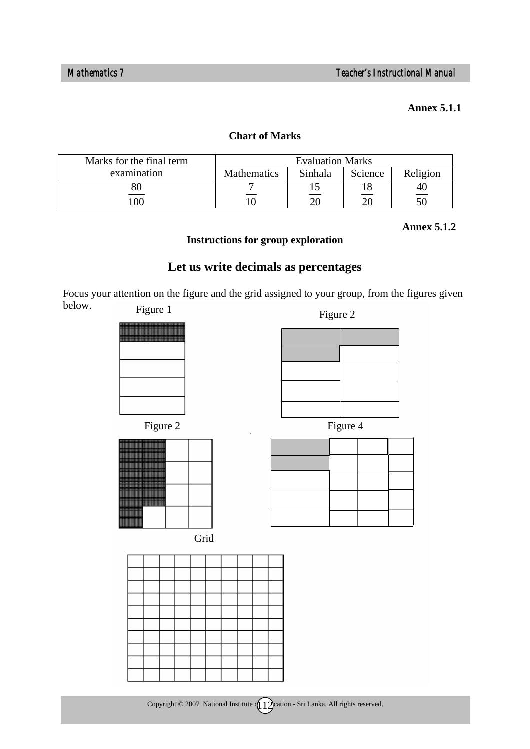**Annex 5.1.1**

**Chart of Marks**

| Marks for the final term examination | Evaluation Marks | | | |
|---|---|---|---|---|
| | Mathematics | Sinhala | Science | Religion |
| $\frac{80}{100}$ | $\frac{7}{10}$ | $\frac{15}{20}$ | $\frac{18}{20}$ | $\frac{40}{50}$ |

**Annex 5.1.2**

**Instructions for group exploration**

## Let us write decimals as percentages

Focus your attention on the figure and the grid assigned to your group, from the figures given below.

Figure 1

Figure 2

Figure 2

Figure 4

Grid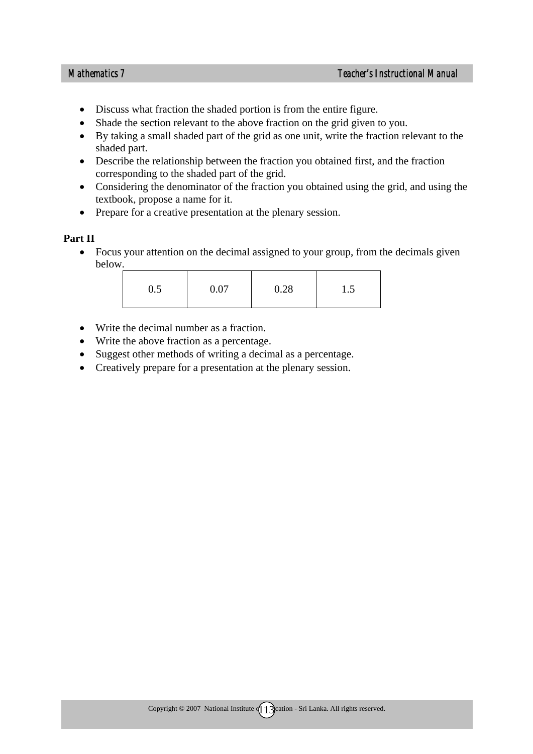- Discuss what fraction the shaded portion is from the entire figure.
- Shade the section relevant to the above fraction on the grid given to you.
- By taking a small shaded part of the grid as one unit, write the fraction relevant to the shaded part.
- Describe the relationship between the fraction you obtained first, and the fraction corresponding to the shaded part of the grid.
- Considering the denominator of the fraction you obtained using the grid, and using the textbook, propose a name for it.
- Prepare for a creative presentation at the plenary session.

**Part II**

- Focus your attention on the decimal assigned to your group, from the decimals given below.

| 0.5 | 0.07 | 0.28 | 1.5 |
|---|---|---|---|

- Write the decimal number as a fraction.
- Write the above fraction as a percentage.
- Suggest other methods of writing a decimal as a percentage.
- Creatively prepare for a presentation at the plenary session.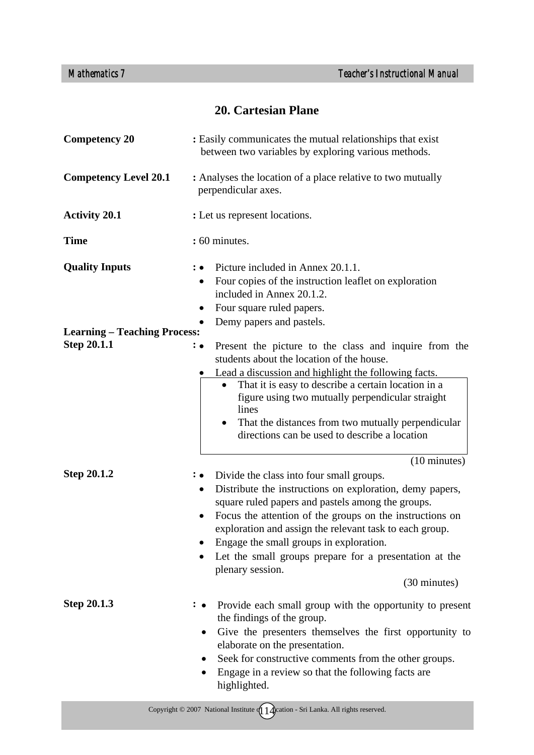## 20. Cartesian Plane

**Competency 20** : Easily communicates the mutual relationships that exist between two variables by exploring various methods.

**Competency Level 20.1** : Analyses the location of a place relative to two mutually perpendicular axes.

**Activity 20.1** : Let us represent locations.

**Time** : 60 minutes.

**Quality Inputs** :
- Picture included in Annex 20.1.1.
- Four copies of the instruction leaflet on exploration included in Annex 20.1.2.
- Four square ruled papers.
- Demy papers and pastels.

**Learning – Teaching Process:**

**Step 20.1.1** :
- Present the picture to the class and inquire from the students about the location of the house.
- Lead a discussion and highlight the following facts.

> - That it is easy to describe a certain location in a figure using two mutually perpendicular straight lines
> - That the distances from two mutually perpendicular directions can be used to describe a location

(10 minutes)

**Step 20.1.2** :
- Divide the class into four small groups.
- Distribute the instructions on exploration, demy papers, square ruled papers and pastels among the groups.
- Focus the attention of the groups on the instructions on exploration and assign the relevant task to each group.
- Engage the small groups in exploration.
- Let the small groups prepare for a presentation at the plenary session.

(30 minutes)

**Step 20.1.3** :
- Provide each small group with the opportunity to present the findings of the group.
- Give the presenters themselves the first opportunity to elaborate on the presentation.
- Seek for constructive comments from the other groups.
- Engage in a review so that the following facts are highlighted.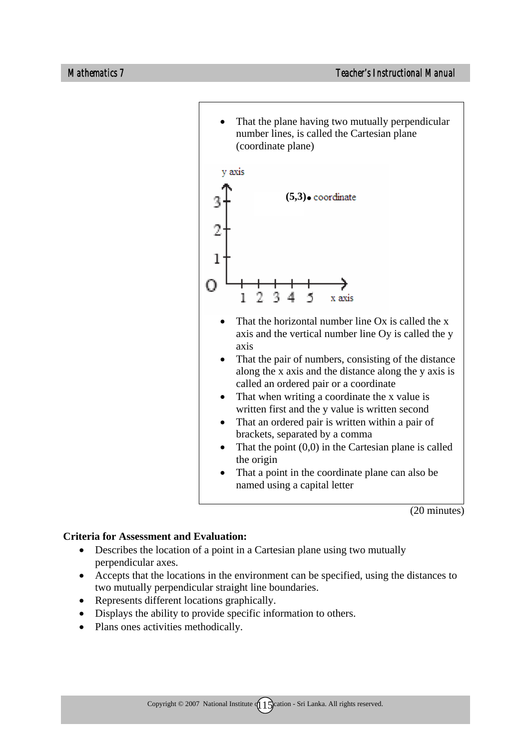- That the plane having two mutually perpendicular number lines, is called the Cartesian plane (coordinate plane)

- That the horizontal number line Ox is called the x axis and the vertical number line Oy is called the y axis
- That the pair of numbers, consisting of the distance along the x axis and the distance along the y axis is called an ordered pair or a coordinate
- That when writing a coordinate the x value is written first and the y value is written second
- That an ordered pair is written within a pair of brackets, separated by a comma
- That the point (0,0) in the Cartesian plane is called the origin
- That a point in the coordinate plane can also be named using a capital letter

(20 minutes)

**Criteria for Assessment and Evaluation:**

- Describes the location of a point in a Cartesian plane using two mutually perpendicular axes.
- Accepts that the locations in the environment can be specified, using the distances to two mutually perpendicular straight line boundaries.
- Represents different locations graphically.
- Displays the ability to provide specific information to others.
- Plans ones activities methodically.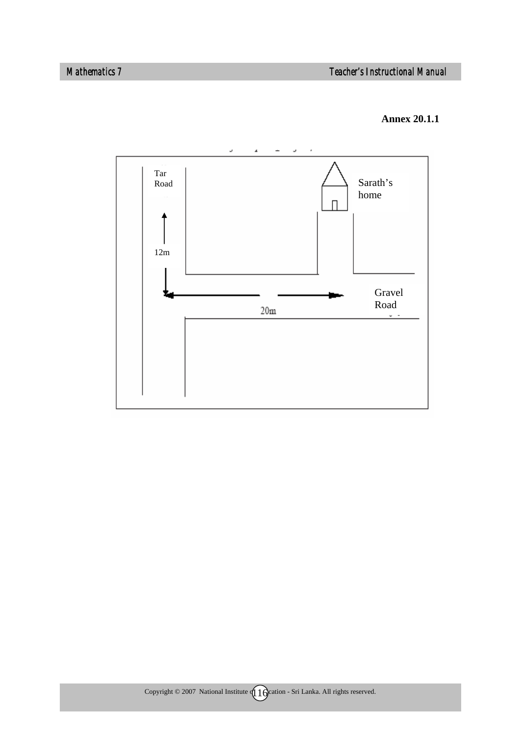**Annex 20.1.1**

Tar Road

12m

Sarath's home

20m

Gravel Road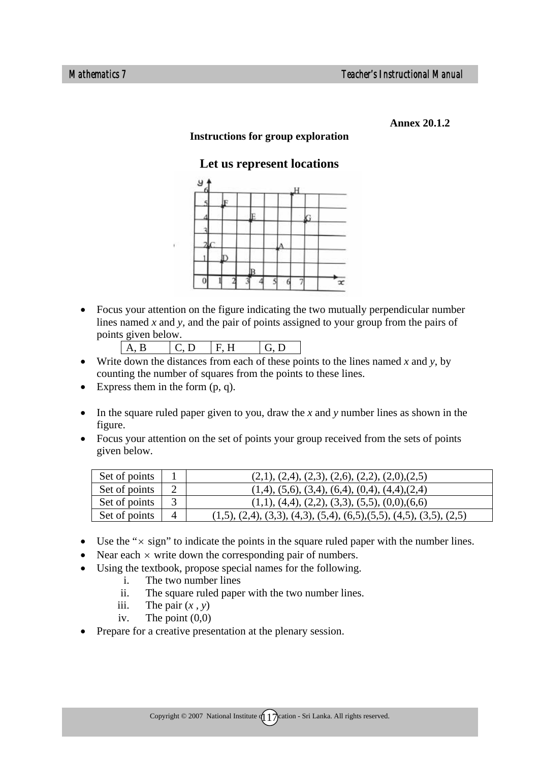**Annex 20.1.2**

**Instructions for group exploration**

## Let us represent locations

- Focus your attention on the figure indicating the two mutually perpendicular number lines named *x* and *y*, and the pair of points assigned to your group from the pairs of points given below.

| A, B | C, D | F, H | G, D |
|---|---|---|---|

- Write down the distances from each of these points to the lines named *x* and *y*, by counting the number of squares from the points to these lines.
- Express them in the form (p, q).

- In the square ruled paper given to you, draw the *x* and *y* number lines as shown in the figure.
- Focus your attention on the set of points your group received from the sets of points given below.

| Set of points | 1 | (2,1), (2,4), (2,3), (2,6), (2,2), (2,0),(2,5) |
|---|---|---|
| Set of points | 2 | (1,4), (5,6), (3,4), (6,4), (0,4), (4,4),(2,4) |
| Set of points | 3 | (1,1), (4,4), (2,2), (3,3), (5,5), (0,0),(6,6) |
| Set of points | 4 | (1,5), (2,4), (3,3), (4,3), (5,4), (6,5),(5,5), (4,5), (3,5), (2,5) |

- Use the "× sign" to indicate the points in the square ruled paper with the number lines.
- Near each × write down the corresponding pair of numbers.
- Using the textbook, propose special names for the following.
    i. The two number lines
    ii. The square ruled paper with the two number lines.
    iii. The pair $(x , y)$
    iv. The point (0,0)
- Prepare for a creative presentation at the plenary session.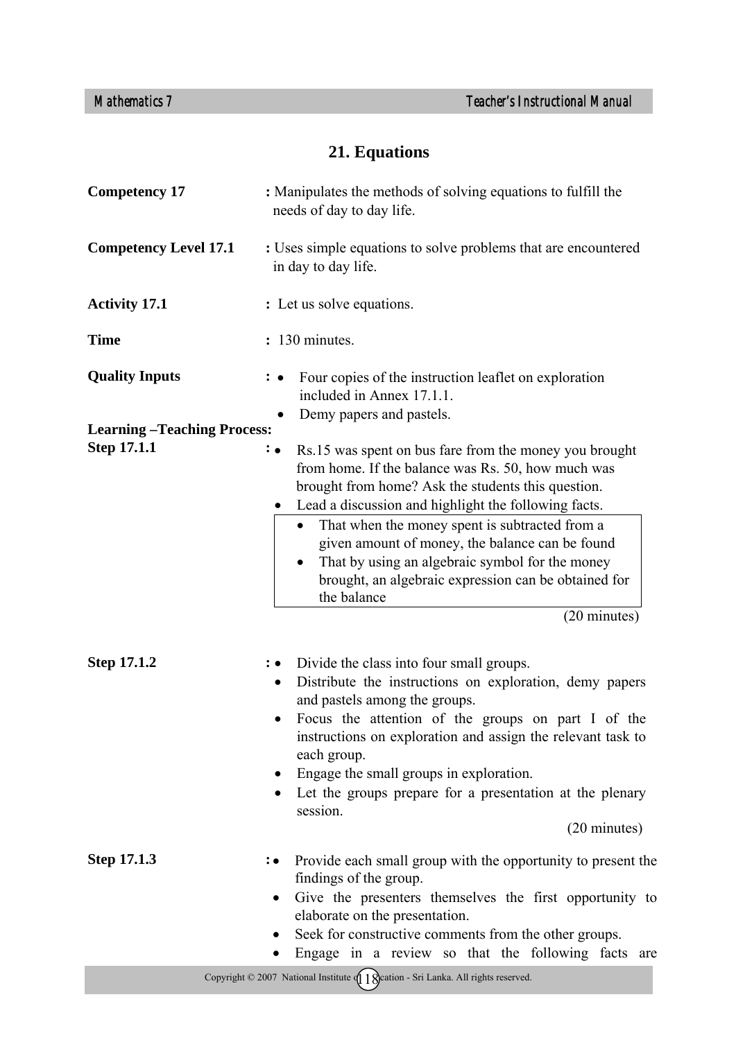# 21. Equations

**Competency 17** : Manipulates the methods of solving equations to fulfill the needs of day to day life.

**Competency Level 17.1** : Uses simple equations to solve problems that are encountered in day to day life.

**Activity 17.1** : Let us solve equations.

**Time** : 130 minutes.

**Quality Inputs** :
- Four copies of the instruction leaflet on exploration included in Annex 17.1.1.
- Demy papers and pastels.

**Learning –Teaching Process:**

**Step 17.1.1** :
- Rs.15 was spent on bus fare from the money you brought from home. If the balance was Rs. 50, how much was brought from home? Ask the students this question.
- Lead a discussion and highlight the following facts.

> - That when the money spent is subtracted from a given amount of money, the balance can be found
> - That by using an algebraic symbol for the money brought, an algebraic expression can be obtained for the balance

(20 minutes)

**Step 17.1.2** :
- Divide the class into four small groups.
- Distribute the instructions on exploration, demy papers and pastels among the groups.
- Focus the attention of the groups on part I of the instructions on exploration and assign the relevant task to each group.
- Engage the small groups in exploration.
- Let the groups prepare for a presentation at the plenary session.

(20 minutes)

**Step 17.1.3** :
- Provide each small group with the opportunity to present the findings of the group.
- Give the presenters themselves the first opportunity to elaborate on the presentation.
- Seek for constructive comments from the other groups.
- Engage in a review so that the following facts are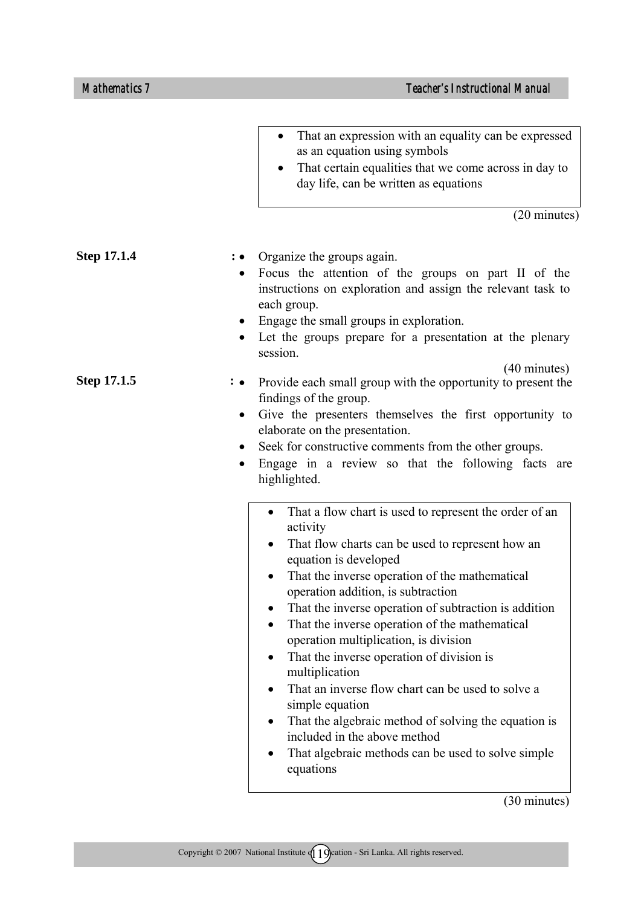- That an expression with an equality can be expressed as an equation using symbols
- That certain equalities that we come across in day to day life, can be written as equations

(20 minutes)

**Step 17.1.4** :

- Organize the groups again.
- Focus the attention of the groups on part II of the instructions on exploration and assign the relevant task to each group.
- Engage the small groups in exploration.
- Let the groups prepare for a presentation at the plenary session.

(40 minutes)

**Step 17.1.5** :

- Provide each small group with the opportunity to present the findings of the group.
- Give the presenters themselves the first opportunity to elaborate on the presentation.
- Seek for constructive comments from the other groups.
- Engage in a review so that the following facts are highlighted.

> - That a flow chart is used to represent the order of an activity
> - That flow charts can be used to represent how an equation is developed
> - That the inverse operation of the mathematical operation addition, is subtraction
> - That the inverse operation of subtraction is addition
> - That the inverse operation of the mathematical operation multiplication, is division
> - That the inverse operation of division is multiplication
> - That an inverse flow chart can be used to solve a simple equation
> - That the algebraic method of solving the equation is included in the above method
> - That algebraic methods can be used to solve simple equations

(30 minutes)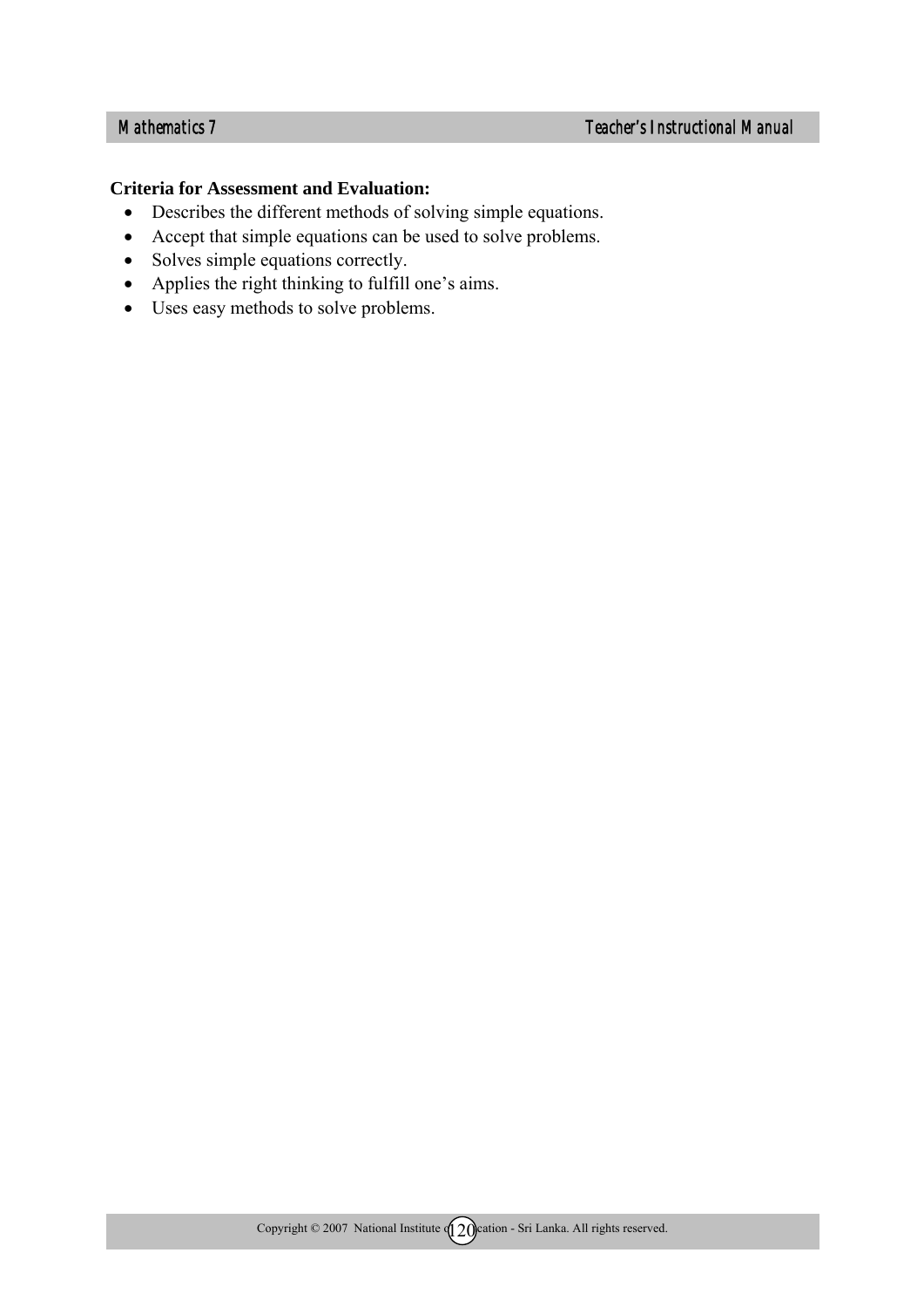**Criteria for Assessment and Evaluation:**

- Describes the different methods of solving simple equations.
- Accept that simple equations can be used to solve problems.
- Solves simple equations correctly.
- Applies the right thinking to fulfill one's aims.
- Uses easy methods to solve problems.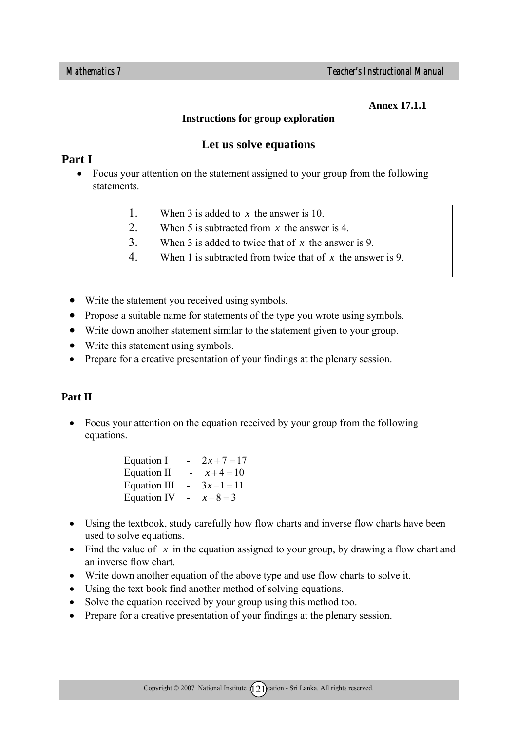**Annex 17.1.1**

**Instructions for group exploration**

## Let us solve equations

### Part I

- Focus your attention on the statement assigned to your group from the following statements.

> 1. When 3 is added to $x$ the answer is 10.
> 2. When 5 is subtracted from $x$ the answer is 4.
> 3. When 3 is added to twice that of $x$ the answer is 9.
> 4. When 1 is subtracted from twice that of $x$ the answer is 9.

- Write the statement you received using symbols.
- Propose a suitable name for statements of the type you wrote using symbols.
- Write down another statement similar to the statement given to your group.
- Write this statement using symbols.
- Prepare for a creative presentation of your findings at the plenary session.

### Part II

- Focus your attention on the equation received by your group from the following equations.

  Equation I - $2x+7=17$
  Equation II - $x+4=10$
  Equation III - $3x-1=11$
  Equation IV - $x-8=3$

- Using the textbook, study carefully how flow charts and inverse flow charts have been used to solve equations.
- Find the value of $x$ in the equation assigned to your group, by drawing a flow chart and an inverse flow chart.
- Write down another equation of the above type and use flow charts to solve it.
- Using the text book find another method of solving equations.
- Solve the equation received by your group using this method too.
- Prepare for a creative presentation of your findings at the plenary session.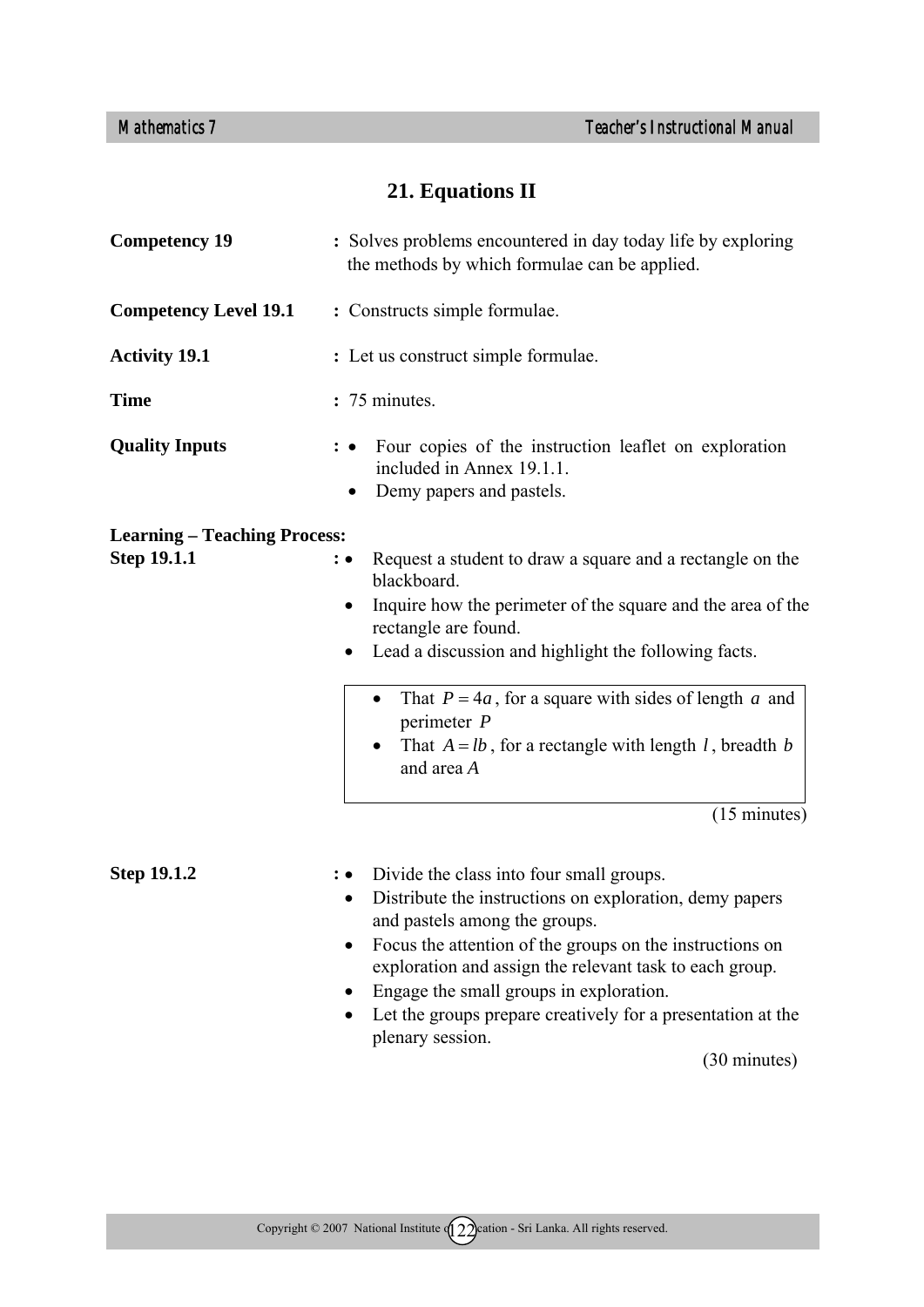## 21. Equations II

**Competency 19** : Solves problems encountered in day today life by exploring the methods by which formulae can be applied.

**Competency Level 19.1** : Constructs simple formulae.

**Activity 19.1** : Let us construct simple formulae.

**Time** : 75 minutes.

**Quality Inputs** :
- Four copies of the instruction leaflet on exploration included in Annex 19.1.1.
- Demy papers and pastels.

**Learning – Teaching Process:**

**Step 19.1.1** :
- Request a student to draw a square and a rectangle on the blackboard.
- Inquire how the perimeter of the square and the area of the rectangle are found.
- Lead a discussion and highlight the following facts.

> - That $P = 4a$, for a square with sides of length $a$ and perimeter $P$
> - That $A = lb$, for a rectangle with length $l$, breadth $b$ and area $A$

(15 minutes)

**Step 19.1.2** :
- Divide the class into four small groups.
- Distribute the instructions on exploration, demy papers and pastels among the groups.
- Focus the attention of the groups on the instructions on exploration and assign the relevant task to each group.
- Engage the small groups in exploration.
- Let the groups prepare creatively for a presentation at the plenary session.

(30 minutes)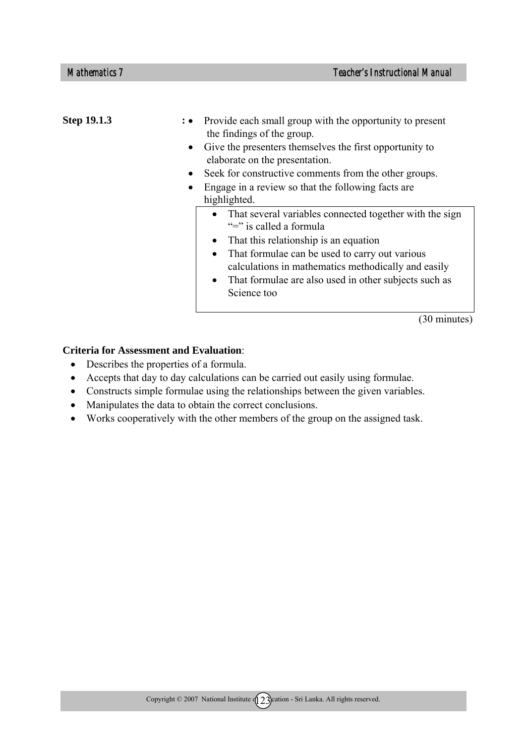**Step 19.1.3** :

- Provide each small group with the opportunity to present the findings of the group.
- Give the presenters themselves the first opportunity to elaborate on the presentation.
- Seek for constructive comments from the other groups.
- Engage in a review so that the following facts are highlighted.

> - That several variables connected together with the sign "=" is called a formula
> - That this relationship is an equation
> - That formulae can be used to carry out various calculations in mathematics methodically and easily
> - That formulae are also used in other subjects such as Science too

(30 minutes)

**Criteria for Assessment and Evaluation**:

- Describes the properties of a formula.
- Accepts that day to day calculations can be carried out easily using formulae.
- Constructs simple formulae using the relationships between the given variables.
- Manipulates the data to obtain the correct conclusions.
- Works cooperatively with the other members of the group on the assigned task.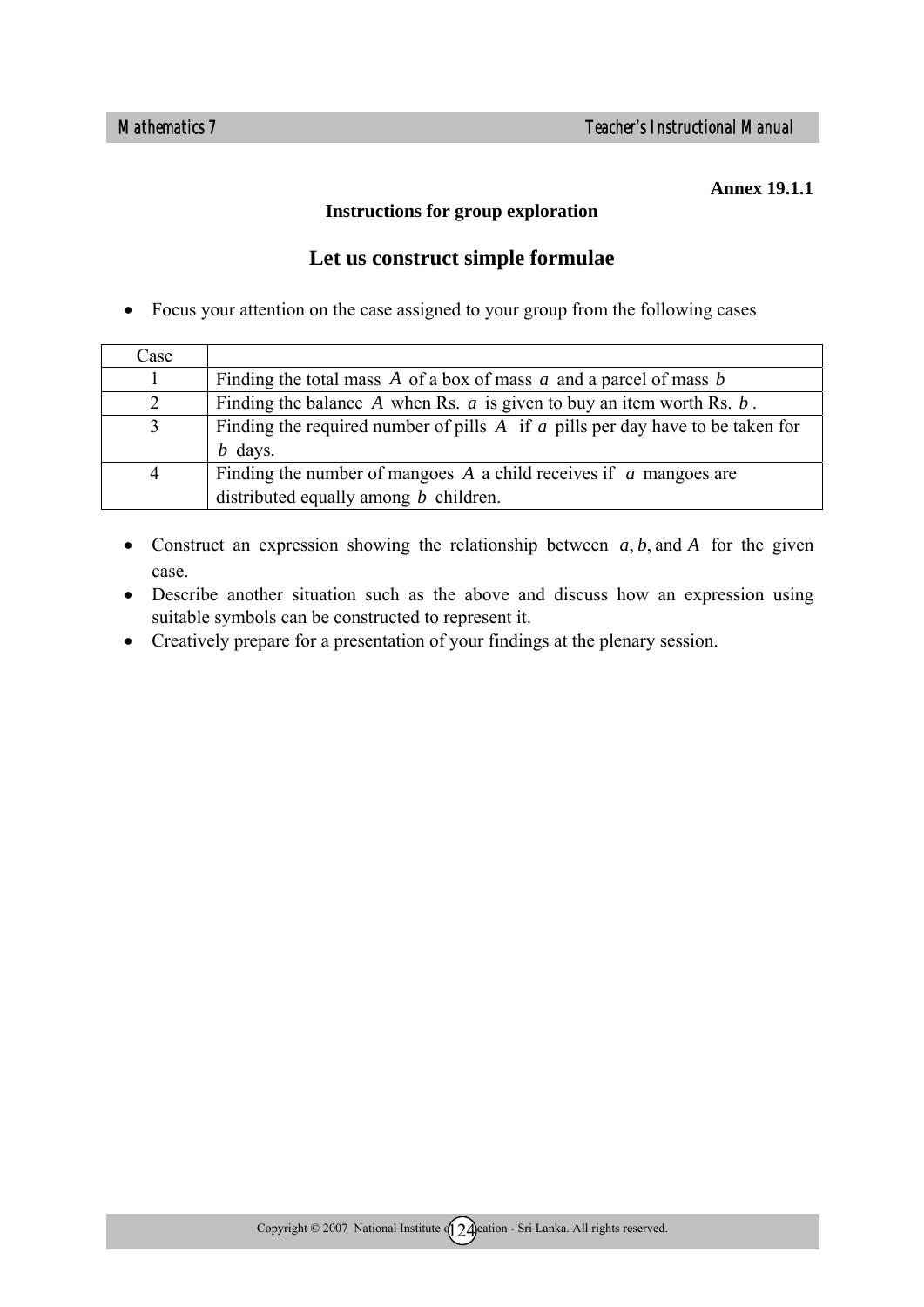**Annex 19.1.1**

**Instructions for group exploration**

## Let us construct simple formulae

- Focus your attention on the case assigned to your group from the following cases

| Case | |
|---|---|
| 1 | Finding the total mass $A$ of a box of mass $a$ and a parcel of mass $b$ |
| 2 | Finding the balance $A$ when Rs. $a$ is given to buy an item worth Rs. $b$. |
| 3 | Finding the required number of pills $A$ if $a$ pills per day have to be taken for $b$ days. |
| 4 | Finding the number of mangoes $A$ a child receives if $a$ mangoes are distributed equally among $b$ children. |

- Construct an expression showing the relationship between $a, b,$ and $A$ for the given case.
- Describe another situation such as the above and discuss how an expression using suitable symbols can be constructed to represent it.
- Creatively prepare for a presentation of your findings at the plenary session.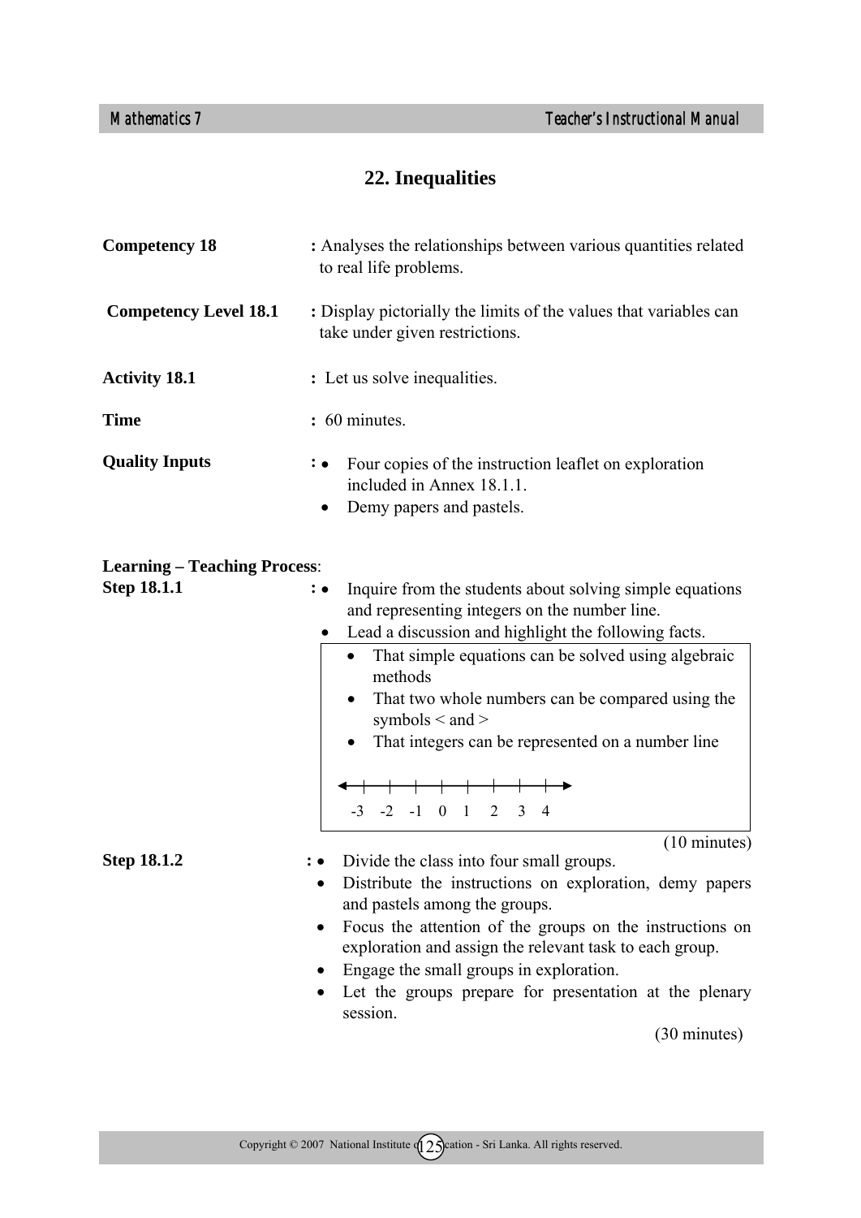## 22. Inequalities

**Competency 18** : Analyses the relationships between various quantities related to real life problems.

**Competency Level 18.1** : Display pictorially the limits of the values that variables can take under given restrictions.

**Activity 18.1** : Let us solve inequalities.

**Time** : 60 minutes.

**Quality Inputs** :
- Four copies of the instruction leaflet on exploration included in Annex 18.1.1.
- Demy papers and pastels.

**Learning – Teaching Process**:

**Step 18.1.1** :
- Inquire from the students about solving simple equations and representing integers on the number line.
- Lead a discussion and highlight the following facts.

> - That simple equations can be solved using algebraic methods
> - That two whole numbers can be compared using the symbols < and >
> - That integers can be represented on a number line
>
> -3 -2 -1 0 1 2 3 4

(10 minutes)

**Step 18.1.2** :
- Divide the class into four small groups.
- Distribute the instructions on exploration, demy papers and pastels among the groups.
- Focus the attention of the groups on the instructions on exploration and assign the relevant task to each group.
- Engage the small groups in exploration.
- Let the groups prepare for presentation at the plenary session.

(30 minutes)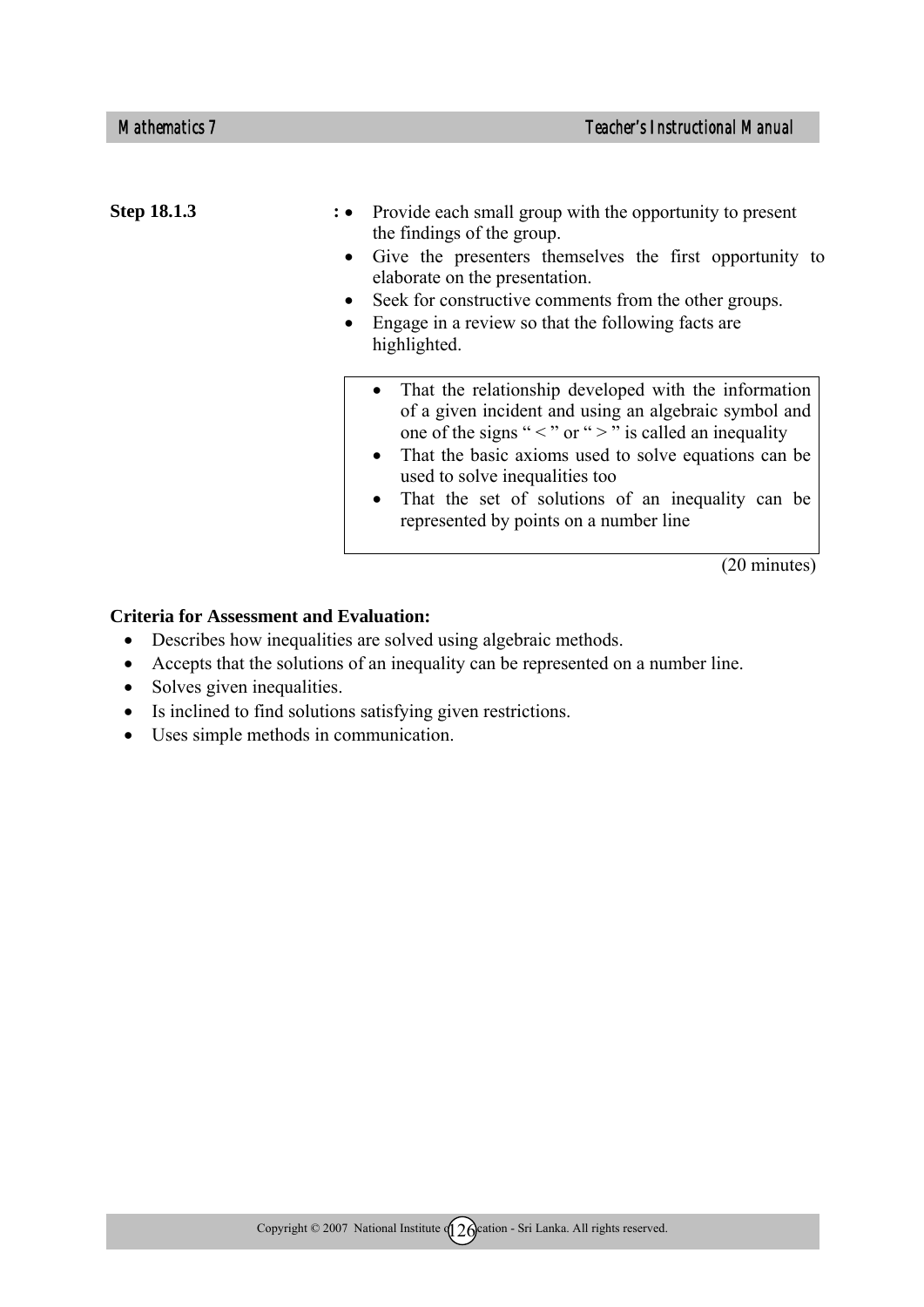**Step 18.1.3** :

- Provide each small group with the opportunity to present the findings of the group.
- Give the presenters themselves the first opportunity to elaborate on the presentation.
- Seek for constructive comments from the other groups.
- Engage in a review so that the following facts are highlighted.

> - That the relationship developed with the information of a given incident and using an algebraic symbol and one of the signs " < " or " > " is called an inequality
> - That the basic axioms used to solve equations can be used to solve inequalities too
> - That the set of solutions of an inequality can be represented by points on a number line

(20 minutes)

**Criteria for Assessment and Evaluation:**

- Describes how inequalities are solved using algebraic methods.
- Accepts that the solutions of an inequality can be represented on a number line.
- Solves given inequalities.
- Is inclined to find solutions satisfying given restrictions.
- Uses simple methods in communication.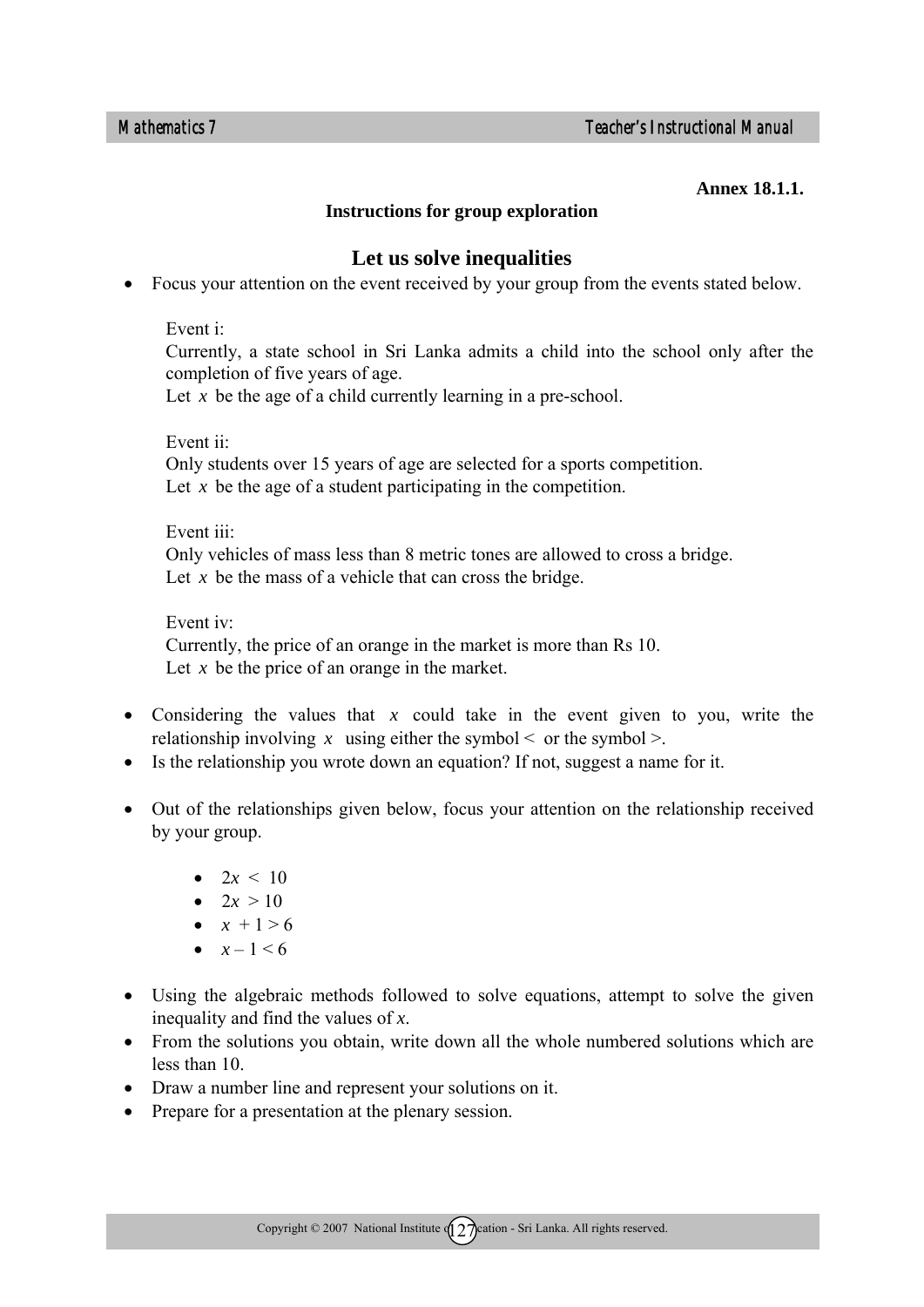**Annex 18.1.1.**

**Instructions for group exploration**

## Let us solve inequalities

- Focus your attention on the event received by your group from the events stated below.

  Event i:
  Currently, a state school in Sri Lanka admits a child into the school only after the completion of five years of age.
  Let $x$ be the age of a child currently learning in a pre-school.

  Event ii:
  Only students over 15 years of age are selected for a sports competition.
  Let $x$ be the age of a student participating in the competition.

  Event iii:
  Only vehicles of mass less than 8 metric tones are allowed to cross a bridge.
  Let $x$ be the mass of a vehicle that can cross the bridge.

  Event iv:
  Currently, the price of an orange in the market is more than Rs 10.
  Let $x$ be the price of an orange in the market.

- Considering the values that $x$ could take in the event given to you, write the relationship involving $x$ using either the symbol $<$ or the symbol $>$.
- Is the relationship you wrote down an equation? If not, suggest a name for it.

- Out of the relationships given below, focus your attention on the relationship received by your group.

  - $2x < 10$
  - $2x > 10$
  - $x + 1 > 6$
  - $x - 1 < 6$

- Using the algebraic methods followed to solve equations, attempt to solve the given inequality and find the values of $x$.
- From the solutions you obtain, write down all the whole numbered solutions which are less than 10.
- Draw a number line and represent your solutions on it.
- Prepare for a presentation at the plenary session.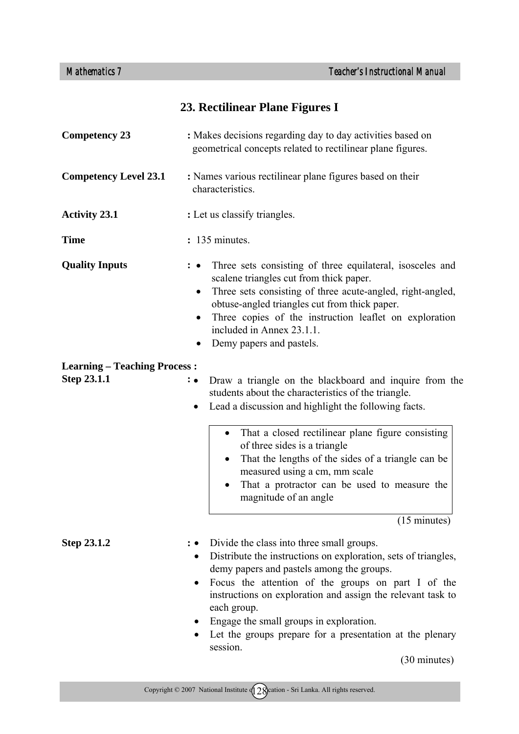# 23. Rectilinear Plane Figures I

**Competency 23** : Makes decisions regarding day to day activities based on geometrical concepts related to rectilinear plane figures.

**Competency Level 23.1** : Names various rectilinear plane figures based on their characteristics.

**Activity 23.1** : Let us classify triangles.

**Time** : 135 minutes.

**Quality Inputs** :

- Three sets consisting of three equilateral, isosceles and scalene triangles cut from thick paper.
- Three sets consisting of three acute-angled, right-angled, obtuse-angled triangles cut from thick paper.
- Three copies of the instruction leaflet on exploration included in Annex 23.1.1.
- Demy papers and pastels.

**Learning – Teaching Process :**

**Step 23.1.1** :

- Draw a triangle on the blackboard and inquire from the students about the characteristics of the triangle.
- Lead a discussion and highlight the following facts.

> - That a closed rectilinear plane figure consisting of three sides is a triangle
> - That the lengths of the sides of a triangle can be measured using a cm, mm scale
> - That a protractor can be used to measure the magnitude of an angle

(15 minutes)

**Step 23.1.2** :

- Divide the class into three small groups.
- Distribute the instructions on exploration, sets of triangles, demy papers and pastels among the groups.
- Focus the attention of the groups on part I of the instructions on exploration and assign the relevant task to each group.
- Engage the small groups in exploration.
- Let the groups prepare for a presentation at the plenary session.

(30 minutes)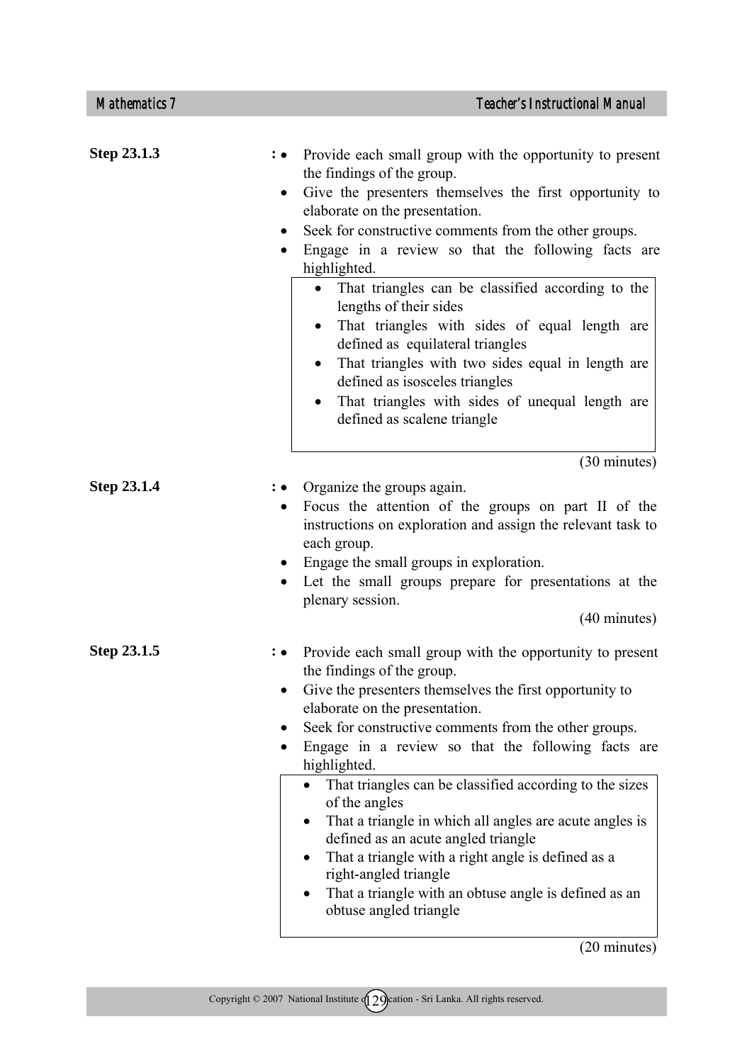**Step 23.1.3** :

- Provide each small group with the opportunity to present the findings of the group.
- Give the presenters themselves the first opportunity to elaborate on the presentation.
- Seek for constructive comments from the other groups.
- Engage in a review so that the following facts are highlighted.

> - That triangles can be classified according to the lengths of their sides
> - That triangles with sides of equal length are defined as equilateral triangles
> - That triangles with two sides equal in length are defined as isosceles triangles
> - That triangles with sides of unequal length are defined as scalene triangle

(30 minutes)

**Step 23.1.4** :

- Organize the groups again.
- Focus the attention of the groups on part II of the instructions on exploration and assign the relevant task to each group.
- Engage the small groups in exploration.
- Let the small groups prepare for presentations at the plenary session.

(40 minutes)

**Step 23.1.5** :

- Provide each small group with the opportunity to present the findings of the group.
- Give the presenters themselves the first opportunity to elaborate on the presentation.
- Seek for constructive comments from the other groups.
- Engage in a review so that the following facts are highlighted.

> - That triangles can be classified according to the sizes of the angles
> - That a triangle in which all angles are acute angles is defined as an acute angled triangle
> - That a triangle with a right angle is defined as a right-angled triangle
> - That a triangle with an obtuse angle is defined as an obtuse angled triangle

(20 minutes)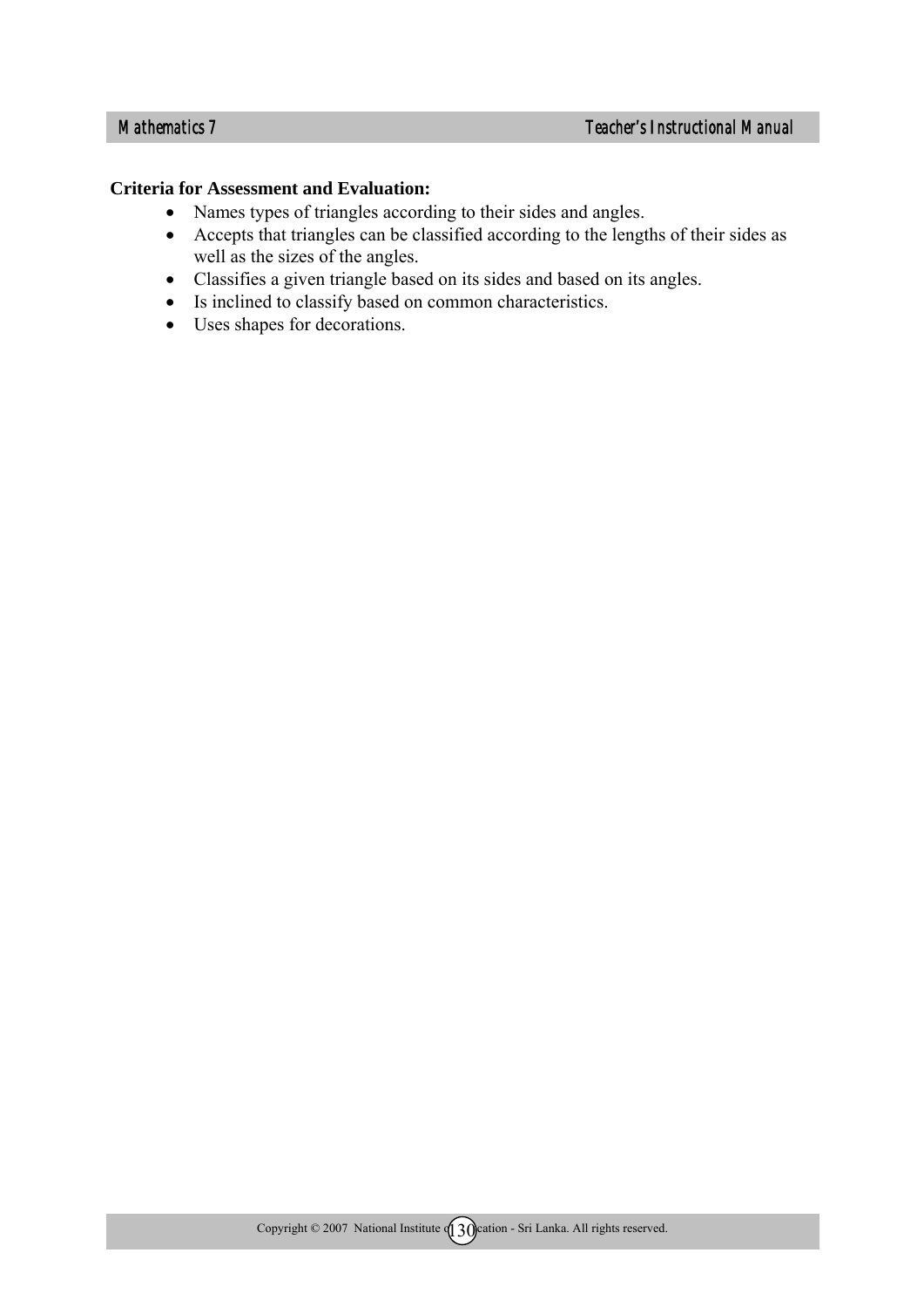**Criteria for Assessment and Evaluation:**

- Names types of triangles according to their sides and angles.
- Accepts that triangles can be classified according to the lengths of their sides as well as the sizes of the angles.
- Classifies a given triangle based on its sides and based on its angles.
- Is inclined to classify based on common characteristics.
- Uses shapes for decorations.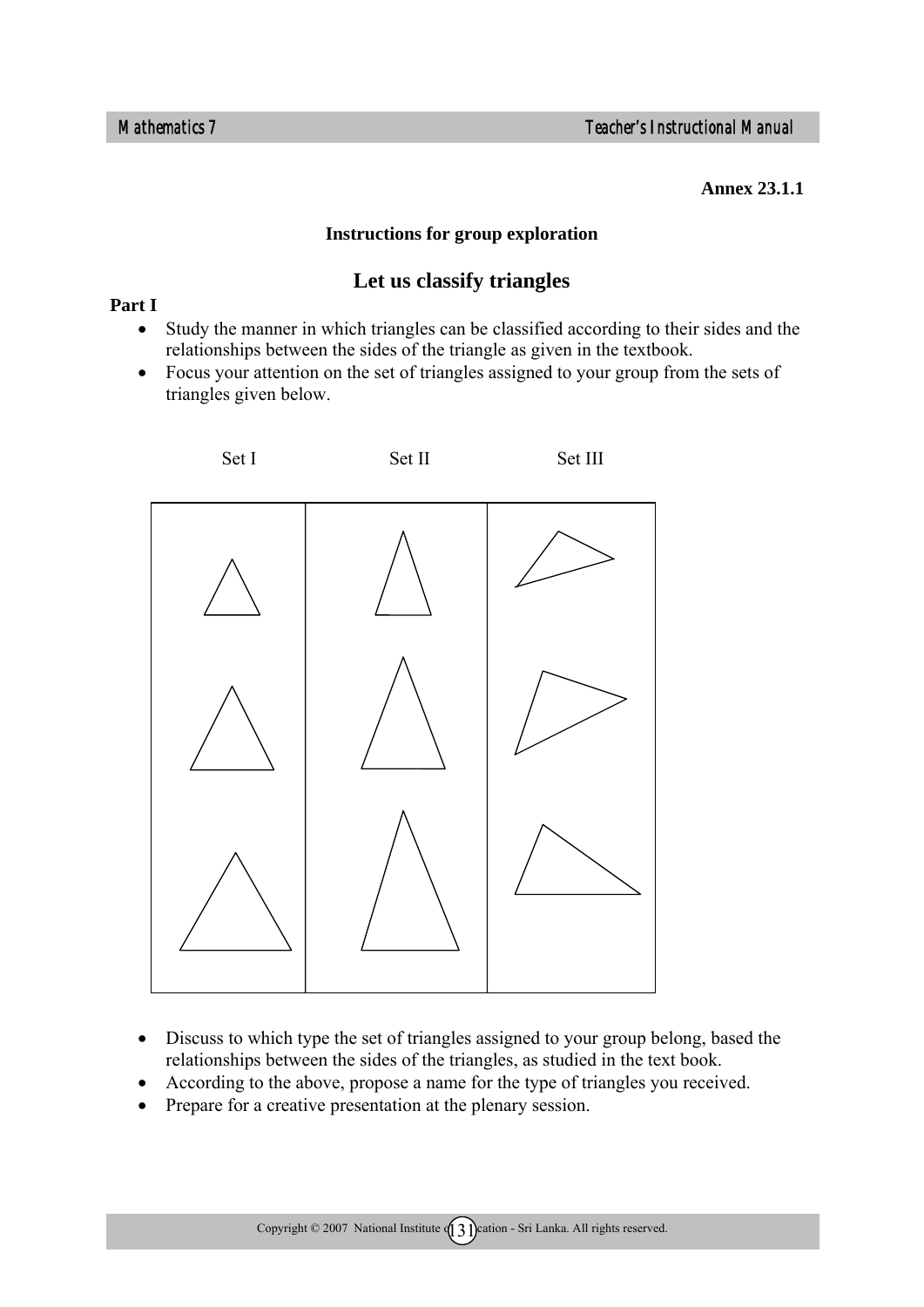**Annex 23.1.1**

**Instructions for group exploration**

## Let us classify triangles

**Part I**

- Study the manner in which triangles can be classified according to their sides and the relationships between the sides of the triangle as given in the textbook.
- Focus your attention on the set of triangles assigned to your group from the sets of triangles given below.

Set I Set II Set III

- Discuss to which type the set of triangles assigned to your group belong, based the relationships between the sides of the triangles, as studied in the text book.
- According to the above, propose a name for the type of triangles you received.
- Prepare for a creative presentation at the plenary session.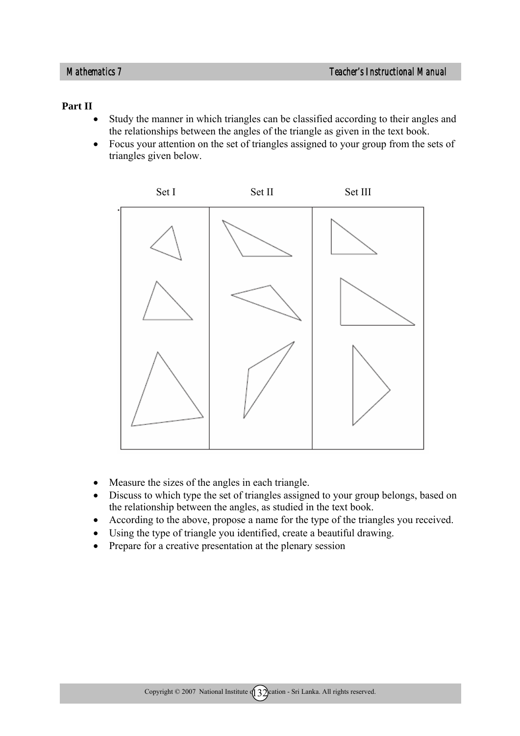**Part II**

- Study the manner in which triangles can be classified according to their angles and the relationships between the angles of the triangle as given in the text book.
- Focus your attention on the set of triangles assigned to your group from the sets of triangles given below.

Set I    Set II    Set III

- Measure the sizes of the angles in each triangle.
- Discuss to which type the set of triangles assigned to your group belongs, based on the relationship between the angles, as studied in the text book.
- According to the above, propose a name for the type of the triangles you received.
- Using the type of triangle you identified, create a beautiful drawing.
- Prepare for a creative presentation at the plenary session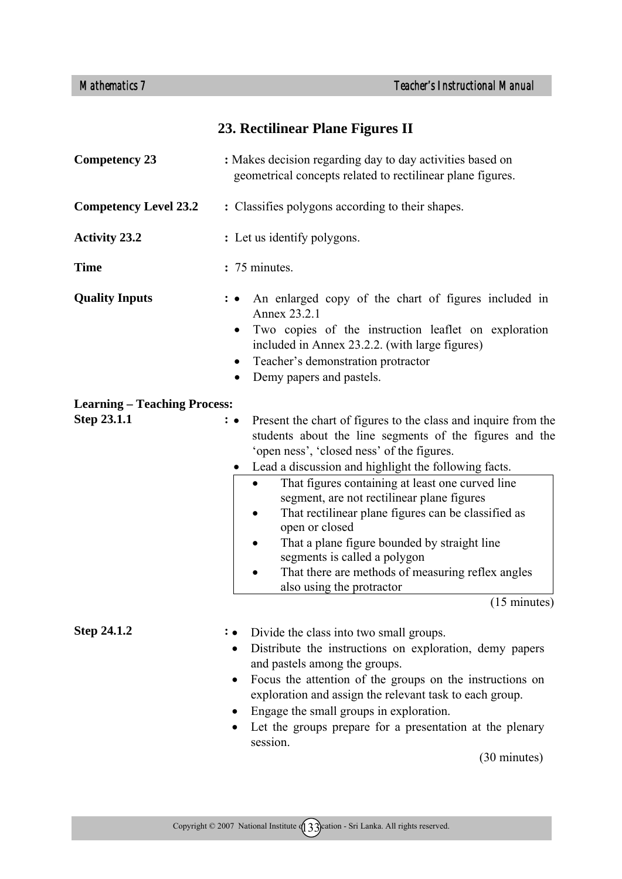## 23. Rectilinear Plane Figures II

**Competency 23** : Makes decision regarding day to day activities based on geometrical concepts related to rectilinear plane figures.

**Competency Level 23.2** : Classifies polygons according to their shapes.

**Activity 23.2** : Let us identify polygons.

**Time** : 75 minutes.

**Quality Inputs** :
- An enlarged copy of the chart of figures included in Annex 23.2.1
- Two copies of the instruction leaflet on exploration included in Annex 23.2.2. (with large figures)
- Teacher's demonstration protractor
- Demy papers and pastels.

**Learning – Teaching Process:**

**Step 23.1.1** :
- Present the chart of figures to the class and inquire from the students about the line segments of the figures and the 'open ness', 'closed ness' of the figures.
- Lead a discussion and highlight the following facts.

> - That figures containing at least one curved line segment, are not rectilinear plane figures
> - That rectilinear plane figures can be classified as open or closed
> - That a plane figure bounded by straight line segments is called a polygon
> - That there are methods of measuring reflex angles also using the protractor

(15 minutes)

**Step 24.1.2** :
- Divide the class into two small groups.
- Distribute the instructions on exploration, demy papers and pastels among the groups.
- Focus the attention of the groups on the instructions on exploration and assign the relevant task to each group.
- Engage the small groups in exploration.
- Let the groups prepare for a presentation at the plenary session.

(30 minutes)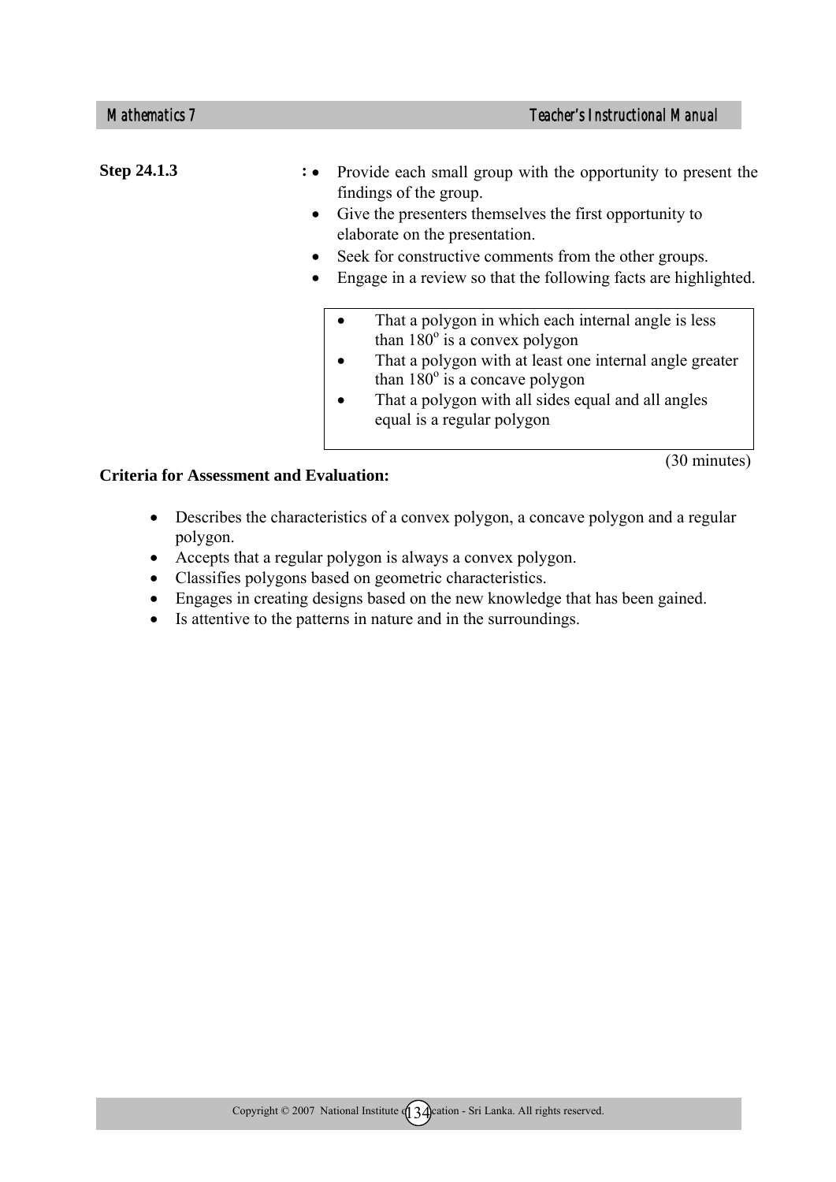**Step 24.1.3** :

- Provide each small group with the opportunity to present the findings of the group.
- Give the presenters themselves the first opportunity to elaborate on the presentation.
- Seek for constructive comments from the other groups.
- Engage in a review so that the following facts are highlighted.

> - That a polygon in which each internal angle is less than $180^o$ is a convex polygon
> - That a polygon with at least one internal angle greater than $180^o$ is a concave polygon
> - That a polygon with all sides equal and all angles equal is a regular polygon

(30 minutes)

**Criteria for Assessment and Evaluation:**

- Describes the characteristics of a convex polygon, a concave polygon and a regular polygon.
- Accepts that a regular polygon is always a convex polygon.
- Classifies polygons based on geometric characteristics.
- Engages in creating designs based on the new knowledge that has been gained.
- Is attentive to the patterns in nature and in the surroundings.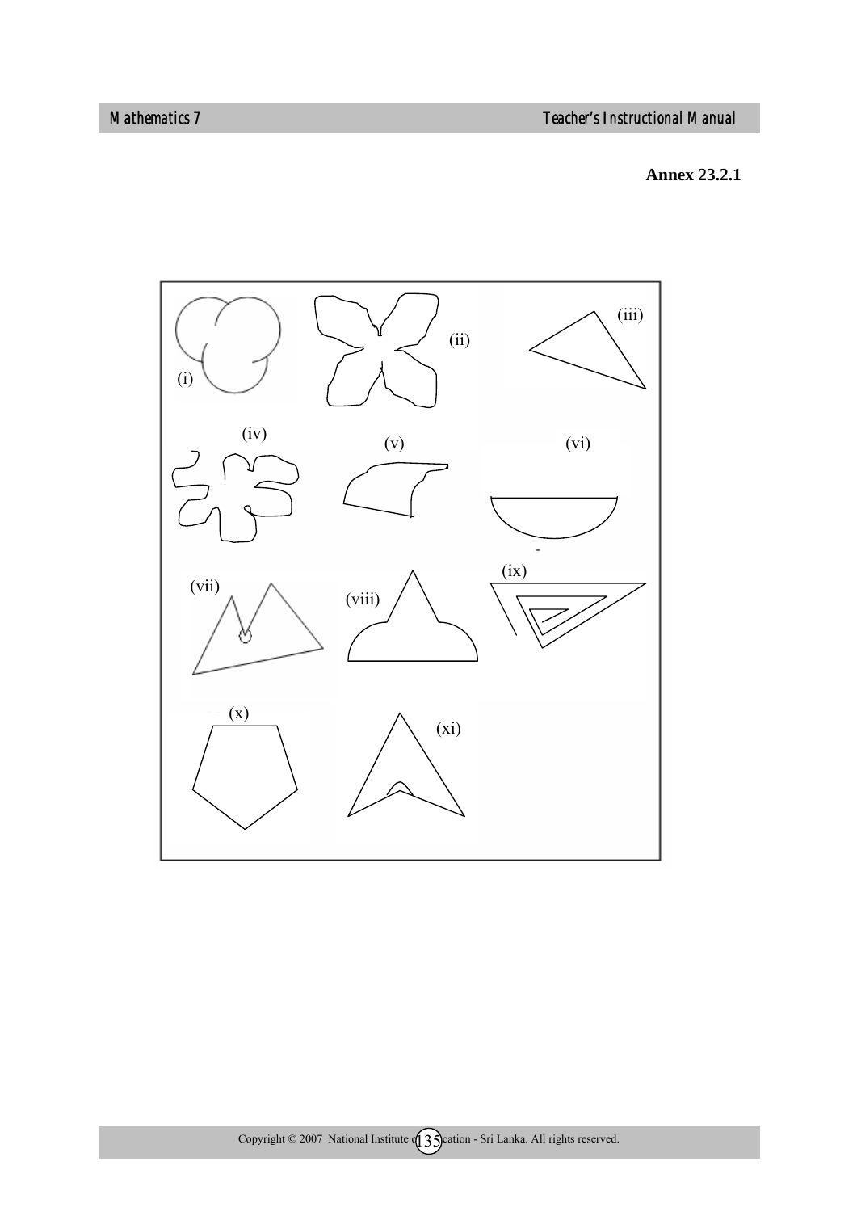**Annex 23.2.1**

(i) (ii) (iii)

(iv) (v) (vi)

(vii) (viii) (ix)

(x) (xi)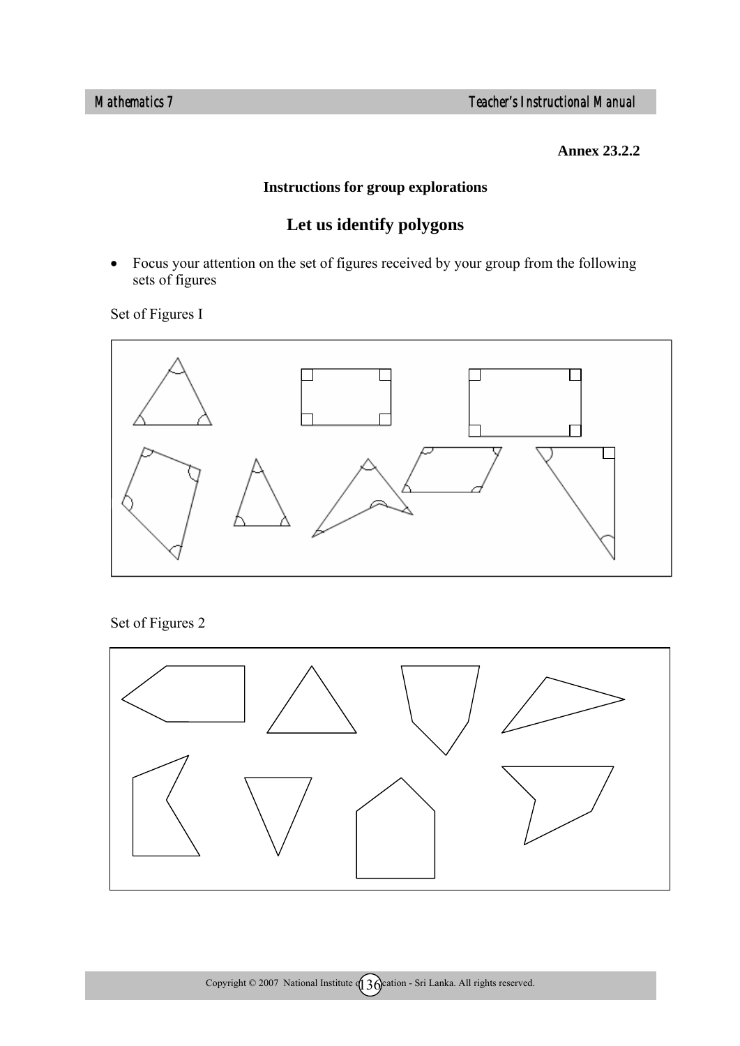**Annex 23.2.2**

**Instructions for group explorations**

## Let us identify polygons

- Focus your attention on the set of figures received by your group from the following sets of figures

Set of Figures I

Set of Figures 2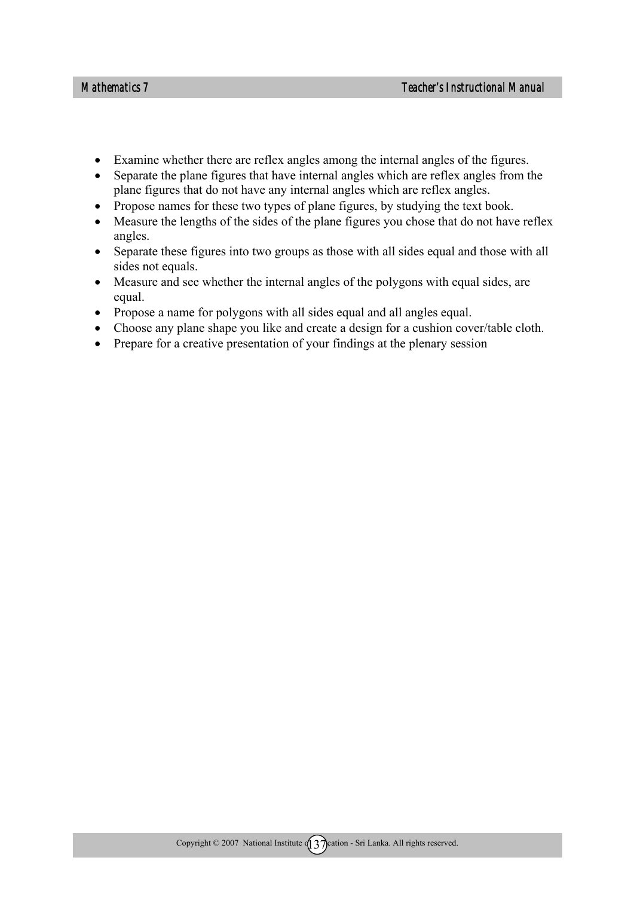- Examine whether there are reflex angles among the internal angles of the figures.
- Separate the plane figures that have internal angles which are reflex angles from the plane figures that do not have any internal angles which are reflex angles.
- Propose names for these two types of plane figures, by studying the text book.
- Measure the lengths of the sides of the plane figures you chose that do not have reflex angles.
- Separate these figures into two groups as those with all sides equal and those with all sides not equals.
- Measure and see whether the internal angles of the polygons with equal sides, are equal.
- Propose a name for polygons with all sides equal and all angles equal.
- Choose any plane shape you like and create a design for a cushion cover/table cloth.
- Prepare for a creative presentation of your findings at the plenary session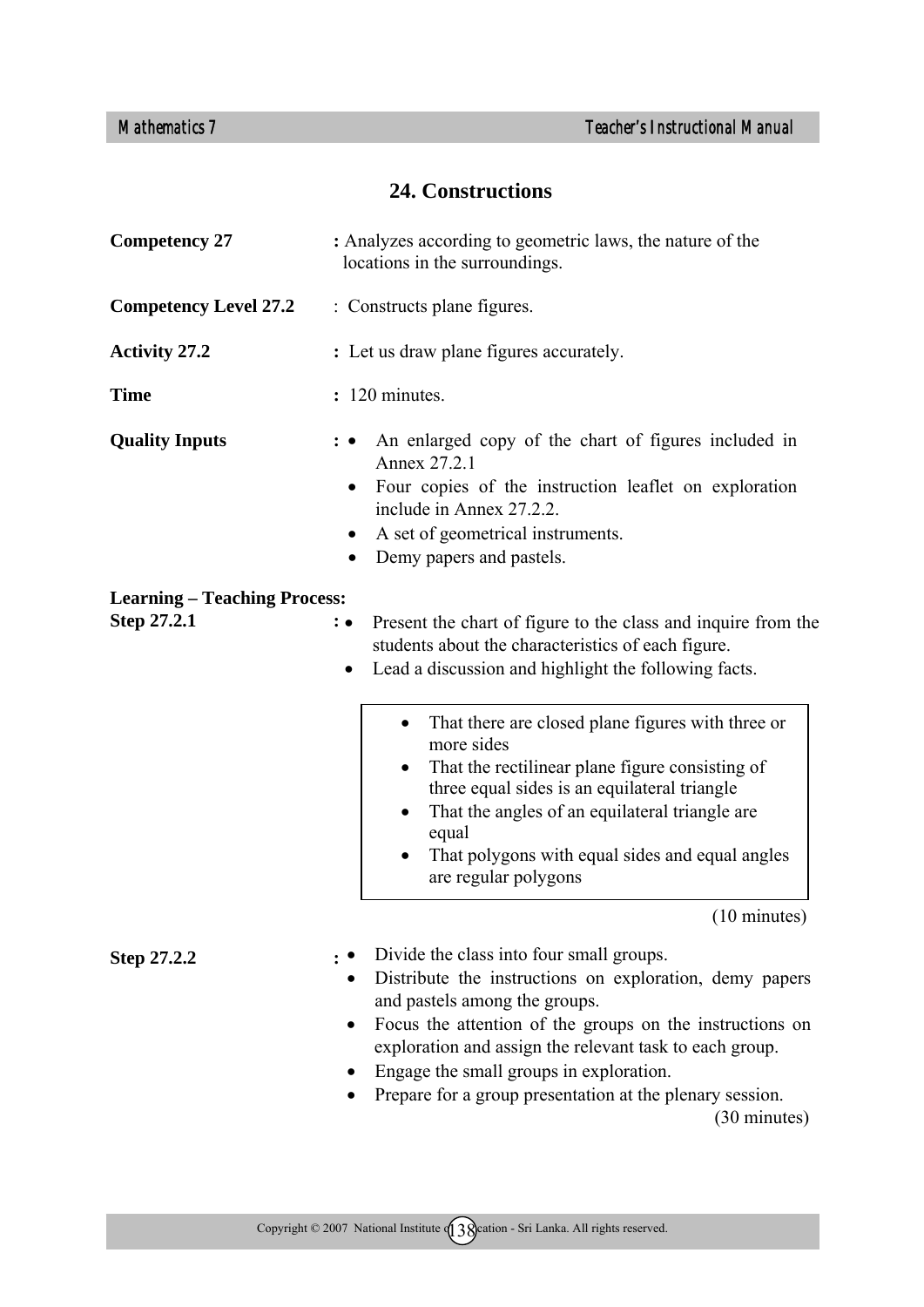## 24. Constructions

**Competency 27** : Analyzes according to geometric laws, the nature of the locations in the surroundings.

**Competency Level 27.2** : Constructs plane figures.

**Activity 27.2** : Let us draw plane figures accurately.

**Time** : 120 minutes.

**Quality Inputs** :

- An enlarged copy of the chart of figures included in Annex 27.2.1
- Four copies of the instruction leaflet on exploration include in Annex 27.2.2.
- A set of geometrical instruments.
- Demy papers and pastels.

**Learning – Teaching Process:**

**Step 27.2.1** :

- Present the chart of figure to the class and inquire from the students about the characteristics of each figure.
- Lead a discussion and highlight the following facts.

> - That there are closed plane figures with three or more sides
> - That the rectilinear plane figure consisting of three equal sides is an equilateral triangle
> - That the angles of an equilateral triangle are equal
> - That polygons with equal sides and equal angles are regular polygons

(10 minutes)

**Step 27.2.2** :

- Divide the class into four small groups.
- Distribute the instructions on exploration, demy papers and pastels among the groups.
- Focus the attention of the groups on the instructions on exploration and assign the relevant task to each group.
- Engage the small groups in exploration.
- Prepare for a group presentation at the plenary session.

(30 minutes)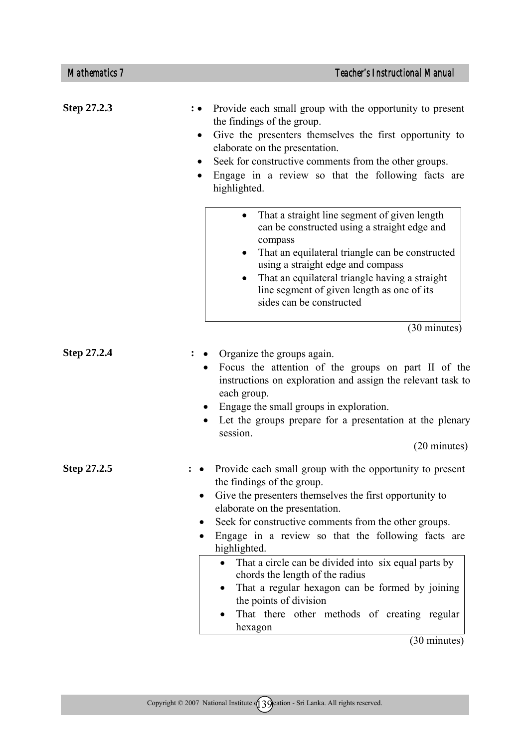**Step 27.2.3** :

- Provide each small group with the opportunity to present the findings of the group.
- Give the presenters themselves the first opportunity to elaborate on the presentation.
- Seek for constructive comments from the other groups.
- Engage in a review so that the following facts are highlighted.

> - That a straight line segment of given length can be constructed using a straight edge and compass
> - That an equilateral triangle can be constructed using a straight edge and compass
> - That an equilateral triangle having a straight line segment of given length as one of its sides can be constructed

(30 minutes)

**Step 27.2.4** :

- Organize the groups again.
- Focus the attention of the groups on part II of the instructions on exploration and assign the relevant task to each group.
- Engage the small groups in exploration.
- Let the groups prepare for a presentation at the plenary session.

(20 minutes)

**Step 27.2.5** :

- Provide each small group with the opportunity to present the findings of the group.
- Give the presenters themselves the first opportunity to elaborate on the presentation.
- Seek for constructive comments from the other groups.
- Engage in a review so that the following facts are highlighted.

> - That a circle can be divided into six equal parts by chords the length of the radius
> - That a regular hexagon can be formed by joining the points of division
> - That there other methods of creating regular hexagon

(30 minutes)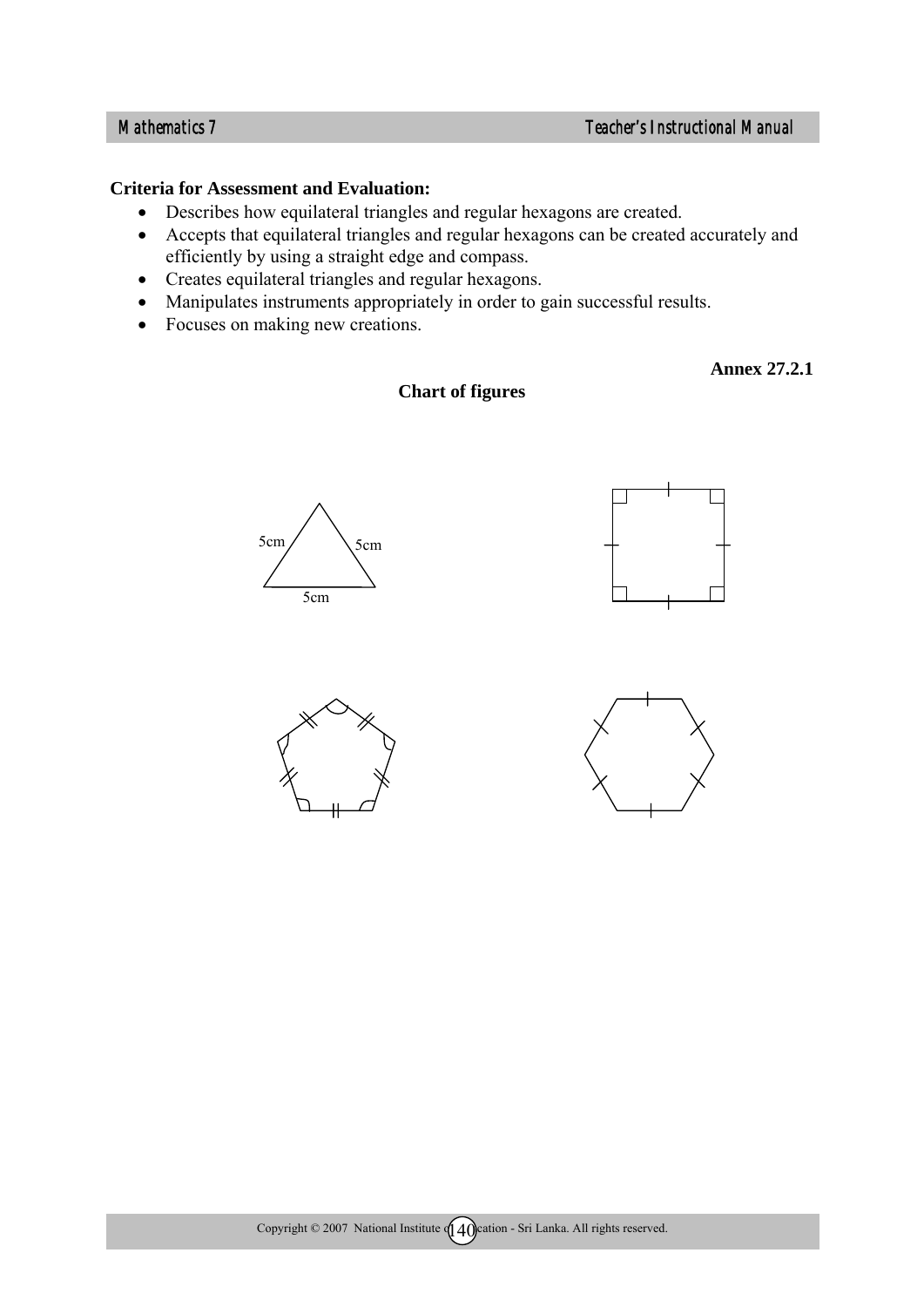**Criteria for Assessment and Evaluation:**

- Describes how equilateral triangles and regular hexagons are created.
- Accepts that equilateral triangles and regular hexagons can be created accurately and efficiently by using a straight edge and compass.
- Creates equilateral triangles and regular hexagons.
- Manipulates instruments appropriately in order to gain successful results.
- Focuses on making new creations.

**Annex 27.2.1**

**Chart of figures**

5cm 5cm

5cm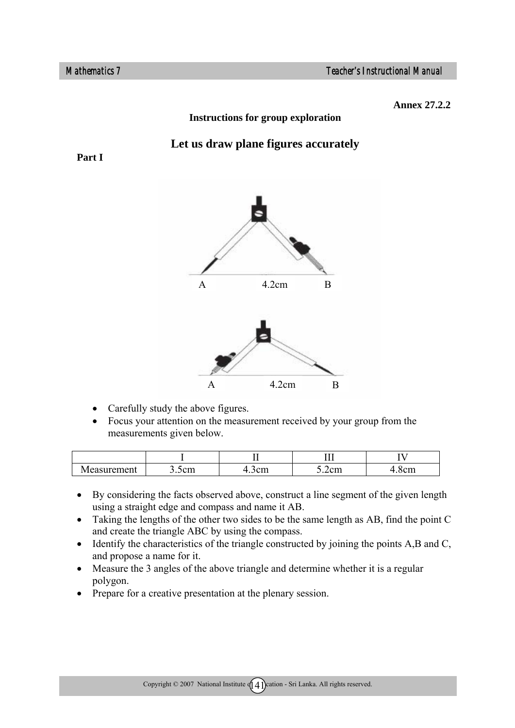**Annex 27.2.2**

**Instructions for group exploration**

## Let us draw plane figures accurately

**Part I**

A 4.2cm B

A 4.2cm B

- Carefully study the above figures.
- Focus your attention on the measurement received by your group from the measurements given below.

| | I | II | III | IV |
|---|---|---|---|---|
| Measurement | 3.5cm | 4.3cm | 5.2cm | 4.8cm |

- By considering the facts observed above, construct a line segment of the given length using a straight edge and compass and name it AB.
- Taking the lengths of the other two sides to be the same length as AB, find the point C and create the triangle ABC by using the compass.
- Identify the characteristics of the triangle constructed by joining the points A,B and C, and propose a name for it.
- Measure the 3 angles of the above triangle and determine whether it is a regular polygon.
- Prepare for a creative presentation at the plenary session.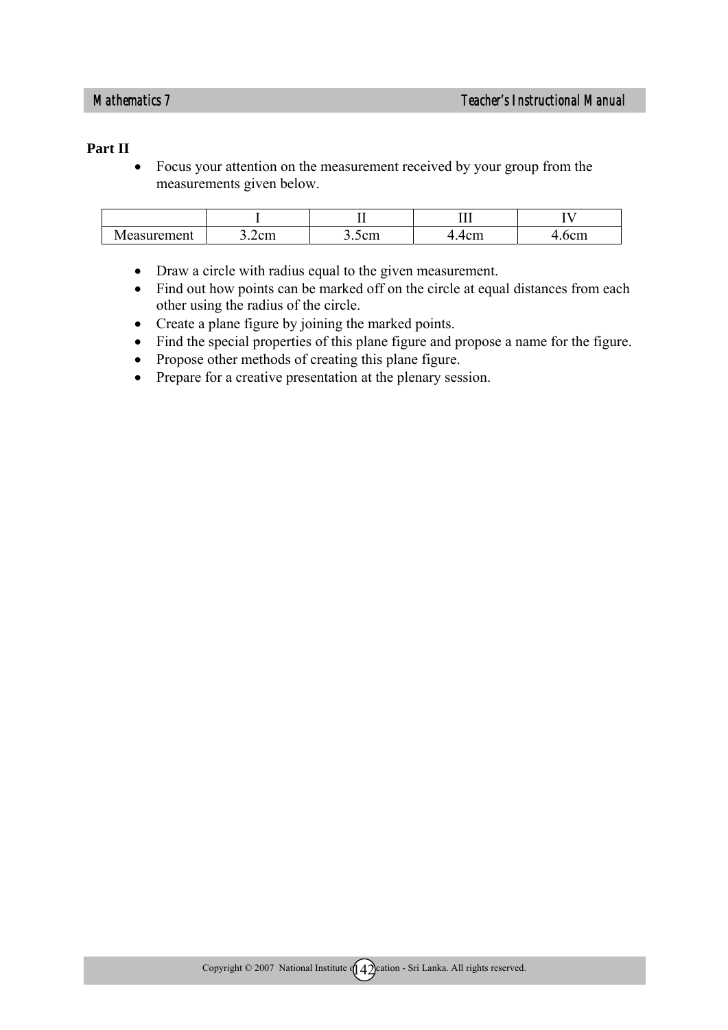**Part II**

- Focus your attention on the measurement received by your group from the measurements given below.

| | I | II | III | IV |
|---|---|---|---|---|
| Measurement | 3.2cm | 3.5cm | 4.4cm | 4.6cm |

- Draw a circle with radius equal to the given measurement.
- Find out how points can be marked off on the circle at equal distances from each other using the radius of the circle.
- Create a plane figure by joining the marked points.
- Find the special properties of this plane figure and propose a name for the figure.
- Propose other methods of creating this plane figure.
- Prepare for a creative presentation at the plenary session.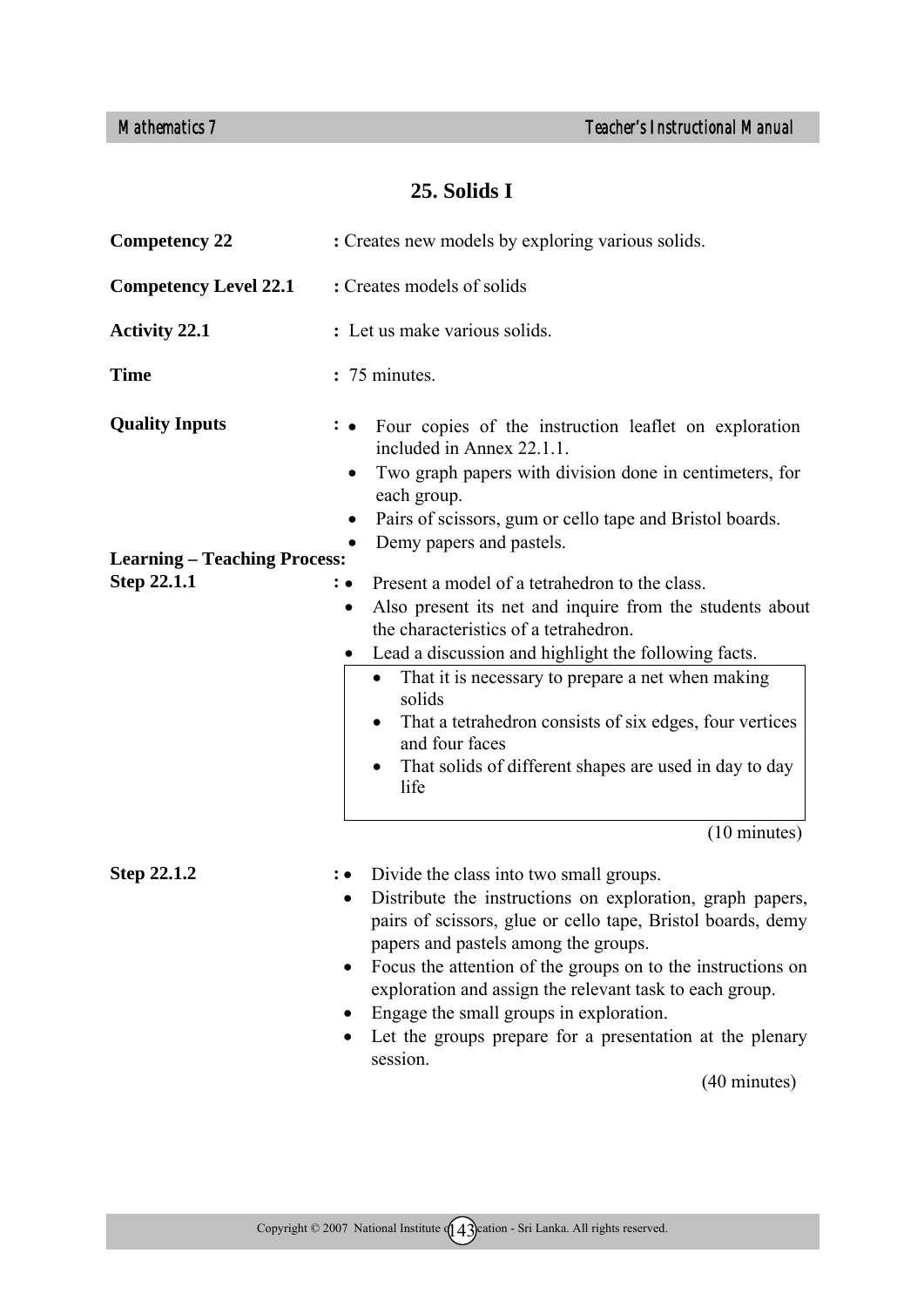# 25. Solids I

**Competency 22** : Creates new models by exploring various solids.

**Competency Level 22.1** : Creates models of solids

**Activity 22.1** : Let us make various solids.

**Time** : 75 minutes.

**Quality Inputs** :
- Four copies of the instruction leaflet on exploration included in Annex 22.1.1.
- Two graph papers with division done in centimeters, for each group.
- Pairs of scissors, gum or cello tape and Bristol boards.
- Demy papers and pastels.

**Learning – Teaching Process:**

**Step 22.1.1** :
- Present a model of a tetrahedron to the class.
- Also present its net and inquire from the students about the characteristics of a tetrahedron.
- Lead a discussion and highlight the following facts.

> - That it is necessary to prepare a net when making solids
> - That a tetrahedron consists of six edges, four vertices and four faces
> - That solids of different shapes are used in day to day life

(10 minutes)

**Step 22.1.2** :
- Divide the class into two small groups.
- Distribute the instructions on exploration, graph papers, pairs of scissors, glue or cello tape, Bristol boards, demy papers and pastels among the groups.
- Focus the attention of the groups on to the instructions on exploration and assign the relevant task to each group.
- Engage the small groups in exploration.
- Let the groups prepare for a presentation at the plenary session.

(40 minutes)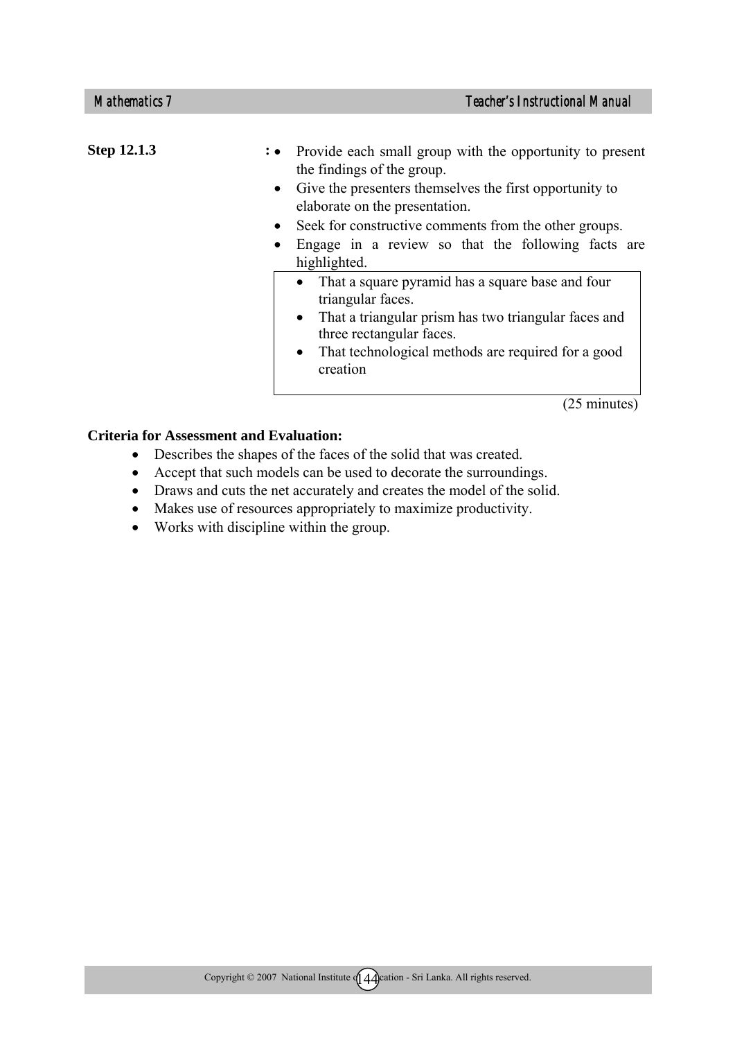**Step 12.1.3** :

- Provide each small group with the opportunity to present the findings of the group.
- Give the presenters themselves the first opportunity to elaborate on the presentation.
- Seek for constructive comments from the other groups.
- Engage in a review so that the following facts are highlighted.

> - That a square pyramid has a square base and four triangular faces.
> - That a triangular prism has two triangular faces and three rectangular faces.
> - That technological methods are required for a good creation

(25 minutes)

**Criteria for Assessment and Evaluation:**

- Describes the shapes of the faces of the solid that was created.
- Accept that such models can be used to decorate the surroundings.
- Draws and cuts the net accurately and creates the model of the solid.
- Makes use of resources appropriately to maximize productivity.
- Works with discipline within the group.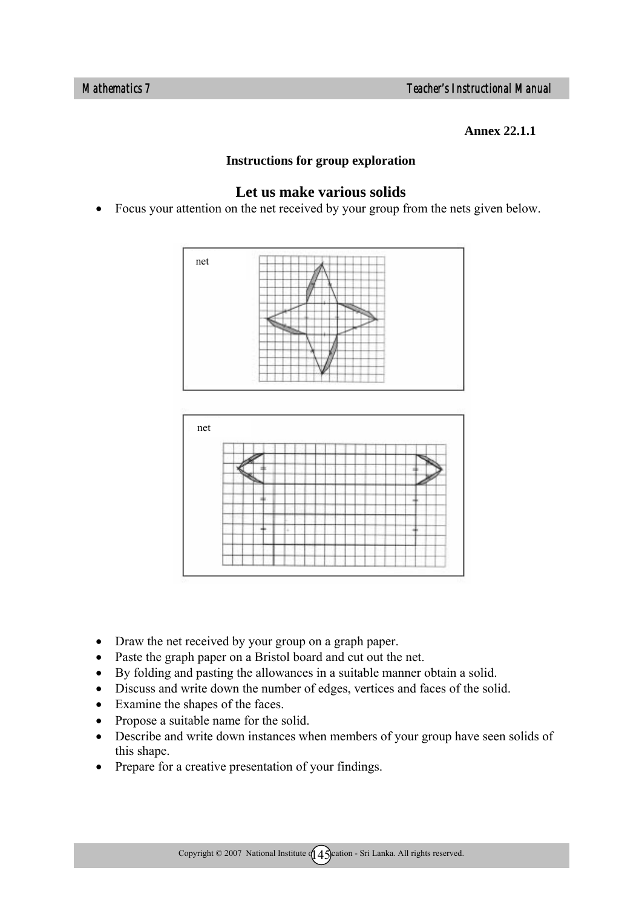**Annex 22.1.1**

**Instructions for group exploration**

## Let us make various solids

- Focus your attention on the net received by your group from the nets given below.

net

net

- Draw the net received by your group on a graph paper.
- Paste the graph paper on a Bristol board and cut out the net.
- By folding and pasting the allowances in a suitable manner obtain a solid.
- Discuss and write down the number of edges, vertices and faces of the solid.
- Examine the shapes of the faces.
- Propose a suitable name for the solid.
- Describe and write down instances when members of your group have seen solids of this shape.
- Prepare for a creative presentation of your findings.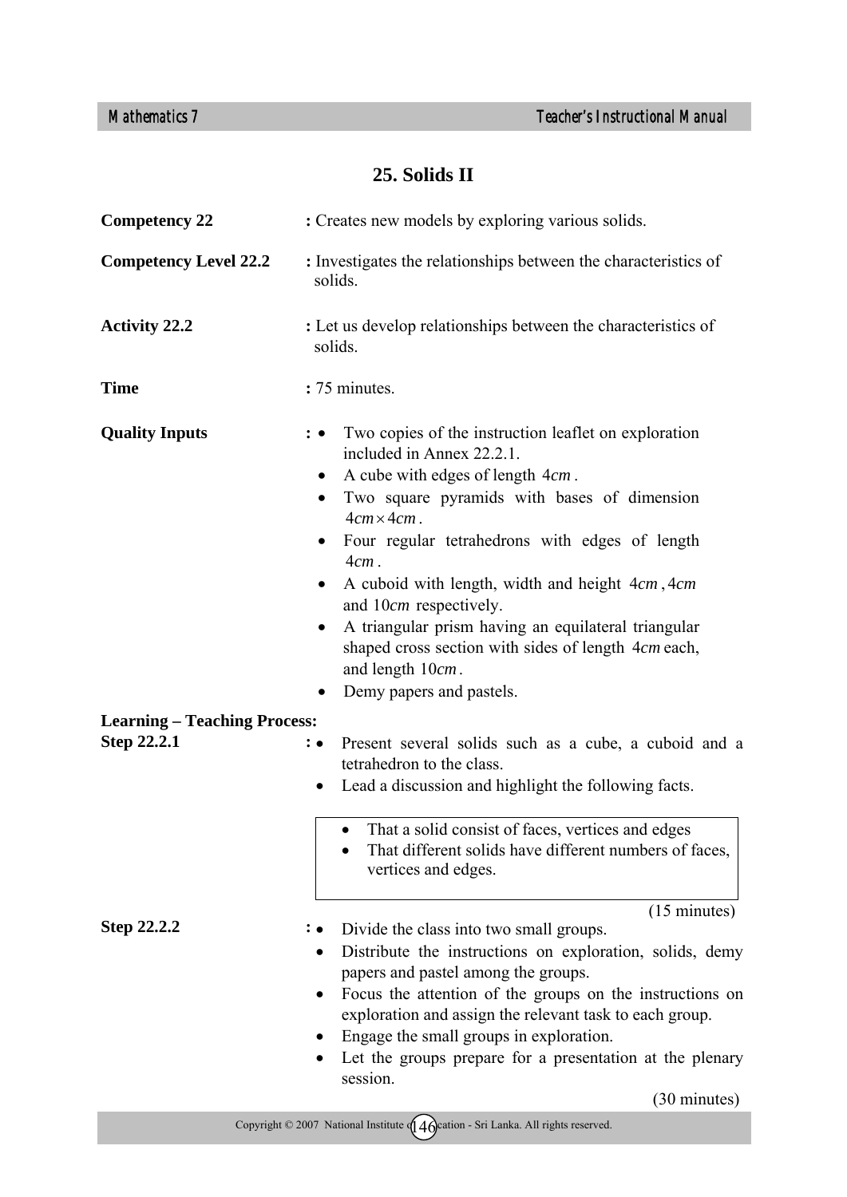# 25. Solids II

**Competency 22** : Creates new models by exploring various solids.

**Competency Level 22.2** : Investigates the relationships between the characteristics of solids.

**Activity 22.2** : Let us develop relationships between the characteristics of solids.

**Time** : 75 minutes.

**Quality Inputs** :
- Two copies of the instruction leaflet on exploration included in Annex 22.2.1.
- A cube with edges of length $4cm$.
- Two square pyramids with bases of dimension $4cm \times 4cm$.
- Four regular tetrahedrons with edges of length $4cm$.
- A cuboid with length, width and height $4cm$, $4cm$ and $10cm$ respectively.
- A triangular prism having an equilateral triangular shaped cross section with sides of length $4cm$ each, and length $10cm$.
- Demy papers and pastels.

**Learning – Teaching Process:**

**Step 22.2.1** :
- Present several solids such as a cube, a cuboid and a tetrahedron to the class.
- Lead a discussion and highlight the following facts.

> - That a solid consist of faces, vertices and edges
> - That different solids have different numbers of faces, vertices and edges.

(15 minutes)

**Step 22.2.2** :
- Divide the class into two small groups.
- Distribute the instructions on exploration, solids, demy papers and pastel among the groups.
- Focus the attention of the groups on the instructions on exploration and assign the relevant task to each group.
- Engage the small groups in exploration.
- Let the groups prepare for a presentation at the plenary session.

(30 minutes)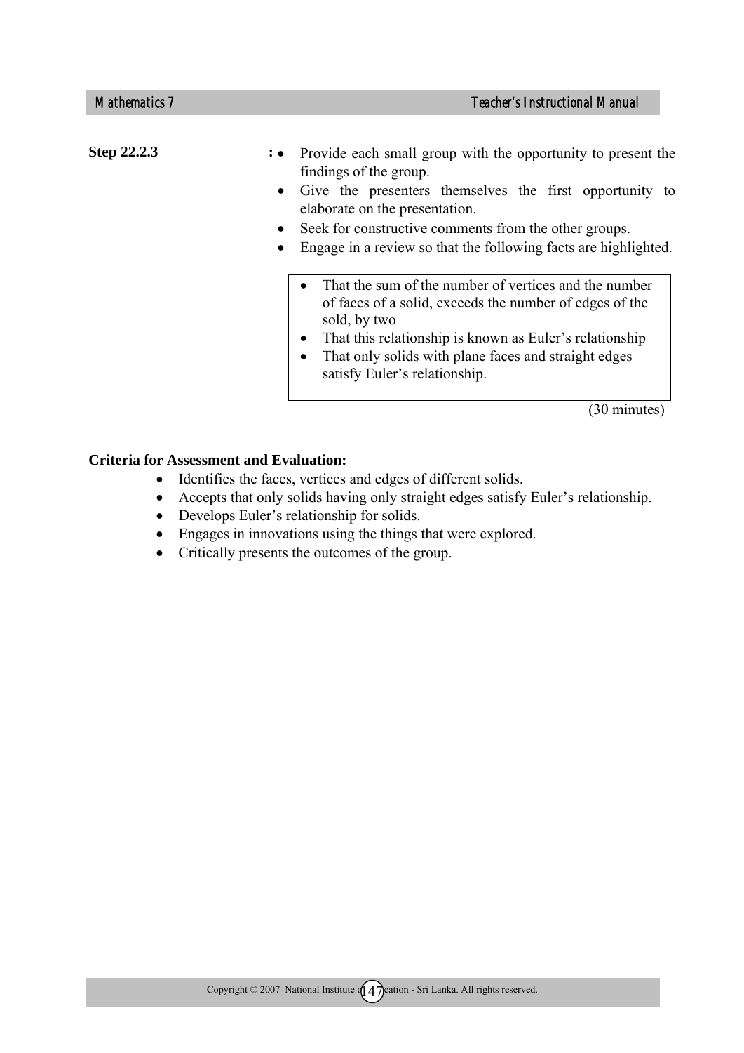**Step 22.2.3** :

- Provide each small group with the opportunity to present the findings of the group.
- Give the presenters themselves the first opportunity to elaborate on the presentation.
- Seek for constructive comments from the other groups.
- Engage in a review so that the following facts are highlighted.

> - That the sum of the number of vertices and the number of faces of a solid, exceeds the number of edges of the sold, by two
> - That this relationship is known as Euler's relationship
> - That only solids with plane faces and straight edges satisfy Euler's relationship.

(30 minutes)

**Criteria for Assessment and Evaluation:**

- Identifies the faces, vertices and edges of different solids.
- Accepts that only solids having only straight edges satisfy Euler's relationship.
- Develops Euler's relationship for solids.
- Engages in innovations using the things that were explored.
- Critically presents the outcomes of the group.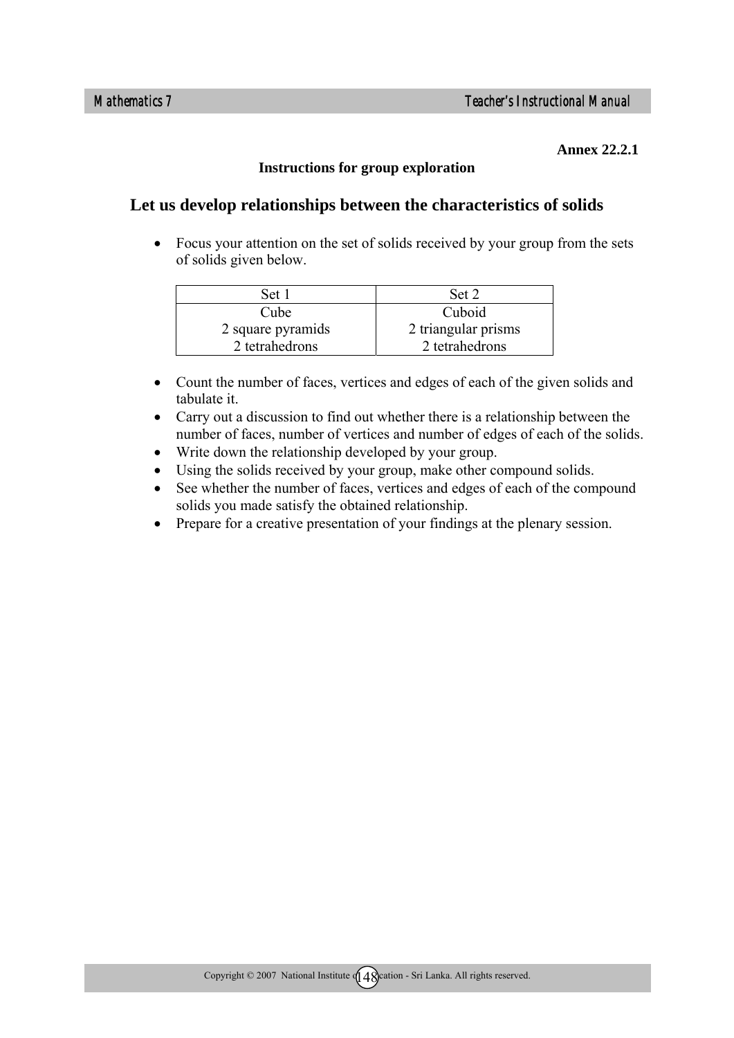**Annex 22.2.1**

**Instructions for group exploration**

## Let us develop relationships between the characteristics of solids

- Focus your attention on the set of solids received by your group from the sets of solids given below.

| Set 1 | Set 2 |
|---|---|
| Cube<br>2 square pyramids<br>2 tetrahedrons | Cuboid<br>2 triangular prisms<br>2 tetrahedrons |

- Count the number of faces, vertices and edges of each of the given solids and tabulate it.
- Carry out a discussion to find out whether there is a relationship between the number of faces, number of vertices and number of edges of each of the solids.
- Write down the relationship developed by your group.
- Using the solids received by your group, make other compound solids.
- See whether the number of faces, vertices and edges of each of the compound solids you made satisfy the obtained relationship.
- Prepare for a creative presentation of your findings at the plenary session.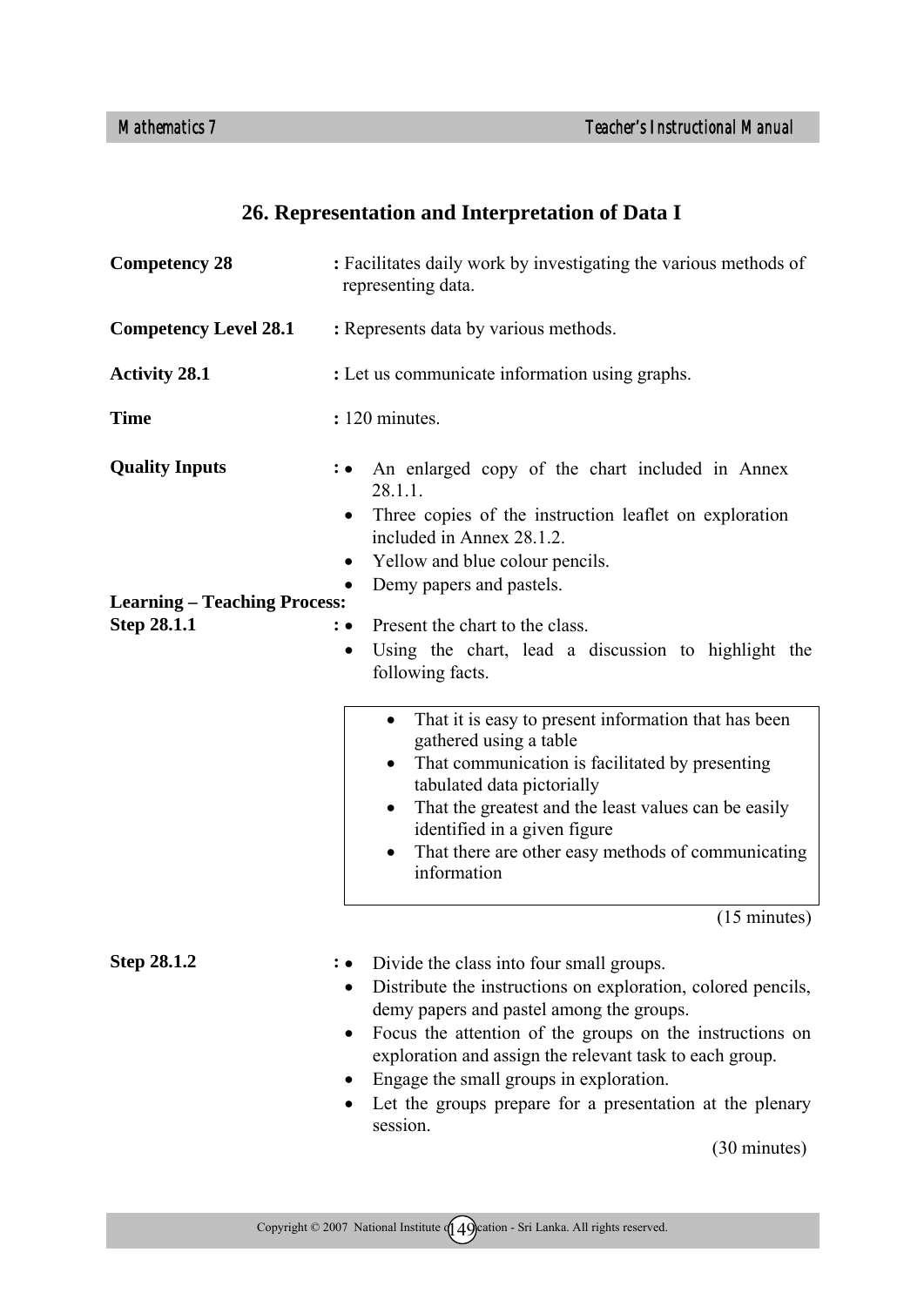## 26. Representation and Interpretation of Data I

**Competency 28** : Facilitates daily work by investigating the various methods of representing data.

**Competency Level 28.1** : Represents data by various methods.

**Activity 28.1** : Let us communicate information using graphs.

**Time** : 120 minutes.

**Quality Inputs** :
- An enlarged copy of the chart included in Annex 28.1.1.
- Three copies of the instruction leaflet on exploration included in Annex 28.1.2.
- Yellow and blue colour pencils.
- Demy papers and pastels.

**Learning – Teaching Process:**

**Step 28.1.1** :
- Present the chart to the class.
- Using the chart, lead a discussion to highlight the following facts.

> - That it is easy to present information that has been gathered using a table
> - That communication is facilitated by presenting tabulated data pictorially
> - That the greatest and the least values can be easily identified in a given figure
> - That there are other easy methods of communicating information

(15 minutes)

**Step 28.1.2** :
- Divide the class into four small groups.
- Distribute the instructions on exploration, colored pencils, demy papers and pastel among the groups.
- Focus the attention of the groups on the instructions on exploration and assign the relevant task to each group.
- Engage the small groups in exploration.
- Let the groups prepare for a presentation at the plenary session.

(30 minutes)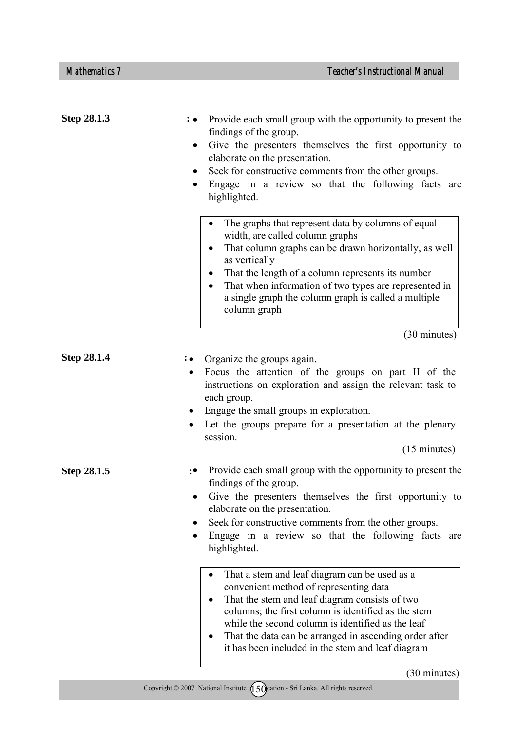**Step 28.1.3** :

- Provide each small group with the opportunity to present the findings of the group.
- Give the presenters themselves the first opportunity to elaborate on the presentation.
- Seek for constructive comments from the other groups.
- Engage in a review so that the following facts are highlighted.

> - The graphs that represent data by columns of equal width, are called column graphs
> - That column graphs can be drawn horizontally, as well as vertically
> - That the length of a column represents its number
> - That when information of two types are represented in a single graph the column graph is called a multiple column graph

(30 minutes)

**Step 28.1.4** :

- Organize the groups again.
- Focus the attention of the groups on part II of the instructions on exploration and assign the relevant task to each group.
- Engage the small groups in exploration.
- Let the groups prepare for a presentation at the plenary session.

(15 minutes)

**Step 28.1.5** :

- Provide each small group with the opportunity to present the findings of the group.
- Give the presenters themselves the first opportunity to elaborate on the presentation.
- Seek for constructive comments from the other groups.
- Engage in a review so that the following facts are highlighted.

> - That a stem and leaf diagram can be used as a convenient method of representing data
> - That the stem and leaf diagram consists of two columns; the first column is identified as the stem while the second column is identified as the leaf
> - That the data can be arranged in ascending order after it has been included in the stem and leaf diagram

(30 minutes)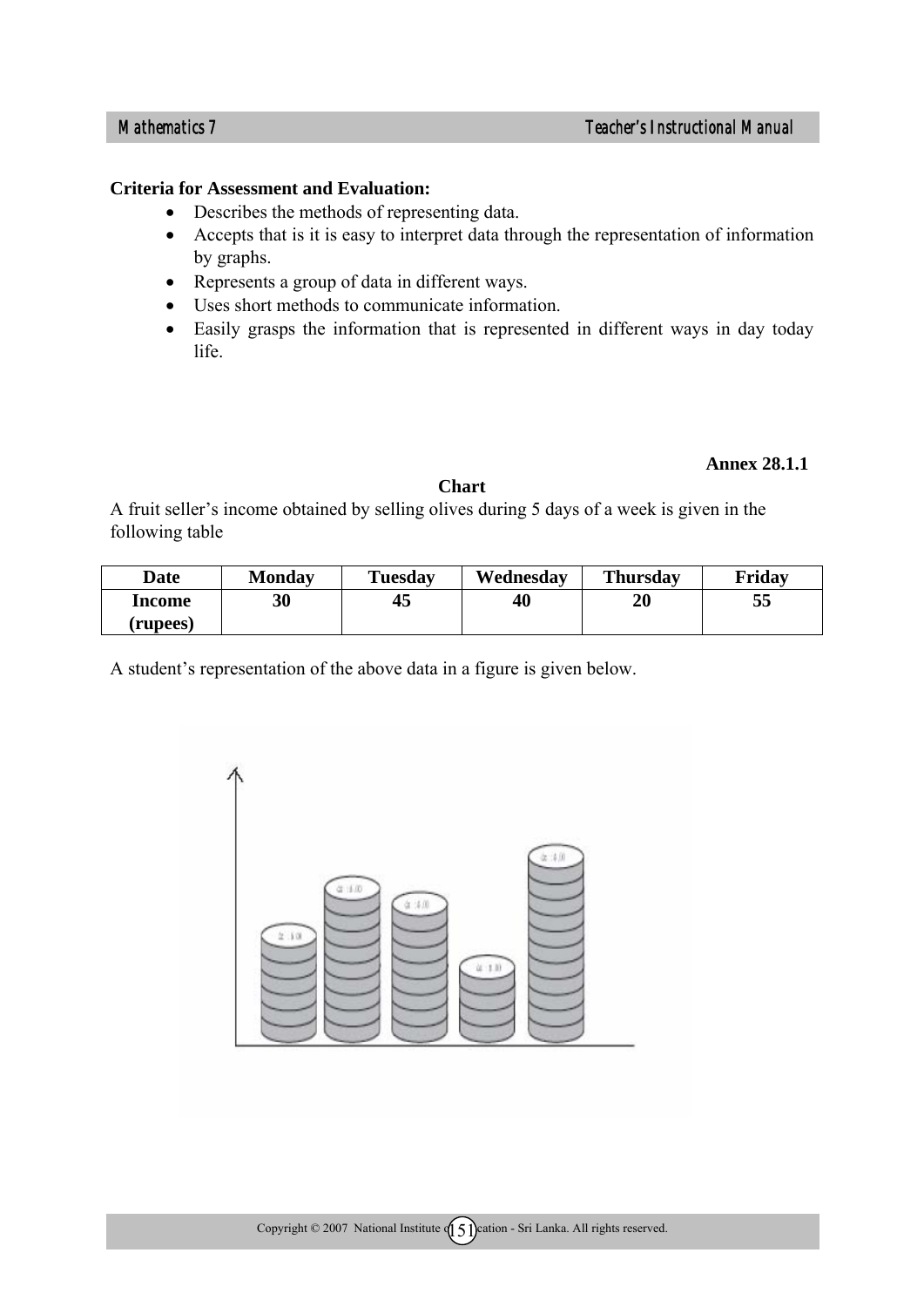**Criteria for Assessment and Evaluation:**

- Describes the methods of representing data.
- Accepts that is it is easy to interpret data through the representation of information by graphs.
- Represents a group of data in different ways.
- Uses short methods to communicate information.
- Easily grasps the information that is represented in different ways in day today life.

**Annex 28.1.1**

**Chart**

A fruit seller's income obtained by selling olives during 5 days of a week is given in the following table

| Date | Monday | Tuesday | Wednesday | Thursday | Friday |
|---|---|---|---|---|---|
| Income (rupees) | 30 | 45 | 40 | 20 | 55 |

A student's representation of the above data in a figure is given below.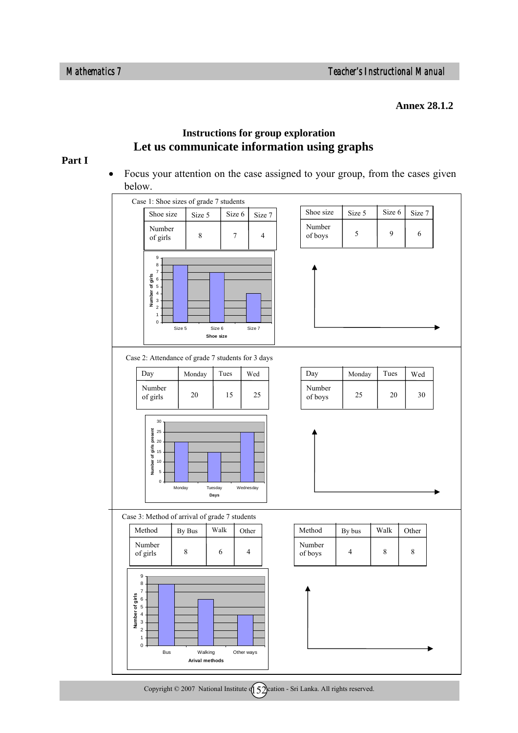**Annex 28.1.2**

## Instructions for group exploration

# Let us communicate information using graphs

**Part I**

- Focus your attention on the case assigned to your group, from the cases given below.

Case 1: Shoe sizes of grade 7 students

| Shoe size | Size 5 | Size 6 | Size 7 |
|---|---|---|---|
| Number of girls | 8 | 7 | 4 |

| Shoe size | Size 5 | Size 6 | Size 7 |
|---|---|---|---|
| Number of boys | 5 | 9 | 6 |

Case 2: Attendance of grade 7 students for 3 days

| Day | Monday | Tues | Wed |
|---|---|---|---|
| Number of girls | 20 | 15 | 25 |

| Day | Monday | Tues | Wed |
|---|---|---|---|
| Number of boys | 25 | 20 | 30 |

Case 3: Method of arrival of grade 7 students

| Method | By Bus | Walk | Other |
|---|---|---|---|
| Number of girls | 8 | 6 | 4 |

| Method | By bus | Walk | Other |
|---|---|---|---|
| Number of boys | 4 | 8 | 8 |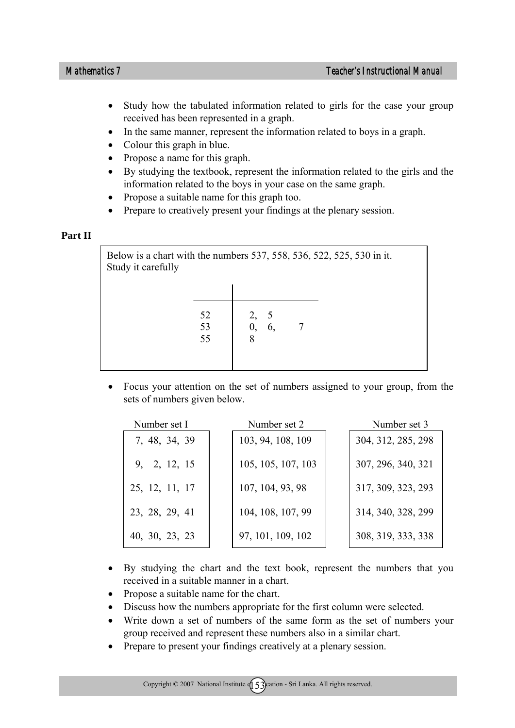- Study how the tabulated information related to girls for the case your group received has been represented in a graph.
- In the same manner, represent the information related to boys in a graph.
- Colour this graph in blue.
- Propose a name for this graph.
- By studying the textbook, represent the information related to the girls and the information related to the boys in your case on the same graph.
- Propose a suitable name for this graph too.
- Prepare to creatively present your findings at the plenary session.

**Part II**

Below is a chart with the numbers 537, 558, 536, 522, 525, 530 in it.
Study it carefully

| | |
|---|---|
| 52 | 2, 5 |
| 53 | 0, 6, 7 |
| 55 | 8 |

- Focus your attention on the set of numbers assigned to your group, from the sets of numbers given below.

| Number set I |
|---|
| 7, 48, 34, 39 |
| 9, 2, 12, 15 |
| 25, 12, 11, 17 |
| 23, 28, 29, 41 |
| 40, 30, 23, 23 |

| Number set 2 |
|---|
| 103, 94, 108, 109 |
| 105, 105, 107, 103 |
| 107, 104, 93, 98 |
| 104, 108, 107, 99 |
| 97, 101, 109, 102 |

| Number set 3 |
|---|
| 304, 312, 285, 298 |
| 307, 296, 340, 321 |
| 317, 309, 323, 293 |
| 314, 340, 328, 299 |
| 308, 319, 333, 338 |

- By studying the chart and the text book, represent the numbers that you received in a suitable manner in a chart.
- Propose a suitable name for the chart.
- Discuss how the numbers appropriate for the first column were selected.
- Write down a set of numbers of the same form as the set of numbers your group received and represent these numbers also in a similar chart.
- Prepare to present your findings creatively at a plenary session.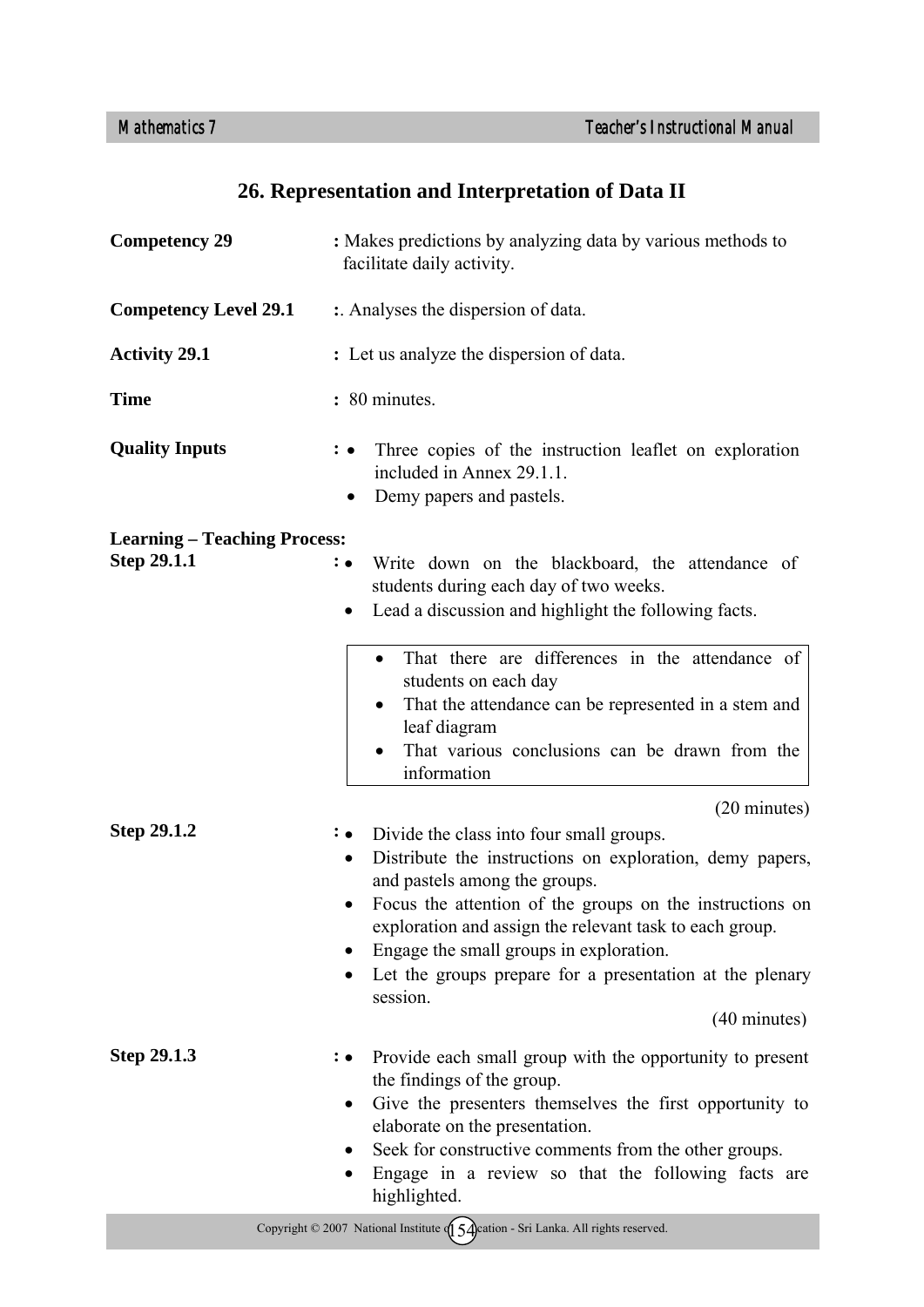## 26. Representation and Interpretation of Data II

**Competency 29** : Makes predictions by analyzing data by various methods to facilitate daily activity.

**Competency Level 29.1** :. Analyses the dispersion of data.

**Activity 29.1** : Let us analyze the dispersion of data.

**Time** : 80 minutes.

**Quality Inputs** :
- Three copies of the instruction leaflet on exploration included in Annex 29.1.1.
- Demy papers and pastels.

**Learning – Teaching Process:**

**Step 29.1.1** :
- Write down on the blackboard, the attendance of students during each day of two weeks.
- Lead a discussion and highlight the following facts.

> - That there are differences in the attendance of students on each day
> - That the attendance can be represented in a stem and leaf diagram
> - That various conclusions can be drawn from the information

(20 minutes)

**Step 29.1.2** :
- Divide the class into four small groups.
- Distribute the instructions on exploration, demy papers, and pastels among the groups.
- Focus the attention of the groups on the instructions on exploration and assign the relevant task to each group.
- Engage the small groups in exploration.
- Let the groups prepare for a presentation at the plenary session.

(40 minutes)

**Step 29.1.3** :
- Provide each small group with the opportunity to present the findings of the group.
- Give the presenters themselves the first opportunity to elaborate on the presentation.
- Seek for constructive comments from the other groups.
- Engage in a review so that the following facts are highlighted.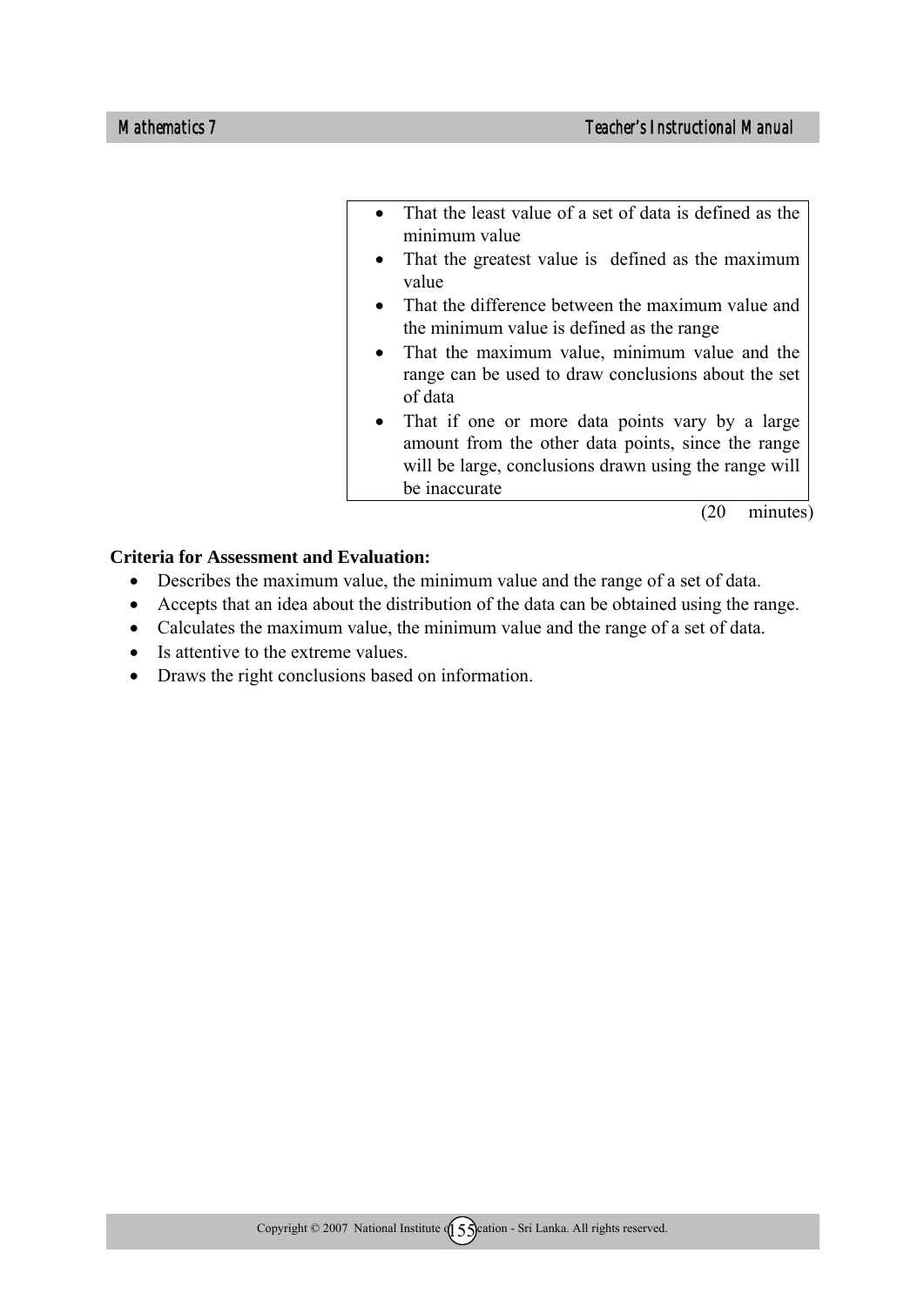- That the least value of a set of data is defined as the minimum value
- That the greatest value is defined as the maximum value
- That the difference between the maximum value and the minimum value is defined as the range
- That the maximum value, minimum value and the range can be used to draw conclusions about the set of data
- That if one or more data points vary by a large amount from the other data points, since the range will be large, conclusions drawn using the range will be inaccurate

(20 minutes)

**Criteria for Assessment and Evaluation:**

- Describes the maximum value, the minimum value and the range of a set of data.
- Accepts that an idea about the distribution of the data can be obtained using the range.
- Calculates the maximum value, the minimum value and the range of a set of data.
- Is attentive to the extreme values.
- Draws the right conclusions based on information.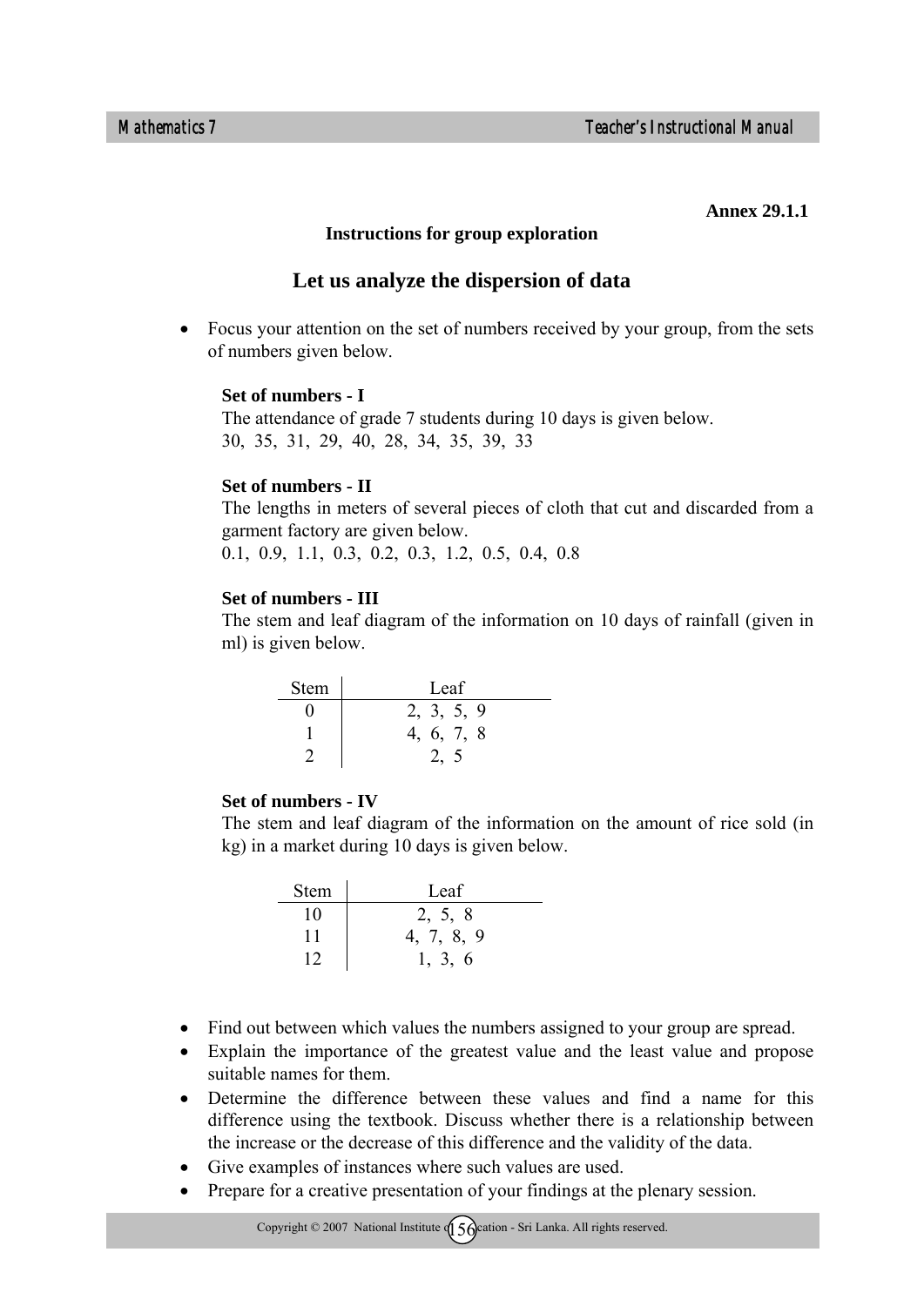**Annex 29.1.1**

**Instructions for group exploration**

## Let us analyze the dispersion of data

- Focus your attention on the set of numbers received by your group, from the sets of numbers given below.

**Set of numbers - I**

The attendance of grade 7 students during 10 days is given below.

30, 35, 31, 29, 40, 28, 34, 35, 39, 33

**Set of numbers - II**

The lengths in meters of several pieces of cloth that cut and discarded from a garment factory are given below.

0.1, 0.9, 1.1, 0.3, 0.2, 0.3, 1.2, 0.5, 0.4, 0.8

**Set of numbers - III**

The stem and leaf diagram of the information on 10 days of rainfall (given in ml) is given below.

| Stem | Leaf |
|---|---|
| 0 | 2, 3, 5, 9 |
| 1 | 4, 6, 7, 8 |
| 2 | 2, 5 |

**Set of numbers - IV**

The stem and leaf diagram of the information on the amount of rice sold (in kg) in a market during 10 days is given below.

| Stem | Leaf |
|---|---|
| 10 | 2, 5, 8 |
| 11 | 4, 7, 8, 9 |
| 12 | 1, 3, 6 |

- Find out between which values the numbers assigned to your group are spread.
- Explain the importance of the greatest value and the least value and propose suitable names for them.
- Determine the difference between these values and find a name for this difference using the textbook. Discuss whether there is a relationship between the increase or the decrease of this difference and the validity of the data.
- Give examples of instances where such values are used.
- Prepare for a creative presentation of your findings at the plenary session.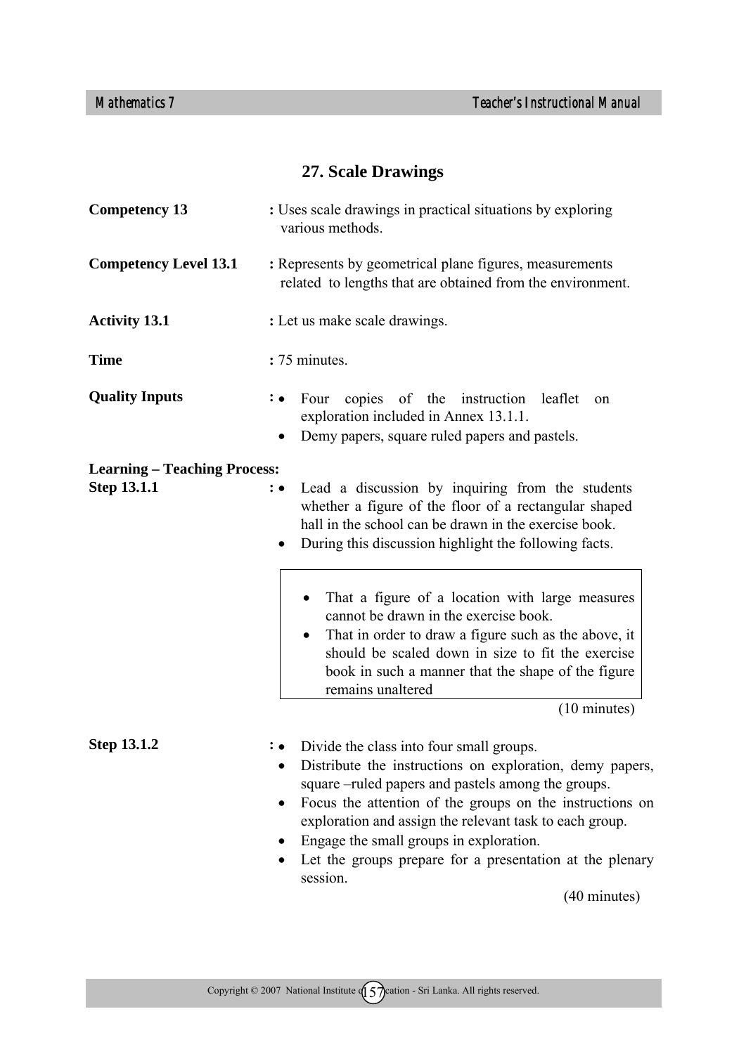## 27. Scale Drawings

**Competency 13** : Uses scale drawings in practical situations by exploring various methods.

**Competency Level 13.1** : Represents by geometrical plane figures, measurements related to lengths that are obtained from the environment.

**Activity 13.1** : Let us make scale drawings.

**Time** : 75 minutes.

**Quality Inputs** :
- Four copies of the instruction leaflet on exploration included in Annex 13.1.1.
- Demy papers, square ruled papers and pastels.

**Learning – Teaching Process:**

**Step 13.1.1** :
- Lead a discussion by inquiring from the students whether a figure of the floor of a rectangular shaped hall in the school can be drawn in the exercise book.
- During this discussion highlight the following facts.

> - That a figure of a location with large measures cannot be drawn in the exercise book.
> - That in order to draw a figure such as the above, it should be scaled down in size to fit the exercise book in such a manner that the shape of the figure remains unaltered

(10 minutes)

**Step 13.1.2** :
- Divide the class into four small groups.
- Distribute the instructions on exploration, demy papers, square –ruled papers and pastels among the groups.
- Focus the attention of the groups on the instructions on exploration and assign the relevant task to each group.
- Engage the small groups in exploration.
- Let the groups prepare for a presentation at the plenary session.

(40 minutes)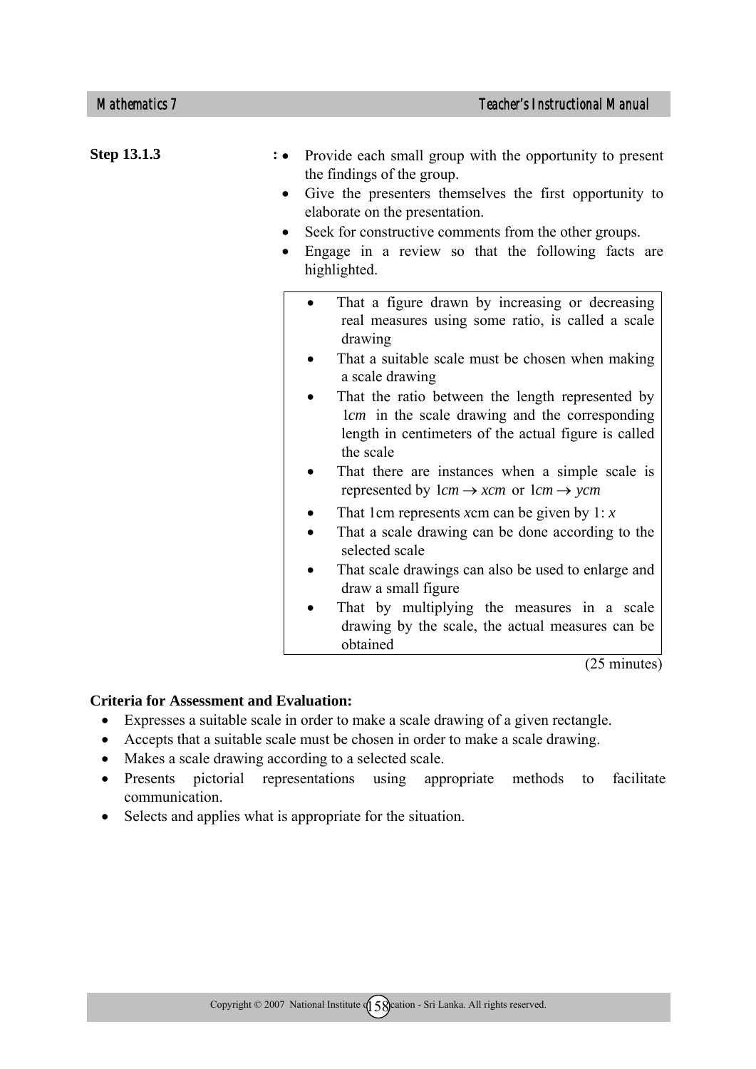**Step 13.1.3** :

- Provide each small group with the opportunity to present the findings of the group.
- Give the presenters themselves the first opportunity to elaborate on the presentation.
- Seek for constructive comments from the other groups.
- Engage in a review so that the following facts are highlighted.

> - That a figure drawn by increasing or decreasing real measures using some ratio, is called a scale drawing
> - That a suitable scale must be chosen when making a scale drawing
> - That the ratio between the length represented by $1cm$ in the scale drawing and the corresponding length in centimeters of the actual figure is called the scale
> - That there are instances when a simple scale is represented by $1cm \rightarrow xcm$ or $1cm \rightarrow ycm$
> - That 1cm represents $x$cm can be given by 1: $x$
> - That a scale drawing can be done according to the selected scale
> - That scale drawings can also be used to enlarge and draw a small figure
> - That by multiplying the measures in a scale drawing by the scale, the actual measures can be obtained

(25 minutes)

**Criteria for Assessment and Evaluation:**

- Expresses a suitable scale in order to make a scale drawing of a given rectangle.
- Accepts that a suitable scale must be chosen in order to make a scale drawing.
- Makes a scale drawing according to a selected scale.
- Presents pictorial representations using appropriate methods to facilitate communication.
- Selects and applies what is appropriate for the situation.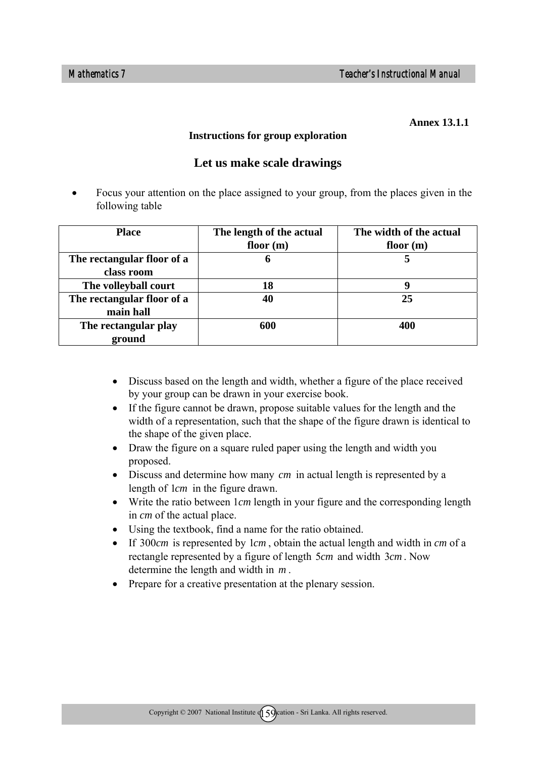**Annex 13.1.1**

**Instructions for group exploration**

## Let us make scale drawings

- Focus your attention on the place assigned to your group, from the places given in the following table

| Place | The length of the actual floor (m) | The width of the actual floor (m) |
|---|---|---|
| **The rectangular floor of a class room** | **6** | **5** |
| **The volleyball court** | **18** | **9** |
| **The rectangular floor of a main hall** | **40** | **25** |
| **The rectangular play ground** | **600** | **400** |

- Discuss based on the length and width, whether a figure of the place received by your group can be drawn in your exercise book.
- If the figure cannot be drawn, propose suitable values for the length and the width of a representation, such that the shape of the figure drawn is identical to the shape of the given place.
- Draw the figure on a square ruled paper using the length and width you proposed.
- Discuss and determine how many $cm$ in actual length is represented by a length of $1cm$ in the figure drawn.
- Write the ratio between $1cm$ length in your figure and the corresponding length in $cm$ of the actual place.
- Using the textbook, find a name for the ratio obtained.
- If $300cm$ is represented by $1cm$, obtain the actual length and width in $cm$ of a rectangle represented by a figure of length $5cm$ and width $3cm$. Now determine the length and width in $m$.
- Prepare for a creative presentation at the plenary session.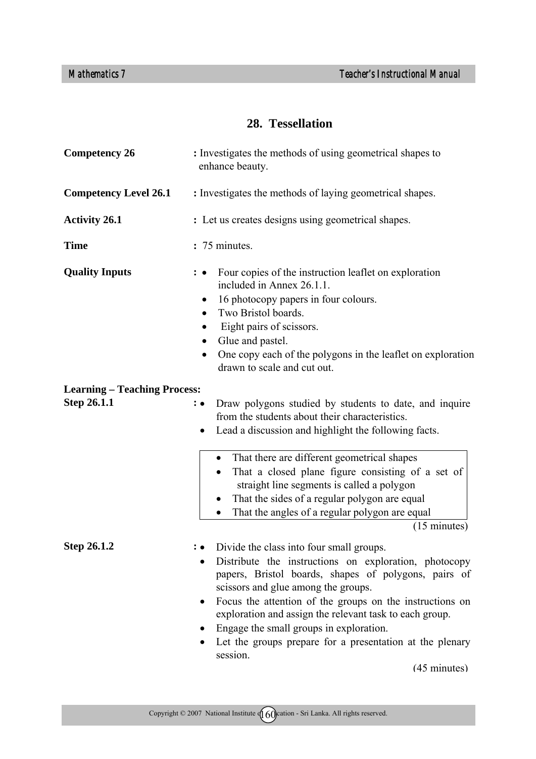# 28. Tessellation

**Competency 26** : Investigates the methods of using geometrical shapes to enhance beauty.

**Competency Level 26.1** : Investigates the methods of laying geometrical shapes.

**Activity 26.1** : Let us creates designs using geometrical shapes.

**Time** : 75 minutes.

**Quality Inputs** :
- Four copies of the instruction leaflet on exploration included in Annex 26.1.1.
- 16 photocopy papers in four colours.
- Two Bristol boards.
- Eight pairs of scissors.
- Glue and pastel.
- One copy each of the polygons in the leaflet on exploration drawn to scale and cut out.

**Learning – Teaching Process:**

**Step 26.1.1** :
- Draw polygons studied by students to date, and inquire from the students about their characteristics.
- Lead a discussion and highlight the following facts.

> - That there are different geometrical shapes
> - That a closed plane figure consisting of a set of straight line segments is called a polygon
> - That the sides of a regular polygon are equal
> - That the angles of a regular polygon are equal

(15 minutes)

**Step 26.1.2** :
- Divide the class into four small groups.
- Distribute the instructions on exploration, photocopy papers, Bristol boards, shapes of polygons, pairs of scissors and glue among the groups.
- Focus the attention of the groups on the instructions on exploration and assign the relevant task to each group.
- Engage the small groups in exploration.
- Let the groups prepare for a presentation at the plenary session.

(45 minutes)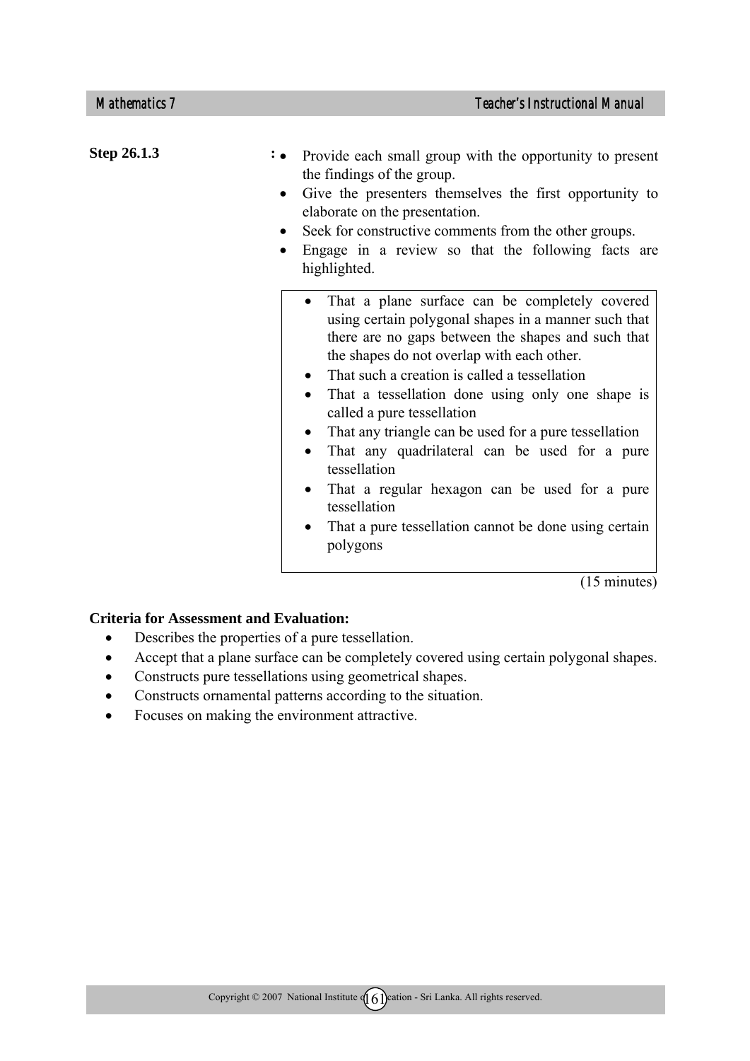**Step 26.1.3** :

- Provide each small group with the opportunity to present the findings of the group.
- Give the presenters themselves the first opportunity to elaborate on the presentation.
- Seek for constructive comments from the other groups.
- Engage in a review so that the following facts are highlighted.

> - That a plane surface can be completely covered using certain polygonal shapes in a manner such that there are no gaps between the shapes and such that the shapes do not overlap with each other.
> - That such a creation is called a tessellation
> - That a tessellation done using only one shape is called a pure tessellation
> - That any triangle can be used for a pure tessellation
> - That any quadrilateral can be used for a pure tessellation
> - That a regular hexagon can be used for a pure tessellation
> - That a pure tessellation cannot be done using certain polygons

(15 minutes)

**Criteria for Assessment and Evaluation:**

- Describes the properties of a pure tessellation.
- Accept that a plane surface can be completely covered using certain polygonal shapes.
- Constructs pure tessellations using geometrical shapes.
- Constructs ornamental patterns according to the situation.
- Focuses on making the environment attractive.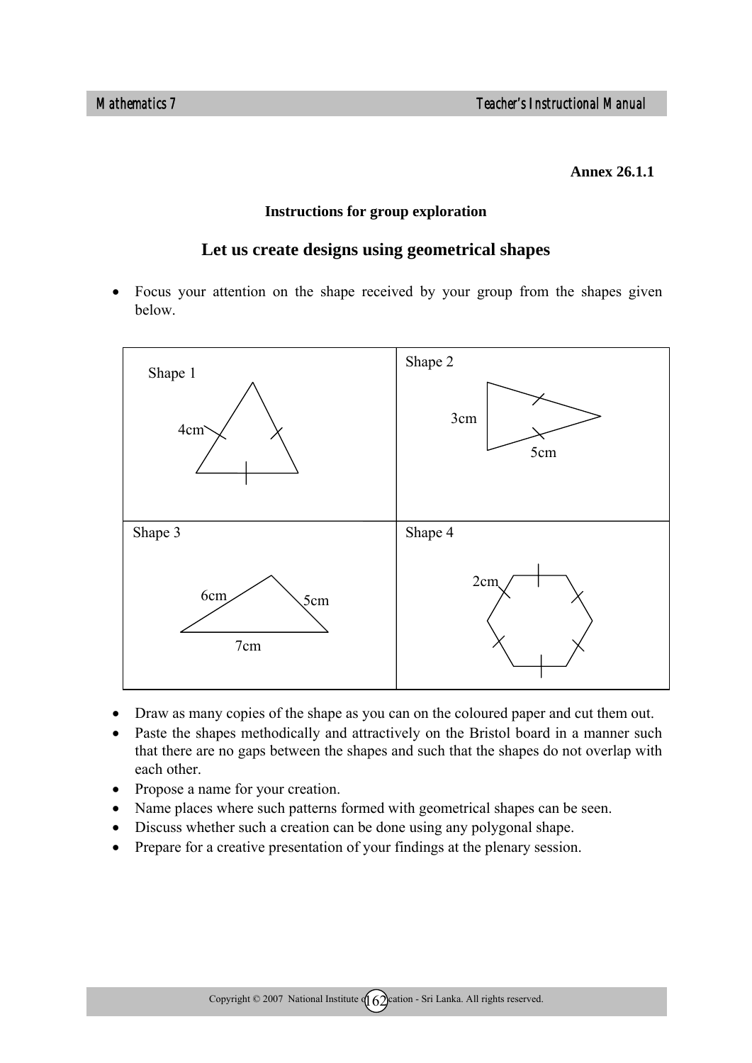**Annex 26.1.1**

**Instructions for group exploration**

## Let us create designs using geometrical shapes

- Focus your attention on the shape received by your group from the shapes given below.

| Shape 1 (equilateral triangle, side 4cm) | Shape 2 (isosceles triangle, sides 3cm, 5cm, 5cm) |
|---|---|
| Shape 3 (triangle, sides 6cm, 5cm, 7cm) | Shape 4 (regular hexagon, side 2cm) |

- Draw as many copies of the shape as you can on the coloured paper and cut them out.
- Paste the shapes methodically and attractively on the Bristol board in a manner such that there are no gaps between the shapes and such that the shapes do not overlap with each other.
- Propose a name for your creation.
- Name places where such patterns formed with geometrical shapes can be seen.
- Discuss whether such a creation can be done using any polygonal shape.
- Prepare for a creative presentation of your findings at the plenary session.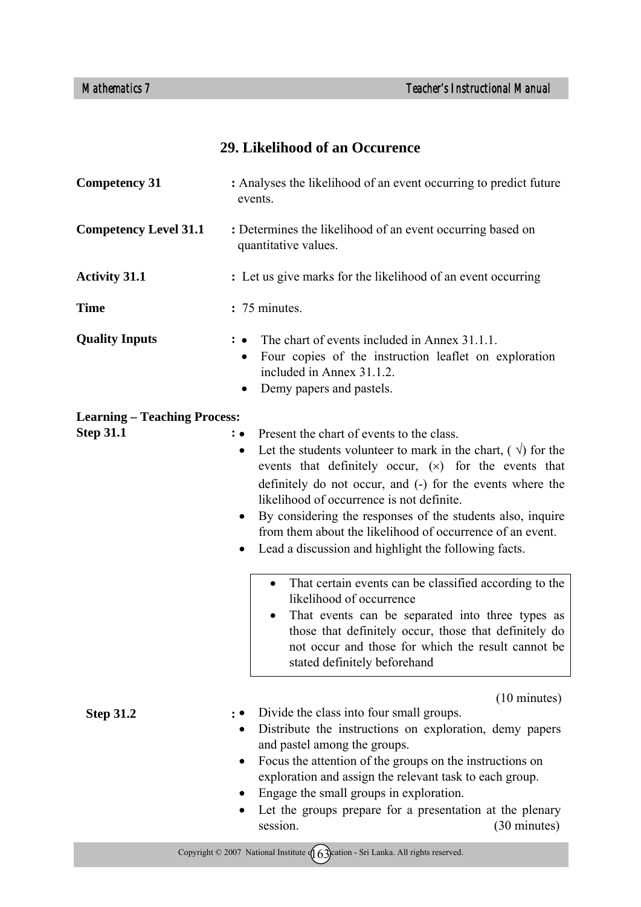# 29. Likelihood of an Occurence

**Competency 31** : Analyses the likelihood of an event occurring to predict future events.

**Competency Level 31.1** : Determines the likelihood of an event occurring based on quantitative values.

**Activity 31.1** : Let us give marks for the likelihood of an event occurring

**Time** : 75 minutes.

**Quality Inputs** :
- The chart of events included in Annex 31.1.1.
- Four copies of the instruction leaflet on exploration included in Annex 31.1.2.
- Demy papers and pastels.

**Learning – Teaching Process:**

**Step 31.1** :
- Present the chart of events to the class.
- Let the students volunteer to mark in the chart, ( √) for the events that definitely occur, (×) for the events that definitely do not occur, and (-) for the events where the likelihood of occurrence is not definite.
- By considering the responses of the students also, inquire from them about the likelihood of occurrence of an event.
- Lead a discussion and highlight the following facts.

> - That certain events can be classified according to the likelihood of occurrence
> - That events can be separated into three types as those that definitely occur, those that definitely do not occur and those for which the result cannot be stated definitely beforehand

(10 minutes)

**Step 31.2** :
- Divide the class into four small groups.
- Distribute the instructions on exploration, demy papers and pastel among the groups.
- Focus the attention of the groups on the instructions on exploration and assign the relevant task to each group.
- Engage the small groups in exploration.
- Let the groups prepare for a presentation at the plenary session. (30 minutes)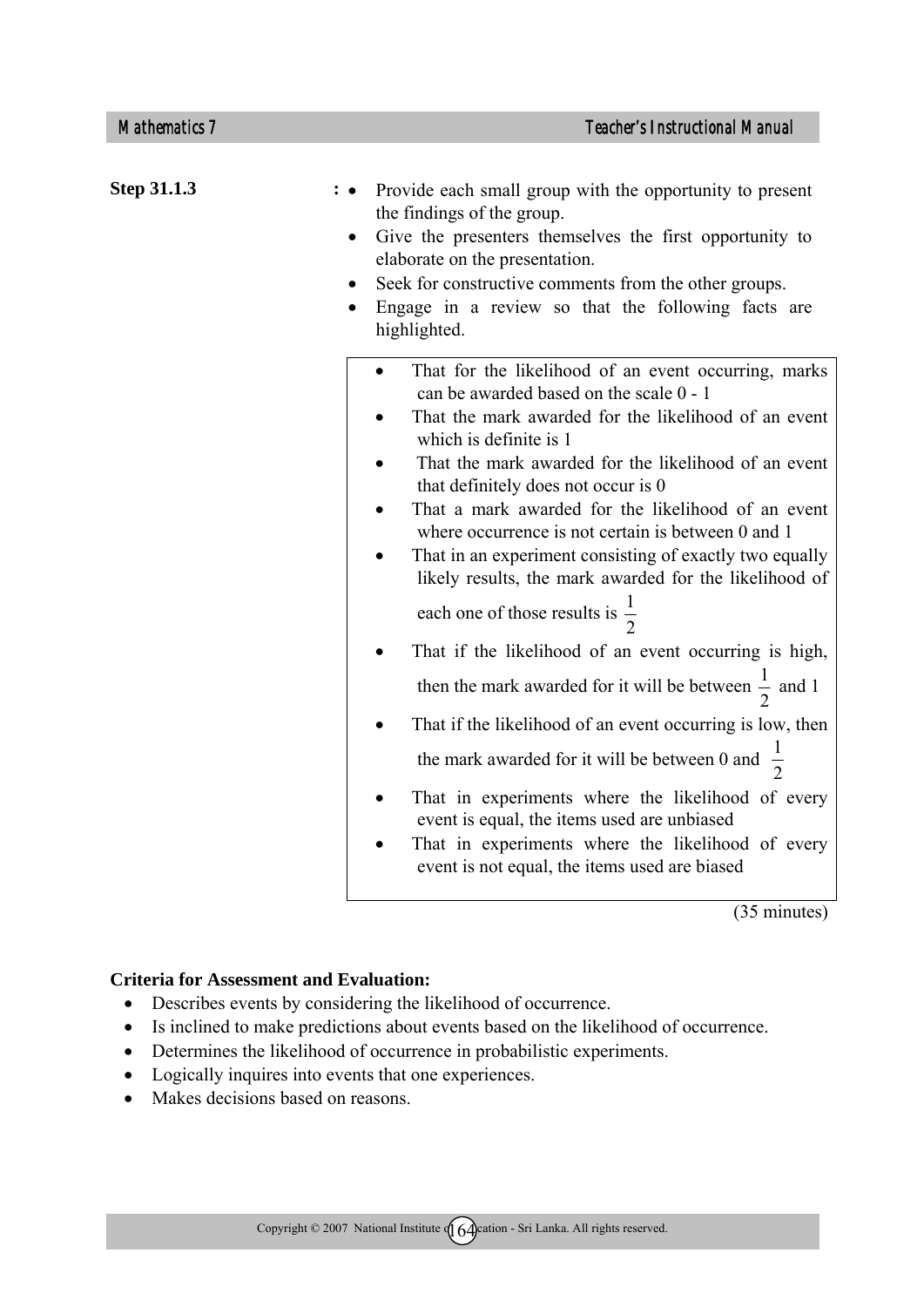**Step 31.1.3** :

- Provide each small group with the opportunity to present the findings of the group.
- Give the presenters themselves the first opportunity to elaborate on the presentation.
- Seek for constructive comments from the other groups.
- Engage in a review so that the following facts are highlighted.

> - That for the likelihood of an event occurring, marks can be awarded based on the scale 0 - 1
> - That the mark awarded for the likelihood of an event which is definite is 1
> - That the mark awarded for the likelihood of an event that definitely does not occur is 0
> - That a mark awarded for the likelihood of an event where occurrence is not certain is between 0 and 1
> - That in an experiment consisting of exactly two equally likely results, the mark awarded for the likelihood of each one of those results is $\frac{1}{2}$
> - That if the likelihood of an event occurring is high, then the mark awarded for it will be between $\frac{1}{2}$ and 1
> - That if the likelihood of an event occurring is low, then the mark awarded for it will be between 0 and $\frac{1}{2}$
> - That in experiments where the likelihood of every event is equal, the items used are unbiased
> - That in experiments where the likelihood of every event is not equal, the items used are biased

(35 minutes)

**Criteria for Assessment and Evaluation:**

- Describes events by considering the likelihood of occurrence.
- Is inclined to make predictions about events based on the likelihood of occurrence.
- Determines the likelihood of occurrence in probabilistic experiments.
- Logically inquires into events that one experiences.
- Makes decisions based on reasons.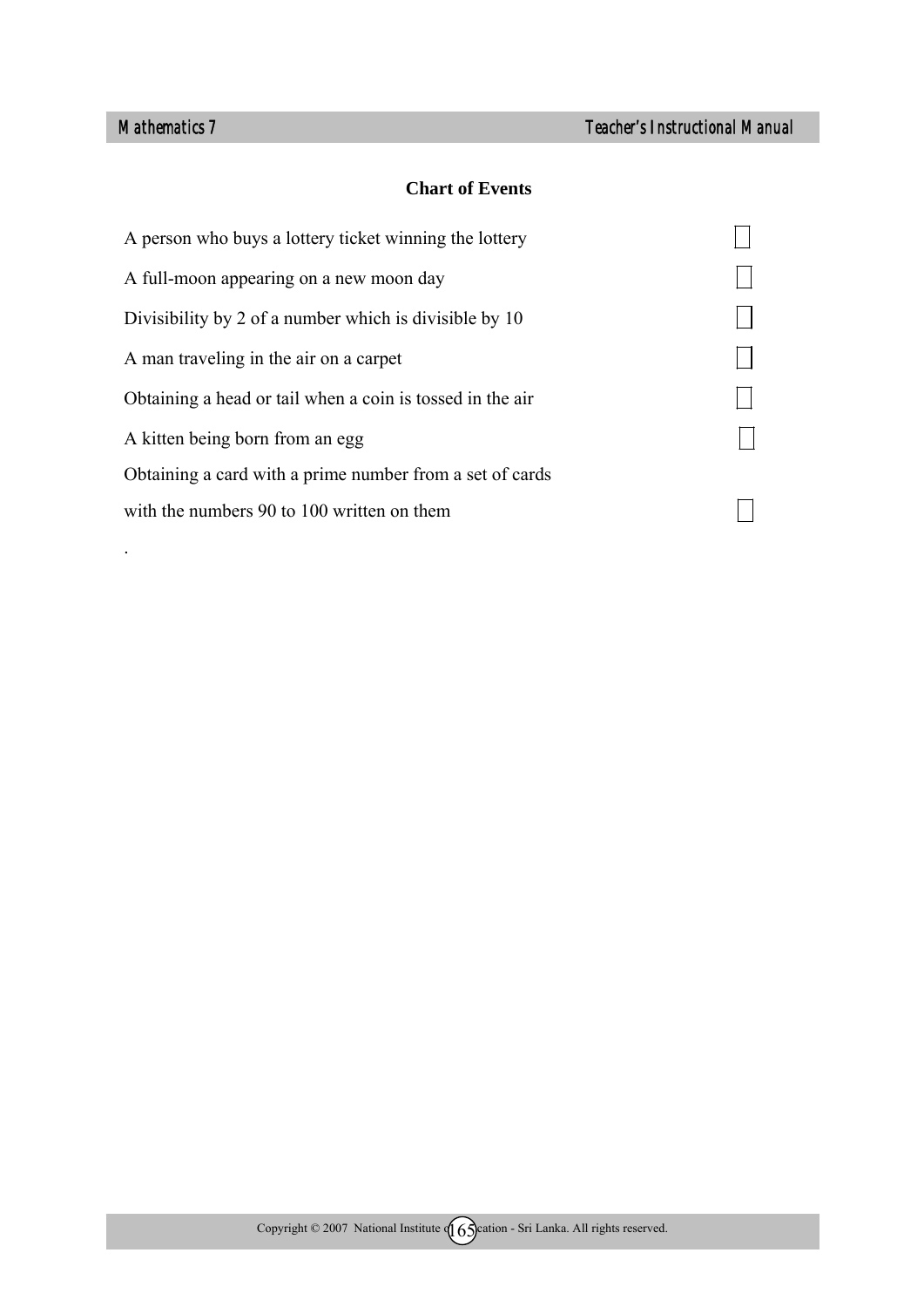## Chart of Events

| | |
|---|---|
| A person who buys a lottery ticket winning the lottery | ☐ |
| A full-moon appearing on a new moon day | ☐ |
| Divisibility by 2 of a number which is divisible by 10 | ☐ |
| A man traveling in the air on a carpet | ☐ |
| Obtaining a head or tail when a coin is tossed in the air | ☐ |
| A kitten being born from an egg | ☐ |
| Obtaining a card with a prime number from a set of cards with the numbers 90 to 100 written on them | ☐ |

.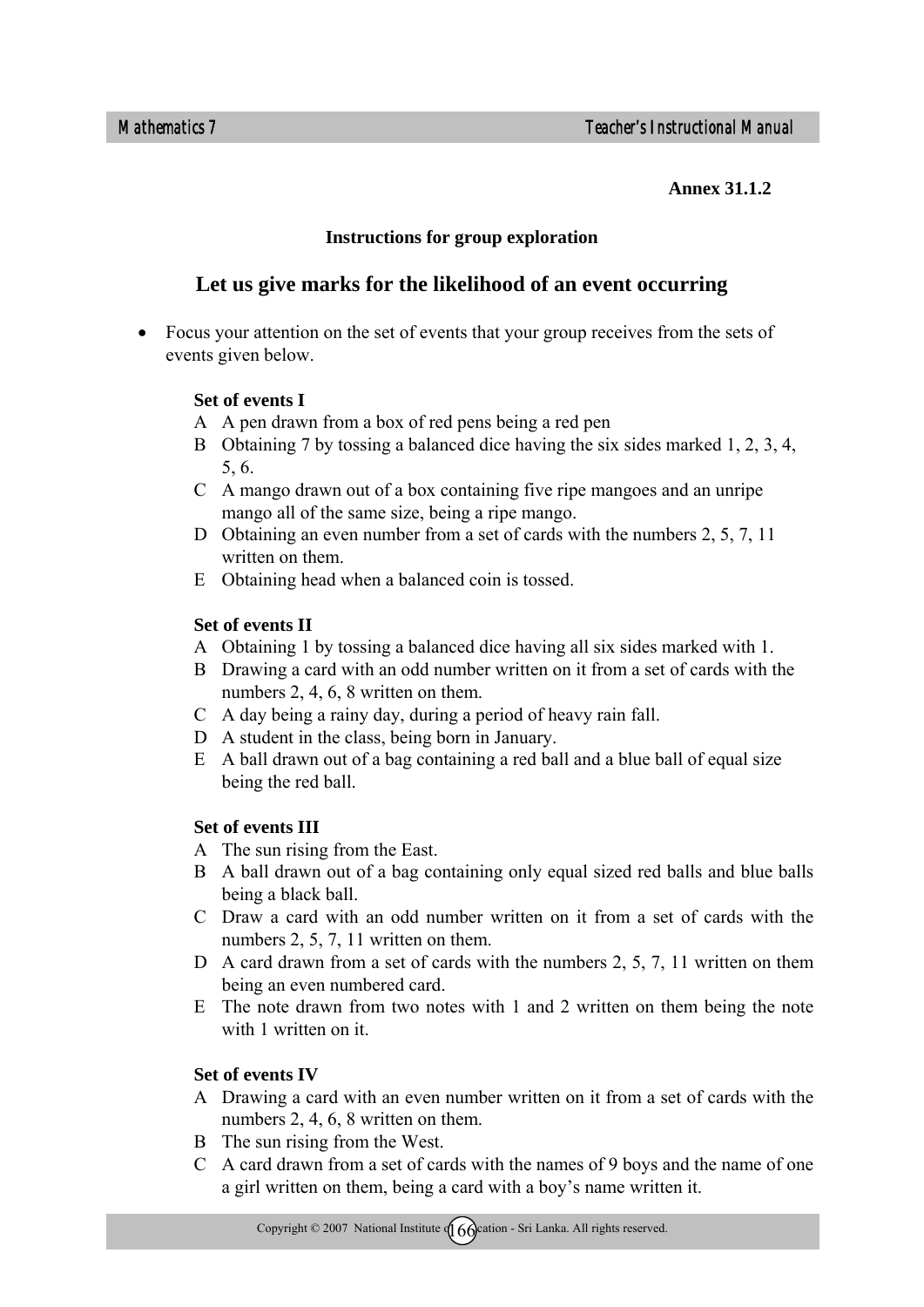**Annex 31.1.2**

**Instructions for group exploration**

## Let us give marks for the likelihood of an event occurring

- Focus your attention on the set of events that your group receives from the sets of events given below.

**Set of events I**

A A pen drawn from a box of red pens being a red pen

B Obtaining 7 by tossing a balanced dice having the six sides marked 1, 2, 3, 4, 5, 6.

C A mango drawn out of a box containing five ripe mangoes and an unripe mango all of the same size, being a ripe mango.

D Obtaining an even number from a set of cards with the numbers 2, 5, 7, 11 written on them.

E Obtaining head when a balanced coin is tossed.

**Set of events II**

A Obtaining 1 by tossing a balanced dice having all six sides marked with 1.

B Drawing a card with an odd number written on it from a set of cards with the numbers 2, 4, 6, 8 written on them.

C A day being a rainy day, during a period of heavy rain fall.

D A student in the class, being born in January.

E A ball drawn out of a bag containing a red ball and a blue ball of equal size being the red ball.

**Set of events III**

A The sun rising from the East.

B A ball drawn out of a bag containing only equal sized red balls and blue balls being a black ball.

C Draw a card with an odd number written on it from a set of cards with the numbers 2, 5, 7, 11 written on them.

D A card drawn from a set of cards with the numbers 2, 5, 7, 11 written on them being an even numbered card.

E The note drawn from two notes with 1 and 2 written on them being the note with 1 written on it.

**Set of events IV**

A Drawing a card with an even number written on it from a set of cards with the numbers 2, 4, 6, 8 written on them.

B The sun rising from the West.

C A card drawn from a set of cards with the names of 9 boys and the name of one a girl written on them, being a card with a boy's name written it.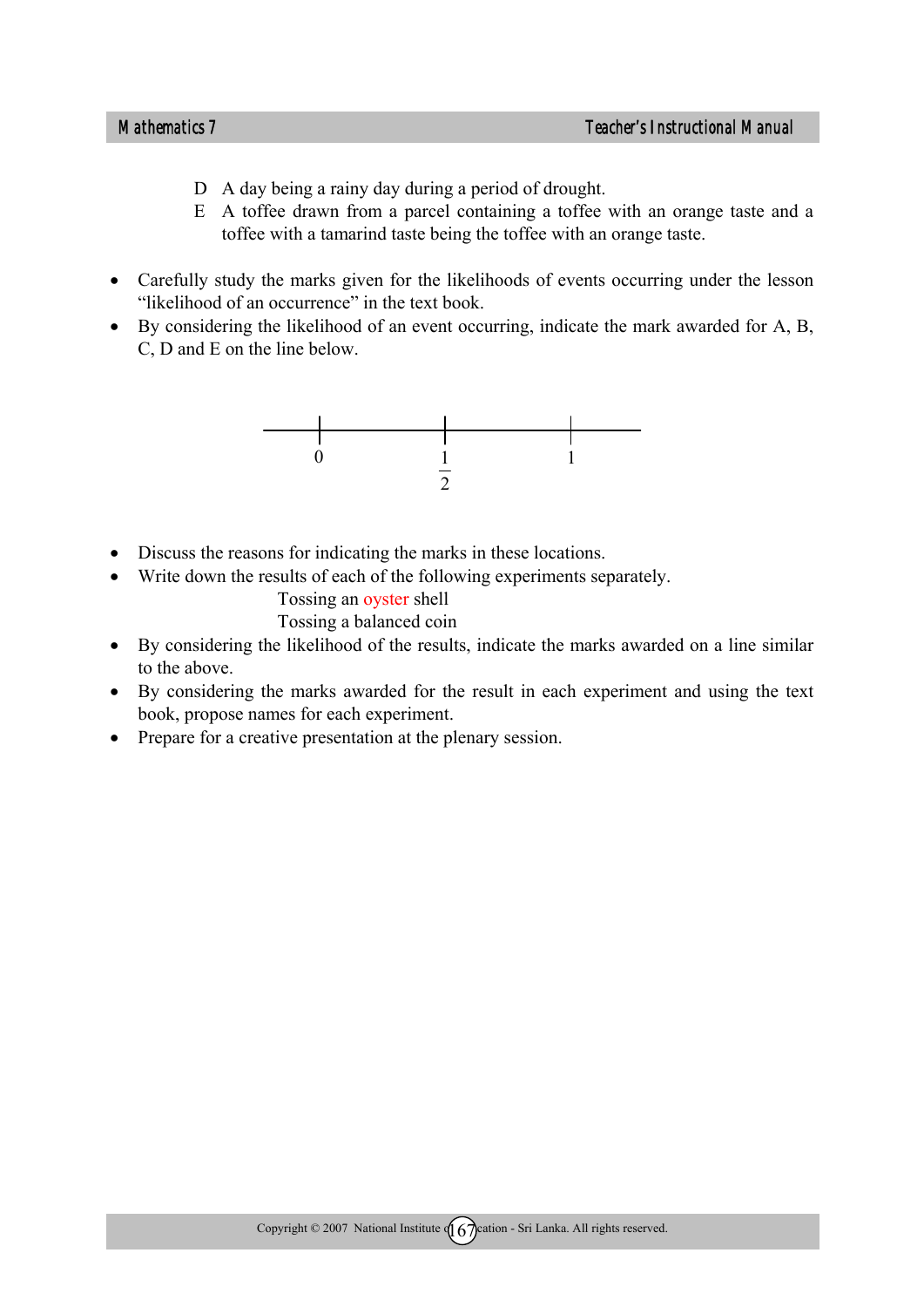D A day being a rainy day during a period of drought.

E A toffee drawn from a parcel containing a toffee with an orange taste and a toffee with a tamarind taste being the toffee with an orange taste.

- Carefully study the marks given for the likelihoods of events occurring under the lesson "likelihood of an occurrence" in the text book.
- By considering the likelihood of an event occurring, indicate the mark awarded for A, B, C, D and E on the line below.

$$0 \qquad\qquad \frac{1}{2} \qquad\qquad 1$$

- Discuss the reasons for indicating the marks in these locations.
- Write down the results of each of the following experiments separately.

  Tossing an oyster shell

  Tossing a balanced coin
- By considering the likelihood of the results, indicate the marks awarded on a line similar to the above.
- By considering the marks awarded for the result in each experiment and using the text book, propose names for each experiment.
- Prepare for a creative presentation at the plenary session.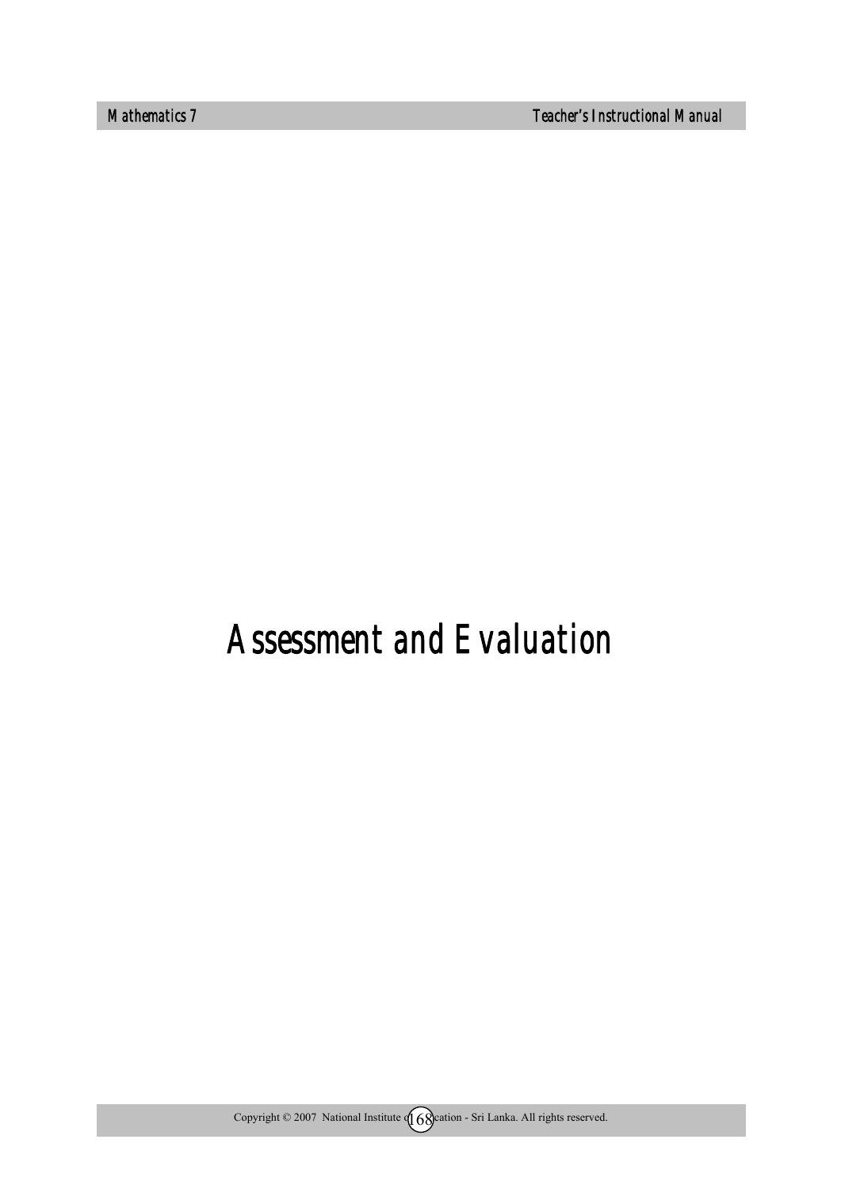# Assessment and Evaluation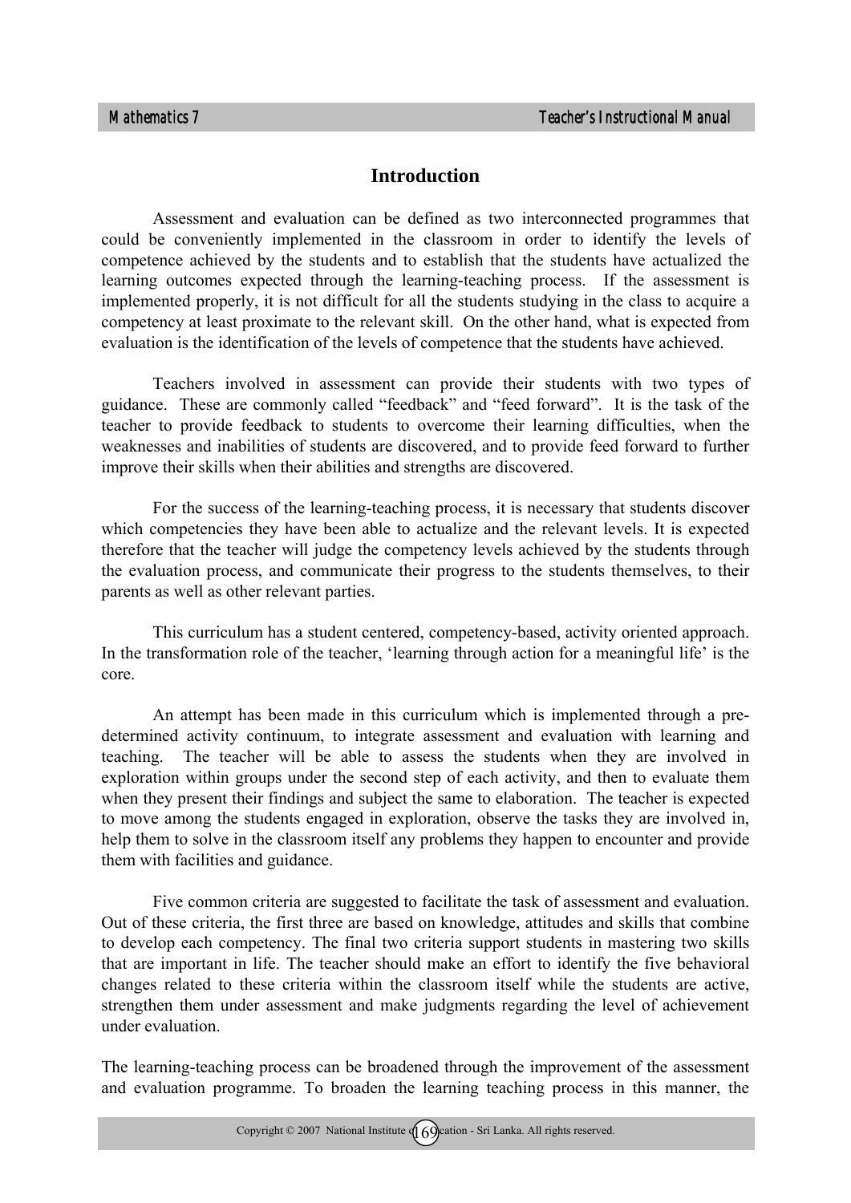## Introduction

Assessment and evaluation can be defined as two interconnected programmes that could be conveniently implemented in the classroom in order to identify the levels of competence achieved by the students and to establish that the students have actualized the learning outcomes expected through the learning-teaching process. If the assessment is implemented properly, it is not difficult for all the students studying in the class to acquire a competency at least proximate to the relevant skill. On the other hand, what is expected from evaluation is the identification of the levels of competence that the students have achieved.

Teachers involved in assessment can provide their students with two types of guidance. These are commonly called "feedback" and "feed forward". It is the task of the teacher to provide feedback to students to overcome their learning difficulties, when the weaknesses and inabilities of students are discovered, and to provide feed forward to further improve their skills when their abilities and strengths are discovered.

For the success of the learning-teaching process, it is necessary that students discover which competencies they have been able to actualize and the relevant levels. It is expected therefore that the teacher will judge the competency levels achieved by the students through the evaluation process, and communicate their progress to the students themselves, to their parents as well as other relevant parties.

This curriculum has a student centered, competency-based, activity oriented approach. In the transformation role of the teacher, 'learning through action for a meaningful life' is the core.

An attempt has been made in this curriculum which is implemented through a pre-determined activity continuum, to integrate assessment and evaluation with learning and teaching. The teacher will be able to assess the students when they are involved in exploration within groups under the second step of each activity, and then to evaluate them when they present their findings and subject the same to elaboration. The teacher is expected to move among the students engaged in exploration, observe the tasks they are involved in, help them to solve in the classroom itself any problems they happen to encounter and provide them with facilities and guidance.

Five common criteria are suggested to facilitate the task of assessment and evaluation. Out of these criteria, the first three are based on knowledge, attitudes and skills that combine to develop each competency. The final two criteria support students in mastering two skills that are important in life. The teacher should make an effort to identify the five behavioral changes related to these criteria within the classroom itself while the students are active, strengthen them under assessment and make judgments regarding the level of achievement under evaluation.

The learning-teaching process can be broadened through the improvement of the assessment and evaluation programme. To broaden the learning teaching process in this manner, the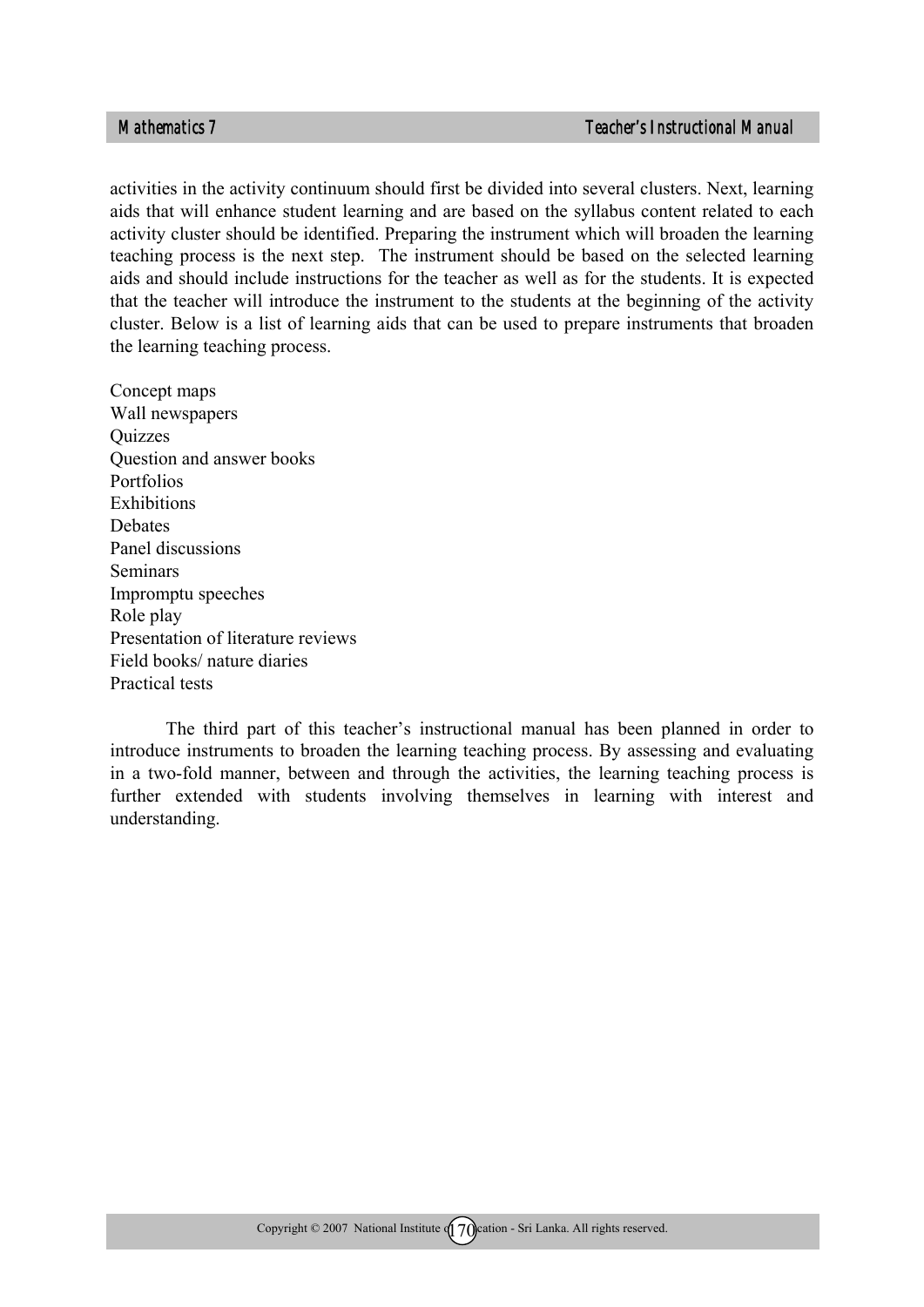activities in the activity continuum should first be divided into several clusters. Next, learning aids that will enhance student learning and are based on the syllabus content related to each activity cluster should be identified. Preparing the instrument which will broaden the learning teaching process is the next step. The instrument should be based on the selected learning aids and should include instructions for the teacher as well as for the students. It is expected that the teacher will introduce the instrument to the students at the beginning of the activity cluster. Below is a list of learning aids that can be used to prepare instruments that broaden the learning teaching process.

Concept maps  
Wall newspapers  
Quizzes  
Question and answer books  
Portfolios  
Exhibitions  
Debates  
Panel discussions  
Seminars  
Impromptu speeches  
Role play  
Presentation of literature reviews  
Field books/ nature diaries  
Practical tests

The third part of this teacher's instructional manual has been planned in order to introduce instruments to broaden the learning teaching process. By assessing and evaluating in a two-fold manner, between and through the activities, the learning teaching process is further extended with students involving themselves in learning with interest and understanding.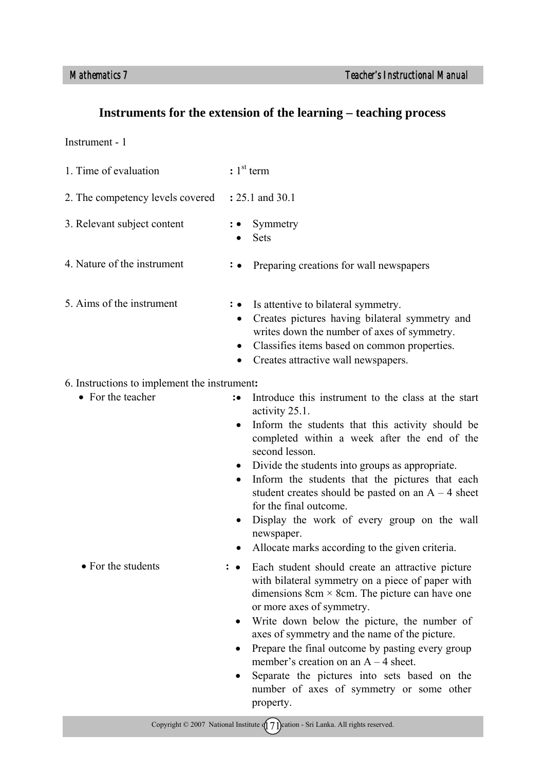## Instruments for the extension of the learning – teaching process

Instrument - 1

1. Time of evaluation : 1st term

2. The competency levels covered : 25.1 and 30.1

3. Relevant subject content :
   - Symmetry
   - Sets

4. Nature of the instrument :
   - Preparing creations for wall newspapers

5. Aims of the instrument :
   - Is attentive to bilateral symmetry.
   - Creates pictures having bilateral symmetry and writes down the number of axes of symmetry.
   - Classifies items based on common properties.
   - Creates attractive wall newspapers.

6. Instructions to implement the instrument:
   - For the teacher :
     - Introduce this instrument to the class at the start activity 25.1.
     - Inform the students that this activity should be completed within a week after the end of the second lesson.
     - Divide the students into groups as appropriate.
     - Inform the students that the pictures that each student creates should be pasted on an A – 4 sheet for the final outcome.
     - Display the work of every group on the wall newspaper.
     - Allocate marks according to the given criteria.
   - For the students :
     - Each student should create an attractive picture with bilateral symmetry on a piece of paper with dimensions 8cm × 8cm. The picture can have one or more axes of symmetry.
     - Write down below the picture, the number of axes of symmetry and the name of the picture.
     - Prepare the final outcome by pasting every group member's creation on an A – 4 sheet.
     - Separate the pictures into sets based on the number of axes of symmetry or some other property.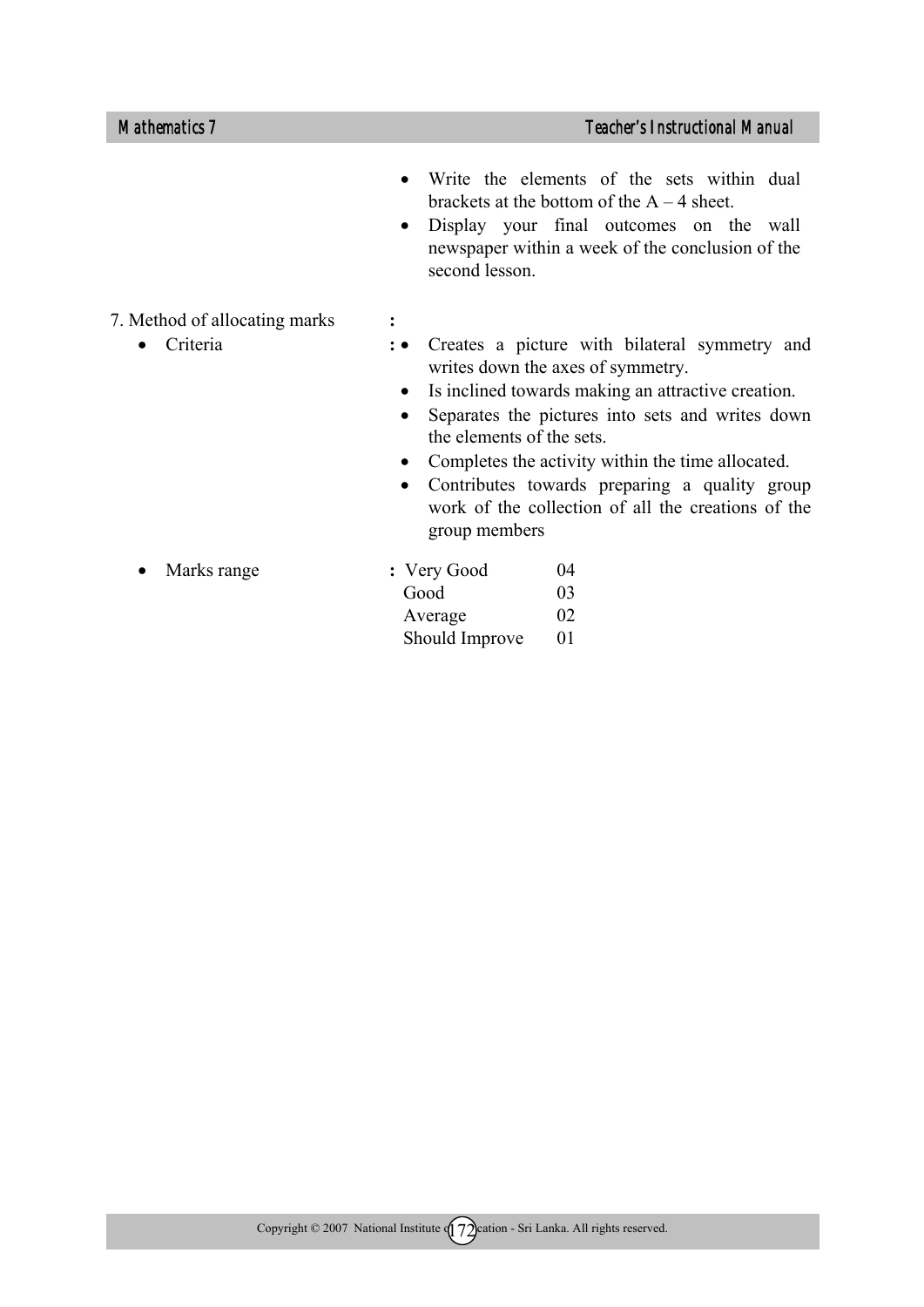- Write the elements of the sets within dual brackets at the bottom of the A – 4 sheet.
- Display your final outcomes on the wall newspaper within a week of the conclusion of the second lesson.

7. Method of allocating marks :

- Criteria :
  - Creates a picture with bilateral symmetry and writes down the axes of symmetry.
  - Is inclined towards making an attractive creation.
  - Separates the pictures into sets and writes down the elements of the sets.
  - Completes the activity within the time allocated.
  - Contributes towards preparing a quality group work of the collection of all the creations of the group members

- Marks range :

| | |
|---|---|
| Very Good | 04 |
| Good | 03 |
| Average | 02 |
| Should Improve | 01 |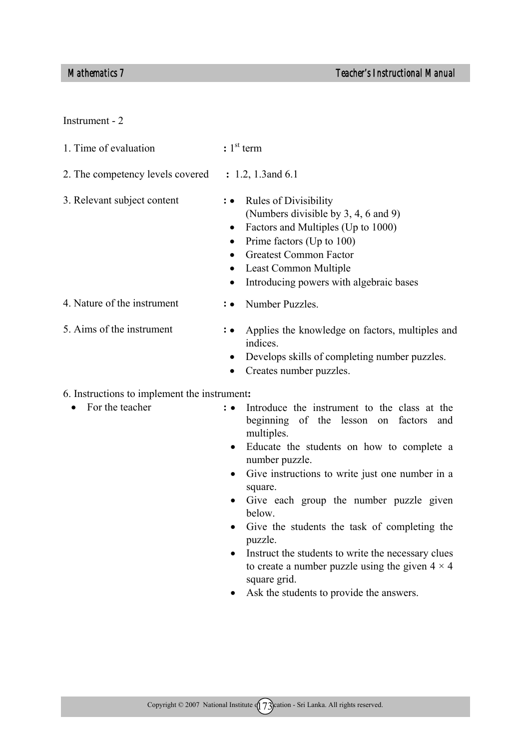Instrument - 2

1. Time of evaluation : $1^{st}$ term

2. The competency levels covered : 1.2, 1.3and 6.1

3. Relevant subject content :
   - Rules of Divisibility (Numbers divisible by 3, 4, 6 and 9)
   - Factors and Multiples (Up to 1000)
   - Prime factors (Up to 100)
   - Greatest Common Factor
   - Least Common Multiple
   - Introducing powers with algebraic bases

4. Nature of the instrument :
   - Number Puzzles.

5. Aims of the instrument :
   - Applies the knowledge on factors, multiples and indices.
   - Develops skills of completing number puzzles.
   - Creates number puzzles.

6. Instructions to implement the instrument**:**
   - For the teacher :
     - Introduce the instrument to the class at the beginning of the lesson on factors and multiples.
     - Educate the students on how to complete a number puzzle.
     - Give instructions to write just one number in a square.
     - Give each group the number puzzle given below.
     - Give the students the task of completing the puzzle.
     - Instruct the students to write the necessary clues to create a number puzzle using the given $4 \times 4$ square grid.
     - Ask the students to provide the answers.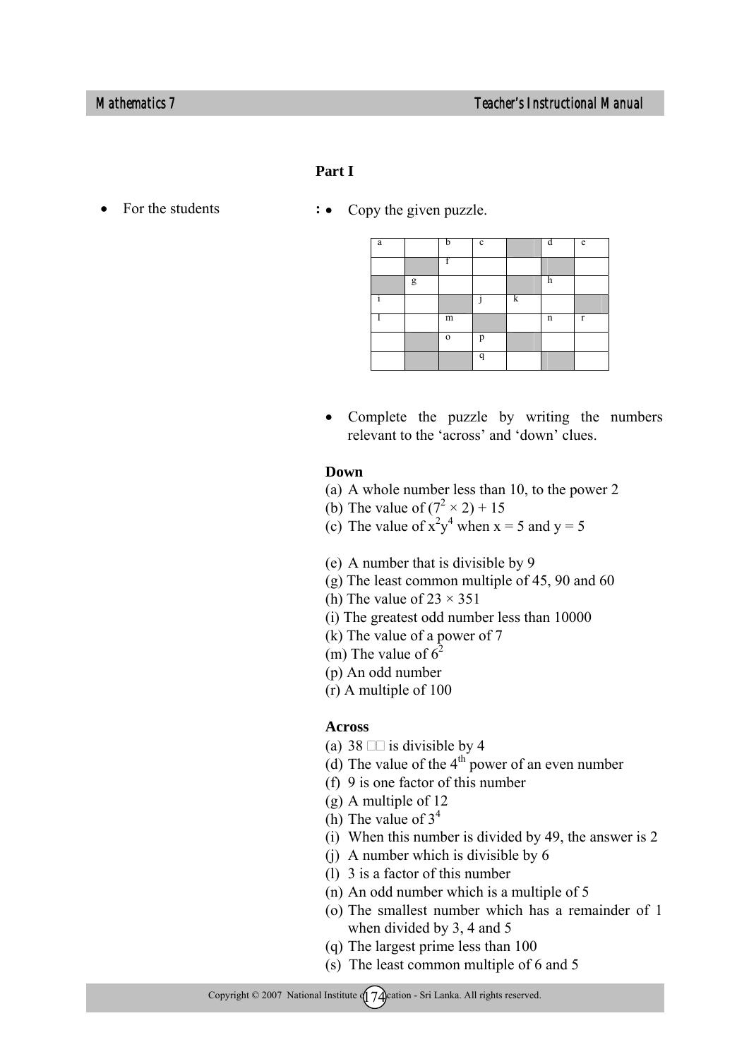## Part I

- For the students : • Copy the given puzzle.

| a | | b | c | | d | e |
|---|---|---|---|---|---|---|
| | | f | | | | |
| | g | | | | h | |
| i | | | j | k | | |
| l | | m | | | n | r |
| | | o | p | | | |
| | | | q | | | |

- Complete the puzzle by writing the numbers relevant to the 'across' and 'down' clues.

**Down**

(a) A whole number less than 10, to the power 2
(b) The value of $(7^2 \times 2) + 15$
(c) The value of $x^2y^4$ when x = 5 and y = 5

(e) A number that is divisible by 9
(g) The least common multiple of 45, 90 and 60
(h) The value of $23 \times 351$
(i) The greatest odd number less than 10000
(k) The value of a power of 7
(m) The value of $6^2$
(p) An odd number
(r) A multiple of 100

**Across**

(a) 38 □□ is divisible by 4
(d) The value of the 4th power of an even number
(f) 9 is one factor of this number
(g) A multiple of 12
(h) The value of $3^4$
(i) When this number is divided by 49, the answer is 2
(j) A number which is divisible by 6
(l) 3 is a factor of this number
(n) An odd number which is a multiple of 5
(o) The smallest number which has a remainder of 1 when divided by 3, 4 and 5
(q) The largest prime less than 100
(s) The least common multiple of 6 and 5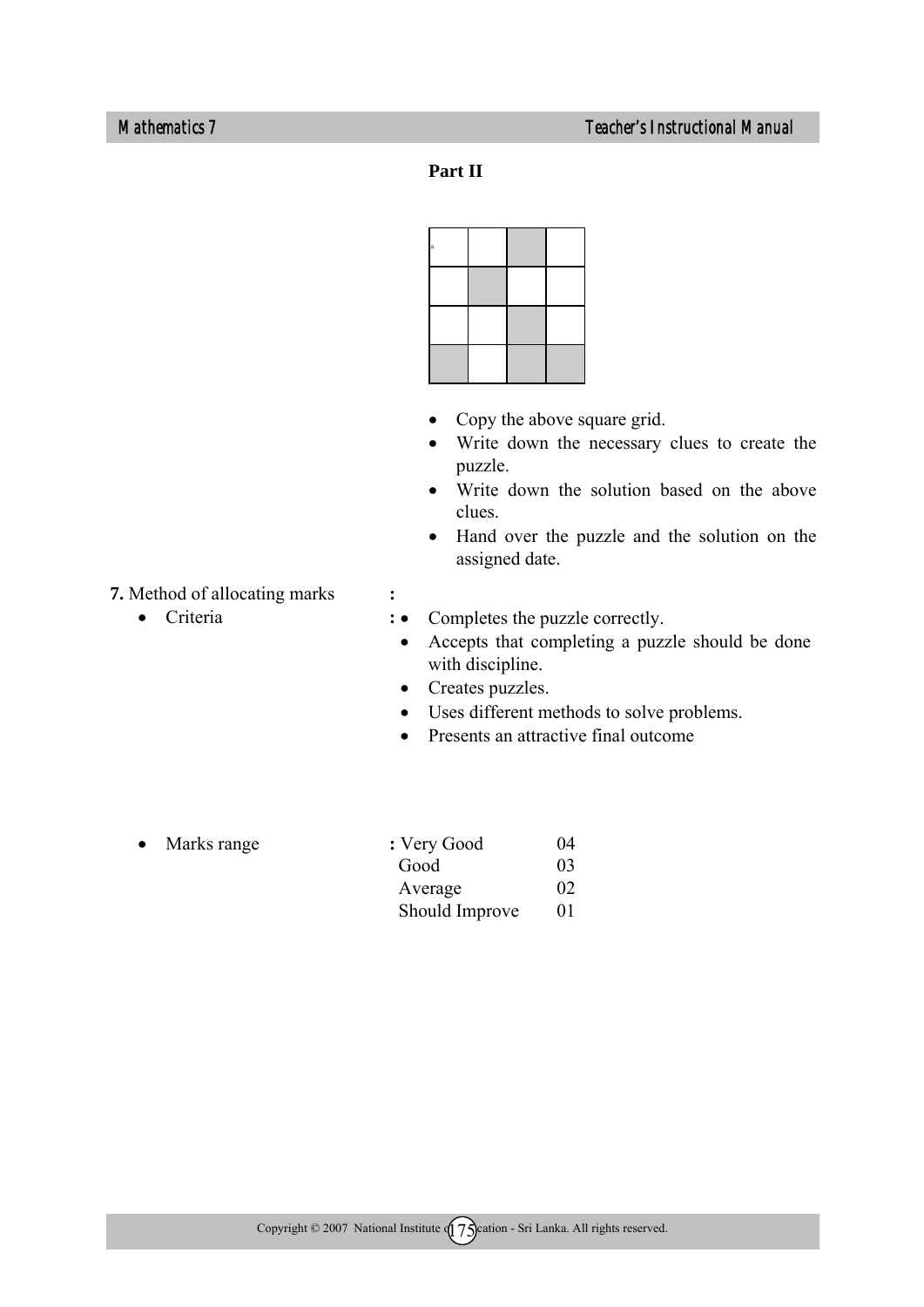**Part II**

| a | | ■ | |
|---|---|---|---|
| | ■ | | |
| | | ■ | |
| ■ | | ■ | ■ |

- Copy the above square grid.
- Write down the necessary clues to create the puzzle.
- Write down the solution based on the above clues.
- Hand over the puzzle and the solution on the assigned date.

**7.** Method of allocating marks :

- Criteria :
  - Completes the puzzle correctly.
  - Accepts that completing a puzzle should be done with discipline.
  - Creates puzzles.
  - Uses different methods to solve problems.
  - Presents an attractive final outcome

- Marks range :

| | |
|---|---|
| Very Good | 04 |
| Good | 03 |
| Average | 02 |
| Should Improve | 01 |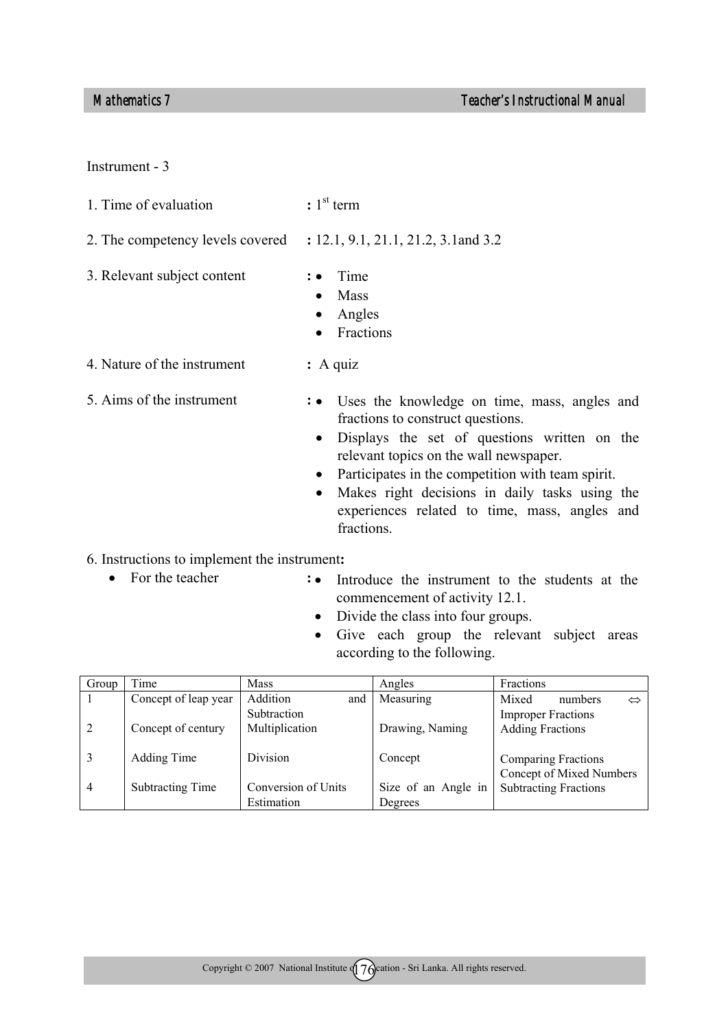Instrument - 3

1. Time of evaluation : 1st term

2. The competency levels covered : 12.1, 9.1, 21.1, 21.2, 3.1and 3.2

3. Relevant subject content :
   - Time
   - Mass
   - Angles
   - Fractions

4. Nature of the instrument : A quiz

5. Aims of the instrument :
   - Uses the knowledge on time, mass, angles and fractions to construct questions.
   - Displays the set of questions written on the relevant topics on the wall newspaper.
   - Participates in the competition with team spirit.
   - Makes right decisions in daily tasks using the experiences related to time, mass, angles and fractions.

6. Instructions to implement the instrument:
   - For the teacher :
     - Introduce the instrument to the students at the commencement of activity 12.1.
     - Divide the class into four groups.
     - Give each group the relevant subject areas according to the following.

| Group | Time | Mass | Angles | Fractions |
|---|---|---|---|---|
| 1 | Concept of leap year | Addition and Subtraction | Measuring | Mixed numbers ⇔ Improper Fractions |
| 2 | Concept of century | Multiplication | Drawing, Naming | Adding Fractions |
| 3 | Adding Time | Division | Concept | Comparing Fractions Concept of Mixed Numbers |
| 4 | Subtracting Time | Conversion of Units Estimation | Size of an Angle in Degrees | Subtracting Fractions |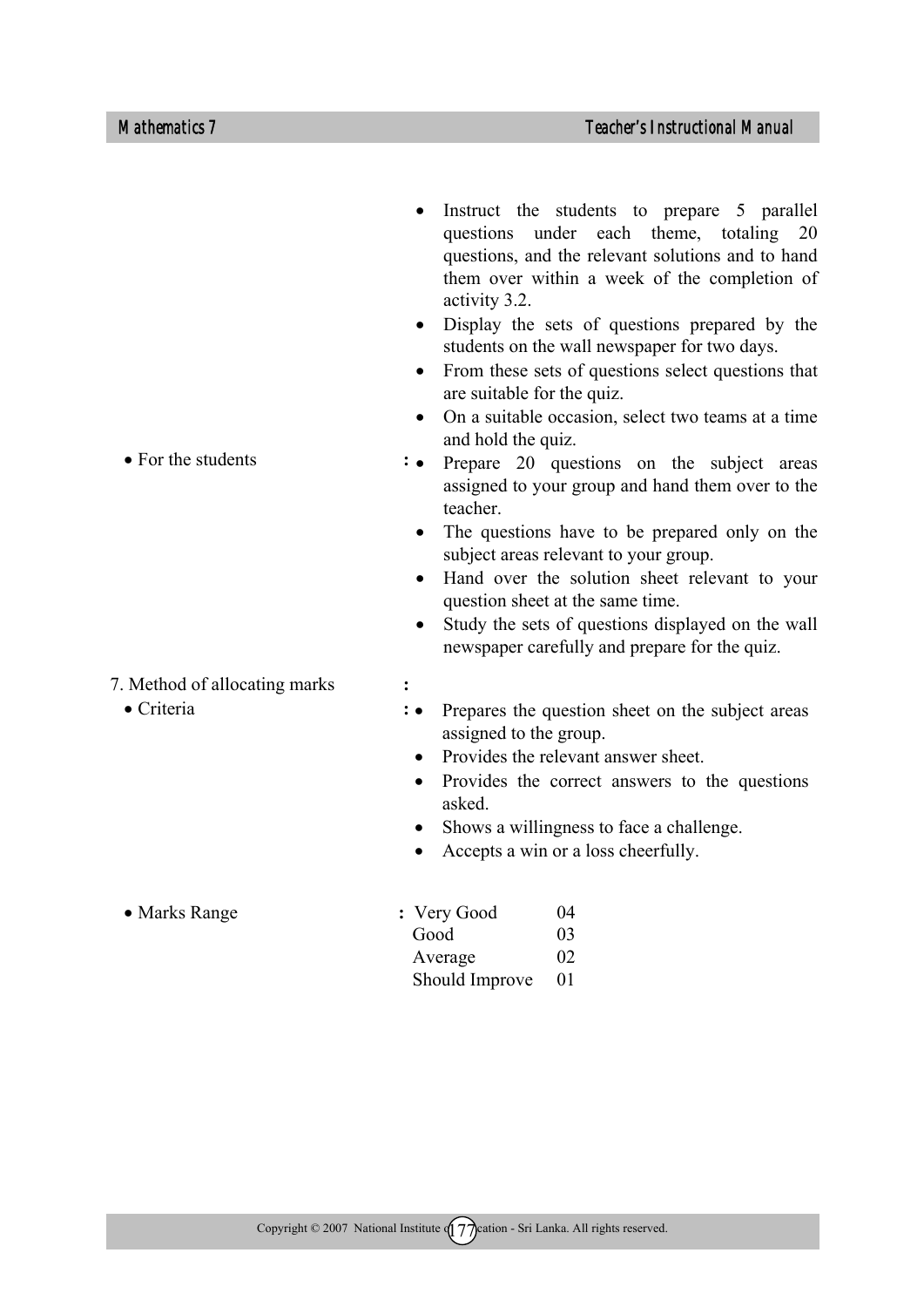- Instruct the students to prepare 5 parallel questions under each theme, totaling 20 questions, and the relevant solutions and to hand them over within a week of the completion of activity 3.2.
- Display the sets of questions prepared by the students on the wall newspaper for two days.
- From these sets of questions select questions that are suitable for the quiz.
- On a suitable occasion, select two teams at a time and hold the quiz.

- For the students :
  - Prepare 20 questions on the subject areas assigned to your group and hand them over to the teacher.
  - The questions have to be prepared only on the subject areas relevant to your group.
  - Hand over the solution sheet relevant to your question sheet at the same time.
  - Study the sets of questions displayed on the wall newspaper carefully and prepare for the quiz.

7. Method of allocating marks :

- Criteria :
  - Prepares the question sheet on the subject areas assigned to the group.
  - Provides the relevant answer sheet.
  - Provides the correct answers to the questions asked.
  - Shows a willingness to face a challenge.
  - Accepts a win or a loss cheerfully.

- Marks Range :

| | |
|---|---|
| Very Good | 04 |
| Good | 03 |
| Average | 02 |
| Should Improve | 01 |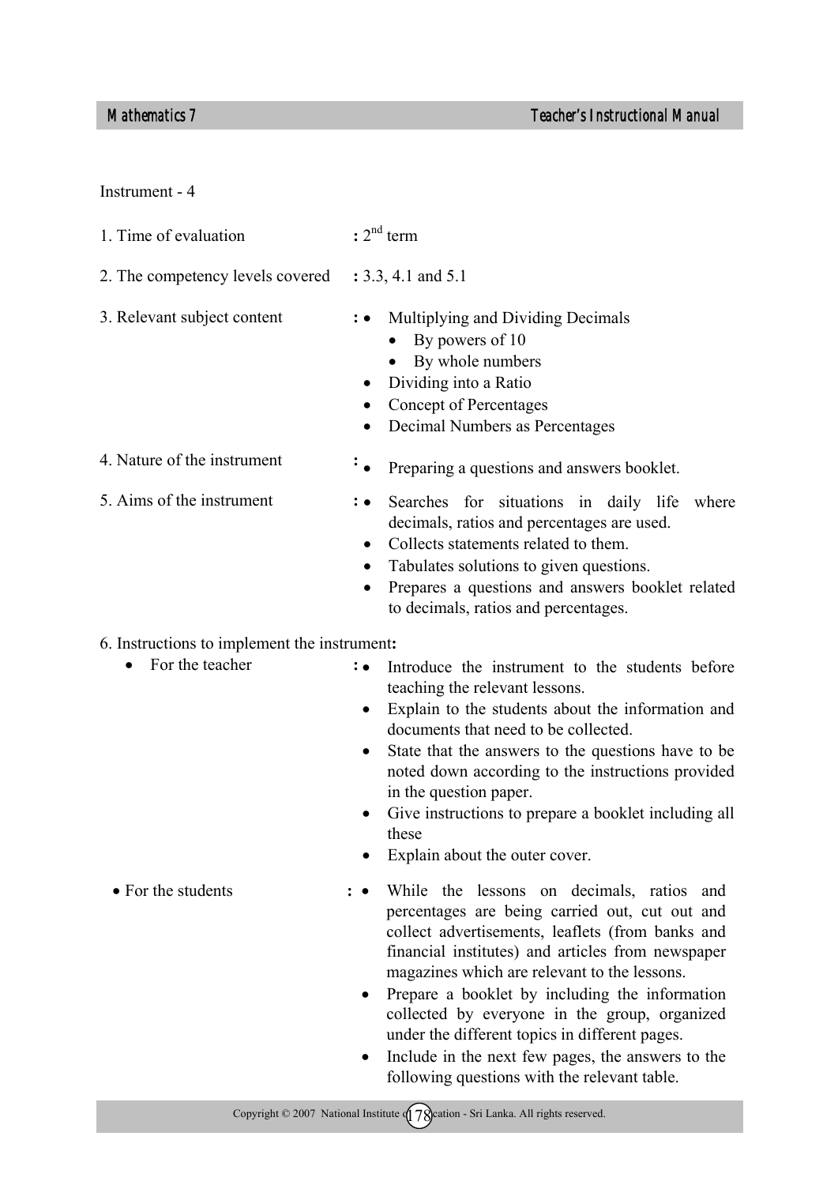Instrument - 4

1. Time of evaluation : $2^{nd}$ term

2. The competency levels covered : 3.3, 4.1 and 5.1

3. Relevant subject content :
   - Multiplying and Dividing Decimals
     - By powers of 10
     - By whole numbers
   - Dividing into a Ratio
   - Concept of Percentages
   - Decimal Numbers as Percentages

4. Nature of the instrument :
   - Preparing a questions and answers booklet.

5. Aims of the instrument :
   - Searches for situations in daily life where decimals, ratios and percentages are used.
   - Collects statements related to them.
   - Tabulates solutions to given questions.
   - Prepares a questions and answers booklet related to decimals, ratios and percentages.

6. Instructions to implement the instrument:

   - For the teacher :
     - Introduce the instrument to the students before teaching the relevant lessons.
     - Explain to the students about the information and documents that need to be collected.
     - State that the answers to the questions have to be noted down according to the instructions provided in the question paper.
     - Give instructions to prepare a booklet including all these
     - Explain about the outer cover.

   - For the students :
     - While the lessons on decimals, ratios and percentages are being carried out, cut out and collect advertisements, leaflets (from banks and financial institutes) and articles from newspaper magazines which are relevant to the lessons.
     - Prepare a booklet by including the information collected by everyone in the group, organized under the different topics in different pages.
     - Include in the next few pages, the answers to the following questions with the relevant table.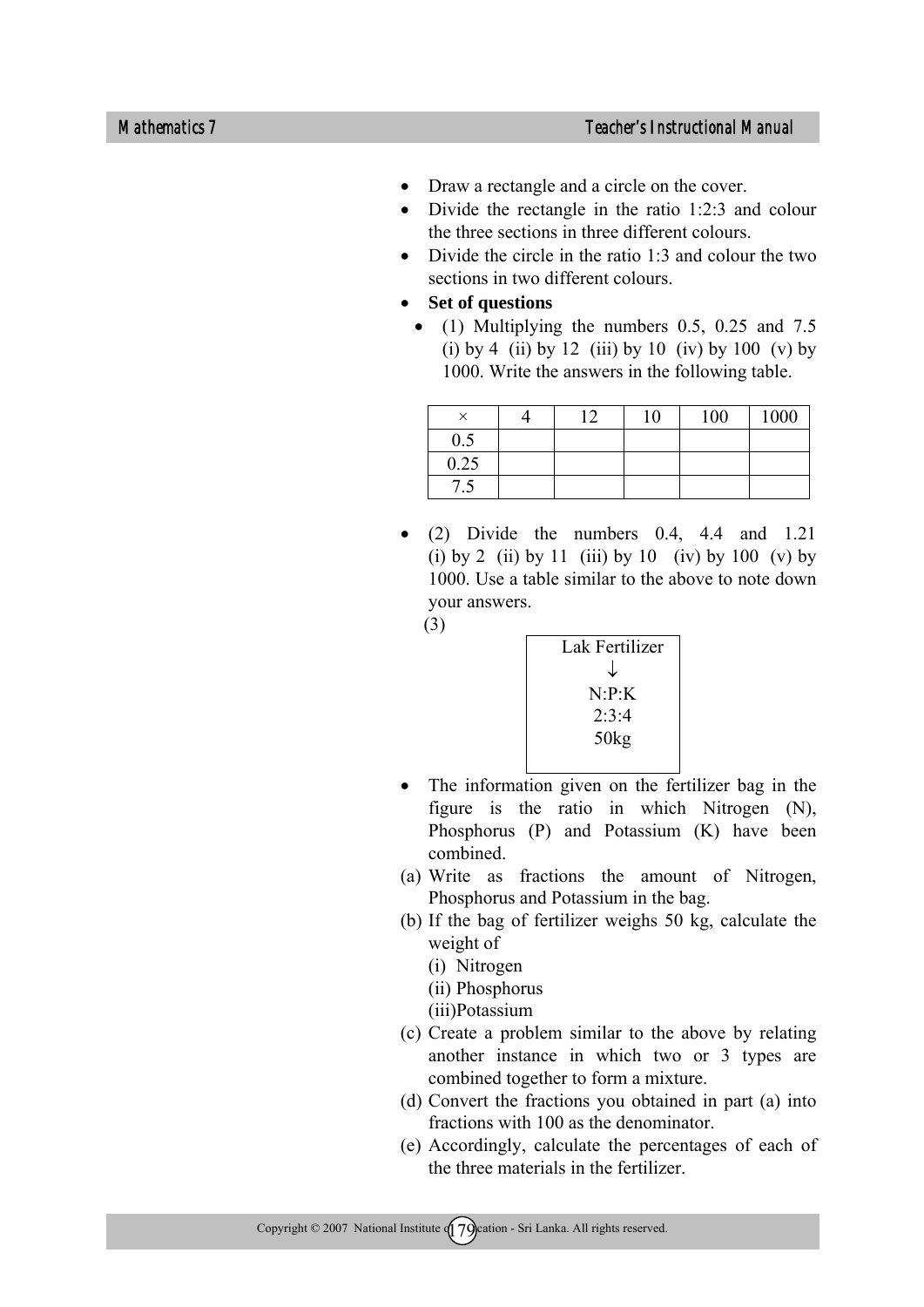- Draw a rectangle and a circle on the cover.
- Divide the rectangle in the ratio 1:2:3 and colour the three sections in three different colours.
- Divide the circle in the ratio 1:3 and colour the two sections in two different colours.
- **Set of questions**
  - (1) Multiplying the numbers 0.5, 0.25 and 7.5 (i) by 4 (ii) by 12 (iii) by 10 (iv) by 100 (v) by 1000. Write the answers in the following table.

| × | 4 | 12 | 10 | 100 | 1000 |
|---|---|---|---|---|---|
| 0.5 | | | | | |
| 0.25 | | | | | |
| 7.5 | | | | | |

- (2) Divide the numbers 0.4, 4.4 and 1.21 (i) by 2 (ii) by 11 (iii) by 10 (iv) by 100 (v) by 1000. Use a table similar to the above to note down your answers.

(3)

Lak Fertilizer
↓
N:P:K
2:3:4
50kg

- The information given on the fertilizer bag in the figure is the ratio in which Nitrogen (N), Phosphorus (P) and Potassium (K) have been combined.

(a) Write as fractions the amount of Nitrogen, Phosphorus and Potassium in the bag.

(b) If the bag of fertilizer weighs 50 kg, calculate the weight of
   (i) Nitrogen
   (ii) Phosphorus
   (iii) Potassium

(c) Create a problem similar to the above by relating another instance in which two or 3 types are combined together to form a mixture.

(d) Convert the fractions you obtained in part (a) into fractions with 100 as the denominator.

(e) Accordingly, calculate the percentages of each of the three materials in the fertilizer.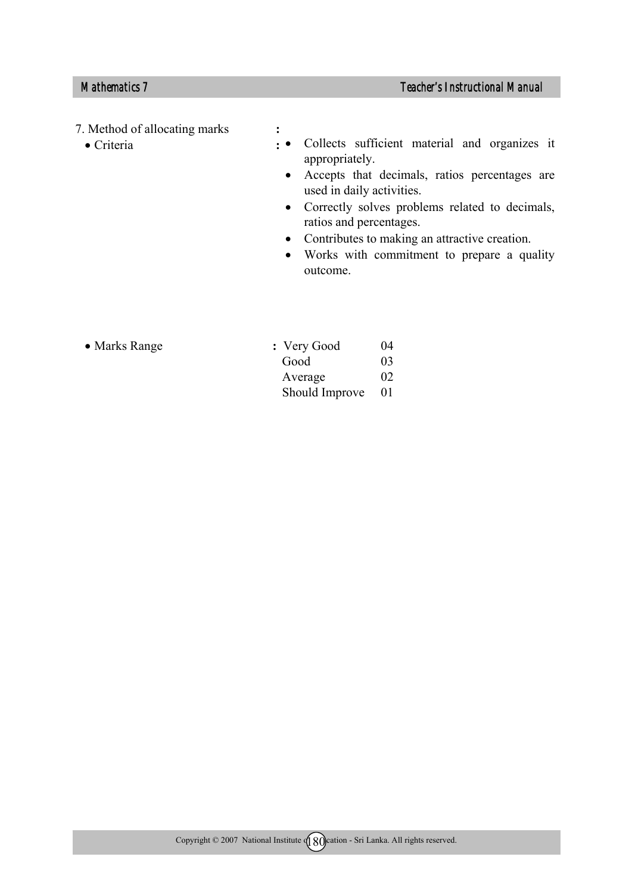7. Method of allocating marks :

- Criteria :
  - Collects sufficient material and organizes it appropriately.
  - Accepts that decimals, ratios percentages are used in daily activities.
  - Correctly solves problems related to decimals, ratios and percentages.
  - Contributes to making an attractive creation.
  - Works with commitment to prepare a quality outcome.

- Marks Range :

| | |
|---|---|
| Very Good | 04 |
| Good | 03 |
| Average | 02 |
| Should Improve | 01 |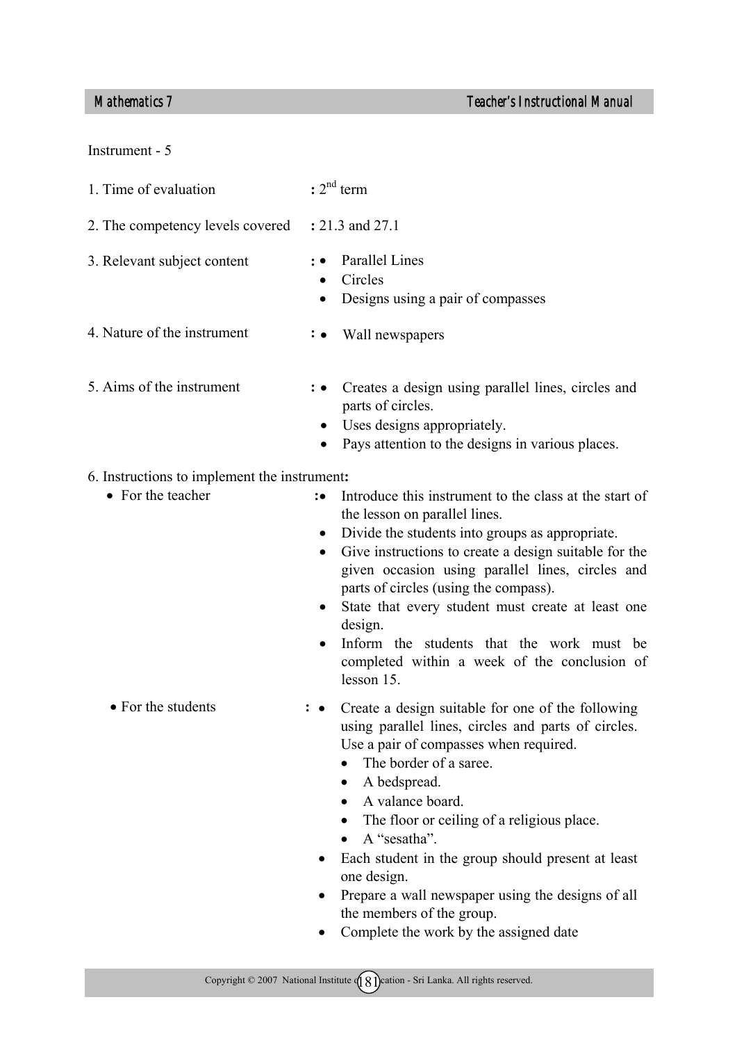Instrument - 5

1. Time of evaluation : $2^{nd}$ term

2. The competency levels covered : 21.3 and 27.1

3. Relevant subject content :
   - Parallel Lines
   - Circles
   - Designs using a pair of compasses

4. Nature of the instrument :
   - Wall newspapers

5. Aims of the instrument :
   - Creates a design using parallel lines, circles and parts of circles.
   - Uses designs appropriately.
   - Pays attention to the designs in various places.

6. Instructions to implement the instrument:

- For the teacher :
  - Introduce this instrument to the class at the start of the lesson on parallel lines.
  - Divide the students into groups as appropriate.
  - Give instructions to create a design suitable for the given occasion using parallel lines, circles and parts of circles (using the compass).
  - State that every student must create at least one design.
  - Inform the students that the work must be completed within a week of the conclusion of lesson 15.

- For the students :
  - Create a design suitable for one of the following using parallel lines, circles and parts of circles. Use a pair of compasses when required.
    - The border of a saree.
    - A bedspread.
    - A valance board.
    - The floor or ceiling of a religious place.
    - A "sesatha".
  - Each student in the group should present at least one design.
  - Prepare a wall newspaper using the designs of all the members of the group.
  - Complete the work by the assigned date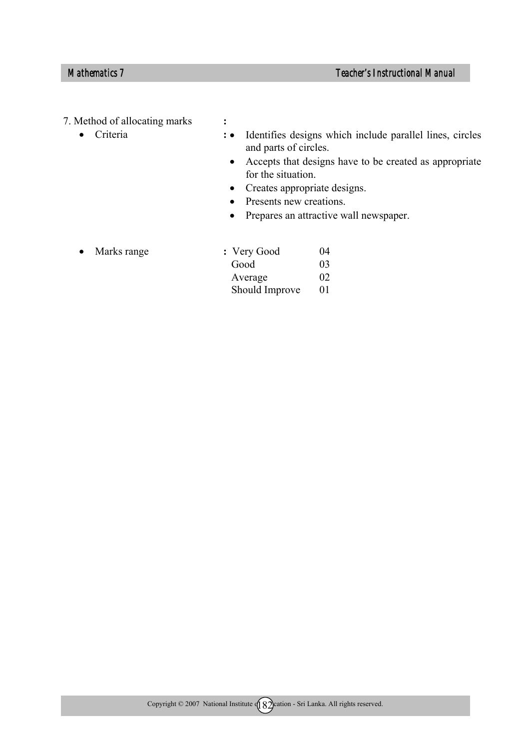7. Method of allocating marks :

- Criteria :
  - Identifies designs which include parallel lines, circles and parts of circles.
  - Accepts that designs have to be created as appropriate for the situation.
  - Creates appropriate designs.
  - Presents new creations.
  - Prepares an attractive wall newspaper.

- Marks range :

| | |
|---|---|
| Very Good | 04 |
| Good | 03 |
| Average | 02 |
| Should Improve | 01 |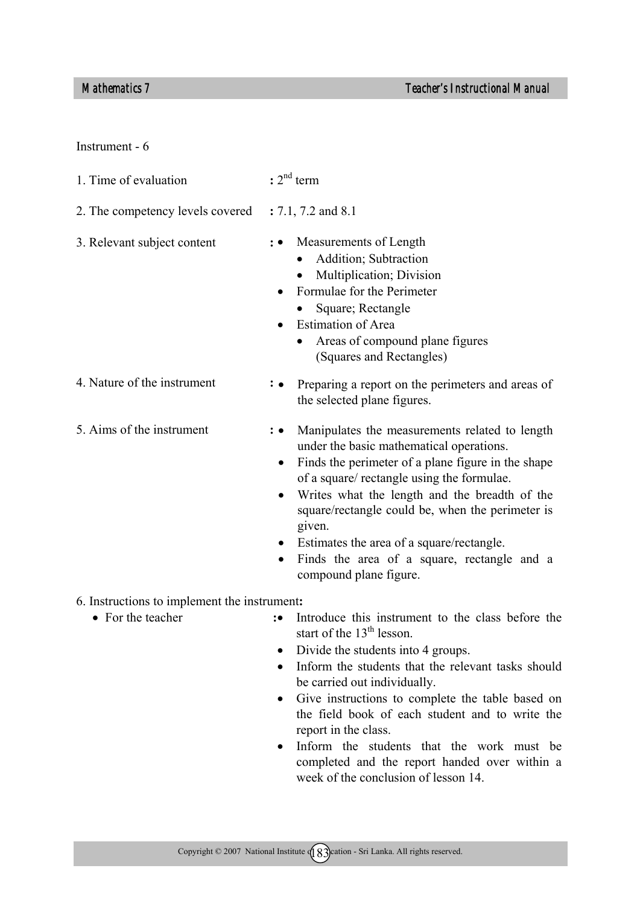Instrument - 6

1. Time of evaluation **:** $2^{nd}$ term

2. The competency levels covered **:** 7.1, 7.2 and 8.1

3. Relevant subject content **:**
   - Measurements of Length
     - Addition; Subtraction
     - Multiplication; Division
   - Formulae for the Perimeter
     - Square; Rectangle
   - Estimation of Area
     - Areas of compound plane figures (Squares and Rectangles)

4. Nature of the instrument **:**
   - Preparing a report on the perimeters and areas of the selected plane figures.

5. Aims of the instrument **:**
   - Manipulates the measurements related to length under the basic mathematical operations.
   - Finds the perimeter of a plane figure in the shape of a square/ rectangle using the formulae.
   - Writes what the length and the breadth of the square/rectangle could be, when the perimeter is given.
   - Estimates the area of a square/rectangle.
   - Finds the area of a square, rectangle and a compound plane figure.

6. Instructions to implement the instrument**:**
   - For the teacher **:**
     - Introduce this instrument to the class before the start of the $13^{th}$ lesson.
     - Divide the students into 4 groups.
     - Inform the students that the relevant tasks should be carried out individually.
     - Give instructions to complete the table based on the field book of each student and to write the report in the class.
     - Inform the students that the work must be completed and the report handed over within a week of the conclusion of lesson 14.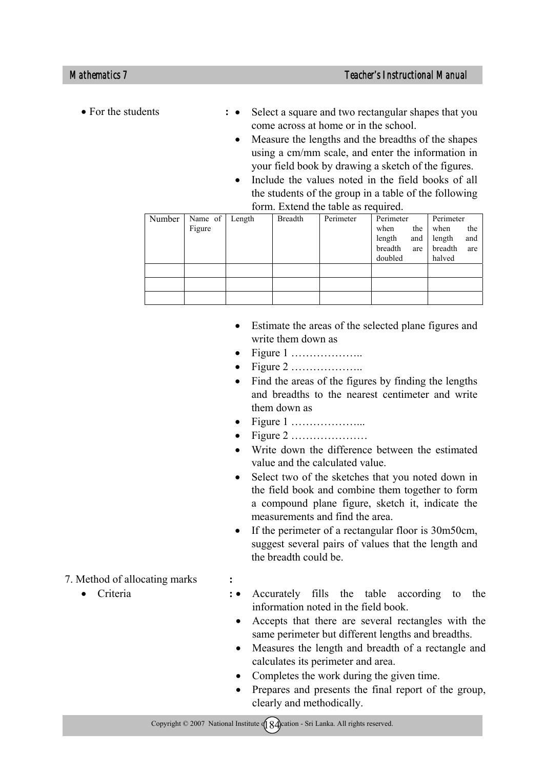- For the students : 
  - Select a square and two rectangular shapes that you come across at home or in the school.
  - Measure the lengths and the breadths of the shapes using a cm/mm scale, and enter the information in your field book by drawing a sketch of the figures.
  - Include the values noted in the field books of all the students of the group in a table of the following form. Extend the table as required.

| Number | Name of Figure | Length | Breadth | Perimeter | Perimeter when the length and breadth are doubled | Perimeter when the length and breadth are halved |
|---|---|---|---|---|---|---|
| | | | | | | |
| | | | | | | |
| | | | | | | |

- Estimate the areas of the selected plane figures and write them down as
- Figure 1 ………………..
- Figure 2 ………………..
- Find the areas of the figures by finding the lengths and breadths to the nearest centimeter and write them down as
- Figure 1 ………………...
- Figure 2 …………………
- Write down the difference between the estimated value and the calculated value.
- Select two of the sketches that you noted down in the field book and combine them together to form a compound plane figure, sketch it, indicate the measurements and find the area.
- If the perimeter of a rectangular floor is 30m50cm, suggest several pairs of values that the length and the breadth could be.

7. Method of allocating marks :
   - Criteria : 
     - Accurately fills the table according to the information noted in the field book.
     - Accepts that there are several rectangles with the same perimeter but different lengths and breadths.
     - Measures the length and breadth of a rectangle and calculates its perimeter and area.
     - Completes the work during the given time.
     - Prepares and presents the final report of the group, clearly and methodically.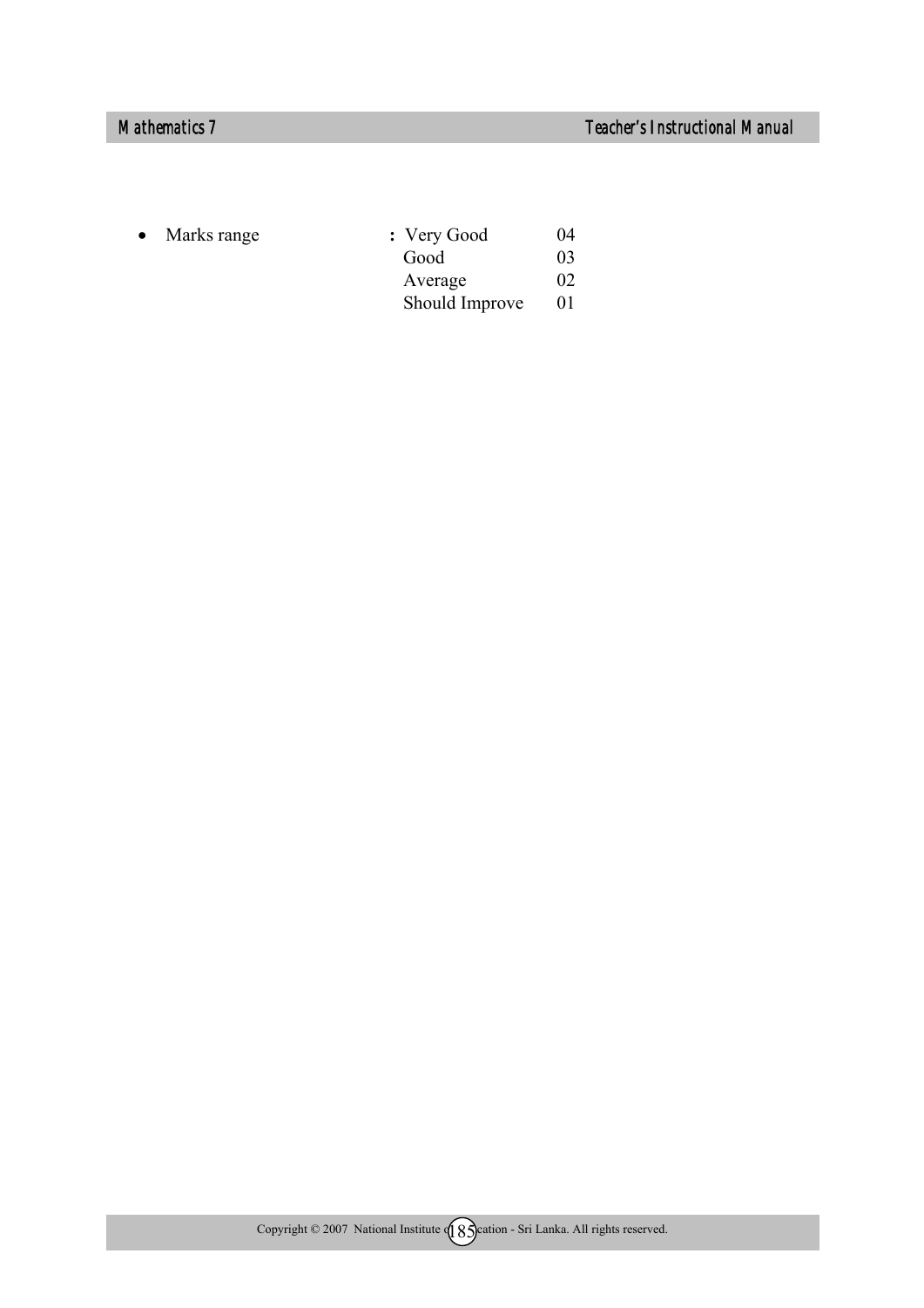- Marks range : Very Good 04
  Good 03
  Average 02
  Should Improve 01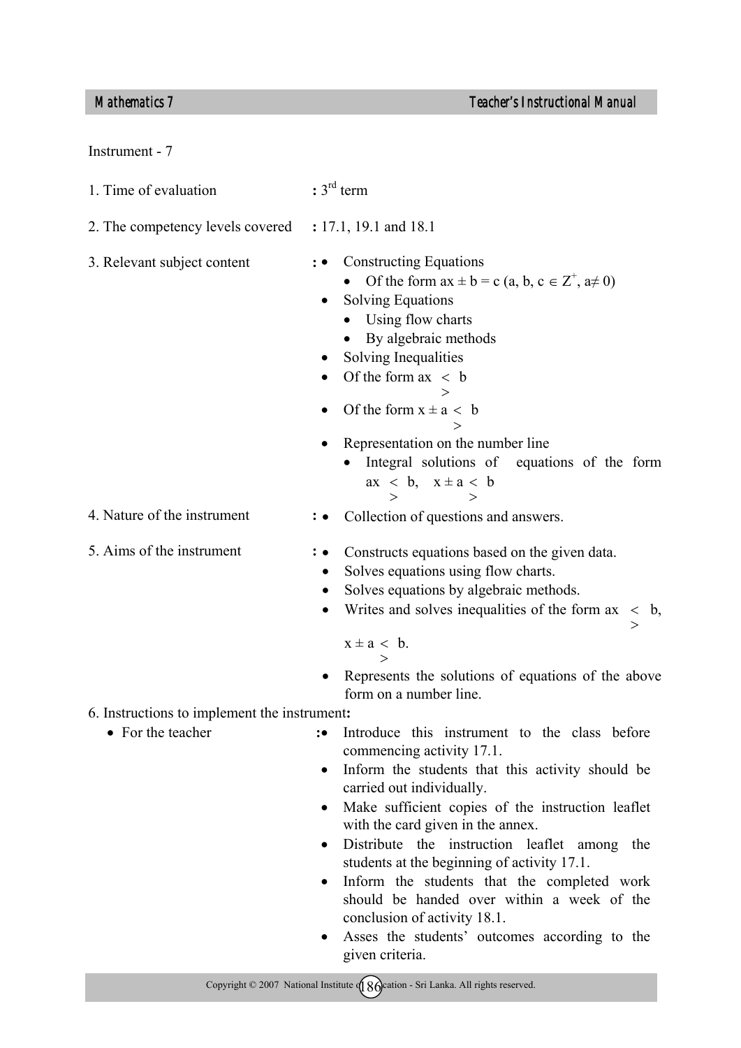Instrument - 7

1. Time of evaluation : $3^{rd}$ term

2. The competency levels covered : 17.1, 19.1 and 18.1

3. Relevant subject content :
   - Constructing Equations
     - Of the form $ax \pm b = c$ ($a, b, c \in Z^+$, $a \neq 0$)
   - Solving Equations
     - Using flow charts
     - By algebraic methods
   - Solving Inequalities
   - Of the form $ax \lessgtr b$
   - Of the form $x \pm a \lessgtr b$
   - Representation on the number line
     - Integral solutions of equations of the form $ax \lessgtr b$, $x \pm a \lessgtr b$

4. Nature of the instrument :
   - Collection of questions and answers.

5. Aims of the instrument :
   - Constructs equations based on the given data.
   - Solves equations using flow charts.
   - Solves equations by algebraic methods.
   - Writes and solves inequalities of the form $ax \lessgtr b$, $x \pm a \lessgtr b$.
   - Represents the solutions of equations of the above form on a number line.

6. Instructions to implement the instrument:
   - For the teacher :
     - Introduce this instrument to the class before commencing activity 17.1.
     - Inform the students that this activity should be carried out individually.
     - Make sufficient copies of the instruction leaflet with the card given in the annex.
     - Distribute the instruction leaflet among the students at the beginning of activity 17.1.
     - Inform the students that the completed work should be handed over within a week of the conclusion of activity 18.1.
     - Asses the students' outcomes according to the given criteria.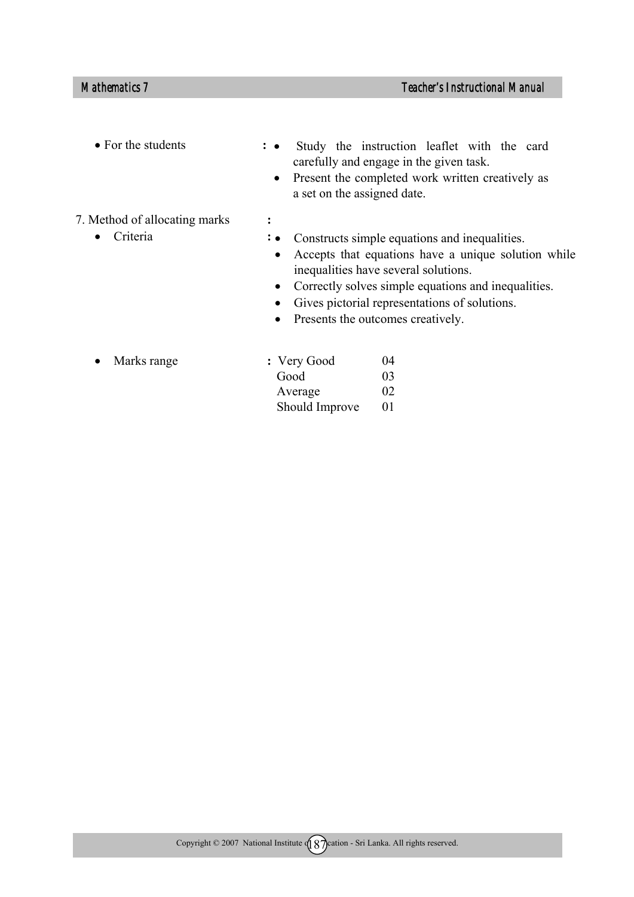- For the students : 
  - Study the instruction leaflet with the card carefully and engage in the given task.
  - Present the completed work written creatively as a set on the assigned date.

7. Method of allocating marks :
   - Criteria :
     - Constructs simple equations and inequalities.
     - Accepts that equations have a unique solution while inequalities have several solutions.
     - Correctly solves simple equations and inequalities.
     - Gives pictorial representations of solutions.
     - Presents the outcomes creatively.

   - Marks range :

| | |
|---|---|
| Very Good | 04 |
| Good | 03 |
| Average | 02 |
| Should Improve | 01 |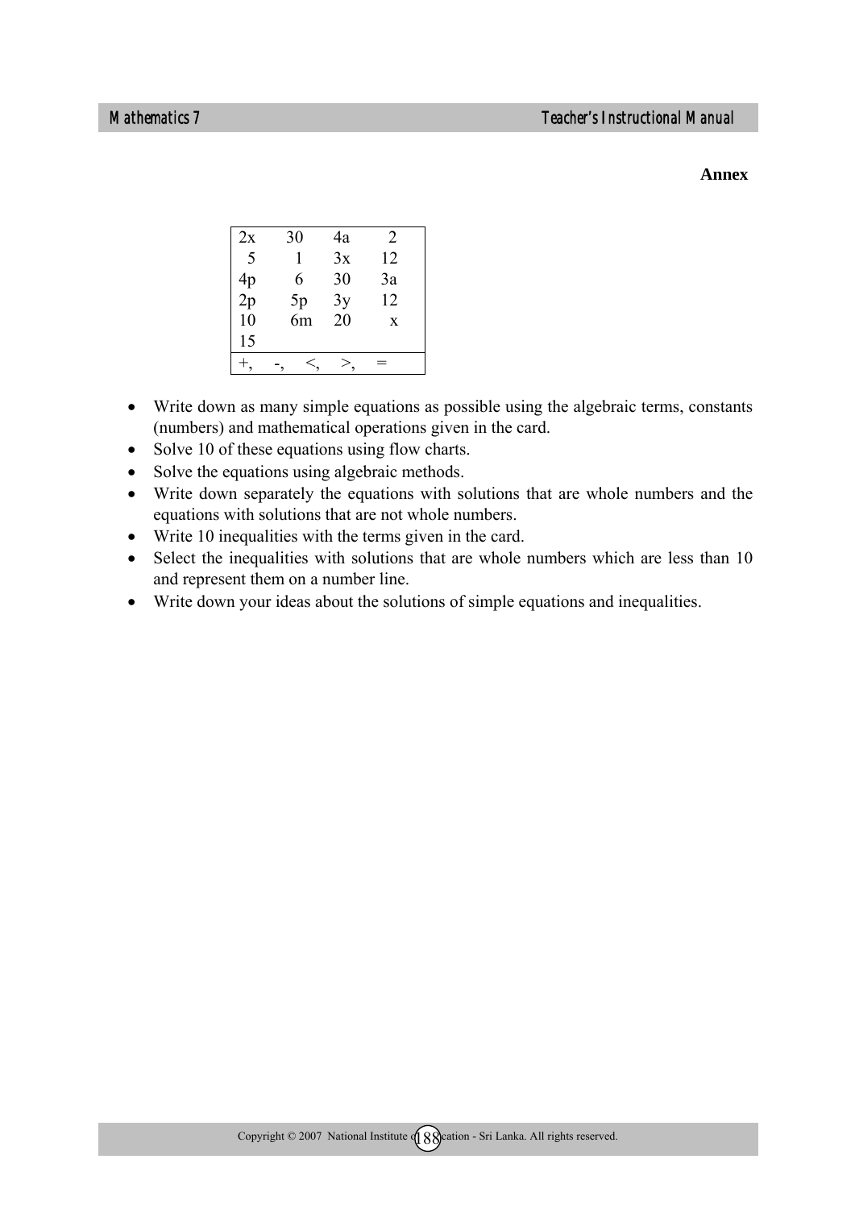**Annex**

| 2x | 30 | 4a | 2 |
|---|---|---|---|
| 5 | 1 | 3x | 12 |
| 4p | 6 | 30 | 3a |
| 2p | 5p | 3y | 12 |
| 10 | 6m | 20 | x |
| 15 | | | |
| +, -, <, >, = | | | |

- Write down as many simple equations as possible using the algebraic terms, constants (numbers) and mathematical operations given in the card.
- Solve 10 of these equations using flow charts.
- Solve the equations using algebraic methods.
- Write down separately the equations with solutions that are whole numbers and the equations with solutions that are not whole numbers.
- Write 10 inequalities with the terms given in the card.
- Select the inequalities with solutions that are whole numbers which are less than 10 and represent them on a number line.
- Write down your ideas about the solutions of simple equations and inequalities.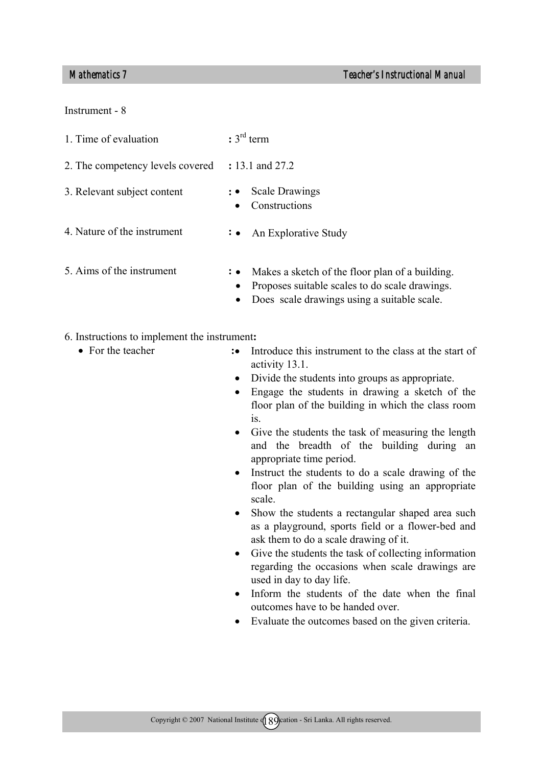Instrument - 8

1. Time of evaluation : 3rd term

2. The competency levels covered : 13.1 and 27.2

3. Relevant subject content :
   - Scale Drawings
   - Constructions

4. Nature of the instrument :
   - An Explorative Study

5. Aims of the instrument :
   - Makes a sketch of the floor plan of a building.
   - Proposes suitable scales to do scale drawings.
   - Does scale drawings using a suitable scale.

6. Instructions to implement the instrument**:**

- For the teacher :
   - Introduce this instrument to the class at the start of activity 13.1.
   - Divide the students into groups as appropriate.
   - Engage the students in drawing a sketch of the floor plan of the building in which the class room is.
   - Give the students the task of measuring the length and the breadth of the building during an appropriate time period.
   - Instruct the students to do a scale drawing of the floor plan of the building using an appropriate scale.
   - Show the students a rectangular shaped area such as a playground, sports field or a flower-bed and ask them to do a scale drawing of it.
   - Give the students the task of collecting information regarding the occasions when scale drawings are used in day to day life.
   - Inform the students of the date when the final outcomes have to be handed over.
   - Evaluate the outcomes based on the given criteria.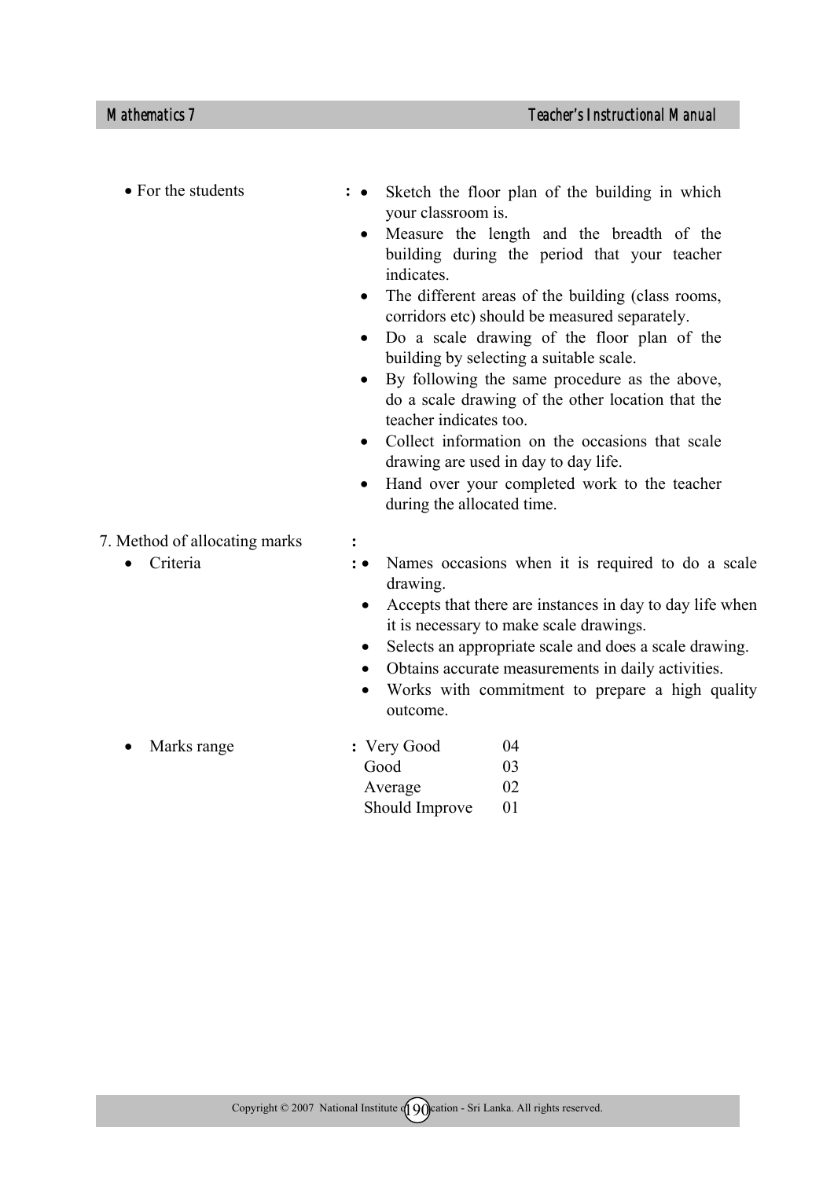- For the students :
  - Sketch the floor plan of the building in which your classroom is.
  - Measure the length and the breadth of the building during the period that your teacher indicates.
  - The different areas of the building (class rooms, corridors etc) should be measured separately.
  - Do a scale drawing of the floor plan of the building by selecting a suitable scale.
  - By following the same procedure as the above, do a scale drawing of the other location that the teacher indicates too.
  - Collect information on the occasions that scale drawing are used in day to day life.
  - Hand over your completed work to the teacher during the allocated time.

7. Method of allocating marks :

- Criteria :
  - Names occasions when it is required to do a scale drawing.
  - Accepts that there are instances in day to day life when it is necessary to make scale drawings.
  - Selects an appropriate scale and does a scale drawing.
  - Obtains accurate measurements in daily activities.
  - Works with commitment to prepare a high quality outcome.

- Marks range :

| | |
|---|---|
| Very Good | 04 |
| Good | 03 |
| Average | 02 |
| Should Improve | 01 |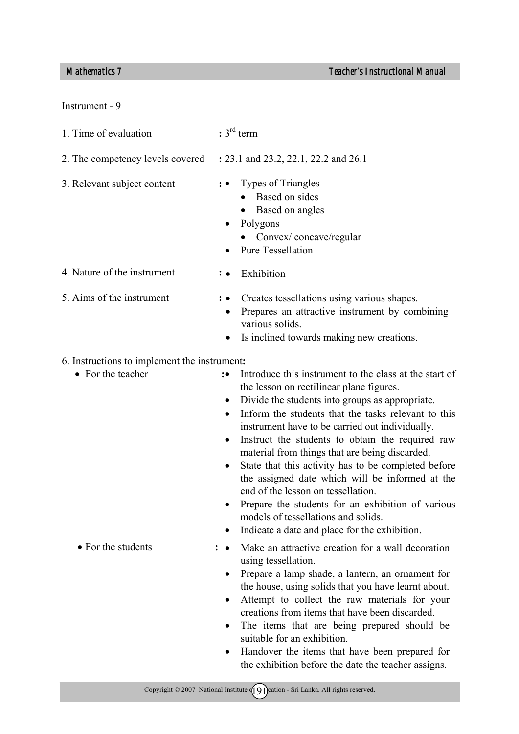Instrument - 9

1. Time of evaluation : $3^{rd}$ term

2. The competency levels covered : 23.1 and 23.2, 22.1, 22.2 and 26.1

3. Relevant subject content :
   - Types of Triangles
     - Based on sides
     - Based on angles
   - Polygons
     - Convex/ concave/regular
   - Pure Tessellation

4. Nature of the instrument :
   - Exhibition

5. Aims of the instrument :
   - Creates tessellations using various shapes.
   - Prepares an attractive instrument by combining various solids.
   - Is inclined towards making new creations.

6. Instructions to implement the instrument:
   - For the teacher :
     - Introduce this instrument to the class at the start of the lesson on rectilinear plane figures.
     - Divide the students into groups as appropriate.
     - Inform the students that the tasks relevant to this instrument have to be carried out individually.
     - Instruct the students to obtain the required raw material from things that are being discarded.
     - State that this activity has to be completed before the assigned date which will be informed at the end of the lesson on tessellation.
     - Prepare the students for an exhibition of various models of tessellations and solids.
     - Indicate a date and place for the exhibition.
   - For the students :
     - Make an attractive creation for a wall decoration using tessellation.
     - Prepare a lamp shade, a lantern, an ornament for the house, using solids that you have learnt about.
     - Attempt to collect the raw materials for your creations from items that have been discarded.
     - The items that are being prepared should be suitable for an exhibition.
     - Handover the items that have been prepared for the exhibition before the date the teacher assigns.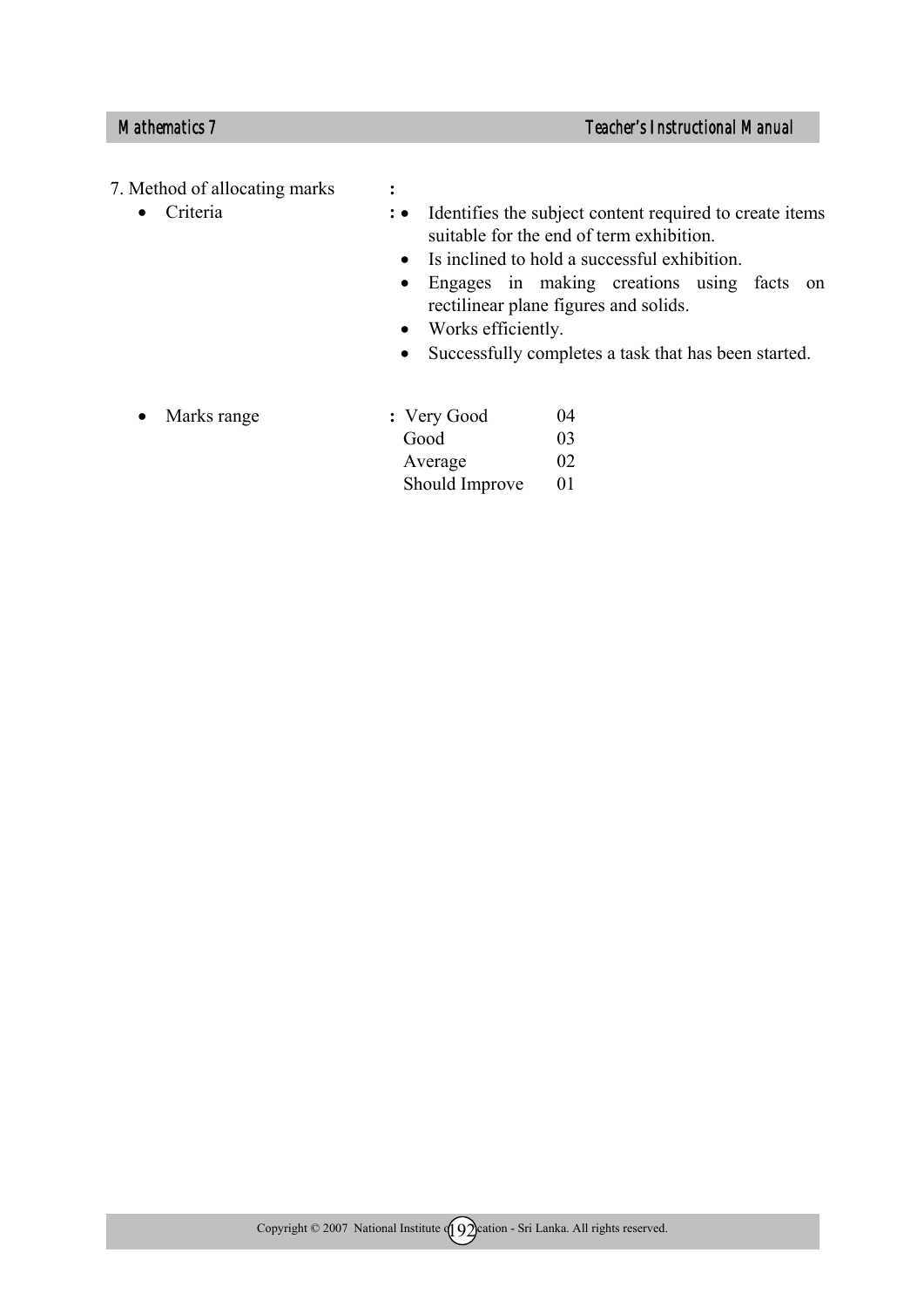7. Method of allocating marks :

- Criteria :
  - Identifies the subject content required to create items suitable for the end of term exhibition.
  - Is inclined to hold a successful exhibition.
  - Engages in making creations using facts on rectilinear plane figures and solids.
  - Works efficiently.
  - Successfully completes a task that has been started.

- Marks range :

| | |
|---|---|
| Very Good | 04 |
| Good | 03 |
| Average | 02 |
| Should Improve | 01 |